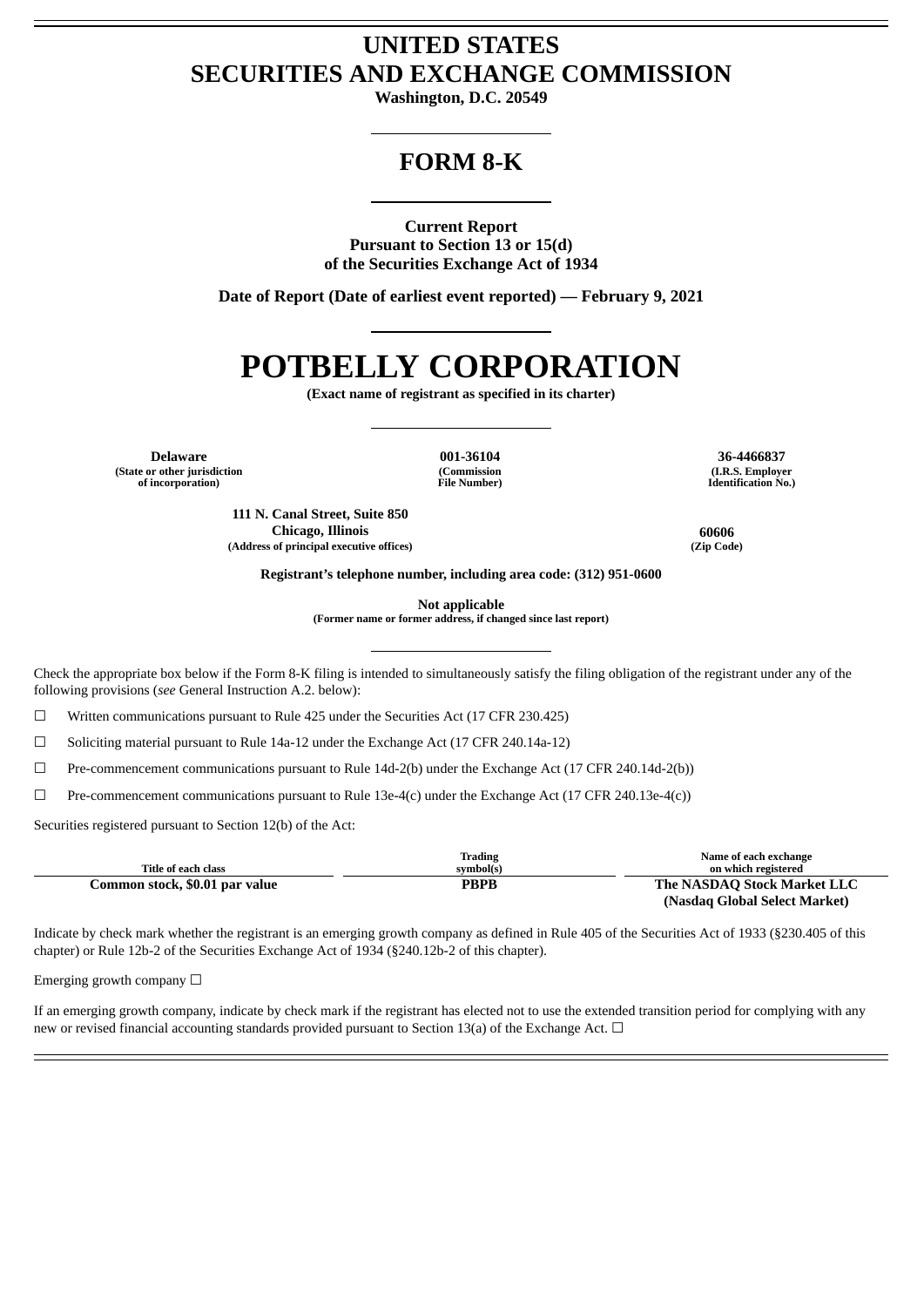# UNITED STATES
# SECURITIES AND EXCHANGE COMMISSION

**Washington, D.C. 20549**

## FORM 8-K

**Current Report**
**Pursuant to Section 13 or 15(d)**
**of the Securities Exchange Act of 1934**

**Date of Report (Date of earliest event reported) — February 9, 2021**

# POTBELLY CORPORATION

**(Exact name of registrant as specified in its charter)**

| **Delaware** | **001-36104** | **36-4466837** |
|---|---|---|
| **(State or other jurisdiction of incorporation)** | **(Commission File Number)** | **(I.R.S. Employer Identification No.)** |

| **111 N. Canal Street, Suite 850 Chicago, Illinois** | **60606** |
|---|---|
| **(Address of principal executive offices)** | **(Zip Code)** |

**Registrant's telephone number, including area code: (312) 951-0600**

**Not applicable**
**(Former name or former address, if changed since last report)**

Check the appropriate box below if the Form 8-K filing is intended to simultaneously satisfy the filing obligation of the registrant under any of the following provisions (*see* General Instruction A.2. below):

☐ Written communications pursuant to Rule 425 under the Securities Act (17 CFR 230.425)

☐ Soliciting material pursuant to Rule 14a-12 under the Exchange Act (17 CFR 240.14a-12)

☐ Pre-commencement communications pursuant to Rule 14d-2(b) under the Exchange Act (17 CFR 240.14d-2(b))

☐ Pre-commencement communications pursuant to Rule 13e-4(c) under the Exchange Act (17 CFR 240.13e-4(c))

Securities registered pursuant to Section 12(b) of the Act:

| Title of each class | Trading symbol(s) | Name of each exchange on which registered |
|---|---|---|
| **Common stock, $0.01 par value** | **PBPB** | **The NASDAQ Stock Market LLC (Nasdaq Global Select Market)** |

Indicate by check mark whether the registrant is an emerging growth company as defined in Rule 405 of the Securities Act of 1933 (§230.405 of this chapter) or Rule 12b-2 of the Securities Exchange Act of 1934 (§240.12b-2 of this chapter).

Emerging growth company ☐

If an emerging growth company, indicate by check mark if the registrant has elected not to use the extended transition period for complying with any new or revised financial accounting standards provided pursuant to Section 13(a) of the Exchange Act. ☐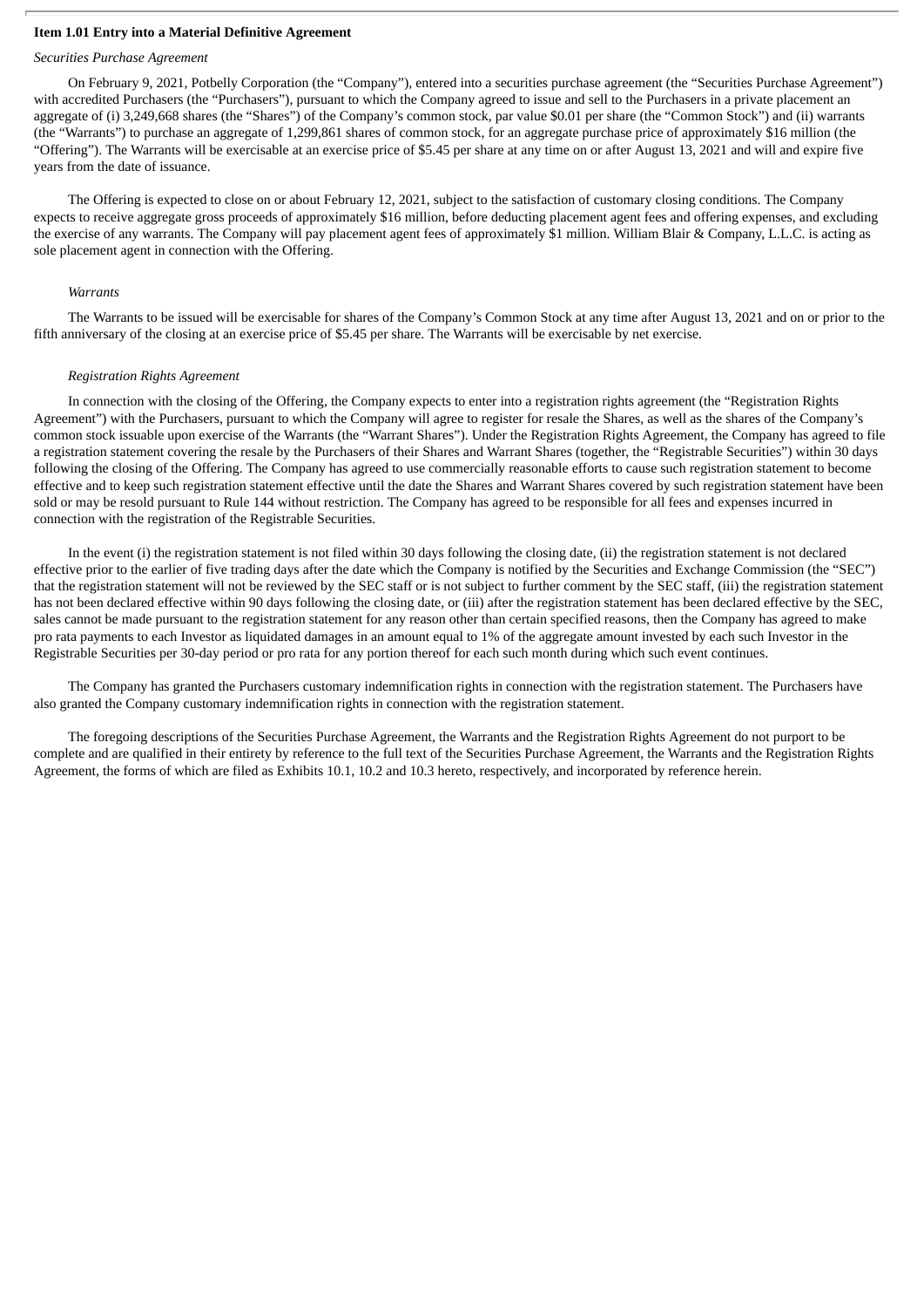**Item 1.01 Entry into a Material Definitive Agreement**

*Securities Purchase Agreement*

On February 9, 2021, Potbelly Corporation (the "Company"), entered into a securities purchase agreement (the "Securities Purchase Agreement") with accredited Purchasers (the "Purchasers"), pursuant to which the Company agreed to issue and sell to the Purchasers in a private placement an aggregate of (i) 3,249,668 shares (the "Shares") of the Company's common stock, par value $0.01 per share (the "Common Stock") and (ii) warrants (the "Warrants") to purchase an aggregate of 1,299,861 shares of common stock, for an aggregate purchase price of approximately $16 million (the "Offering"). The Warrants will be exercisable at an exercise price of $5.45 per share at any time on or after August 13, 2021 and will and expire five years from the date of issuance.

The Offering is expected to close on or about February 12, 2021, subject to the satisfaction of customary closing conditions. The Company expects to receive aggregate gross proceeds of approximately $16 million, before deducting placement agent fees and offering expenses, and excluding the exercise of any warrants. The Company will pay placement agent fees of approximately $1 million. William Blair & Company, L.L.C. is acting as sole placement agent in connection with the Offering.

*Warrants*

The Warrants to be issued will be exercisable for shares of the Company's Common Stock at any time after August 13, 2021 and on or prior to the fifth anniversary of the closing at an exercise price of $5.45 per share. The Warrants will be exercisable by net exercise.

*Registration Rights Agreement*

In connection with the closing of the Offering, the Company expects to enter into a registration rights agreement (the "Registration Rights Agreement") with the Purchasers, pursuant to which the Company will agree to register for resale the Shares, as well as the shares of the Company's common stock issuable upon exercise of the Warrants (the "Warrant Shares"). Under the Registration Rights Agreement, the Company has agreed to file a registration statement covering the resale by the Purchasers of their Shares and Warrant Shares (together, the "Registrable Securities") within 30 days following the closing of the Offering. The Company has agreed to use commercially reasonable efforts to cause such registration statement to become effective and to keep such registration statement effective until the date the Shares and Warrant Shares covered by such registration statement have been sold or may be resold pursuant to Rule 144 without restriction. The Company has agreed to be responsible for all fees and expenses incurred in connection with the registration of the Registrable Securities.

In the event (i) the registration statement is not filed within 30 days following the closing date, (ii) the registration statement is not declared effective prior to the earlier of five trading days after the date which the Company is notified by the Securities and Exchange Commission (the "SEC") that the registration statement will not be reviewed by the SEC staff or is not subject to further comment by the SEC staff, (iii) the registration statement has not been declared effective within 90 days following the closing date, or (iii) after the registration statement has been declared effective by the SEC, sales cannot be made pursuant to the registration statement for any reason other than certain specified reasons, then the Company has agreed to make pro rata payments to each Investor as liquidated damages in an amount equal to 1% of the aggregate amount invested by each such Investor in the Registrable Securities per 30-day period or pro rata for any portion thereof for each such month during which such event continues.

The Company has granted the Purchasers customary indemnification rights in connection with the registration statement. The Purchasers have also granted the Company customary indemnification rights in connection with the registration statement.

The foregoing descriptions of the Securities Purchase Agreement, the Warrants and the Registration Rights Agreement do not purport to be complete and are qualified in their entirety by reference to the full text of the Securities Purchase Agreement, the Warrants and the Registration Rights Agreement, the forms of which are filed as Exhibits 10.1, 10.2 and 10.3 hereto, respectively, and incorporated by reference herein.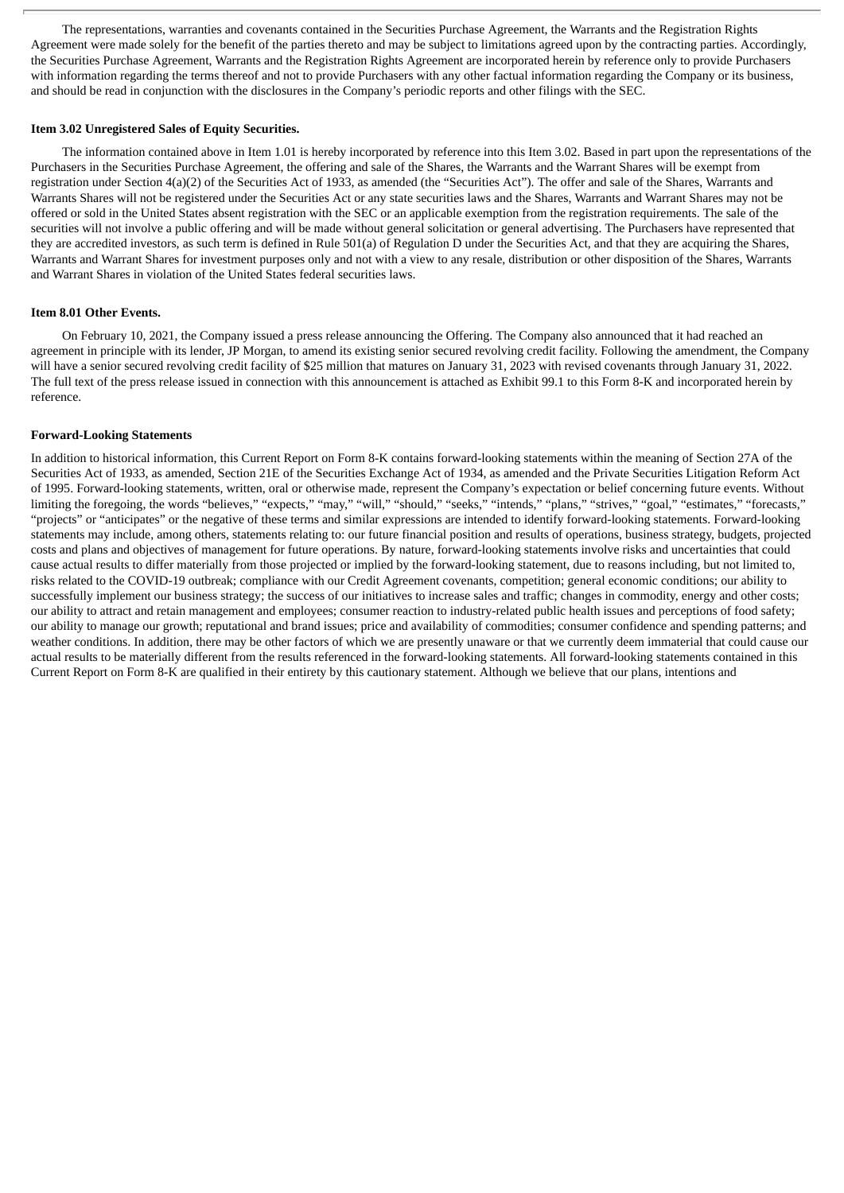The representations, warranties and covenants contained in the Securities Purchase Agreement, the Warrants and the Registration Rights Agreement were made solely for the benefit of the parties thereto and may be subject to limitations agreed upon by the contracting parties. Accordingly, the Securities Purchase Agreement, Warrants and the Registration Rights Agreement are incorporated herein by reference only to provide Purchasers with information regarding the terms thereof and not to provide Purchasers with any other factual information regarding the Company or its business, and should be read in conjunction with the disclosures in the Company's periodic reports and other filings with the SEC.

**Item 3.02 Unregistered Sales of Equity Securities.**

The information contained above in Item 1.01 is hereby incorporated by reference into this Item 3.02. Based in part upon the representations of the Purchasers in the Securities Purchase Agreement, the offering and sale of the Shares, the Warrants and the Warrant Shares will be exempt from registration under Section 4(a)(2) of the Securities Act of 1933, as amended (the "Securities Act"). The offer and sale of the Shares, Warrants and Warrants Shares will not be registered under the Securities Act or any state securities laws and the Shares, Warrants and Warrant Shares may not be offered or sold in the United States absent registration with the SEC or an applicable exemption from the registration requirements. The sale of the securities will not involve a public offering and will be made without general solicitation or general advertising. The Purchasers have represented that they are accredited investors, as such term is defined in Rule 501(a) of Regulation D under the Securities Act, and that they are acquiring the Shares, Warrants and Warrant Shares for investment purposes only and not with a view to any resale, distribution or other disposition of the Shares, Warrants and Warrant Shares in violation of the United States federal securities laws.

**Item 8.01 Other Events.**

On February 10, 2021, the Company issued a press release announcing the Offering. The Company also announced that it had reached an agreement in principle with its lender, JP Morgan, to amend its existing senior secured revolving credit facility. Following the amendment, the Company will have a senior secured revolving credit facility of $25 million that matures on January 31, 2023 with revised covenants through January 31, 2022. The full text of the press release issued in connection with this announcement is attached as Exhibit 99.1 to this Form 8-K and incorporated herein by reference.

**Forward-Looking Statements**

In addition to historical information, this Current Report on Form 8-K contains forward-looking statements within the meaning of Section 27A of the Securities Act of 1933, as amended, Section 21E of the Securities Exchange Act of 1934, as amended and the Private Securities Litigation Reform Act of 1995. Forward-looking statements, written, oral or otherwise made, represent the Company's expectation or belief concerning future events. Without limiting the foregoing, the words "believes," "expects," "may," "will," "should," "seeks," "intends," "plans," "strives," "goal," "estimates," "forecasts," "projects" or "anticipates" or the negative of these terms and similar expressions are intended to identify forward-looking statements. Forward-looking statements may include, among others, statements relating to: our future financial position and results of operations, business strategy, budgets, projected costs and plans and objectives of management for future operations. By nature, forward-looking statements involve risks and uncertainties that could cause actual results to differ materially from those projected or implied by the forward-looking statement, due to reasons including, but not limited to, risks related to the COVID-19 outbreak; compliance with our Credit Agreement covenants, competition; general economic conditions; our ability to successfully implement our business strategy; the success of our initiatives to increase sales and traffic; changes in commodity, energy and other costs; our ability to attract and retain management and employees; consumer reaction to industry-related public health issues and perceptions of food safety; our ability to manage our growth; reputational and brand issues; price and availability of commodities; consumer confidence and spending patterns; and weather conditions. In addition, there may be other factors of which we are presently unaware or that we currently deem immaterial that could cause our actual results to be materially different from the results referenced in the forward-looking statements. All forward-looking statements contained in this Current Report on Form 8-K are qualified in their entirety by this cautionary statement. Although we believe that our plans, intentions and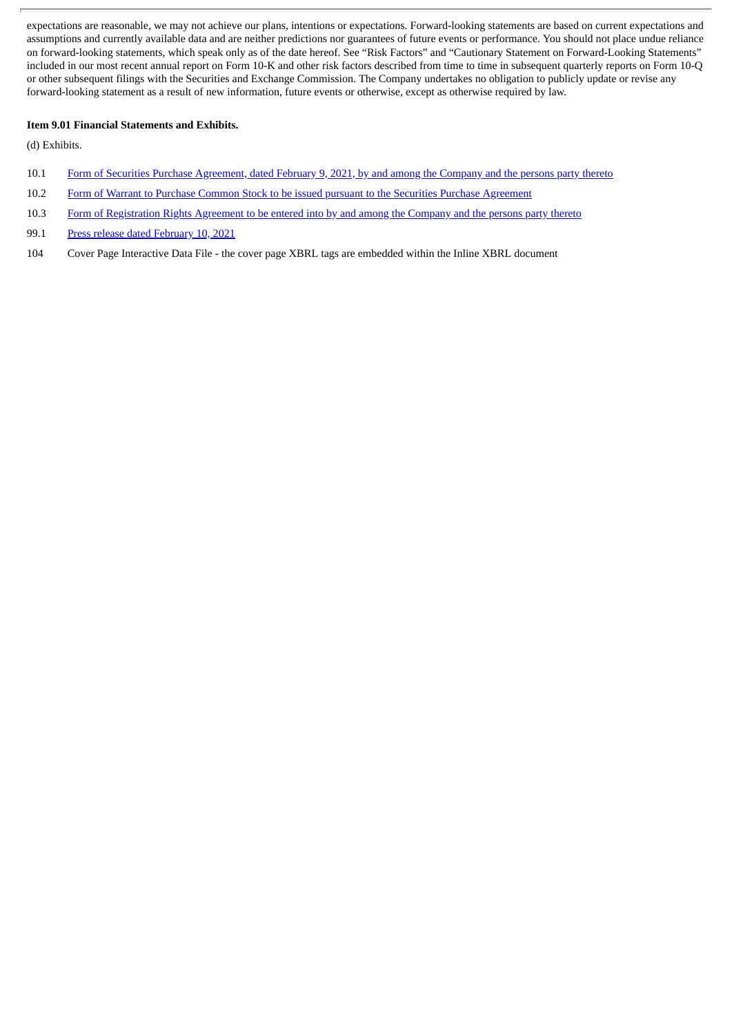expectations are reasonable, we may not achieve our plans, intentions or expectations. Forward-looking statements are based on current expectations and assumptions and currently available data and are neither predictions nor guarantees of future events or performance. You should not place undue reliance on forward-looking statements, which speak only as of the date hereof. See "Risk Factors" and "Cautionary Statement on Forward-Looking Statements" included in our most recent annual report on Form 10-K and other risk factors described from time to time in subsequent quarterly reports on Form 10-Q or other subsequent filings with the Securities and Exchange Commission. The Company undertakes no obligation to publicly update or revise any forward-looking statement as a result of new information, future events or otherwise, except as otherwise required by law.

**Item 9.01 Financial Statements and Exhibits.**

(d) Exhibits.

| | |
|---|---|
| 10.1 | Form of Securities Purchase Agreement, dated February 9, 2021, by and among the Company and the persons party thereto |
| 10.2 | Form of Warrant to Purchase Common Stock to be issued pursuant to the Securities Purchase Agreement |
| 10.3 | Form of Registration Rights Agreement to be entered into by and among the Company and the persons party thereto |
| 99.1 | Press release dated February 10, 2021 |
| 104 | Cover Page Interactive Data File - the cover page XBRL tags are embedded within the Inline XBRL document |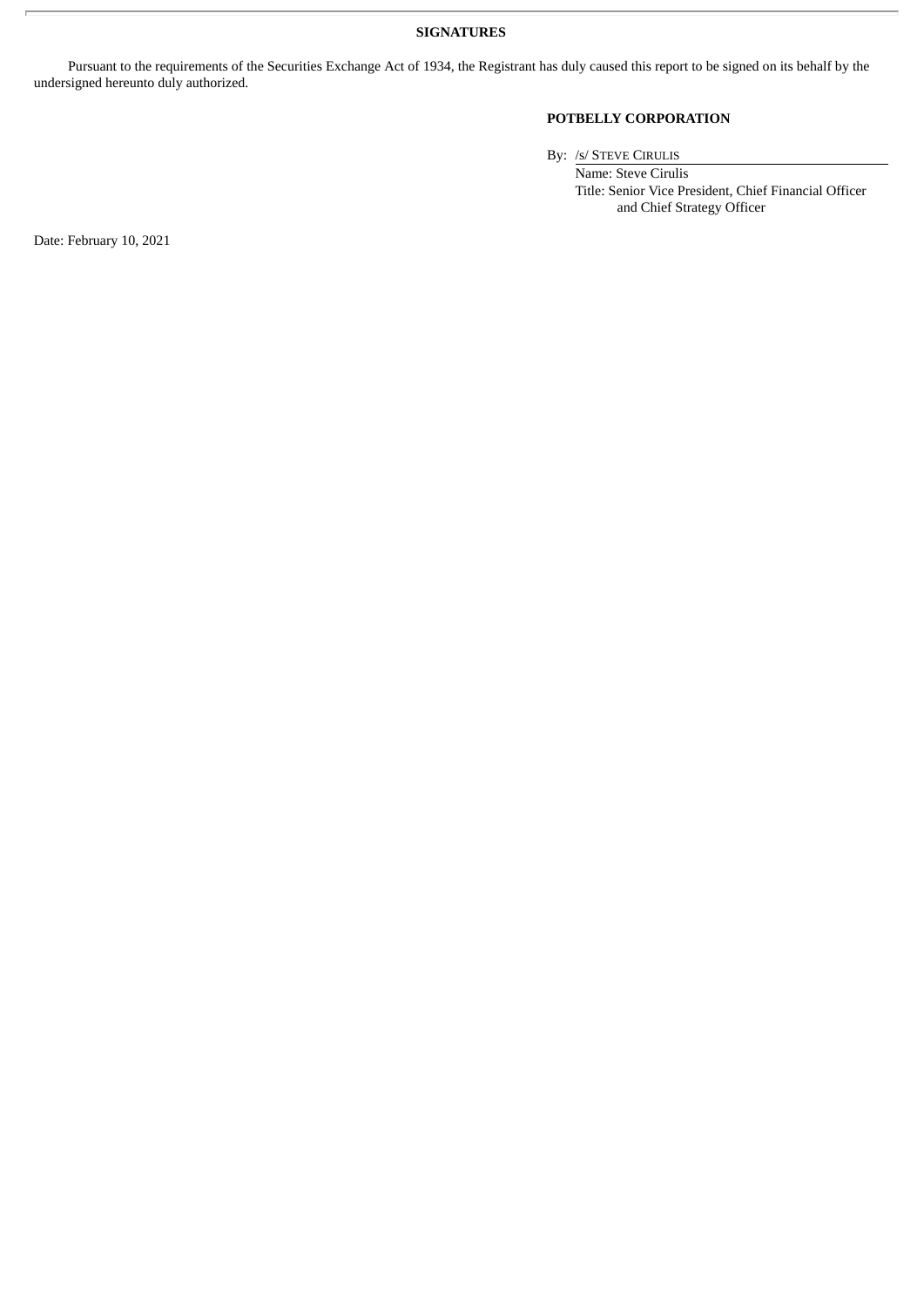**SIGNATURES**

Pursuant to the requirements of the Securities Exchange Act of 1934, the Registrant has duly caused this report to be signed on its behalf by the undersigned hereunto duly authorized.

**POTBELLY CORPORATION**

By: /s/ STEVE CIRULIS

Name: Steve Cirulis

Title: Senior Vice President, Chief Financial Officer and Chief Strategy Officer

Date: February 10, 2021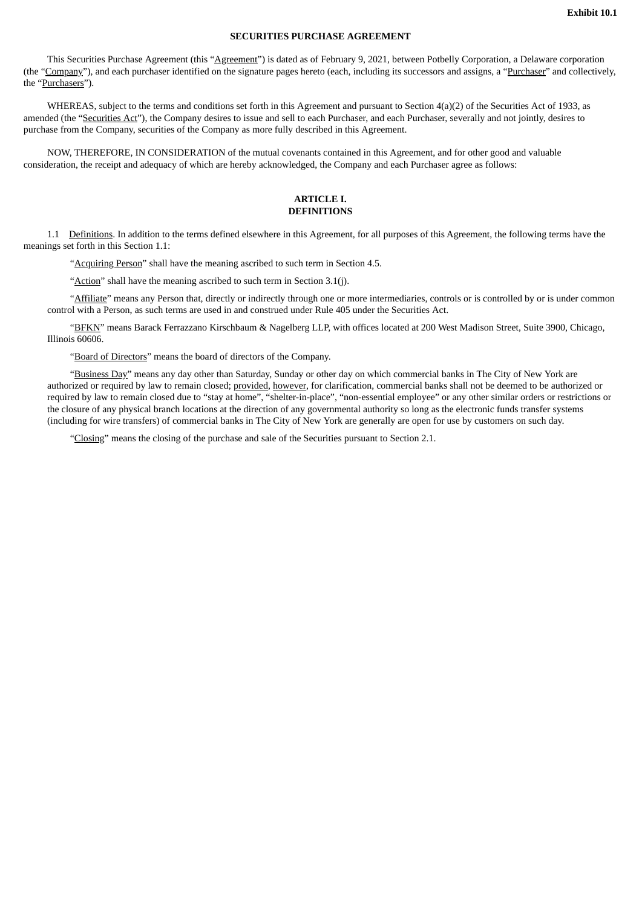**Exhibit 10.1**

**SECURITIES PURCHASE AGREEMENT**

This Securities Purchase Agreement (this "Agreement") is dated as of February 9, 2021, between Potbelly Corporation, a Delaware corporation (the "Company"), and each purchaser identified on the signature pages hereto (each, including its successors and assigns, a "Purchaser" and collectively, the "Purchasers").

WHEREAS, subject to the terms and conditions set forth in this Agreement and pursuant to Section 4(a)(2) of the Securities Act of 1933, as amended (the "Securities Act"), the Company desires to issue and sell to each Purchaser, and each Purchaser, severally and not jointly, desires to purchase from the Company, securities of the Company as more fully described in this Agreement.

NOW, THEREFORE, IN CONSIDERATION of the mutual covenants contained in this Agreement, and for other good and valuable consideration, the receipt and adequacy of which are hereby acknowledged, the Company and each Purchaser agree as follows:

**ARTICLE I.**
**DEFINITIONS**

1.1 Definitions. In addition to the terms defined elsewhere in this Agreement, for all purposes of this Agreement, the following terms have the meanings set forth in this Section 1.1:

"Acquiring Person" shall have the meaning ascribed to such term in Section 4.5.

"Action" shall have the meaning ascribed to such term in Section 3.1(j).

"Affiliate" means any Person that, directly or indirectly through one or more intermediaries, controls or is controlled by or is under common control with a Person, as such terms are used in and construed under Rule 405 under the Securities Act.

"BFKN" means Barack Ferrazzano Kirschbaum & Nagelberg LLP, with offices located at 200 West Madison Street, Suite 3900, Chicago, Illinois 60606.

"Board of Directors" means the board of directors of the Company.

"Business Day" means any day other than Saturday, Sunday or other day on which commercial banks in The City of New York are authorized or required by law to remain closed; provided, however, for clarification, commercial banks shall not be deemed to be authorized or required by law to remain closed due to "stay at home", "shelter-in-place", "non-essential employee" or any other similar orders or restrictions or the closure of any physical branch locations at the direction of any governmental authority so long as the electronic funds transfer systems (including for wire transfers) of commercial banks in The City of New York are generally are open for use by customers on such day.

"Closing" means the closing of the purchase and sale of the Securities pursuant to Section 2.1.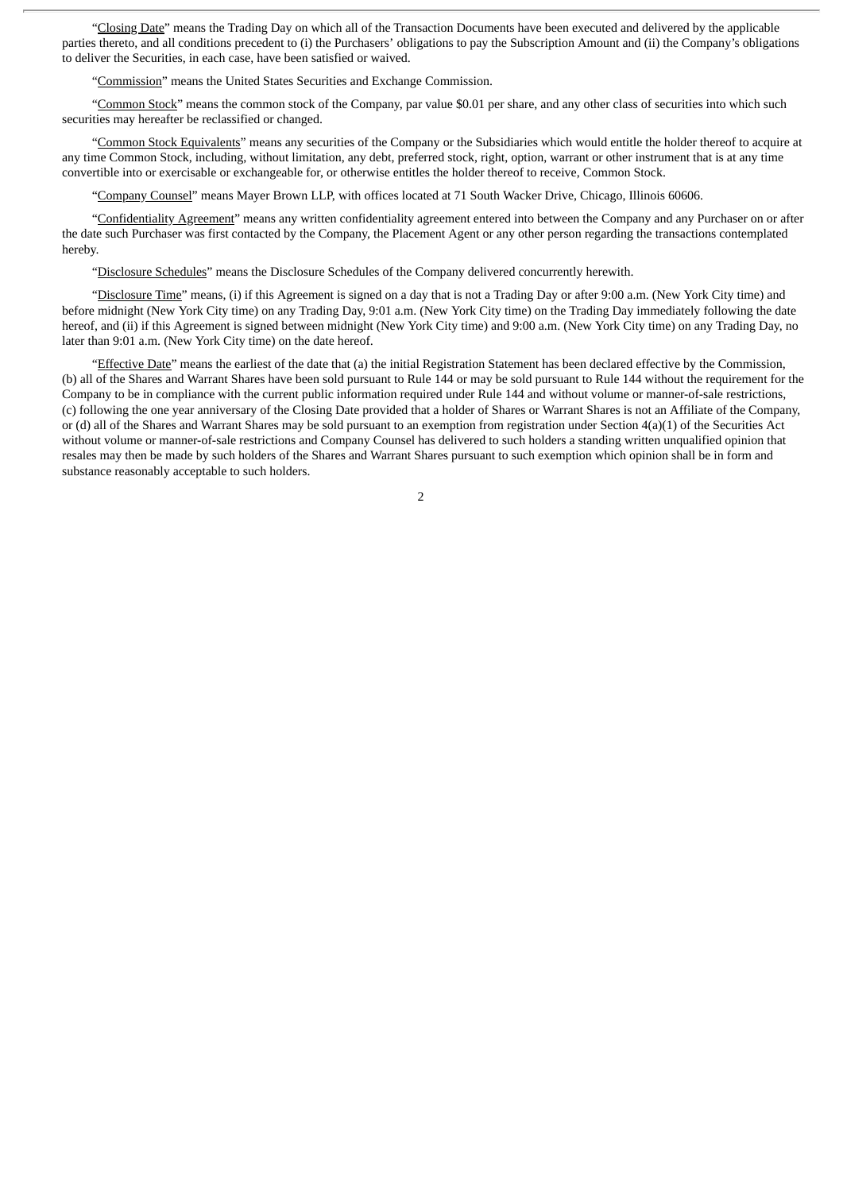"Closing Date" means the Trading Day on which all of the Transaction Documents have been executed and delivered by the applicable parties thereto, and all conditions precedent to (i) the Purchasers' obligations to pay the Subscription Amount and (ii) the Company's obligations to deliver the Securities, in each case, have been satisfied or waived.

"Commission" means the United States Securities and Exchange Commission.

"Common Stock" means the common stock of the Company, par value $0.01 per share, and any other class of securities into which such securities may hereafter be reclassified or changed.

"Common Stock Equivalents" means any securities of the Company or the Subsidiaries which would entitle the holder thereof to acquire at any time Common Stock, including, without limitation, any debt, preferred stock, right, option, warrant or other instrument that is at any time convertible into or exercisable or exchangeable for, or otherwise entitles the holder thereof to receive, Common Stock.

"Company Counsel" means Mayer Brown LLP, with offices located at 71 South Wacker Drive, Chicago, Illinois 60606.

"Confidentiality Agreement" means any written confidentiality agreement entered into between the Company and any Purchaser on or after the date such Purchaser was first contacted by the Company, the Placement Agent or any other person regarding the transactions contemplated hereby.

"Disclosure Schedules" means the Disclosure Schedules of the Company delivered concurrently herewith.

"Disclosure Time" means, (i) if this Agreement is signed on a day that is not a Trading Day or after 9:00 a.m. (New York City time) and before midnight (New York City time) on any Trading Day, 9:01 a.m. (New York City time) on the Trading Day immediately following the date hereof, and (ii) if this Agreement is signed between midnight (New York City time) and 9:00 a.m. (New York City time) on any Trading Day, no later than 9:01 a.m. (New York City time) on the date hereof.

"Effective Date" means the earliest of the date that (a) the initial Registration Statement has been declared effective by the Commission, (b) all of the Shares and Warrant Shares have been sold pursuant to Rule 144 or may be sold pursuant to Rule 144 without the requirement for the Company to be in compliance with the current public information required under Rule 144 and without volume or manner-of-sale restrictions, (c) following the one year anniversary of the Closing Date provided that a holder of Shares or Warrant Shares is not an Affiliate of the Company, or (d) all of the Shares and Warrant Shares may be sold pursuant to an exemption from registration under Section 4(a)(1) of the Securities Act without volume or manner-of-sale restrictions and Company Counsel has delivered to such holders a standing written unqualified opinion that resales may then be made by such holders of the Shares and Warrant Shares pursuant to such exemption which opinion shall be in form and substance reasonably acceptable to such holders.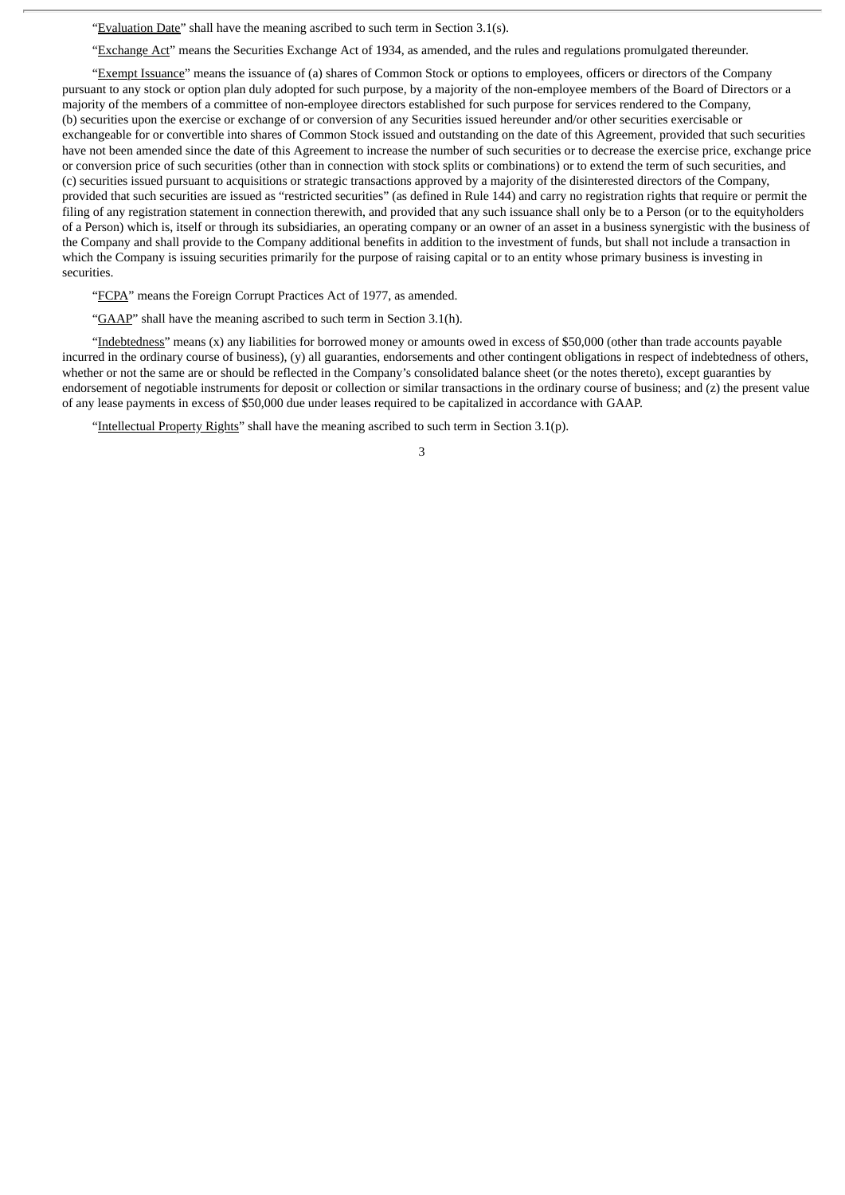"Evaluation Date" shall have the meaning ascribed to such term in Section 3.1(s).

"Exchange Act" means the Securities Exchange Act of 1934, as amended, and the rules and regulations promulgated thereunder.

"Exempt Issuance" means the issuance of (a) shares of Common Stock or options to employees, officers or directors of the Company pursuant to any stock or option plan duly adopted for such purpose, by a majority of the non-employee members of the Board of Directors or a majority of the members of a committee of non-employee directors established for such purpose for services rendered to the Company, (b) securities upon the exercise or exchange of or conversion of any Securities issued hereunder and/or other securities exercisable or exchangeable for or convertible into shares of Common Stock issued and outstanding on the date of this Agreement, provided that such securities have not been amended since the date of this Agreement to increase the number of such securities or to decrease the exercise price, exchange price or conversion price of such securities (other than in connection with stock splits or combinations) or to extend the term of such securities, and (c) securities issued pursuant to acquisitions or strategic transactions approved by a majority of the disinterested directors of the Company, provided that such securities are issued as "restricted securities" (as defined in Rule 144) and carry no registration rights that require or permit the filing of any registration statement in connection therewith, and provided that any such issuance shall only be to a Person (or to the equityholders of a Person) which is, itself or through its subsidiaries, an operating company or an owner of an asset in a business synergistic with the business of the Company and shall provide to the Company additional benefits in addition to the investment of funds, but shall not include a transaction in which the Company is issuing securities primarily for the purpose of raising capital or to an entity whose primary business is investing in securities.

"FCPA" means the Foreign Corrupt Practices Act of 1977, as amended.

"GAAP" shall have the meaning ascribed to such term in Section 3.1(h).

"Indebtedness" means (x) any liabilities for borrowed money or amounts owed in excess of $50,000 (other than trade accounts payable incurred in the ordinary course of business), (y) all guaranties, endorsements and other contingent obligations in respect of indebtedness of others, whether or not the same are or should be reflected in the Company's consolidated balance sheet (or the notes thereto), except guaranties by endorsement of negotiable instruments for deposit or collection or similar transactions in the ordinary course of business; and (z) the present value of any lease payments in excess of $50,000 due under leases required to be capitalized in accordance with GAAP.

"Intellectual Property Rights" shall have the meaning ascribed to such term in Section 3.1(p).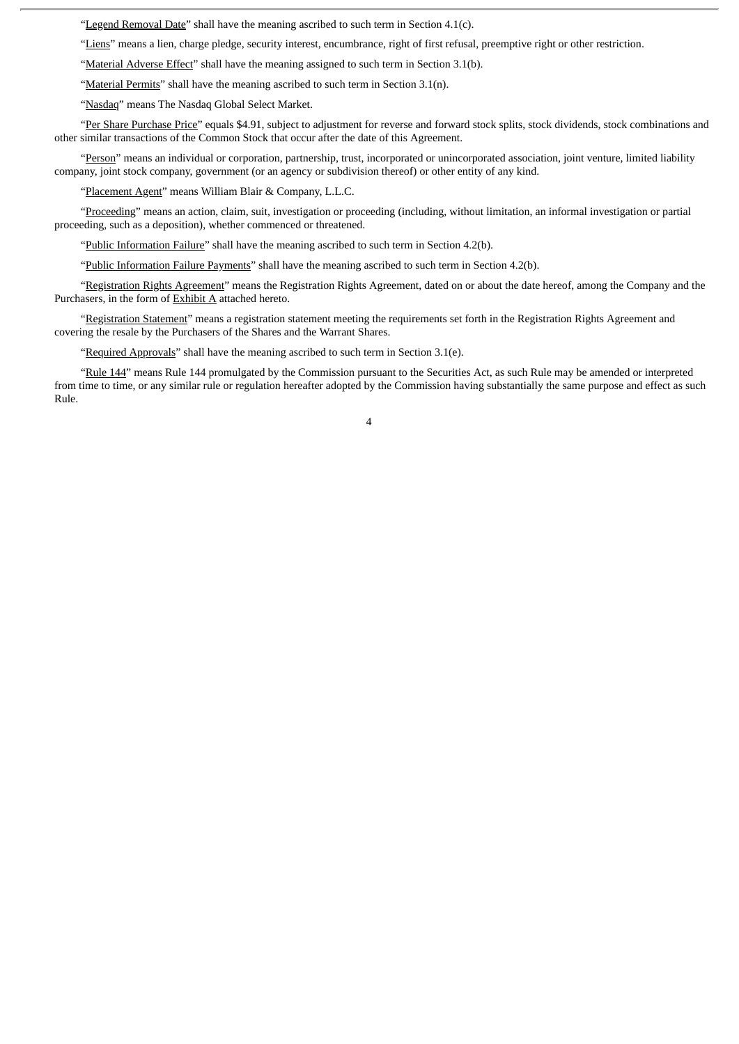"Legend Removal Date" shall have the meaning ascribed to such term in Section 4.1(c).

"Liens" means a lien, charge pledge, security interest, encumbrance, right of first refusal, preemptive right or other restriction.

"Material Adverse Effect" shall have the meaning assigned to such term in Section 3.1(b).

"Material Permits" shall have the meaning ascribed to such term in Section 3.1(n).

"Nasdaq" means The Nasdaq Global Select Market.

"Per Share Purchase Price" equals $4.91, subject to adjustment for reverse and forward stock splits, stock dividends, stock combinations and other similar transactions of the Common Stock that occur after the date of this Agreement.

"Person" means an individual or corporation, partnership, trust, incorporated or unincorporated association, joint venture, limited liability company, joint stock company, government (or an agency or subdivision thereof) or other entity of any kind.

"Placement Agent" means William Blair & Company, L.L.C.

"Proceeding" means an action, claim, suit, investigation or proceeding (including, without limitation, an informal investigation or partial proceeding, such as a deposition), whether commenced or threatened.

"Public Information Failure" shall have the meaning ascribed to such term in Section 4.2(b).

"Public Information Failure Payments" shall have the meaning ascribed to such term in Section 4.2(b).

"Registration Rights Agreement" means the Registration Rights Agreement, dated on or about the date hereof, among the Company and the Purchasers, in the form of Exhibit A attached hereto.

"Registration Statement" means a registration statement meeting the requirements set forth in the Registration Rights Agreement and covering the resale by the Purchasers of the Shares and the Warrant Shares.

"Required Approvals" shall have the meaning ascribed to such term in Section 3.1(e).

"Rule 144" means Rule 144 promulgated by the Commission pursuant to the Securities Act, as such Rule may be amended or interpreted from time to time, or any similar rule or regulation hereafter adopted by the Commission having substantially the same purpose and effect as such Rule.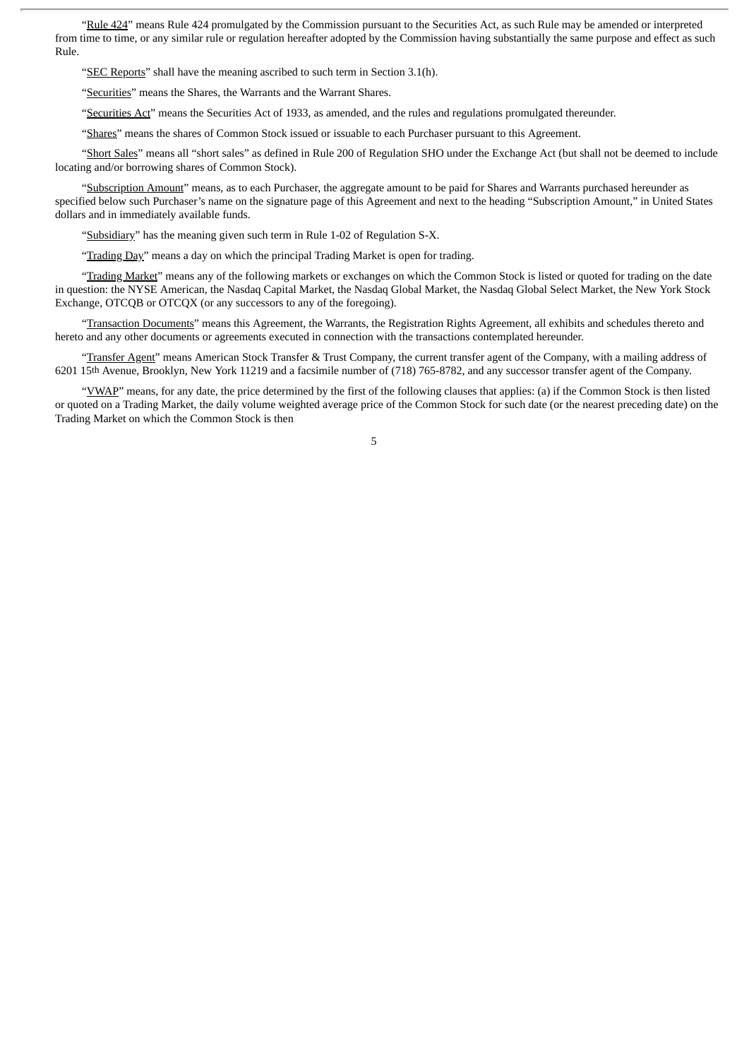"Rule 424" means Rule 424 promulgated by the Commission pursuant to the Securities Act, as such Rule may be amended or interpreted from time to time, or any similar rule or regulation hereafter adopted by the Commission having substantially the same purpose and effect as such Rule.

"SEC Reports" shall have the meaning ascribed to such term in Section 3.1(h).

"Securities" means the Shares, the Warrants and the Warrant Shares.

"Securities Act" means the Securities Act of 1933, as amended, and the rules and regulations promulgated thereunder.

"Shares" means the shares of Common Stock issued or issuable to each Purchaser pursuant to this Agreement.

"Short Sales" means all "short sales" as defined in Rule 200 of Regulation SHO under the Exchange Act (but shall not be deemed to include locating and/or borrowing shares of Common Stock).

"Subscription Amount" means, as to each Purchaser, the aggregate amount to be paid for Shares and Warrants purchased hereunder as specified below such Purchaser's name on the signature page of this Agreement and next to the heading "Subscription Amount," in United States dollars and in immediately available funds.

"Subsidiary" has the meaning given such term in Rule 1-02 of Regulation S-X.

"Trading Day" means a day on which the principal Trading Market is open for trading.

"Trading Market" means any of the following markets or exchanges on which the Common Stock is listed or quoted for trading on the date in question: the NYSE American, the Nasdaq Capital Market, the Nasdaq Global Market, the Nasdaq Global Select Market, the New York Stock Exchange, OTCQB or OTCQX (or any successors to any of the foregoing).

"Transaction Documents" means this Agreement, the Warrants, the Registration Rights Agreement, all exhibits and schedules thereto and hereto and any other documents or agreements executed in connection with the transactions contemplated hereunder.

"Transfer Agent" means American Stock Transfer & Trust Company, the current transfer agent of the Company, with a mailing address of 6201 15th Avenue, Brooklyn, New York 11219 and a facsimile number of (718) 765-8782, and any successor transfer agent of the Company.

"VWAP" means, for any date, the price determined by the first of the following clauses that applies: (a) if the Common Stock is then listed or quoted on a Trading Market, the daily volume weighted average price of the Common Stock for such date (or the nearest preceding date) on the Trading Market on which the Common Stock is then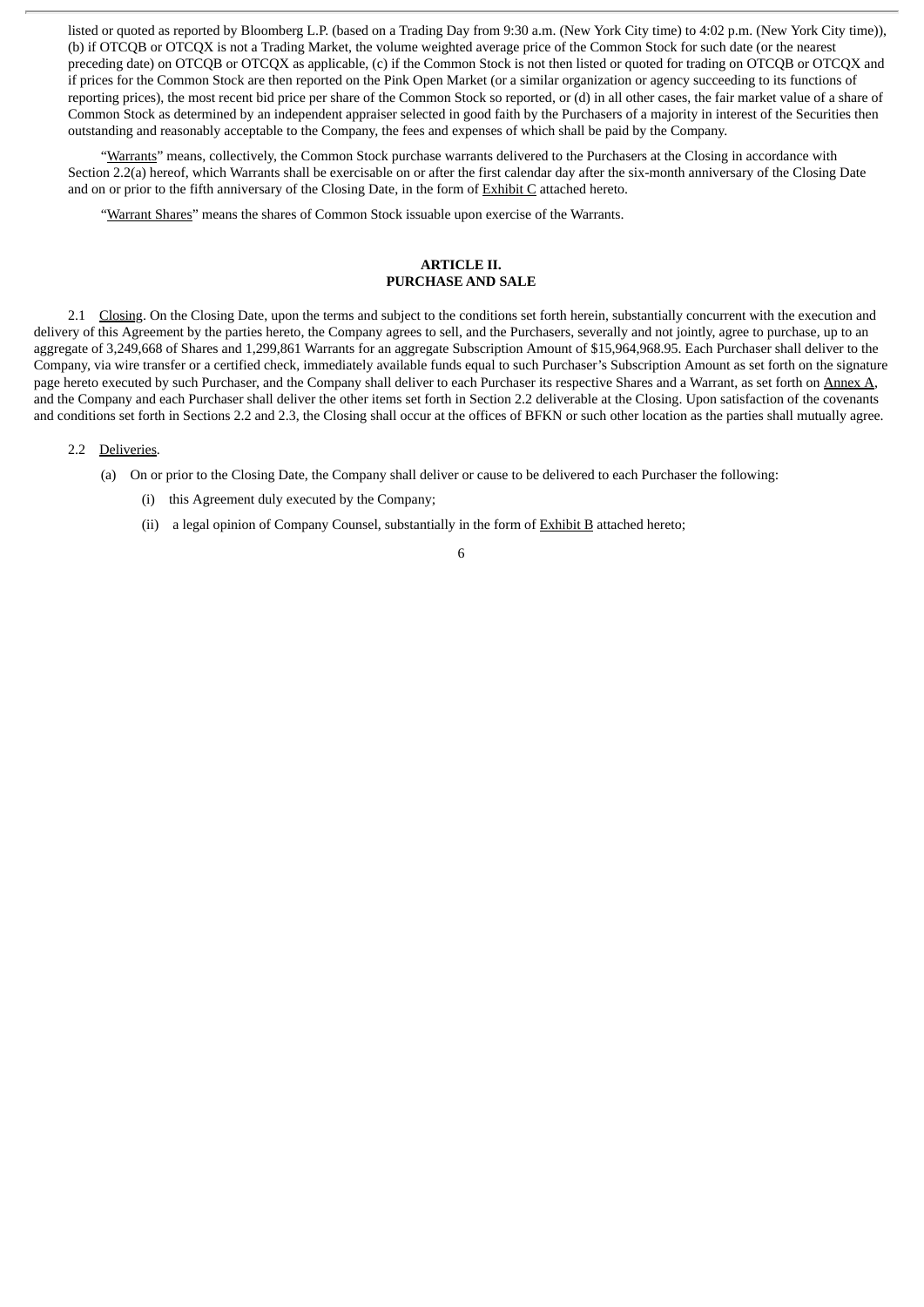listed or quoted as reported by Bloomberg L.P. (based on a Trading Day from 9:30 a.m. (New York City time) to 4:02 p.m. (New York City time)), (b) if OTCQB or OTCQX is not a Trading Market, the volume weighted average price of the Common Stock for such date (or the nearest preceding date) on OTCQB or OTCQX as applicable, (c) if the Common Stock is not then listed or quoted for trading on OTCQB or OTCQX and if prices for the Common Stock are then reported on the Pink Open Market (or a similar organization or agency succeeding to its functions of reporting prices), the most recent bid price per share of the Common Stock so reported, or (d) in all other cases, the fair market value of a share of Common Stock as determined by an independent appraiser selected in good faith by the Purchasers of a majority in interest of the Securities then outstanding and reasonably acceptable to the Company, the fees and expenses of which shall be paid by the Company.

"Warrants" means, collectively, the Common Stock purchase warrants delivered to the Purchasers at the Closing in accordance with Section 2.2(a) hereof, which Warrants shall be exercisable on or after the first calendar day after the six-month anniversary of the Closing Date and on or prior to the fifth anniversary of the Closing Date, in the form of Exhibit C attached hereto.

"Warrant Shares" means the shares of Common Stock issuable upon exercise of the Warrants.

## ARTICLE II.
## PURCHASE AND SALE

2.1 Closing. On the Closing Date, upon the terms and subject to the conditions set forth herein, substantially concurrent with the execution and delivery of this Agreement by the parties hereto, the Company agrees to sell, and the Purchasers, severally and not jointly, agree to purchase, up to an aggregate of 3,249,668 of Shares and 1,299,861 Warrants for an aggregate Subscription Amount of $15,964,968.95. Each Purchaser shall deliver to the Company, via wire transfer or a certified check, immediately available funds equal to such Purchaser's Subscription Amount as set forth on the signature page hereto executed by such Purchaser, and the Company shall deliver to each Purchaser its respective Shares and a Warrant, as set forth on Annex A, and the Company and each Purchaser shall deliver the other items set forth in Section 2.2 deliverable at the Closing. Upon satisfaction of the covenants and conditions set forth in Sections 2.2 and 2.3, the Closing shall occur at the offices of BFKN or such other location as the parties shall mutually agree.

2.2 Deliveries.

(a) On or prior to the Closing Date, the Company shall deliver or cause to be delivered to each Purchaser the following:

(i) this Agreement duly executed by the Company;

(ii) a legal opinion of Company Counsel, substantially in the form of Exhibit B attached hereto;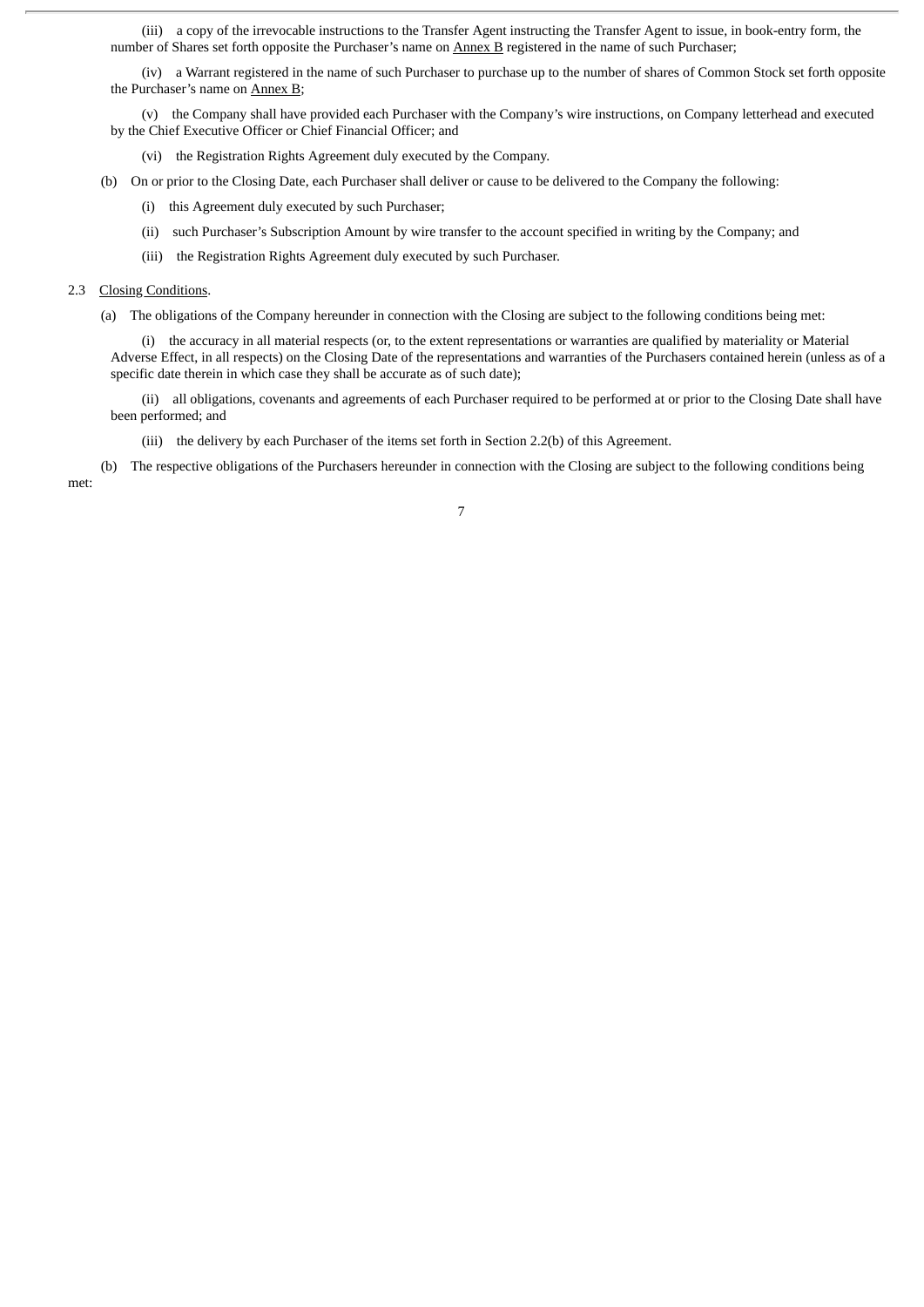(iii) a copy of the irrevocable instructions to the Transfer Agent instructing the Transfer Agent to issue, in book-entry form, the number of Shares set forth opposite the Purchaser's name on Annex B registered in the name of such Purchaser;

(iv) a Warrant registered in the name of such Purchaser to purchase up to the number of shares of Common Stock set forth opposite the Purchaser's name on Annex B;

(v) the Company shall have provided each Purchaser with the Company's wire instructions, on Company letterhead and executed by the Chief Executive Officer or Chief Financial Officer; and

(vi) the Registration Rights Agreement duly executed by the Company.

(b) On or prior to the Closing Date, each Purchaser shall deliver or cause to be delivered to the Company the following:

(i) this Agreement duly executed by such Purchaser;

(ii) such Purchaser's Subscription Amount by wire transfer to the account specified in writing by the Company; and

(iii) the Registration Rights Agreement duly executed by such Purchaser.

2.3 Closing Conditions.

(a) The obligations of the Company hereunder in connection with the Closing are subject to the following conditions being met:

(i) the accuracy in all material respects (or, to the extent representations or warranties are qualified by materiality or Material Adverse Effect, in all respects) on the Closing Date of the representations and warranties of the Purchasers contained herein (unless as of a specific date therein in which case they shall be accurate as of such date);

(ii) all obligations, covenants and agreements of each Purchaser required to be performed at or prior to the Closing Date shall have been performed; and

(iii) the delivery by each Purchaser of the items set forth in Section 2.2(b) of this Agreement.

(b) The respective obligations of the Purchasers hereunder in connection with the Closing are subject to the following conditions being met: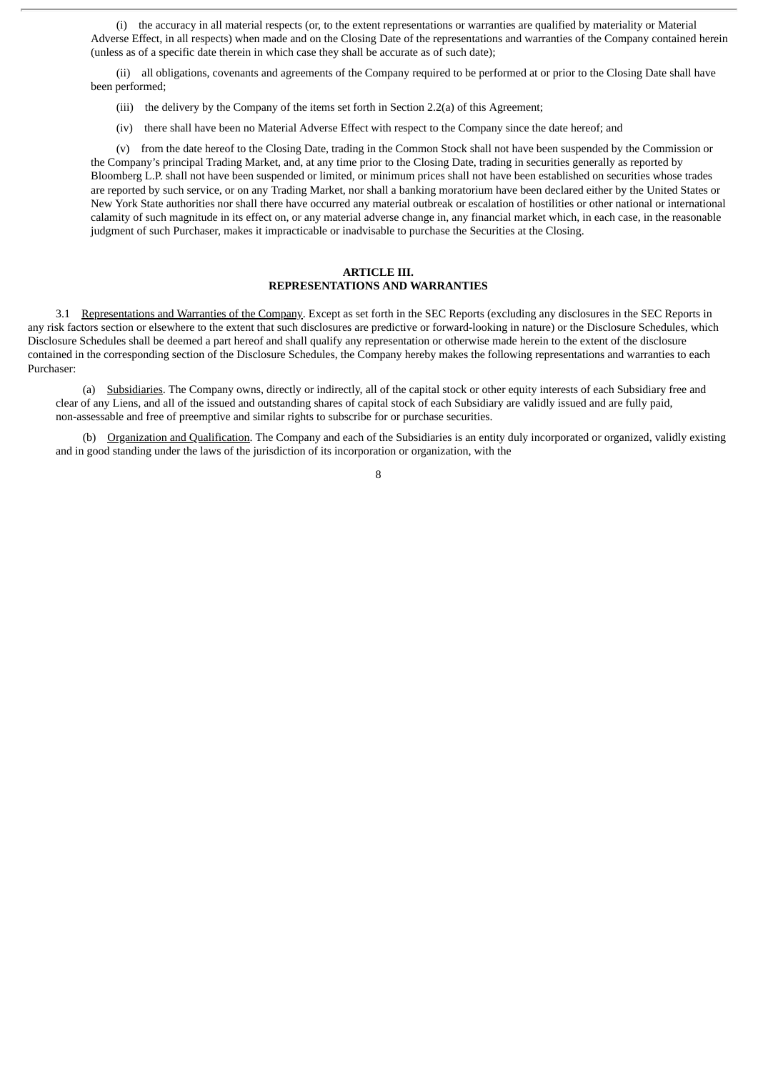(i) the accuracy in all material respects (or, to the extent representations or warranties are qualified by materiality or Material Adverse Effect, in all respects) when made and on the Closing Date of the representations and warranties of the Company contained herein (unless as of a specific date therein in which case they shall be accurate as of such date);

(ii) all obligations, covenants and agreements of the Company required to be performed at or prior to the Closing Date shall have been performed;

(iii) the delivery by the Company of the items set forth in Section 2.2(a) of this Agreement;

(iv) there shall have been no Material Adverse Effect with respect to the Company since the date hereof; and

(v) from the date hereof to the Closing Date, trading in the Common Stock shall not have been suspended by the Commission or the Company's principal Trading Market, and, at any time prior to the Closing Date, trading in securities generally as reported by Bloomberg L.P. shall not have been suspended or limited, or minimum prices shall not have been established on securities whose trades are reported by such service, or on any Trading Market, nor shall a banking moratorium have been declared either by the United States or New York State authorities nor shall there have occurred any material outbreak or escalation of hostilities or other national or international calamity of such magnitude in its effect on, or any material adverse change in, any financial market which, in each case, in the reasonable judgment of such Purchaser, makes it impracticable or inadvisable to purchase the Securities at the Closing.

## ARTICLE III. REPRESENTATIONS AND WARRANTIES

3.1 Representations and Warranties of the Company. Except as set forth in the SEC Reports (excluding any disclosures in the SEC Reports in any risk factors section or elsewhere to the extent that such disclosures are predictive or forward-looking in nature) or the Disclosure Schedules, which Disclosure Schedules shall be deemed a part hereof and shall qualify any representation or otherwise made herein to the extent of the disclosure contained in the corresponding section of the Disclosure Schedules, the Company hereby makes the following representations and warranties to each Purchaser:

(a) Subsidiaries. The Company owns, directly or indirectly, all of the capital stock or other equity interests of each Subsidiary free and clear of any Liens, and all of the issued and outstanding shares of capital stock of each Subsidiary are validly issued and are fully paid, non-assessable and free of preemptive and similar rights to subscribe for or purchase securities.

(b) Organization and Qualification. The Company and each of the Subsidiaries is an entity duly incorporated or organized, validly existing and in good standing under the laws of the jurisdiction of its incorporation or organization, with the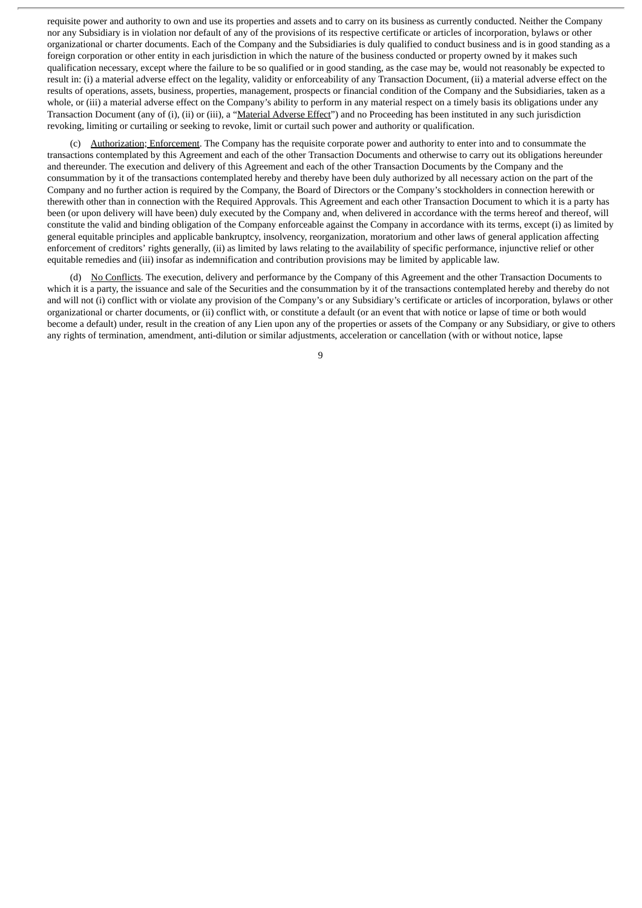requisite power and authority to own and use its properties and assets and to carry on its business as currently conducted. Neither the Company nor any Subsidiary is in violation nor default of any of the provisions of its respective certificate or articles of incorporation, bylaws or other organizational or charter documents. Each of the Company and the Subsidiaries is duly qualified to conduct business and is in good standing as a foreign corporation or other entity in each jurisdiction in which the nature of the business conducted or property owned by it makes such qualification necessary, except where the failure to be so qualified or in good standing, as the case may be, would not reasonably be expected to result in: (i) a material adverse effect on the legality, validity or enforceability of any Transaction Document, (ii) a material adverse effect on the results of operations, assets, business, properties, management, prospects or financial condition of the Company and the Subsidiaries, taken as a whole, or (iii) a material adverse effect on the Company's ability to perform in any material respect on a timely basis its obligations under any Transaction Document (any of (i), (ii) or (iii), a "Material Adverse Effect") and no Proceeding has been instituted in any such jurisdiction revoking, limiting or curtailing or seeking to revoke, limit or curtail such power and authority or qualification.

(c) Authorization; Enforcement. The Company has the requisite corporate power and authority to enter into and to consummate the transactions contemplated by this Agreement and each of the other Transaction Documents and otherwise to carry out its obligations hereunder and thereunder. The execution and delivery of this Agreement and each of the other Transaction Documents by the Company and the consummation by it of the transactions contemplated hereby and thereby have been duly authorized by all necessary action on the part of the Company and no further action is required by the Company, the Board of Directors or the Company's stockholders in connection herewith or therewith other than in connection with the Required Approvals. This Agreement and each other Transaction Document to which it is a party has been (or upon delivery will have been) duly executed by the Company and, when delivered in accordance with the terms hereof and thereof, will constitute the valid and binding obligation of the Company enforceable against the Company in accordance with its terms, except (i) as limited by general equitable principles and applicable bankruptcy, insolvency, reorganization, moratorium and other laws of general application affecting enforcement of creditors' rights generally, (ii) as limited by laws relating to the availability of specific performance, injunctive relief or other equitable remedies and (iii) insofar as indemnification and contribution provisions may be limited by applicable law.

(d) No Conflicts. The execution, delivery and performance by the Company of this Agreement and the other Transaction Documents to which it is a party, the issuance and sale of the Securities and the consummation by it of the transactions contemplated hereby and thereby do not and will not (i) conflict with or violate any provision of the Company's or any Subsidiary's certificate or articles of incorporation, bylaws or other organizational or charter documents, or (ii) conflict with, or constitute a default (or an event that with notice or lapse of time or both would become a default) under, result in the creation of any Lien upon any of the properties or assets of the Company or any Subsidiary, or give to others any rights of termination, amendment, anti-dilution or similar adjustments, acceleration or cancellation (with or without notice, lapse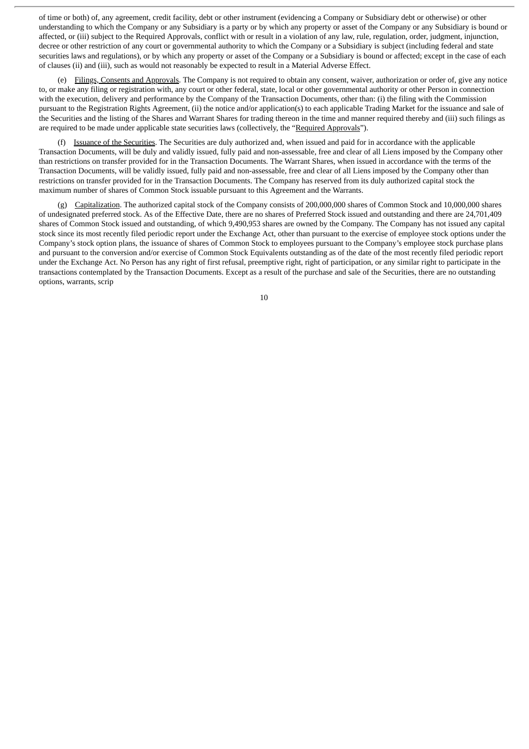of time or both) of, any agreement, credit facility, debt or other instrument (evidencing a Company or Subsidiary debt or otherwise) or other understanding to which the Company or any Subsidiary is a party or by which any property or asset of the Company or any Subsidiary is bound or affected, or (iii) subject to the Required Approvals, conflict with or result in a violation of any law, rule, regulation, order, judgment, injunction, decree or other restriction of any court or governmental authority to which the Company or a Subsidiary is subject (including federal and state securities laws and regulations), or by which any property or asset of the Company or a Subsidiary is bound or affected; except in the case of each of clauses (ii) and (iii), such as would not reasonably be expected to result in a Material Adverse Effect.

(e) Filings, Consents and Approvals. The Company is not required to obtain any consent, waiver, authorization or order of, give any notice to, or make any filing or registration with, any court or other federal, state, local or other governmental authority or other Person in connection with the execution, delivery and performance by the Company of the Transaction Documents, other than: (i) the filing with the Commission pursuant to the Registration Rights Agreement, (ii) the notice and/or application(s) to each applicable Trading Market for the issuance and sale of the Securities and the listing of the Shares and Warrant Shares for trading thereon in the time and manner required thereby and (iii) such filings as are required to be made under applicable state securities laws (collectively, the "Required Approvals").

(f) Issuance of the Securities. The Securities are duly authorized and, when issued and paid for in accordance with the applicable Transaction Documents, will be duly and validly issued, fully paid and non-assessable, free and clear of all Liens imposed by the Company other than restrictions on transfer provided for in the Transaction Documents. The Warrant Shares, when issued in accordance with the terms of the Transaction Documents, will be validly issued, fully paid and non-assessable, free and clear of all Liens imposed by the Company other than restrictions on transfer provided for in the Transaction Documents. The Company has reserved from its duly authorized capital stock the maximum number of shares of Common Stock issuable pursuant to this Agreement and the Warrants.

(g) Capitalization. The authorized capital stock of the Company consists of 200,000,000 shares of Common Stock and 10,000,000 shares of undesignated preferred stock. As of the Effective Date, there are no shares of Preferred Stock issued and outstanding and there are 24,701,409 shares of Common Stock issued and outstanding, of which 9,490,953 shares are owned by the Company. The Company has not issued any capital stock since its most recently filed periodic report under the Exchange Act, other than pursuant to the exercise of employee stock options under the Company's stock option plans, the issuance of shares of Common Stock to employees pursuant to the Company's employee stock purchase plans and pursuant to the conversion and/or exercise of Common Stock Equivalents outstanding as of the date of the most recently filed periodic report under the Exchange Act. No Person has any right of first refusal, preemptive right, right of participation, or any similar right to participate in the transactions contemplated by the Transaction Documents. Except as a result of the purchase and sale of the Securities, there are no outstanding options, warrants, scrip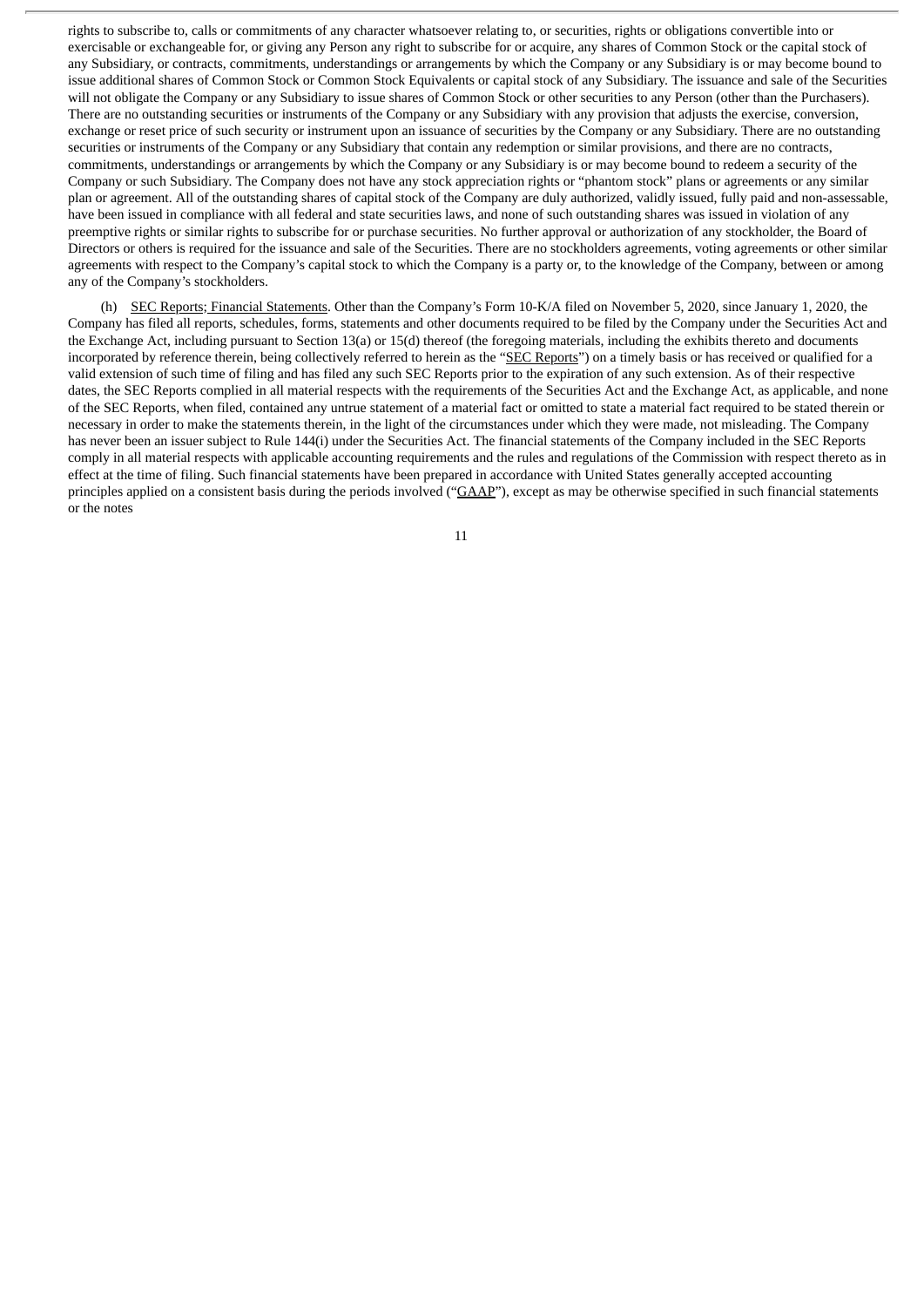rights to subscribe to, calls or commitments of any character whatsoever relating to, or securities, rights or obligations convertible into or exercisable or exchangeable for, or giving any Person any right to subscribe for or acquire, any shares of Common Stock or the capital stock of any Subsidiary, or contracts, commitments, understandings or arrangements by which the Company or any Subsidiary is or may become bound to issue additional shares of Common Stock or Common Stock Equivalents or capital stock of any Subsidiary. The issuance and sale of the Securities will not obligate the Company or any Subsidiary to issue shares of Common Stock or other securities to any Person (other than the Purchasers). There are no outstanding securities or instruments of the Company or any Subsidiary with any provision that adjusts the exercise, conversion, exchange or reset price of such security or instrument upon an issuance of securities by the Company or any Subsidiary. There are no outstanding securities or instruments of the Company or any Subsidiary that contain any redemption or similar provisions, and there are no contracts, commitments, understandings or arrangements by which the Company or any Subsidiary is or may become bound to redeem a security of the Company or such Subsidiary. The Company does not have any stock appreciation rights or "phantom stock" plans or agreements or any similar plan or agreement. All of the outstanding shares of capital stock of the Company are duly authorized, validly issued, fully paid and non-assessable, have been issued in compliance with all federal and state securities laws, and none of such outstanding shares was issued in violation of any preemptive rights or similar rights to subscribe for or purchase securities. No further approval or authorization of any stockholder, the Board of Directors or others is required for the issuance and sale of the Securities. There are no stockholders agreements, voting agreements or other similar agreements with respect to the Company's capital stock to which the Company is a party or, to the knowledge of the Company, between or among any of the Company's stockholders.

(h) SEC Reports; Financial Statements. Other than the Company's Form 10-K/A filed on November 5, 2020, since January 1, 2020, the Company has filed all reports, schedules, forms, statements and other documents required to be filed by the Company under the Securities Act and the Exchange Act, including pursuant to Section 13(a) or 15(d) thereof (the foregoing materials, including the exhibits thereto and documents incorporated by reference therein, being collectively referred to herein as the "SEC Reports") on a timely basis or has received or qualified for a valid extension of such time of filing and has filed any such SEC Reports prior to the expiration of any such extension. As of their respective dates, the SEC Reports complied in all material respects with the requirements of the Securities Act and the Exchange Act, as applicable, and none of the SEC Reports, when filed, contained any untrue statement of a material fact or omitted to state a material fact required to be stated therein or necessary in order to make the statements therein, in the light of the circumstances under which they were made, not misleading. The Company has never been an issuer subject to Rule 144(i) under the Securities Act. The financial statements of the Company included in the SEC Reports comply in all material respects with applicable accounting requirements and the rules and regulations of the Commission with respect thereto as in effect at the time of filing. Such financial statements have been prepared in accordance with United States generally accepted accounting principles applied on a consistent basis during the periods involved ("GAAP"), except as may be otherwise specified in such financial statements or the notes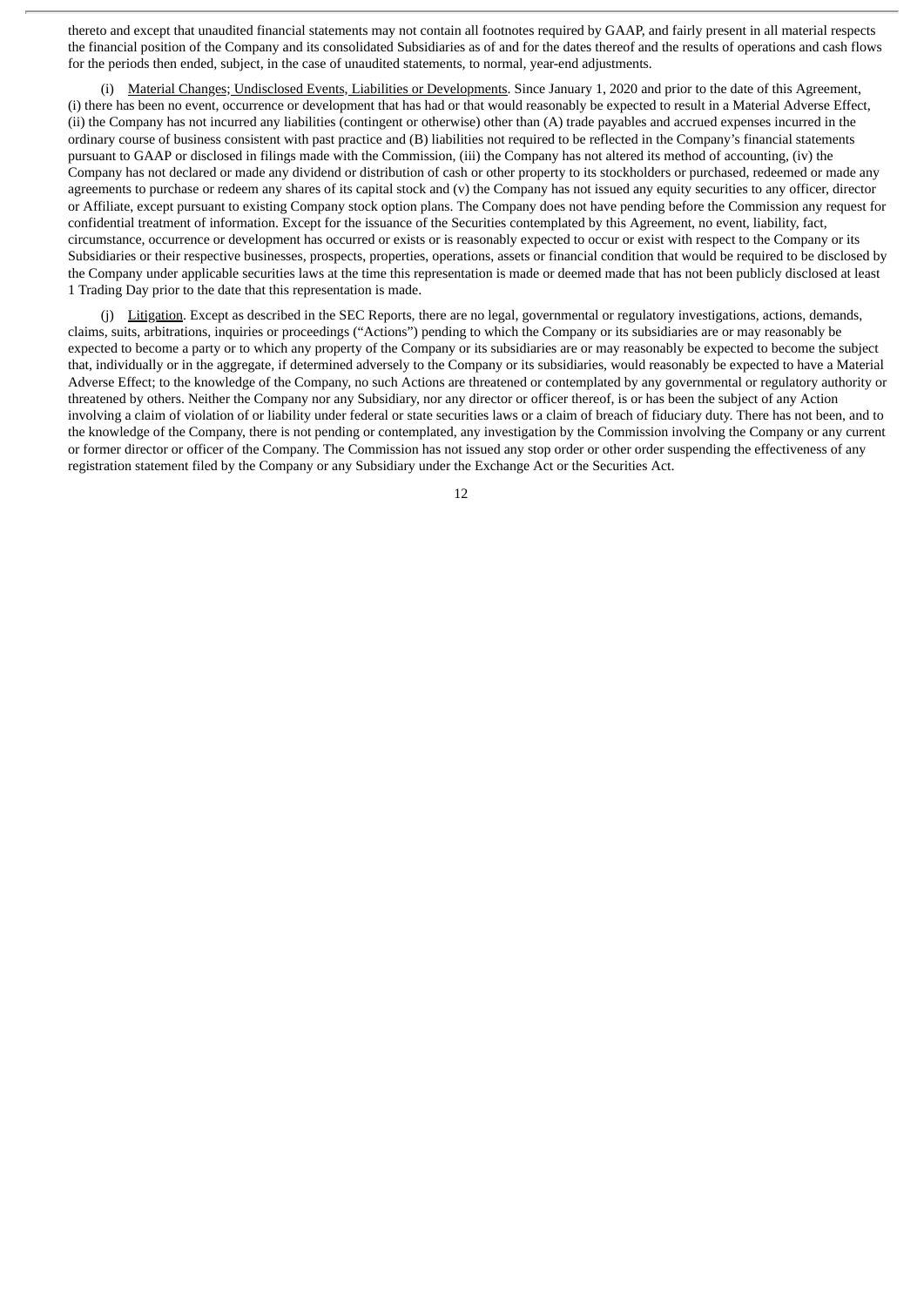thereto and except that unaudited financial statements may not contain all footnotes required by GAAP, and fairly present in all material respects the financial position of the Company and its consolidated Subsidiaries as of and for the dates thereof and the results of operations and cash flows for the periods then ended, subject, in the case of unaudited statements, to normal, year-end adjustments.

(i) Material Changes; Undisclosed Events, Liabilities or Developments. Since January 1, 2020 and prior to the date of this Agreement, (i) there has been no event, occurrence or development that has had or that would reasonably be expected to result in a Material Adverse Effect, (ii) the Company has not incurred any liabilities (contingent or otherwise) other than (A) trade payables and accrued expenses incurred in the ordinary course of business consistent with past practice and (B) liabilities not required to be reflected in the Company's financial statements pursuant to GAAP or disclosed in filings made with the Commission, (iii) the Company has not altered its method of accounting, (iv) the Company has not declared or made any dividend or distribution of cash or other property to its stockholders or purchased, redeemed or made any agreements to purchase or redeem any shares of its capital stock and (v) the Company has not issued any equity securities to any officer, director or Affiliate, except pursuant to existing Company stock option plans. The Company does not have pending before the Commission any request for confidential treatment of information. Except for the issuance of the Securities contemplated by this Agreement, no event, liability, fact, circumstance, occurrence or development has occurred or exists or is reasonably expected to occur or exist with respect to the Company or its Subsidiaries or their respective businesses, prospects, properties, operations, assets or financial condition that would be required to be disclosed by the Company under applicable securities laws at the time this representation is made or deemed made that has not been publicly disclosed at least 1 Trading Day prior to the date that this representation is made.

(j) Litigation. Except as described in the SEC Reports, there are no legal, governmental or regulatory investigations, actions, demands, claims, suits, arbitrations, inquiries or proceedings ("Actions") pending to which the Company or its subsidiaries are or may reasonably be expected to become a party or to which any property of the Company or its subsidiaries are or may reasonably be expected to become the subject that, individually or in the aggregate, if determined adversely to the Company or its subsidiaries, would reasonably be expected to have a Material Adverse Effect; to the knowledge of the Company, no such Actions are threatened or contemplated by any governmental or regulatory authority or threatened by others. Neither the Company nor any Subsidiary, nor any director or officer thereof, is or has been the subject of any Action involving a claim of violation of or liability under federal or state securities laws or a claim of breach of fiduciary duty. There has not been, and to the knowledge of the Company, there is not pending or contemplated, any investigation by the Commission involving the Company or any current or former director or officer of the Company. The Commission has not issued any stop order or other order suspending the effectiveness of any registration statement filed by the Company or any Subsidiary under the Exchange Act or the Securities Act.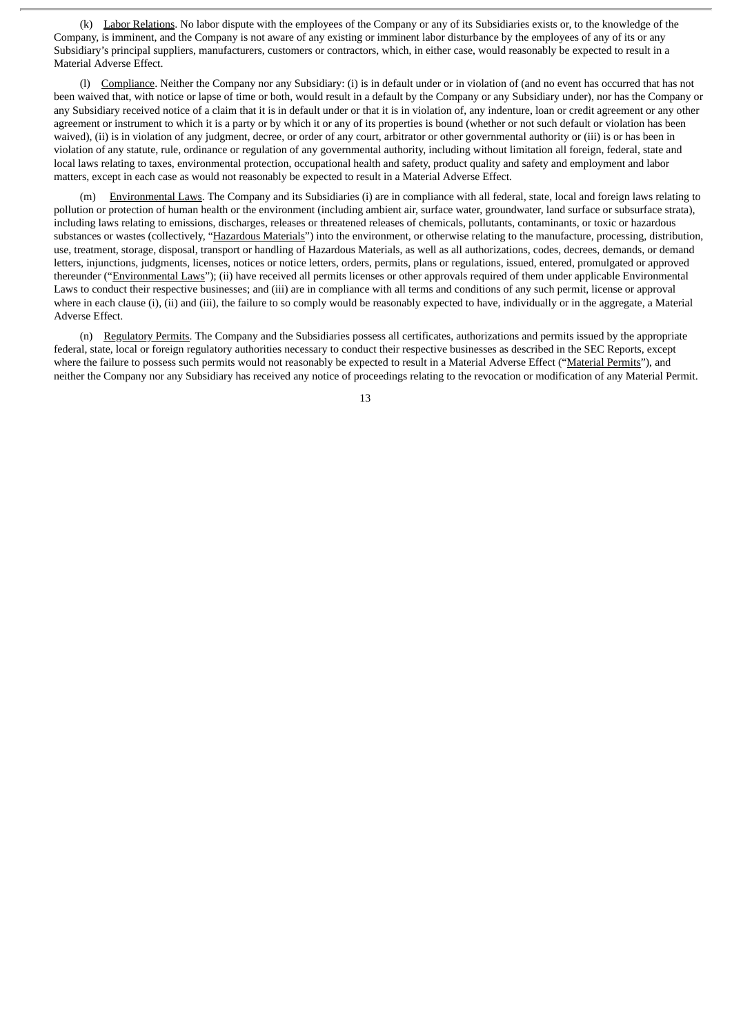(k) Labor Relations. No labor dispute with the employees of the Company or any of its Subsidiaries exists or, to the knowledge of the Company, is imminent, and the Company is not aware of any existing or imminent labor disturbance by the employees of any of its or any Subsidiary's principal suppliers, manufacturers, customers or contractors, which, in either case, would reasonably be expected to result in a Material Adverse Effect.

(l) Compliance. Neither the Company nor any Subsidiary: (i) is in default under or in violation of (and no event has occurred that has not been waived that, with notice or lapse of time or both, would result in a default by the Company or any Subsidiary under), nor has the Company or any Subsidiary received notice of a claim that it is in default under or that it is in violation of, any indenture, loan or credit agreement or any other agreement or instrument to which it is a party or by which it or any of its properties is bound (whether or not such default or violation has been waived), (ii) is in violation of any judgment, decree, or order of any court, arbitrator or other governmental authority or (iii) is or has been in violation of any statute, rule, ordinance or regulation of any governmental authority, including without limitation all foreign, federal, state and local laws relating to taxes, environmental protection, occupational health and safety, product quality and safety and employment and labor matters, except in each case as would not reasonably be expected to result in a Material Adverse Effect.

(m) Environmental Laws. The Company and its Subsidiaries (i) are in compliance with all federal, state, local and foreign laws relating to pollution or protection of human health or the environment (including ambient air, surface water, groundwater, land surface or subsurface strata), including laws relating to emissions, discharges, releases or threatened releases of chemicals, pollutants, contaminants, or toxic or hazardous substances or wastes (collectively, "Hazardous Materials") into the environment, or otherwise relating to the manufacture, processing, distribution, use, treatment, storage, disposal, transport or handling of Hazardous Materials, as well as all authorizations, codes, decrees, demands, or demand letters, injunctions, judgments, licenses, notices or notice letters, orders, permits, plans or regulations, issued, entered, promulgated or approved thereunder ("Environmental Laws"); (ii) have received all permits licenses or other approvals required of them under applicable Environmental Laws to conduct their respective businesses; and (iii) are in compliance with all terms and conditions of any such permit, license or approval where in each clause (i), (ii) and (iii), the failure to so comply would be reasonably expected to have, individually or in the aggregate, a Material Adverse Effect.

(n) Regulatory Permits. The Company and the Subsidiaries possess all certificates, authorizations and permits issued by the appropriate federal, state, local or foreign regulatory authorities necessary to conduct their respective businesses as described in the SEC Reports, except where the failure to possess such permits would not reasonably be expected to result in a Material Adverse Effect ("Material Permits"), and neither the Company nor any Subsidiary has received any notice of proceedings relating to the revocation or modification of any Material Permit.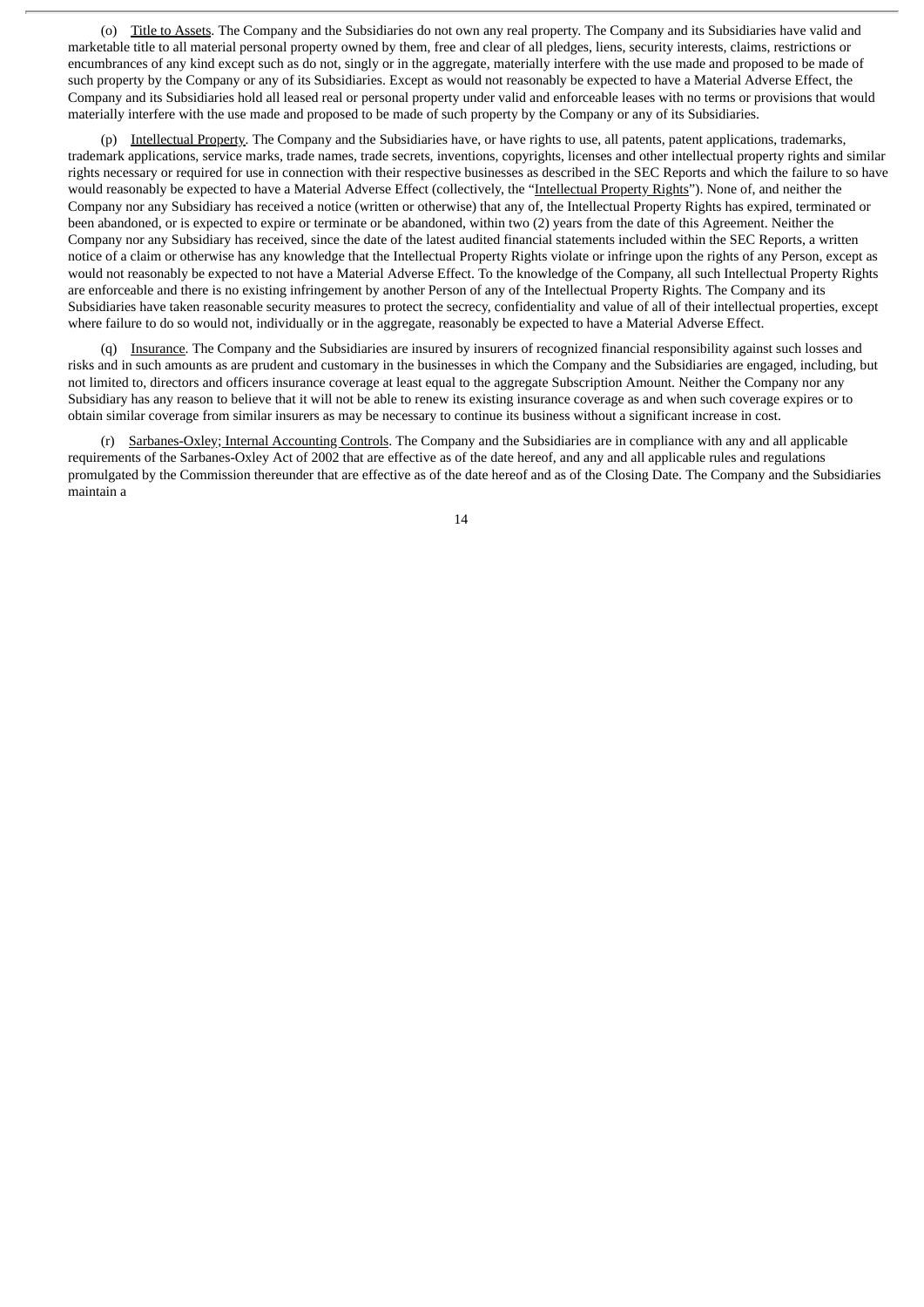(o) Title to Assets. The Company and the Subsidiaries do not own any real property. The Company and its Subsidiaries have valid and marketable title to all material personal property owned by them, free and clear of all pledges, liens, security interests, claims, restrictions or encumbrances of any kind except such as do not, singly or in the aggregate, materially interfere with the use made and proposed to be made of such property by the Company or any of its Subsidiaries. Except as would not reasonably be expected to have a Material Adverse Effect, the Company and its Subsidiaries hold all leased real or personal property under valid and enforceable leases with no terms or provisions that would materially interfere with the use made and proposed to be made of such property by the Company or any of its Subsidiaries.

(p) Intellectual Property. The Company and the Subsidiaries have, or have rights to use, all patents, patent applications, trademarks, trademark applications, service marks, trade names, trade secrets, inventions, copyrights, licenses and other intellectual property rights and similar rights necessary or required for use in connection with their respective businesses as described in the SEC Reports and which the failure to so have would reasonably be expected to have a Material Adverse Effect (collectively, the "Intellectual Property Rights"). None of, and neither the Company nor any Subsidiary has received a notice (written or otherwise) that any of, the Intellectual Property Rights has expired, terminated or been abandoned, or is expected to expire or terminate or be abandoned, within two (2) years from the date of this Agreement. Neither the Company nor any Subsidiary has received, since the date of the latest audited financial statements included within the SEC Reports, a written notice of a claim or otherwise has any knowledge that the Intellectual Property Rights violate or infringe upon the rights of any Person, except as would not reasonably be expected to not have a Material Adverse Effect. To the knowledge of the Company, all such Intellectual Property Rights are enforceable and there is no existing infringement by another Person of any of the Intellectual Property Rights. The Company and its Subsidiaries have taken reasonable security measures to protect the secrecy, confidentiality and value of all of their intellectual properties, except where failure to do so would not, individually or in the aggregate, reasonably be expected to have a Material Adverse Effect.

(q) Insurance. The Company and the Subsidiaries are insured by insurers of recognized financial responsibility against such losses and risks and in such amounts as are prudent and customary in the businesses in which the Company and the Subsidiaries are engaged, including, but not limited to, directors and officers insurance coverage at least equal to the aggregate Subscription Amount. Neither the Company nor any Subsidiary has any reason to believe that it will not be able to renew its existing insurance coverage as and when such coverage expires or to obtain similar coverage from similar insurers as may be necessary to continue its business without a significant increase in cost.

(r) Sarbanes-Oxley; Internal Accounting Controls. The Company and the Subsidiaries are in compliance with any and all applicable requirements of the Sarbanes-Oxley Act of 2002 that are effective as of the date hereof, and any and all applicable rules and regulations promulgated by the Commission thereunder that are effective as of the date hereof and as of the Closing Date. The Company and the Subsidiaries maintain a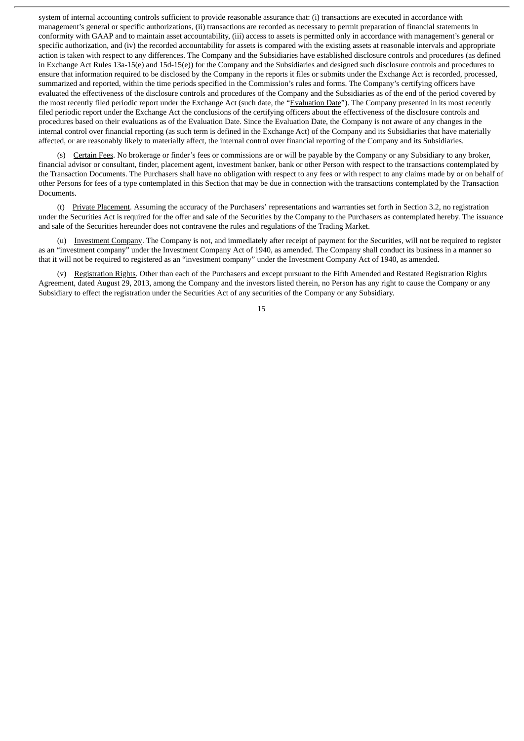system of internal accounting controls sufficient to provide reasonable assurance that: (i) transactions are executed in accordance with management's general or specific authorizations, (ii) transactions are recorded as necessary to permit preparation of financial statements in conformity with GAAP and to maintain asset accountability, (iii) access to assets is permitted only in accordance with management's general or specific authorization, and (iv) the recorded accountability for assets is compared with the existing assets at reasonable intervals and appropriate action is taken with respect to any differences. The Company and the Subsidiaries have established disclosure controls and procedures (as defined in Exchange Act Rules 13a-15(e) and 15d-15(e)) for the Company and the Subsidiaries and designed such disclosure controls and procedures to ensure that information required to be disclosed by the Company in the reports it files or submits under the Exchange Act is recorded, processed, summarized and reported, within the time periods specified in the Commission's rules and forms. The Company's certifying officers have evaluated the effectiveness of the disclosure controls and procedures of the Company and the Subsidiaries as of the end of the period covered by the most recently filed periodic report under the Exchange Act (such date, the "Evaluation Date"). The Company presented in its most recently filed periodic report under the Exchange Act the conclusions of the certifying officers about the effectiveness of the disclosure controls and procedures based on their evaluations as of the Evaluation Date. Since the Evaluation Date, the Company is not aware of any changes in the internal control over financial reporting (as such term is defined in the Exchange Act) of the Company and its Subsidiaries that have materially affected, or are reasonably likely to materially affect, the internal control over financial reporting of the Company and its Subsidiaries.

(s) Certain Fees. No brokerage or finder's fees or commissions are or will be payable by the Company or any Subsidiary to any broker, financial advisor or consultant, finder, placement agent, investment banker, bank or other Person with respect to the transactions contemplated by the Transaction Documents. The Purchasers shall have no obligation with respect to any fees or with respect to any claims made by or on behalf of other Persons for fees of a type contemplated in this Section that may be due in connection with the transactions contemplated by the Transaction Documents.

(t) Private Placement. Assuming the accuracy of the Purchasers' representations and warranties set forth in Section 3.2, no registration under the Securities Act is required for the offer and sale of the Securities by the Company to the Purchasers as contemplated hereby. The issuance and sale of the Securities hereunder does not contravene the rules and regulations of the Trading Market.

(u) Investment Company. The Company is not, and immediately after receipt of payment for the Securities, will not be required to register as an "investment company" under the Investment Company Act of 1940, as amended. The Company shall conduct its business in a manner so that it will not be required to registered as an "investment company" under the Investment Company Act of 1940, as amended.

(v) Registration Rights. Other than each of the Purchasers and except pursuant to the Fifth Amended and Restated Registration Rights Agreement, dated August 29, 2013, among the Company and the investors listed therein, no Person has any right to cause the Company or any Subsidiary to effect the registration under the Securities Act of any securities of the Company or any Subsidiary.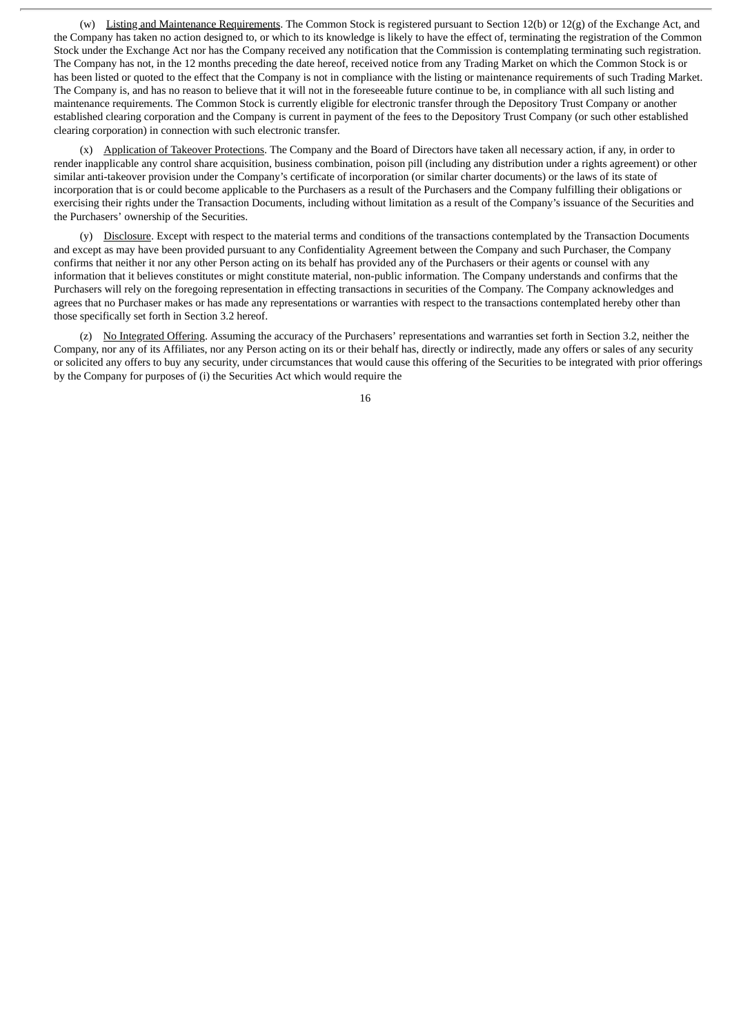(w) Listing and Maintenance Requirements. The Common Stock is registered pursuant to Section 12(b) or 12(g) of the Exchange Act, and the Company has taken no action designed to, or which to its knowledge is likely to have the effect of, terminating the registration of the Common Stock under the Exchange Act nor has the Company received any notification that the Commission is contemplating terminating such registration. The Company has not, in the 12 months preceding the date hereof, received notice from any Trading Market on which the Common Stock is or has been listed or quoted to the effect that the Company is not in compliance with the listing or maintenance requirements of such Trading Market. The Company is, and has no reason to believe that it will not in the foreseeable future continue to be, in compliance with all such listing and maintenance requirements. The Common Stock is currently eligible for electronic transfer through the Depository Trust Company or another established clearing corporation and the Company is current in payment of the fees to the Depository Trust Company (or such other established clearing corporation) in connection with such electronic transfer.

(x) Application of Takeover Protections. The Company and the Board of Directors have taken all necessary action, if any, in order to render inapplicable any control share acquisition, business combination, poison pill (including any distribution under a rights agreement) or other similar anti-takeover provision under the Company's certificate of incorporation (or similar charter documents) or the laws of its state of incorporation that is or could become applicable to the Purchasers as a result of the Purchasers and the Company fulfilling their obligations or exercising their rights under the Transaction Documents, including without limitation as a result of the Company's issuance of the Securities and the Purchasers' ownership of the Securities.

(y) Disclosure. Except with respect to the material terms and conditions of the transactions contemplated by the Transaction Documents and except as may have been provided pursuant to any Confidentiality Agreement between the Company and such Purchaser, the Company confirms that neither it nor any other Person acting on its behalf has provided any of the Purchasers or their agents or counsel with any information that it believes constitutes or might constitute material, non-public information. The Company understands and confirms that the Purchasers will rely on the foregoing representation in effecting transactions in securities of the Company. The Company acknowledges and agrees that no Purchaser makes or has made any representations or warranties with respect to the transactions contemplated hereby other than those specifically set forth in Section 3.2 hereof.

(z) No Integrated Offering. Assuming the accuracy of the Purchasers' representations and warranties set forth in Section 3.2, neither the Company, nor any of its Affiliates, nor any Person acting on its or their behalf has, directly or indirectly, made any offers or sales of any security or solicited any offers to buy any security, under circumstances that would cause this offering of the Securities to be integrated with prior offerings by the Company for purposes of (i) the Securities Act which would require the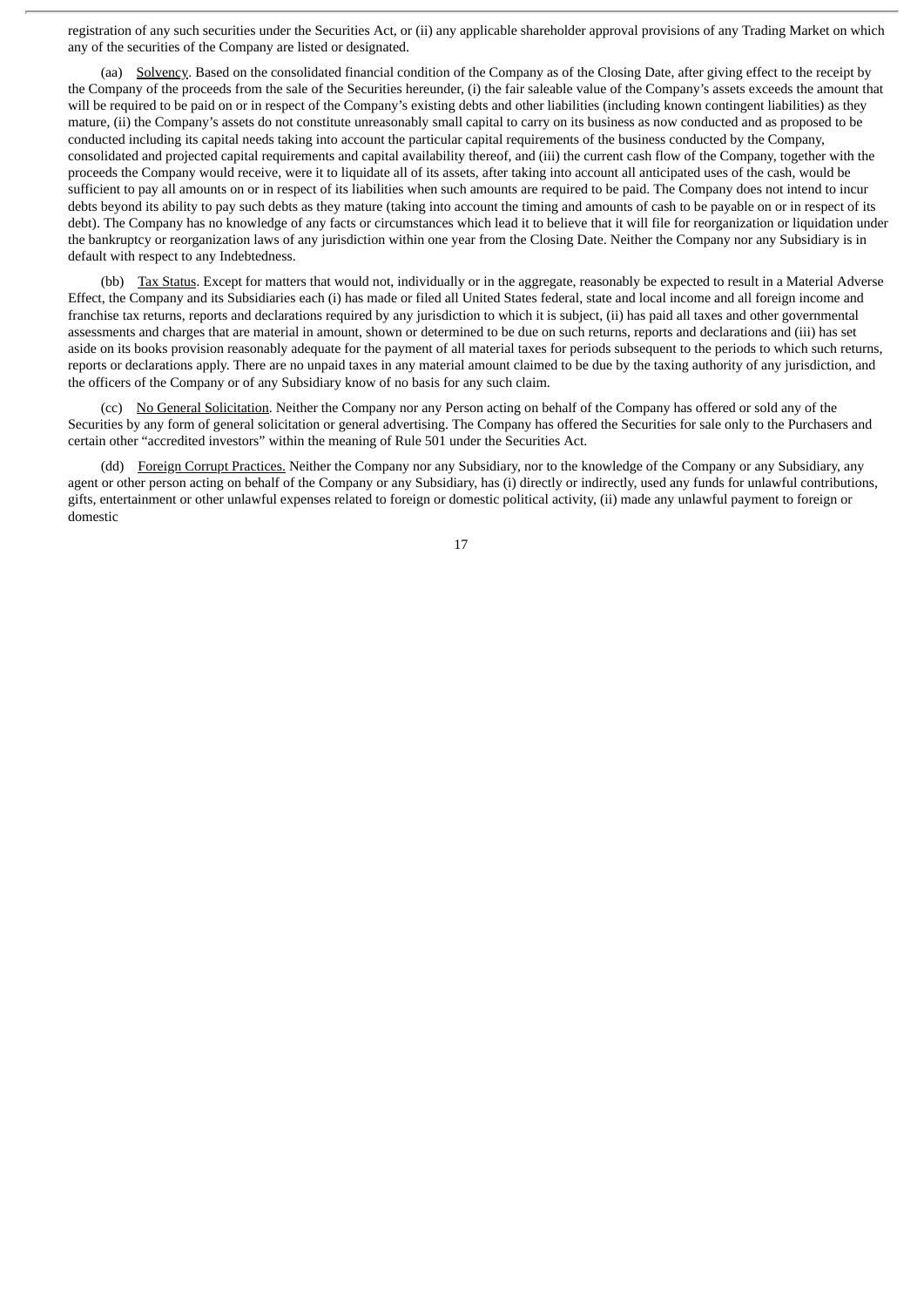registration of any such securities under the Securities Act, or (ii) any applicable shareholder approval provisions of any Trading Market on which any of the securities of the Company are listed or designated.

(aa) Solvency. Based on the consolidated financial condition of the Company as of the Closing Date, after giving effect to the receipt by the Company of the proceeds from the sale of the Securities hereunder, (i) the fair saleable value of the Company's assets exceeds the amount that will be required to be paid on or in respect of the Company's existing debts and other liabilities (including known contingent liabilities) as they mature, (ii) the Company's assets do not constitute unreasonably small capital to carry on its business as now conducted and as proposed to be conducted including its capital needs taking into account the particular capital requirements of the business conducted by the Company, consolidated and projected capital requirements and capital availability thereof, and (iii) the current cash flow of the Company, together with the proceeds the Company would receive, were it to liquidate all of its assets, after taking into account all anticipated uses of the cash, would be sufficient to pay all amounts on or in respect of its liabilities when such amounts are required to be paid. The Company does not intend to incur debts beyond its ability to pay such debts as they mature (taking into account the timing and amounts of cash to be payable on or in respect of its debt). The Company has no knowledge of any facts or circumstances which lead it to believe that it will file for reorganization or liquidation under the bankruptcy or reorganization laws of any jurisdiction within one year from the Closing Date. Neither the Company nor any Subsidiary is in default with respect to any Indebtedness.

(bb) Tax Status. Except for matters that would not, individually or in the aggregate, reasonably be expected to result in a Material Adverse Effect, the Company and its Subsidiaries each (i) has made or filed all United States federal, state and local income and all foreign income and franchise tax returns, reports and declarations required by any jurisdiction to which it is subject, (ii) has paid all taxes and other governmental assessments and charges that are material in amount, shown or determined to be due on such returns, reports and declarations and (iii) has set aside on its books provision reasonably adequate for the payment of all material taxes for periods subsequent to the periods to which such returns, reports or declarations apply. There are no unpaid taxes in any material amount claimed to be due by the taxing authority of any jurisdiction, and the officers of the Company or of any Subsidiary know of no basis for any such claim.

(cc) No General Solicitation. Neither the Company nor any Person acting on behalf of the Company has offered or sold any of the Securities by any form of general solicitation or general advertising. The Company has offered the Securities for sale only to the Purchasers and certain other "accredited investors" within the meaning of Rule 501 under the Securities Act.

(dd) Foreign Corrupt Practices. Neither the Company nor any Subsidiary, nor to the knowledge of the Company or any Subsidiary, any agent or other person acting on behalf of the Company or any Subsidiary, has (i) directly or indirectly, used any funds for unlawful contributions, gifts, entertainment or other unlawful expenses related to foreign or domestic political activity, (ii) made any unlawful payment to foreign or domestic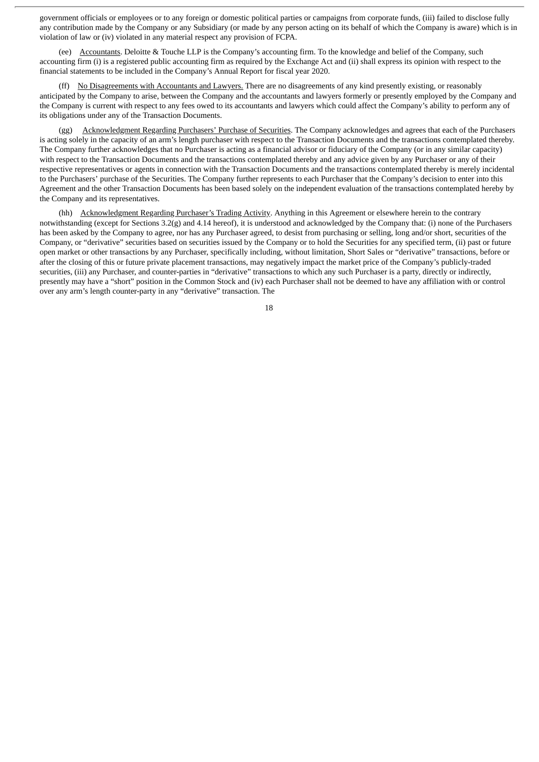government officials or employees or to any foreign or domestic political parties or campaigns from corporate funds, (iii) failed to disclose fully any contribution made by the Company or any Subsidiary (or made by any person acting on its behalf of which the Company is aware) which is in violation of law or (iv) violated in any material respect any provision of FCPA.

(ee) Accountants. Deloitte & Touche LLP is the Company's accounting firm. To the knowledge and belief of the Company, such accounting firm (i) is a registered public accounting firm as required by the Exchange Act and (ii) shall express its opinion with respect to the financial statements to be included in the Company's Annual Report for fiscal year 2020.

(ff) No Disagreements with Accountants and Lawyers. There are no disagreements of any kind presently existing, or reasonably anticipated by the Company to arise, between the Company and the accountants and lawyers formerly or presently employed by the Company and the Company is current with respect to any fees owed to its accountants and lawyers which could affect the Company's ability to perform any of its obligations under any of the Transaction Documents.

(gg) Acknowledgment Regarding Purchasers' Purchase of Securities. The Company acknowledges and agrees that each of the Purchasers is acting solely in the capacity of an arm's length purchaser with respect to the Transaction Documents and the transactions contemplated thereby. The Company further acknowledges that no Purchaser is acting as a financial advisor or fiduciary of the Company (or in any similar capacity) with respect to the Transaction Documents and the transactions contemplated thereby and any advice given by any Purchaser or any of their respective representatives or agents in connection with the Transaction Documents and the transactions contemplated thereby is merely incidental to the Purchasers' purchase of the Securities. The Company further represents to each Purchaser that the Company's decision to enter into this Agreement and the other Transaction Documents has been based solely on the independent evaluation of the transactions contemplated hereby by the Company and its representatives.

(hh) Acknowledgment Regarding Purchaser's Trading Activity. Anything in this Agreement or elsewhere herein to the contrary notwithstanding (except for Sections 3.2(g) and 4.14 hereof), it is understood and acknowledged by the Company that: (i) none of the Purchasers has been asked by the Company to agree, nor has any Purchaser agreed, to desist from purchasing or selling, long and/or short, securities of the Company, or "derivative" securities based on securities issued by the Company or to hold the Securities for any specified term, (ii) past or future open market or other transactions by any Purchaser, specifically including, without limitation, Short Sales or "derivative" transactions, before or after the closing of this or future private placement transactions, may negatively impact the market price of the Company's publicly-traded securities, (iii) any Purchaser, and counter-parties in "derivative" transactions to which any such Purchaser is a party, directly or indirectly, presently may have a "short" position in the Common Stock and (iv) each Purchaser shall not be deemed to have any affiliation with or control over any arm's length counter-party in any "derivative" transaction. The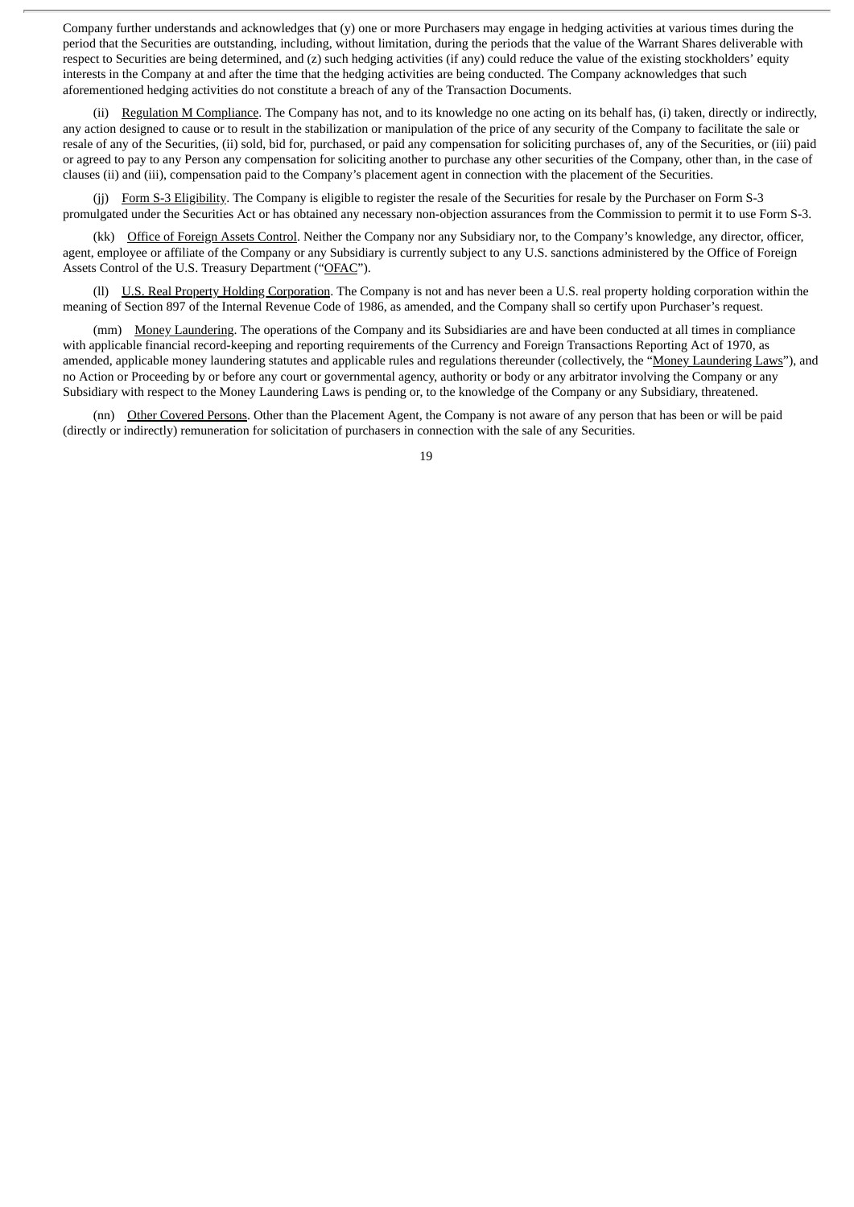Company further understands and acknowledges that (y) one or more Purchasers may engage in hedging activities at various times during the period that the Securities are outstanding, including, without limitation, during the periods that the value of the Warrant Shares deliverable with respect to Securities are being determined, and (z) such hedging activities (if any) could reduce the value of the existing stockholders' equity interests in the Company at and after the time that the hedging activities are being conducted. The Company acknowledges that such aforementioned hedging activities do not constitute a breach of any of the Transaction Documents.

(ii) Regulation M Compliance. The Company has not, and to its knowledge no one acting on its behalf has, (i) taken, directly or indirectly, any action designed to cause or to result in the stabilization or manipulation of the price of any security of the Company to facilitate the sale or resale of any of the Securities, (ii) sold, bid for, purchased, or paid any compensation for soliciting purchases of, any of the Securities, or (iii) paid or agreed to pay to any Person any compensation for soliciting another to purchase any other securities of the Company, other than, in the case of clauses (ii) and (iii), compensation paid to the Company's placement agent in connection with the placement of the Securities.

(jj) Form S-3 Eligibility. The Company is eligible to register the resale of the Securities for resale by the Purchaser on Form S-3 promulgated under the Securities Act or has obtained any necessary non-objection assurances from the Commission to permit it to use Form S-3.

(kk) Office of Foreign Assets Control. Neither the Company nor any Subsidiary nor, to the Company's knowledge, any director, officer, agent, employee or affiliate of the Company or any Subsidiary is currently subject to any U.S. sanctions administered by the Office of Foreign Assets Control of the U.S. Treasury Department ("OFAC").

(ll) U.S. Real Property Holding Corporation. The Company is not and has never been a U.S. real property holding corporation within the meaning of Section 897 of the Internal Revenue Code of 1986, as amended, and the Company shall so certify upon Purchaser's request.

(mm) Money Laundering. The operations of the Company and its Subsidiaries are and have been conducted at all times in compliance with applicable financial record-keeping and reporting requirements of the Currency and Foreign Transactions Reporting Act of 1970, as amended, applicable money laundering statutes and applicable rules and regulations thereunder (collectively, the "Money Laundering Laws"), and no Action or Proceeding by or before any court or governmental agency, authority or body or any arbitrator involving the Company or any Subsidiary with respect to the Money Laundering Laws is pending or, to the knowledge of the Company or any Subsidiary, threatened.

(nn) Other Covered Persons. Other than the Placement Agent, the Company is not aware of any person that has been or will be paid (directly or indirectly) remuneration for solicitation of purchasers in connection with the sale of any Securities.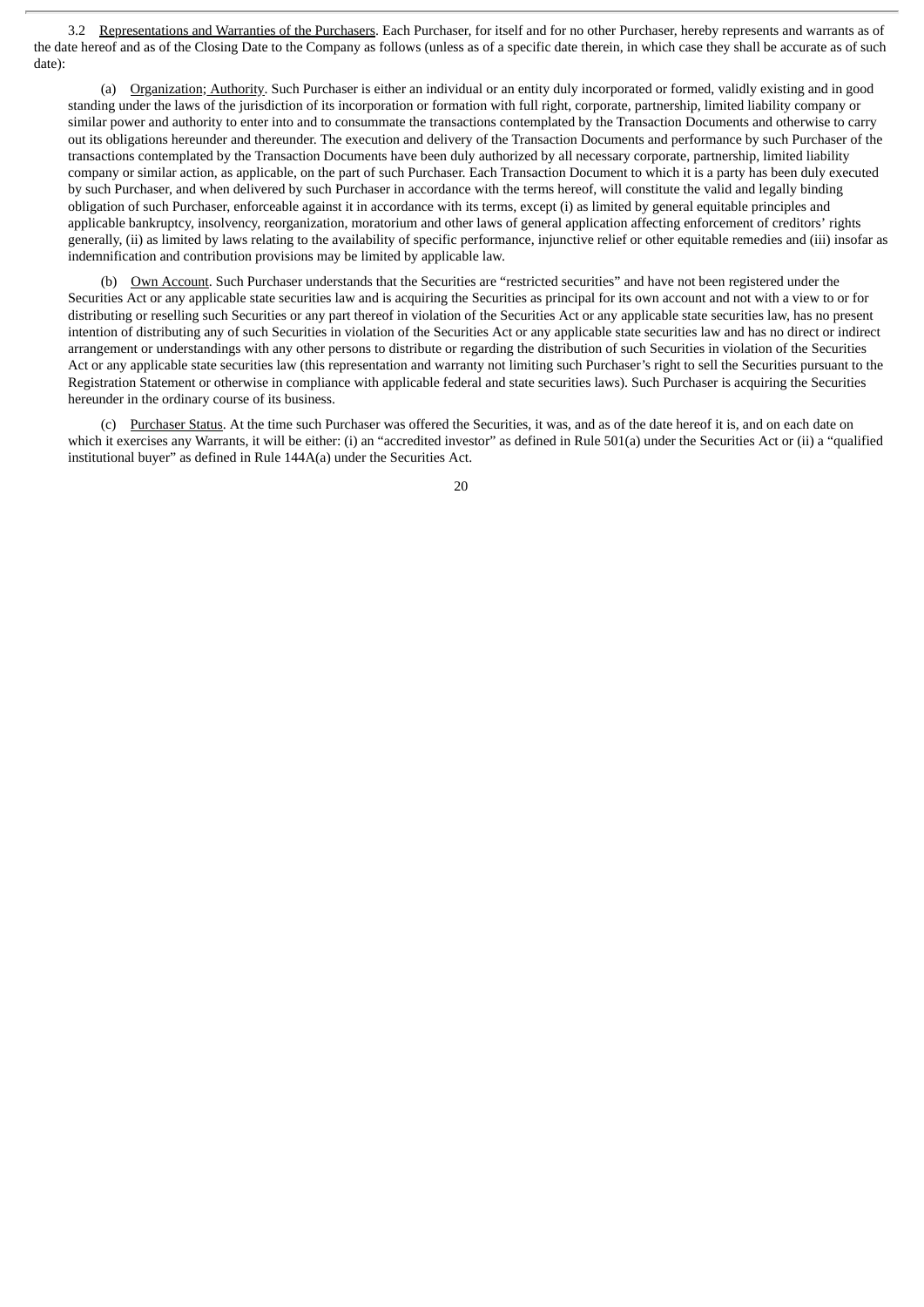3.2 Representations and Warranties of the Purchasers. Each Purchaser, for itself and for no other Purchaser, hereby represents and warrants as of the date hereof and as of the Closing Date to the Company as follows (unless as of a specific date therein, in which case they shall be accurate as of such date):

(a) Organization; Authority. Such Purchaser is either an individual or an entity duly incorporated or formed, validly existing and in good standing under the laws of the jurisdiction of its incorporation or formation with full right, corporate, partnership, limited liability company or similar power and authority to enter into and to consummate the transactions contemplated by the Transaction Documents and otherwise to carry out its obligations hereunder and thereunder. The execution and delivery of the Transaction Documents and performance by such Purchaser of the transactions contemplated by the Transaction Documents have been duly authorized by all necessary corporate, partnership, limited liability company or similar action, as applicable, on the part of such Purchaser. Each Transaction Document to which it is a party has been duly executed by such Purchaser, and when delivered by such Purchaser in accordance with the terms hereof, will constitute the valid and legally binding obligation of such Purchaser, enforceable against it in accordance with its terms, except (i) as limited by general equitable principles and applicable bankruptcy, insolvency, reorganization, moratorium and other laws of general application affecting enforcement of creditors' rights generally, (ii) as limited by laws relating to the availability of specific performance, injunctive relief or other equitable remedies and (iii) insofar as indemnification and contribution provisions may be limited by applicable law.

(b) Own Account. Such Purchaser understands that the Securities are "restricted securities" and have not been registered under the Securities Act or any applicable state securities law and is acquiring the Securities as principal for its own account and not with a view to or for distributing or reselling such Securities or any part thereof in violation of the Securities Act or any applicable state securities law, has no present intention of distributing any of such Securities in violation of the Securities Act or any applicable state securities law and has no direct or indirect arrangement or understandings with any other persons to distribute or regarding the distribution of such Securities in violation of the Securities Act or any applicable state securities law (this representation and warranty not limiting such Purchaser's right to sell the Securities pursuant to the Registration Statement or otherwise in compliance with applicable federal and state securities laws). Such Purchaser is acquiring the Securities hereunder in the ordinary course of its business.

(c) Purchaser Status. At the time such Purchaser was offered the Securities, it was, and as of the date hereof it is, and on each date on which it exercises any Warrants, it will be either: (i) an "accredited investor" as defined in Rule 501(a) under the Securities Act or (ii) a "qualified institutional buyer" as defined in Rule 144A(a) under the Securities Act.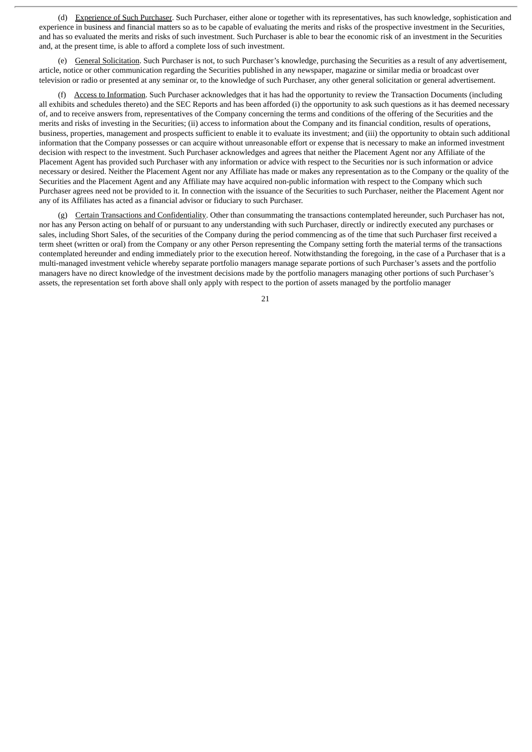(d) <u>Experience of Such Purchaser</u>. Such Purchaser, either alone or together with its representatives, has such knowledge, sophistication and experience in business and financial matters so as to be capable of evaluating the merits and risks of the prospective investment in the Securities, and has so evaluated the merits and risks of such investment. Such Purchaser is able to bear the economic risk of an investment in the Securities and, at the present time, is able to afford a complete loss of such investment.

(e) <u>General Solicitation</u>. Such Purchaser is not, to such Purchaser's knowledge, purchasing the Securities as a result of any advertisement, article, notice or other communication regarding the Securities published in any newspaper, magazine or similar media or broadcast over television or radio or presented at any seminar or, to the knowledge of such Purchaser, any other general solicitation or general advertisement.

(f) <u>Access to Information</u>. Such Purchaser acknowledges that it has had the opportunity to review the Transaction Documents (including all exhibits and schedules thereto) and the SEC Reports and has been afforded (i) the opportunity to ask such questions as it has deemed necessary of, and to receive answers from, representatives of the Company concerning the terms and conditions of the offering of the Securities and the merits and risks of investing in the Securities; (ii) access to information about the Company and its financial condition, results of operations, business, properties, management and prospects sufficient to enable it to evaluate its investment; and (iii) the opportunity to obtain such additional information that the Company possesses or can acquire without unreasonable effort or expense that is necessary to make an informed investment decision with respect to the investment. Such Purchaser acknowledges and agrees that neither the Placement Agent nor any Affiliate of the Placement Agent has provided such Purchaser with any information or advice with respect to the Securities nor is such information or advice necessary or desired. Neither the Placement Agent nor any Affiliate has made or makes any representation as to the Company or the quality of the Securities and the Placement Agent and any Affiliate may have acquired non-public information with respect to the Company which such Purchaser agrees need not be provided to it. In connection with the issuance of the Securities to such Purchaser, neither the Placement Agent nor any of its Affiliates has acted as a financial advisor or fiduciary to such Purchaser.

(g) <u>Certain Transactions and Confidentiality</u>. Other than consummating the transactions contemplated hereunder, such Purchaser has not, nor has any Person acting on behalf of or pursuant to any understanding with such Purchaser, directly or indirectly executed any purchases or sales, including Short Sales, of the securities of the Company during the period commencing as of the time that such Purchaser first received a term sheet (written or oral) from the Company or any other Person representing the Company setting forth the material terms of the transactions contemplated hereunder and ending immediately prior to the execution hereof. Notwithstanding the foregoing, in the case of a Purchaser that is a multi-managed investment vehicle whereby separate portfolio managers manage separate portions of such Purchaser's assets and the portfolio managers have no direct knowledge of the investment decisions made by the portfolio managers managing other portions of such Purchaser's assets, the representation set forth above shall only apply with respect to the portion of assets managed by the portfolio manager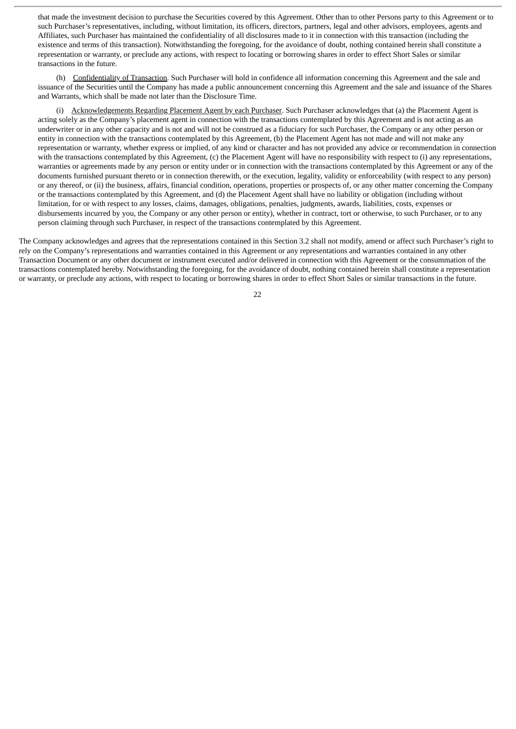that made the investment decision to purchase the Securities covered by this Agreement. Other than to other Persons party to this Agreement or to such Purchaser's representatives, including, without limitation, its officers, directors, partners, legal and other advisors, employees, agents and Affiliates, such Purchaser has maintained the confidentiality of all disclosures made to it in connection with this transaction (including the existence and terms of this transaction). Notwithstanding the foregoing, for the avoidance of doubt, nothing contained herein shall constitute a representation or warranty, or preclude any actions, with respect to locating or borrowing shares in order to effect Short Sales or similar transactions in the future.

(h) Confidentiality of Transaction. Such Purchaser will hold in confidence all information concerning this Agreement and the sale and issuance of the Securities until the Company has made a public announcement concerning this Agreement and the sale and issuance of the Shares and Warrants, which shall be made not later than the Disclosure Time.

(i) Acknowledgements Regarding Placement Agent by each Purchaser. Such Purchaser acknowledges that (a) the Placement Agent is acting solely as the Company's placement agent in connection with the transactions contemplated by this Agreement and is not acting as an underwriter or in any other capacity and is not and will not be construed as a fiduciary for such Purchaser, the Company or any other person or entity in connection with the transactions contemplated by this Agreement, (b) the Placement Agent has not made and will not make any representation or warranty, whether express or implied, of any kind or character and has not provided any advice or recommendation in connection with the transactions contemplated by this Agreement, (c) the Placement Agent will have no responsibility with respect to (i) any representations, warranties or agreements made by any person or entity under or in connection with the transactions contemplated by this Agreement or any of the documents furnished pursuant thereto or in connection therewith, or the execution, legality, validity or enforceability (with respect to any person) or any thereof, or (ii) the business, affairs, financial condition, operations, properties or prospects of, or any other matter concerning the Company or the transactions contemplated by this Agreement, and (d) the Placement Agent shall have no liability or obligation (including without limitation, for or with respect to any losses, claims, damages, obligations, penalties, judgments, awards, liabilities, costs, expenses or disbursements incurred by you, the Company or any other person or entity), whether in contract, tort or otherwise, to such Purchaser, or to any person claiming through such Purchaser, in respect of the transactions contemplated by this Agreement.

The Company acknowledges and agrees that the representations contained in this Section 3.2 shall not modify, amend or affect such Purchaser's right to rely on the Company's representations and warranties contained in this Agreement or any representations and warranties contained in any other Transaction Document or any other document or instrument executed and/or delivered in connection with this Agreement or the consummation of the transactions contemplated hereby. Notwithstanding the foregoing, for the avoidance of doubt, nothing contained herein shall constitute a representation or warranty, or preclude any actions, with respect to locating or borrowing shares in order to effect Short Sales or similar transactions in the future.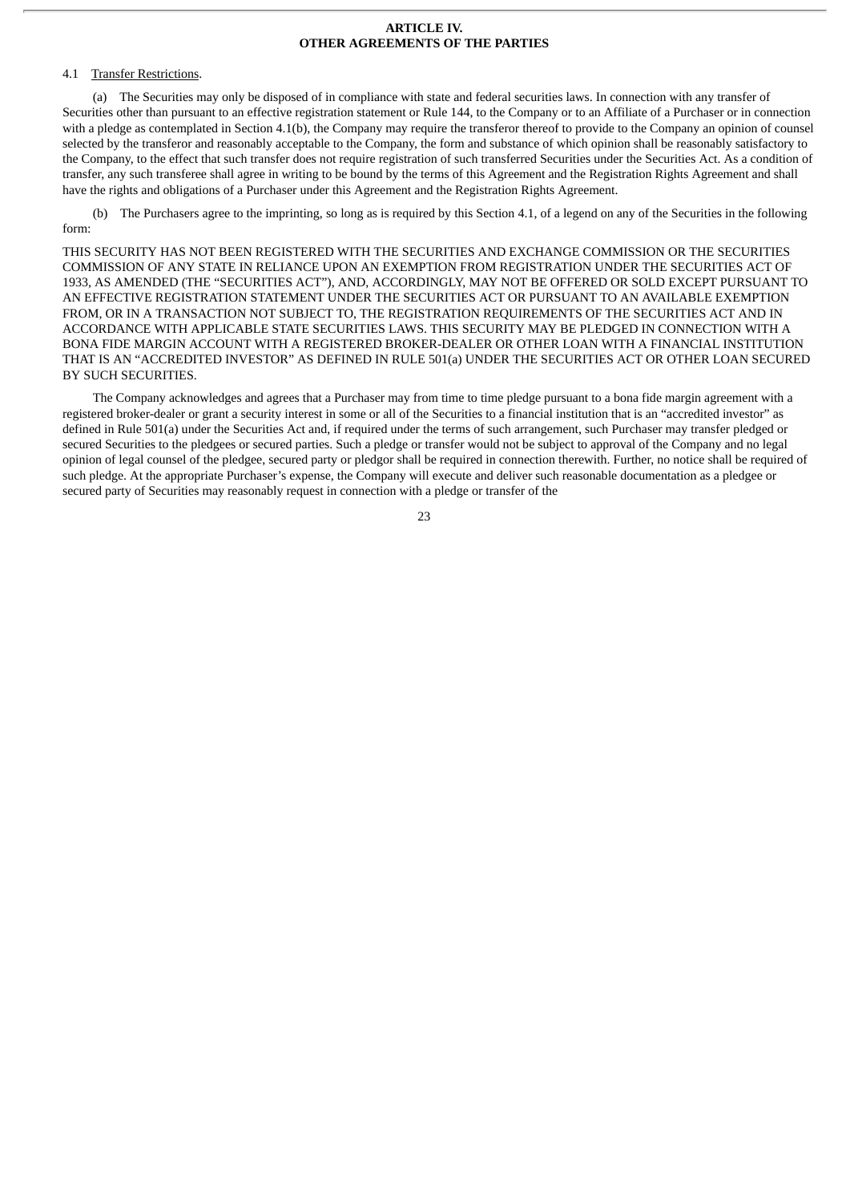## ARTICLE IV.
## OTHER AGREEMENTS OF THE PARTIES

4.1 Transfer Restrictions.

(a) The Securities may only be disposed of in compliance with state and federal securities laws. In connection with any transfer of Securities other than pursuant to an effective registration statement or Rule 144, to the Company or to an Affiliate of a Purchaser or in connection with a pledge as contemplated in Section 4.1(b), the Company may require the transferor thereof to provide to the Company an opinion of counsel selected by the transferor and reasonably acceptable to the Company, the form and substance of which opinion shall be reasonably satisfactory to the Company, to the effect that such transfer does not require registration of such transferred Securities under the Securities Act. As a condition of transfer, any such transferee shall agree in writing to be bound by the terms of this Agreement and the Registration Rights Agreement and shall have the rights and obligations of a Purchaser under this Agreement and the Registration Rights Agreement.

(b) The Purchasers agree to the imprinting, so long as is required by this Section 4.1, of a legend on any of the Securities in the following form:

THIS SECURITY HAS NOT BEEN REGISTERED WITH THE SECURITIES AND EXCHANGE COMMISSION OR THE SECURITIES COMMISSION OF ANY STATE IN RELIANCE UPON AN EXEMPTION FROM REGISTRATION UNDER THE SECURITIES ACT OF 1933, AS AMENDED (THE "SECURITIES ACT"), AND, ACCORDINGLY, MAY NOT BE OFFERED OR SOLD EXCEPT PURSUANT TO AN EFFECTIVE REGISTRATION STATEMENT UNDER THE SECURITIES ACT OR PURSUANT TO AN AVAILABLE EXEMPTION FROM, OR IN A TRANSACTION NOT SUBJECT TO, THE REGISTRATION REQUIREMENTS OF THE SECURITIES ACT AND IN ACCORDANCE WITH APPLICABLE STATE SECURITIES LAWS. THIS SECURITY MAY BE PLEDGED IN CONNECTION WITH A BONA FIDE MARGIN ACCOUNT WITH A REGISTERED BROKER-DEALER OR OTHER LOAN WITH A FINANCIAL INSTITUTION THAT IS AN "ACCREDITED INVESTOR" AS DEFINED IN RULE 501(a) UNDER THE SECURITIES ACT OR OTHER LOAN SECURED BY SUCH SECURITIES.

The Company acknowledges and agrees that a Purchaser may from time to time pledge pursuant to a bona fide margin agreement with a registered broker-dealer or grant a security interest in some or all of the Securities to a financial institution that is an "accredited investor" as defined in Rule 501(a) under the Securities Act and, if required under the terms of such arrangement, such Purchaser may transfer pledged or secured Securities to the pledgees or secured parties. Such a pledge or transfer would not be subject to approval of the Company and no legal opinion of legal counsel of the pledgee, secured party or pledgor shall be required in connection therewith. Further, no notice shall be required of such pledge. At the appropriate Purchaser's expense, the Company will execute and deliver such reasonable documentation as a pledgee or secured party of Securities may reasonably request in connection with a pledge or transfer of the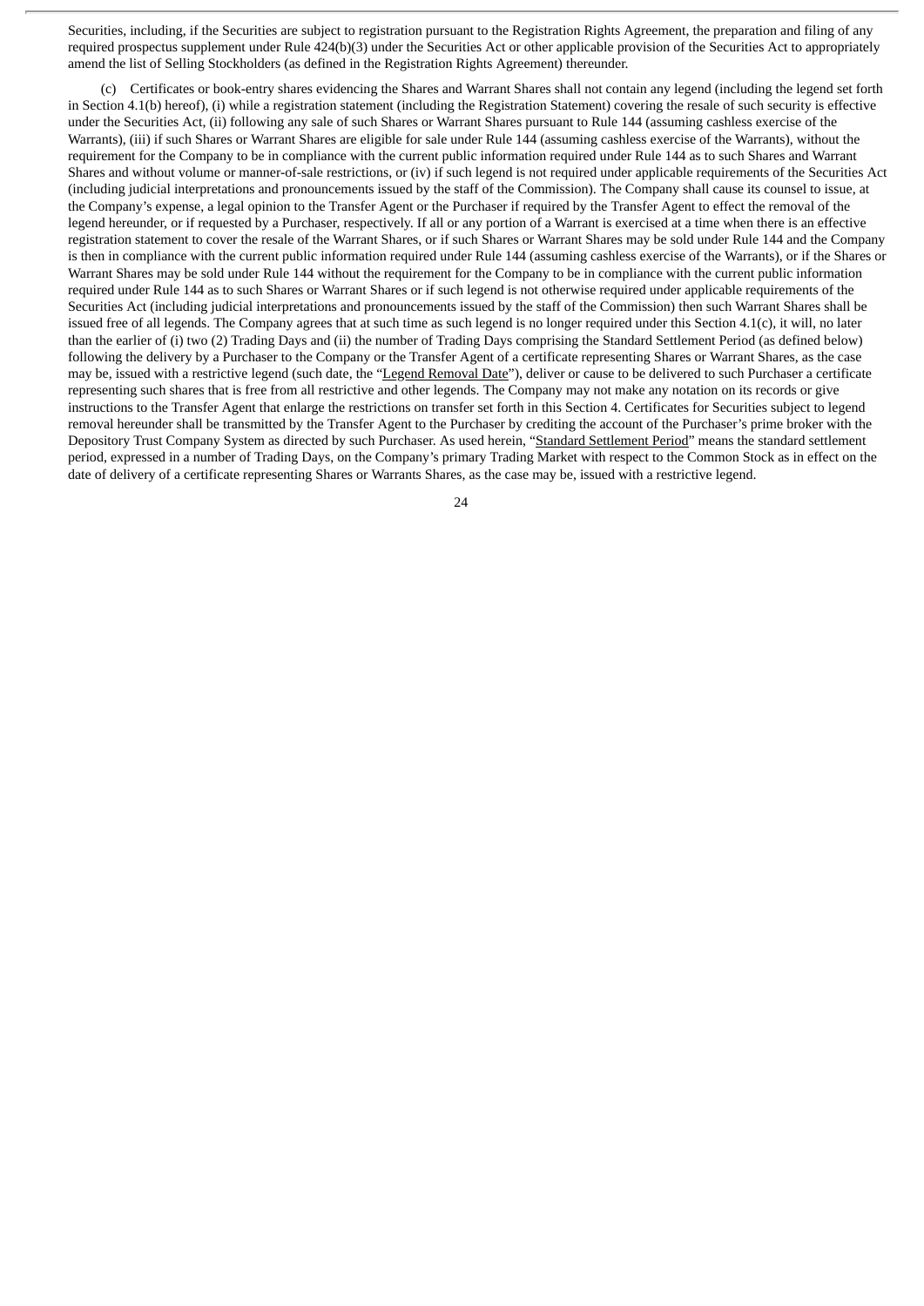Securities, including, if the Securities are subject to registration pursuant to the Registration Rights Agreement, the preparation and filing of any required prospectus supplement under Rule 424(b)(3) under the Securities Act or other applicable provision of the Securities Act to appropriately amend the list of Selling Stockholders (as defined in the Registration Rights Agreement) thereunder.

(c) Certificates or book-entry shares evidencing the Shares and Warrant Shares shall not contain any legend (including the legend set forth in Section 4.1(b) hereof), (i) while a registration statement (including the Registration Statement) covering the resale of such security is effective under the Securities Act, (ii) following any sale of such Shares or Warrant Shares pursuant to Rule 144 (assuming cashless exercise of the Warrants), (iii) if such Shares or Warrant Shares are eligible for sale under Rule 144 (assuming cashless exercise of the Warrants), without the requirement for the Company to be in compliance with the current public information required under Rule 144 as to such Shares and Warrant Shares and without volume or manner-of-sale restrictions, or (iv) if such legend is not required under applicable requirements of the Securities Act (including judicial interpretations and pronouncements issued by the staff of the Commission). The Company shall cause its counsel to issue, at the Company's expense, a legal opinion to the Transfer Agent or the Purchaser if required by the Transfer Agent to effect the removal of the legend hereunder, or if requested by a Purchaser, respectively. If all or any portion of a Warrant is exercised at a time when there is an effective registration statement to cover the resale of the Warrant Shares, or if such Shares or Warrant Shares may be sold under Rule 144 and the Company is then in compliance with the current public information required under Rule 144 (assuming cashless exercise of the Warrants), or if the Shares or Warrant Shares may be sold under Rule 144 without the requirement for the Company to be in compliance with the current public information required under Rule 144 as to such Shares or Warrant Shares or if such legend is not otherwise required under applicable requirements of the Securities Act (including judicial interpretations and pronouncements issued by the staff of the Commission) then such Warrant Shares shall be issued free of all legends. The Company agrees that at such time as such legend is no longer required under this Section 4.1(c), it will, no later than the earlier of (i) two (2) Trading Days and (ii) the number of Trading Days comprising the Standard Settlement Period (as defined below) following the delivery by a Purchaser to the Company or the Transfer Agent of a certificate representing Shares or Warrant Shares, as the case may be, issued with a restrictive legend (such date, the "Legend Removal Date"), deliver or cause to be delivered to such Purchaser a certificate representing such shares that is free from all restrictive and other legends. The Company may not make any notation on its records or give instructions to the Transfer Agent that enlarge the restrictions on transfer set forth in this Section 4. Certificates for Securities subject to legend removal hereunder shall be transmitted by the Transfer Agent to the Purchaser by crediting the account of the Purchaser's prime broker with the Depository Trust Company System as directed by such Purchaser. As used herein, "Standard Settlement Period" means the standard settlement period, expressed in a number of Trading Days, on the Company's primary Trading Market with respect to the Common Stock as in effect on the date of delivery of a certificate representing Shares or Warrants Shares, as the case may be, issued with a restrictive legend.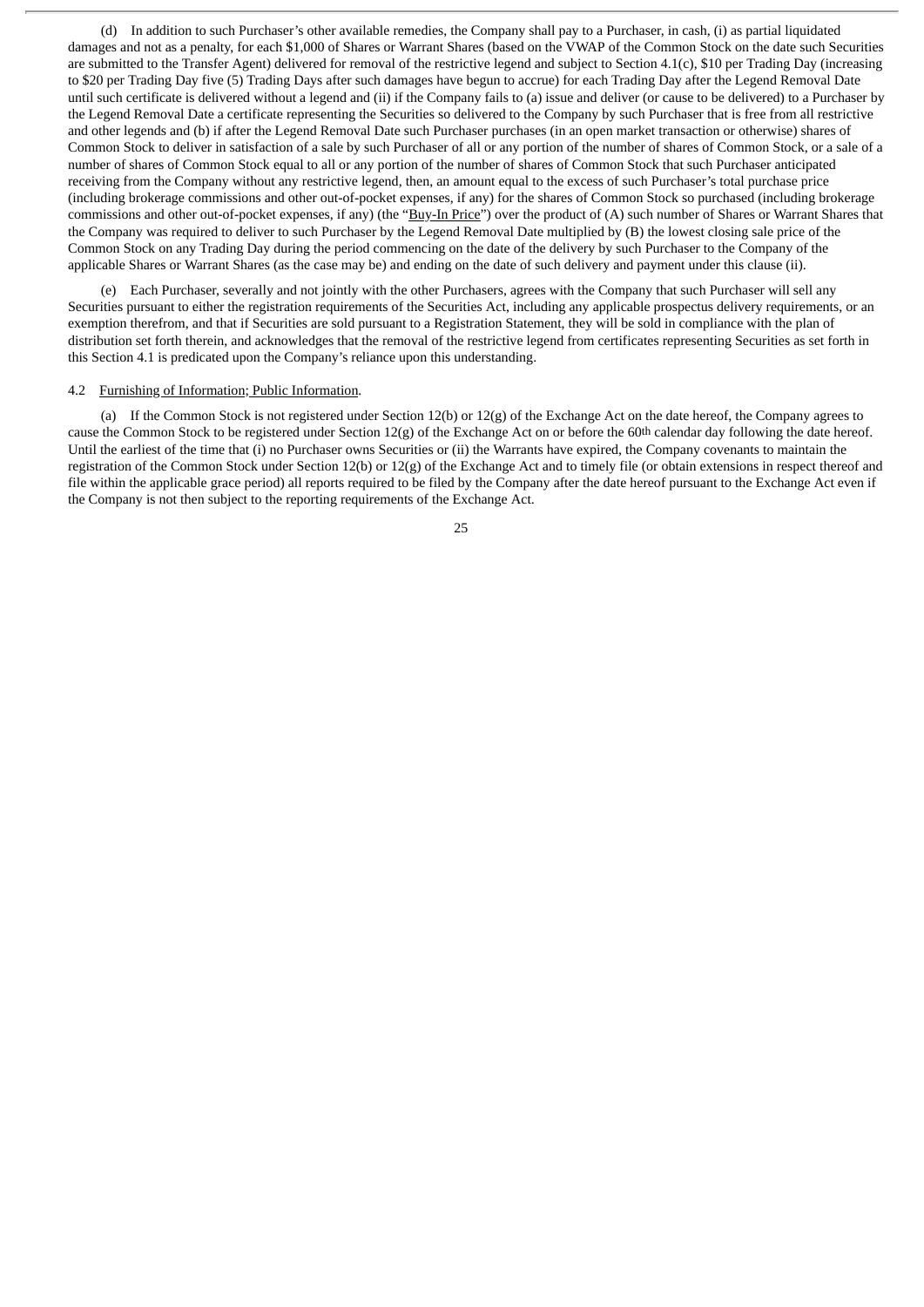(d) In addition to such Purchaser's other available remedies, the Company shall pay to a Purchaser, in cash, (i) as partial liquidated damages and not as a penalty, for each $1,000 of Shares or Warrant Shares (based on the VWAP of the Common Stock on the date such Securities are submitted to the Transfer Agent) delivered for removal of the restrictive legend and subject to Section 4.1(c), $10 per Trading Day (increasing to $20 per Trading Day five (5) Trading Days after such damages have begun to accrue) for each Trading Day after the Legend Removal Date until such certificate is delivered without a legend and (ii) if the Company fails to (a) issue and deliver (or cause to be delivered) to a Purchaser by the Legend Removal Date a certificate representing the Securities so delivered to the Company by such Purchaser that is free from all restrictive and other legends and (b) if after the Legend Removal Date such Purchaser purchases (in an open market transaction or otherwise) shares of Common Stock to deliver in satisfaction of a sale by such Purchaser of all or any portion of the number of shares of Common Stock, or a sale of a number of shares of Common Stock equal to all or any portion of the number of shares of Common Stock that such Purchaser anticipated receiving from the Company without any restrictive legend, then, an amount equal to the excess of such Purchaser's total purchase price (including brokerage commissions and other out-of-pocket expenses, if any) for the shares of Common Stock so purchased (including brokerage commissions and other out-of-pocket expenses, if any) (the "Buy-In Price") over the product of (A) such number of Shares or Warrant Shares that the Company was required to deliver to such Purchaser by the Legend Removal Date multiplied by (B) the lowest closing sale price of the Common Stock on any Trading Day during the period commencing on the date of the delivery by such Purchaser to the Company of the applicable Shares or Warrant Shares (as the case may be) and ending on the date of such delivery and payment under this clause (ii).

(e) Each Purchaser, severally and not jointly with the other Purchasers, agrees with the Company that such Purchaser will sell any Securities pursuant to either the registration requirements of the Securities Act, including any applicable prospectus delivery requirements, or an exemption therefrom, and that if Securities are sold pursuant to a Registration Statement, they will be sold in compliance with the plan of distribution set forth therein, and acknowledges that the removal of the restrictive legend from certificates representing Securities as set forth in this Section 4.1 is predicated upon the Company's reliance upon this understanding.

4.2 Furnishing of Information; Public Information.

(a) If the Common Stock is not registered under Section 12(b) or 12(g) of the Exchange Act on the date hereof, the Company agrees to cause the Common Stock to be registered under Section 12(g) of the Exchange Act on or before the 60th calendar day following the date hereof. Until the earliest of the time that (i) no Purchaser owns Securities or (ii) the Warrants have expired, the Company covenants to maintain the registration of the Common Stock under Section 12(b) or 12(g) of the Exchange Act and to timely file (or obtain extensions in respect thereof and file within the applicable grace period) all reports required to be filed by the Company after the date hereof pursuant to the Exchange Act even if the Company is not then subject to the reporting requirements of the Exchange Act.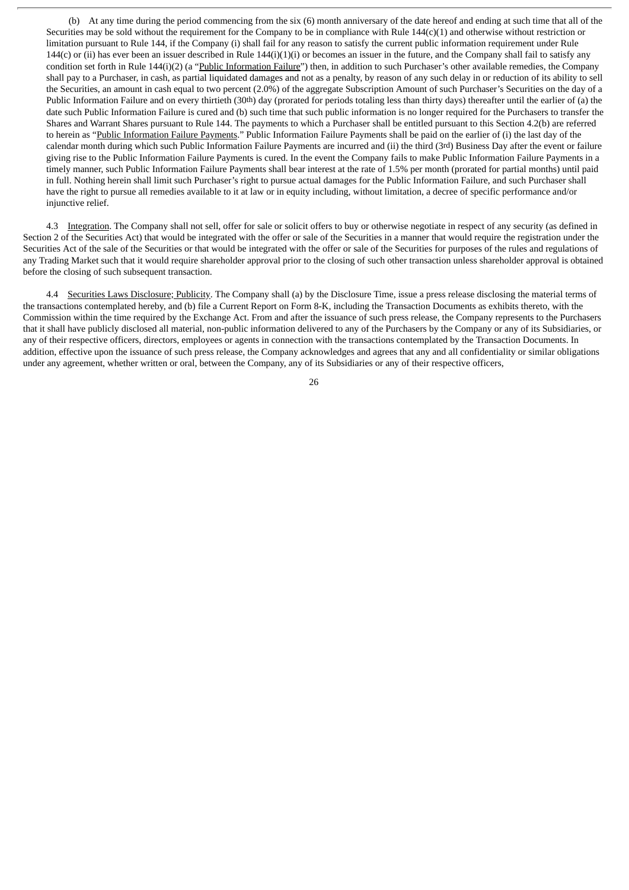(b) At any time during the period commencing from the six (6) month anniversary of the date hereof and ending at such time that all of the Securities may be sold without the requirement for the Company to be in compliance with Rule 144(c)(1) and otherwise without restriction or limitation pursuant to Rule 144, if the Company (i) shall fail for any reason to satisfy the current public information requirement under Rule 144(c) or (ii) has ever been an issuer described in Rule 144(i)(1)(i) or becomes an issuer in the future, and the Company shall fail to satisfy any condition set forth in Rule 144(i)(2) (a "Public Information Failure") then, in addition to such Purchaser's other available remedies, the Company shall pay to a Purchaser, in cash, as partial liquidated damages and not as a penalty, by reason of any such delay in or reduction of its ability to sell the Securities, an amount in cash equal to two percent (2.0%) of the aggregate Subscription Amount of such Purchaser's Securities on the day of a Public Information Failure and on every thirtieth (30th) day (prorated for periods totaling less than thirty days) thereafter until the earlier of (a) the date such Public Information Failure is cured and (b) such time that such public information is no longer required for the Purchasers to transfer the Shares and Warrant Shares pursuant to Rule 144. The payments to which a Purchaser shall be entitled pursuant to this Section 4.2(b) are referred to herein as "Public Information Failure Payments." Public Information Failure Payments shall be paid on the earlier of (i) the last day of the calendar month during which such Public Information Failure Payments are incurred and (ii) the third (3rd) Business Day after the event or failure giving rise to the Public Information Failure Payments is cured. In the event the Company fails to make Public Information Failure Payments in a timely manner, such Public Information Failure Payments shall bear interest at the rate of 1.5% per month (prorated for partial months) until paid in full. Nothing herein shall limit such Purchaser's right to pursue actual damages for the Public Information Failure, and such Purchaser shall have the right to pursue all remedies available to it at law or in equity including, without limitation, a decree of specific performance and/or injunctive relief.

4.3 Integration. The Company shall not sell, offer for sale or solicit offers to buy or otherwise negotiate in respect of any security (as defined in Section 2 of the Securities Act) that would be integrated with the offer or sale of the Securities in a manner that would require the registration under the Securities Act of the sale of the Securities or that would be integrated with the offer or sale of the Securities for purposes of the rules and regulations of any Trading Market such that it would require shareholder approval prior to the closing of such other transaction unless shareholder approval is obtained before the closing of such subsequent transaction.

4.4 Securities Laws Disclosure; Publicity. The Company shall (a) by the Disclosure Time, issue a press release disclosing the material terms of the transactions contemplated hereby, and (b) file a Current Report on Form 8-K, including the Transaction Documents as exhibits thereto, with the Commission within the time required by the Exchange Act. From and after the issuance of such press release, the Company represents to the Purchasers that it shall have publicly disclosed all material, non-public information delivered to any of the Purchasers by the Company or any of its Subsidiaries, or any of their respective officers, directors, employees or agents in connection with the transactions contemplated by the Transaction Documents. In addition, effective upon the issuance of such press release, the Company acknowledges and agrees that any and all confidentiality or similar obligations under any agreement, whether written or oral, between the Company, any of its Subsidiaries or any of their respective officers,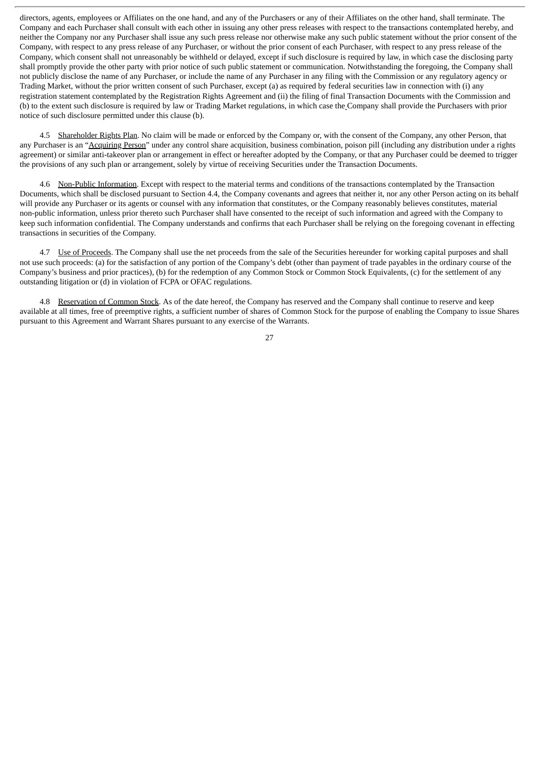directors, agents, employees or Affiliates on the one hand, and any of the Purchasers or any of their Affiliates on the other hand, shall terminate. The Company and each Purchaser shall consult with each other in issuing any other press releases with respect to the transactions contemplated hereby, and neither the Company nor any Purchaser shall issue any such press release nor otherwise make any such public statement without the prior consent of the Company, with respect to any press release of any Purchaser, or without the prior consent of each Purchaser, with respect to any press release of the Company, which consent shall not unreasonably be withheld or delayed, except if such disclosure is required by law, in which case the disclosing party shall promptly provide the other party with prior notice of such public statement or communication. Notwithstanding the foregoing, the Company shall not publicly disclose the name of any Purchaser, or include the name of any Purchaser in any filing with the Commission or any regulatory agency or Trading Market, without the prior written consent of such Purchaser, except (a) as required by federal securities law in connection with (i) any registration statement contemplated by the Registration Rights Agreement and (ii) the filing of final Transaction Documents with the Commission and (b) to the extent such disclosure is required by law or Trading Market regulations, in which case the Company shall provide the Purchasers with prior notice of such disclosure permitted under this clause (b).

4.5 Shareholder Rights Plan. No claim will be made or enforced by the Company or, with the consent of the Company, any other Person, that any Purchaser is an "Acquiring Person" under any control share acquisition, business combination, poison pill (including any distribution under a rights agreement) or similar anti-takeover plan or arrangement in effect or hereafter adopted by the Company, or that any Purchaser could be deemed to trigger the provisions of any such plan or arrangement, solely by virtue of receiving Securities under the Transaction Documents.

4.6 Non-Public Information. Except with respect to the material terms and conditions of the transactions contemplated by the Transaction Documents, which shall be disclosed pursuant to Section 4.4, the Company covenants and agrees that neither it, nor any other Person acting on its behalf will provide any Purchaser or its agents or counsel with any information that constitutes, or the Company reasonably believes constitutes, material non-public information, unless prior thereto such Purchaser shall have consented to the receipt of such information and agreed with the Company to keep such information confidential. The Company understands and confirms that each Purchaser shall be relying on the foregoing covenant in effecting transactions in securities of the Company.

4.7 Use of Proceeds. The Company shall use the net proceeds from the sale of the Securities hereunder for working capital purposes and shall not use such proceeds: (a) for the satisfaction of any portion of the Company's debt (other than payment of trade payables in the ordinary course of the Company's business and prior practices), (b) for the redemption of any Common Stock or Common Stock Equivalents, (c) for the settlement of any outstanding litigation or (d) in violation of FCPA or OFAC regulations.

4.8 Reservation of Common Stock. As of the date hereof, the Company has reserved and the Company shall continue to reserve and keep available at all times, free of preemptive rights, a sufficient number of shares of Common Stock for the purpose of enabling the Company to issue Shares pursuant to this Agreement and Warrant Shares pursuant to any exercise of the Warrants.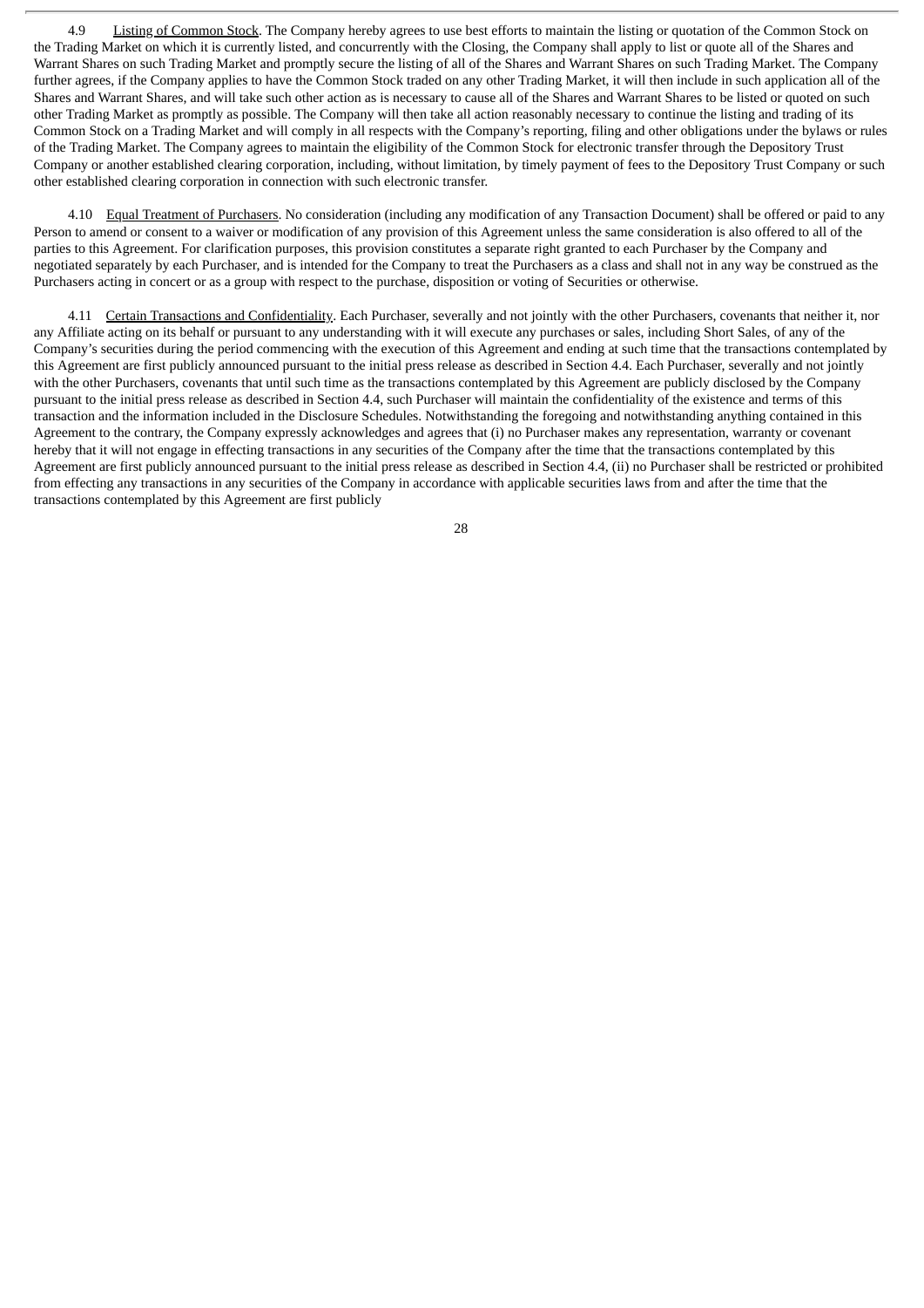4.9 Listing of Common Stock. The Company hereby agrees to use best efforts to maintain the listing or quotation of the Common Stock on the Trading Market on which it is currently listed, and concurrently with the Closing, the Company shall apply to list or quote all of the Shares and Warrant Shares on such Trading Market and promptly secure the listing of all of the Shares and Warrant Shares on such Trading Market. The Company further agrees, if the Company applies to have the Common Stock traded on any other Trading Market, it will then include in such application all of the Shares and Warrant Shares, and will take such other action as is necessary to cause all of the Shares and Warrant Shares to be listed or quoted on such other Trading Market as promptly as possible. The Company will then take all action reasonably necessary to continue the listing and trading of its Common Stock on a Trading Market and will comply in all respects with the Company's reporting, filing and other obligations under the bylaws or rules of the Trading Market. The Company agrees to maintain the eligibility of the Common Stock for electronic transfer through the Depository Trust Company or another established clearing corporation, including, without limitation, by timely payment of fees to the Depository Trust Company or such other established clearing corporation in connection with such electronic transfer.

4.10 Equal Treatment of Purchasers. No consideration (including any modification of any Transaction Document) shall be offered or paid to any Person to amend or consent to a waiver or modification of any provision of this Agreement unless the same consideration is also offered to all of the parties to this Agreement. For clarification purposes, this provision constitutes a separate right granted to each Purchaser by the Company and negotiated separately by each Purchaser, and is intended for the Company to treat the Purchasers as a class and shall not in any way be construed as the Purchasers acting in concert or as a group with respect to the purchase, disposition or voting of Securities or otherwise.

4.11 Certain Transactions and Confidentiality. Each Purchaser, severally and not jointly with the other Purchasers, covenants that neither it, nor any Affiliate acting on its behalf or pursuant to any understanding with it will execute any purchases or sales, including Short Sales, of any of the Company's securities during the period commencing with the execution of this Agreement and ending at such time that the transactions contemplated by this Agreement are first publicly announced pursuant to the initial press release as described in Section 4.4. Each Purchaser, severally and not jointly with the other Purchasers, covenants that until such time as the transactions contemplated by this Agreement are publicly disclosed by the Company pursuant to the initial press release as described in Section 4.4, such Purchaser will maintain the confidentiality of the existence and terms of this transaction and the information included in the Disclosure Schedules. Notwithstanding the foregoing and notwithstanding anything contained in this Agreement to the contrary, the Company expressly acknowledges and agrees that (i) no Purchaser makes any representation, warranty or covenant hereby that it will not engage in effecting transactions in any securities of the Company after the time that the transactions contemplated by this Agreement are first publicly announced pursuant to the initial press release as described in Section 4.4, (ii) no Purchaser shall be restricted or prohibited from effecting any transactions in any securities of the Company in accordance with applicable securities laws from and after the time that the transactions contemplated by this Agreement are first publicly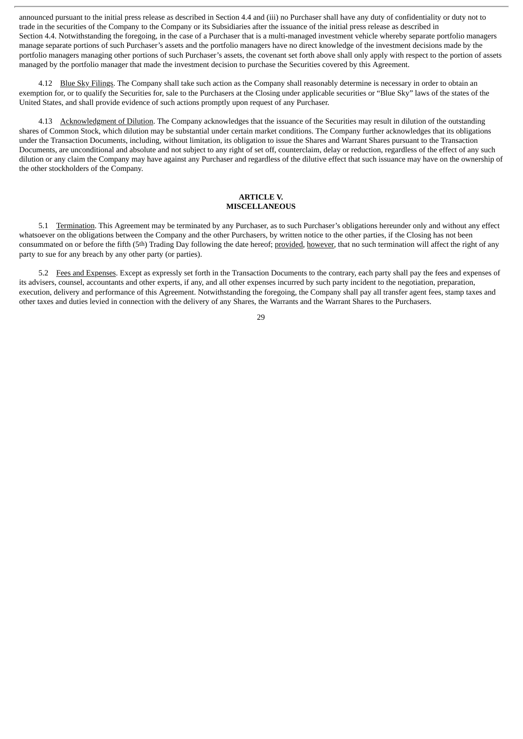announced pursuant to the initial press release as described in Section 4.4 and (iii) no Purchaser shall have any duty of confidentiality or duty not to trade in the securities of the Company to the Company or its Subsidiaries after the issuance of the initial press release as described in Section 4.4. Notwithstanding the foregoing, in the case of a Purchaser that is a multi-managed investment vehicle whereby separate portfolio managers manage separate portions of such Purchaser's assets and the portfolio managers have no direct knowledge of the investment decisions made by the portfolio managers managing other portions of such Purchaser's assets, the covenant set forth above shall only apply with respect to the portion of assets managed by the portfolio manager that made the investment decision to purchase the Securities covered by this Agreement.

4.12 Blue Sky Filings. The Company shall take such action as the Company shall reasonably determine is necessary in order to obtain an exemption for, or to qualify the Securities for, sale to the Purchasers at the Closing under applicable securities or "Blue Sky" laws of the states of the United States, and shall provide evidence of such actions promptly upon request of any Purchaser.

4.13 Acknowledgment of Dilution. The Company acknowledges that the issuance of the Securities may result in dilution of the outstanding shares of Common Stock, which dilution may be substantial under certain market conditions. The Company further acknowledges that its obligations under the Transaction Documents, including, without limitation, its obligation to issue the Shares and Warrant Shares pursuant to the Transaction Documents, are unconditional and absolute and not subject to any right of set off, counterclaim, delay or reduction, regardless of the effect of any such dilution or any claim the Company may have against any Purchaser and regardless of the dilutive effect that such issuance may have on the ownership of the other stockholders of the Company.

**ARTICLE V.**
**MISCELLANEOUS**

5.1 Termination. This Agreement may be terminated by any Purchaser, as to such Purchaser's obligations hereunder only and without any effect whatsoever on the obligations between the Company and the other Purchasers, by written notice to the other parties, if the Closing has not been consummated on or before the fifth (5th) Trading Day following the date hereof; provided, however, that no such termination will affect the right of any party to sue for any breach by any other party (or parties).

5.2 Fees and Expenses. Except as expressly set forth in the Transaction Documents to the contrary, each party shall pay the fees and expenses of its advisers, counsel, accountants and other experts, if any, and all other expenses incurred by such party incident to the negotiation, preparation, execution, delivery and performance of this Agreement. Notwithstanding the foregoing, the Company shall pay all transfer agent fees, stamp taxes and other taxes and duties levied in connection with the delivery of any Shares, the Warrants and the Warrant Shares to the Purchasers.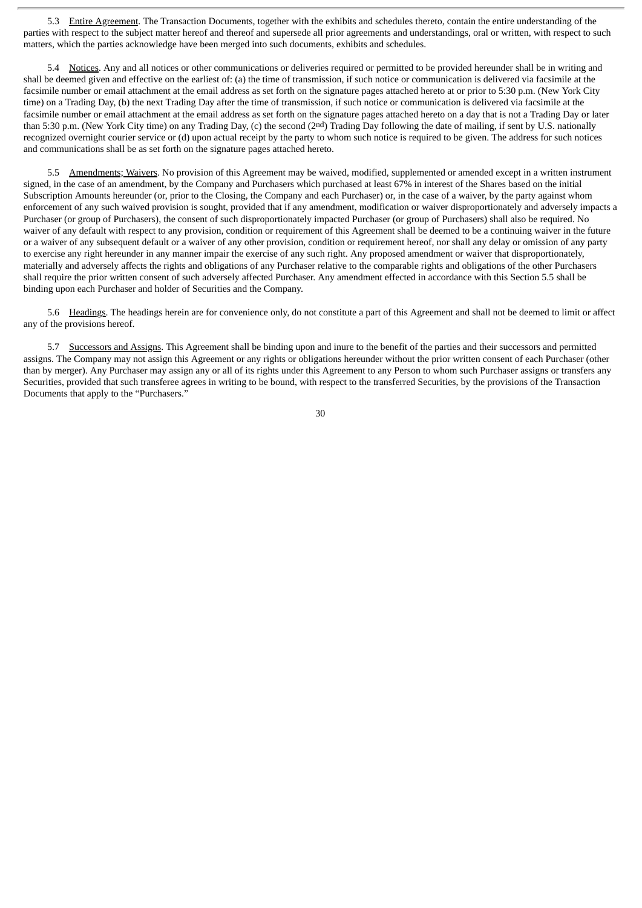5.3 Entire Agreement. The Transaction Documents, together with the exhibits and schedules thereto, contain the entire understanding of the parties with respect to the subject matter hereof and thereof and supersede all prior agreements and understandings, oral or written, with respect to such matters, which the parties acknowledge have been merged into such documents, exhibits and schedules.

5.4 Notices. Any and all notices or other communications or deliveries required or permitted to be provided hereunder shall be in writing and shall be deemed given and effective on the earliest of: (a) the time of transmission, if such notice or communication is delivered via facsimile at the facsimile number or email attachment at the email address as set forth on the signature pages attached hereto at or prior to 5:30 p.m. (New York City time) on a Trading Day, (b) the next Trading Day after the time of transmission, if such notice or communication is delivered via facsimile at the facsimile number or email attachment at the email address as set forth on the signature pages attached hereto on a day that is not a Trading Day or later than 5:30 p.m. (New York City time) on any Trading Day, (c) the second (2nd) Trading Day following the date of mailing, if sent by U.S. nationally recognized overnight courier service or (d) upon actual receipt by the party to whom such notice is required to be given. The address for such notices and communications shall be as set forth on the signature pages attached hereto.

5.5 Amendments; Waivers. No provision of this Agreement may be waived, modified, supplemented or amended except in a written instrument signed, in the case of an amendment, by the Company and Purchasers which purchased at least 67% in interest of the Shares based on the initial Subscription Amounts hereunder (or, prior to the Closing, the Company and each Purchaser) or, in the case of a waiver, by the party against whom enforcement of any such waived provision is sought, provided that if any amendment, modification or waiver disproportionately and adversely impacts a Purchaser (or group of Purchasers), the consent of such disproportionately impacted Purchaser (or group of Purchasers) shall also be required. No waiver of any default with respect to any provision, condition or requirement of this Agreement shall be deemed to be a continuing waiver in the future or a waiver of any subsequent default or a waiver of any other provision, condition or requirement hereof, nor shall any delay or omission of any party to exercise any right hereunder in any manner impair the exercise of any such right. Any proposed amendment or waiver that disproportionately, materially and adversely affects the rights and obligations of any Purchaser relative to the comparable rights and obligations of the other Purchasers shall require the prior written consent of such adversely affected Purchaser. Any amendment effected in accordance with this Section 5.5 shall be binding upon each Purchaser and holder of Securities and the Company.

5.6 Headings. The headings herein are for convenience only, do not constitute a part of this Agreement and shall not be deemed to limit or affect any of the provisions hereof.

5.7 Successors and Assigns. This Agreement shall be binding upon and inure to the benefit of the parties and their successors and permitted assigns. The Company may not assign this Agreement or any rights or obligations hereunder without the prior written consent of each Purchaser (other than by merger). Any Purchaser may assign any or all of its rights under this Agreement to any Person to whom such Purchaser assigns or transfers any Securities, provided that such transferee agrees in writing to be bound, with respect to the transferred Securities, by the provisions of the Transaction Documents that apply to the "Purchasers."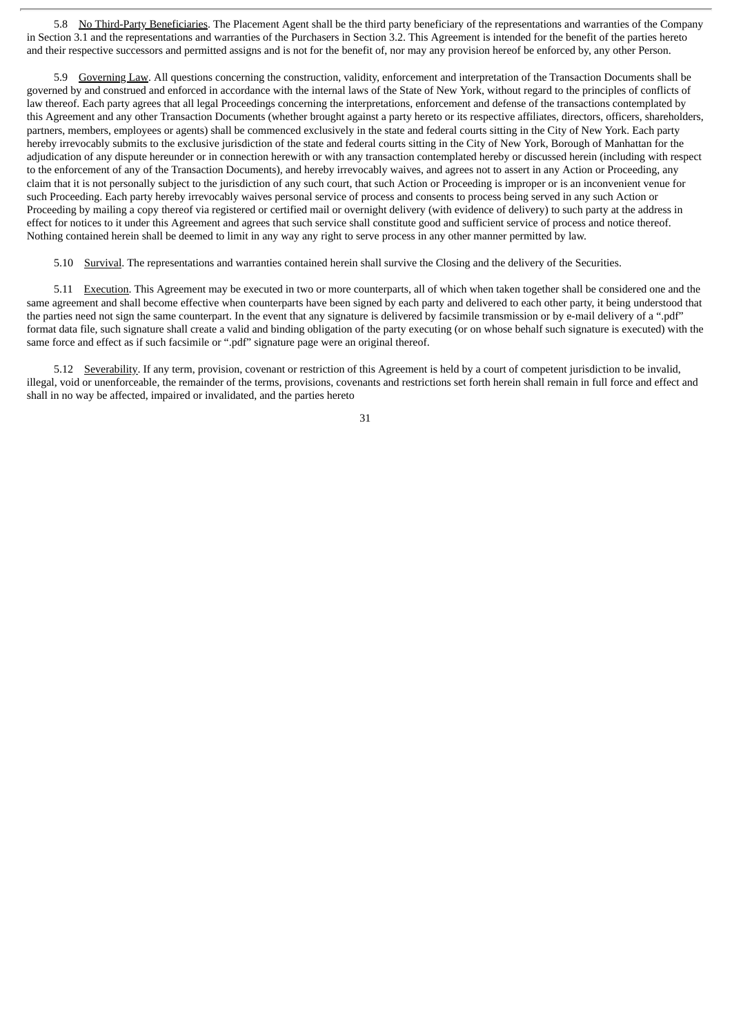5.8 No Third-Party Beneficiaries. The Placement Agent shall be the third party beneficiary of the representations and warranties of the Company in Section 3.1 and the representations and warranties of the Purchasers in Section 3.2. This Agreement is intended for the benefit of the parties hereto and their respective successors and permitted assigns and is not for the benefit of, nor may any provision hereof be enforced by, any other Person.

5.9 Governing Law. All questions concerning the construction, validity, enforcement and interpretation of the Transaction Documents shall be governed by and construed and enforced in accordance with the internal laws of the State of New York, without regard to the principles of conflicts of law thereof. Each party agrees that all legal Proceedings concerning the interpretations, enforcement and defense of the transactions contemplated by this Agreement and any other Transaction Documents (whether brought against a party hereto or its respective affiliates, directors, officers, shareholders, partners, members, employees or agents) shall be commenced exclusively in the state and federal courts sitting in the City of New York. Each party hereby irrevocably submits to the exclusive jurisdiction of the state and federal courts sitting in the City of New York, Borough of Manhattan for the adjudication of any dispute hereunder or in connection herewith or with any transaction contemplated hereby or discussed herein (including with respect to the enforcement of any of the Transaction Documents), and hereby irrevocably waives, and agrees not to assert in any Action or Proceeding, any claim that it is not personally subject to the jurisdiction of any such court, that such Action or Proceeding is improper or is an inconvenient venue for such Proceeding. Each party hereby irrevocably waives personal service of process and consents to process being served in any such Action or Proceeding by mailing a copy thereof via registered or certified mail or overnight delivery (with evidence of delivery) to such party at the address in effect for notices to it under this Agreement and agrees that such service shall constitute good and sufficient service of process and notice thereof. Nothing contained herein shall be deemed to limit in any way any right to serve process in any other manner permitted by law.

5.10 Survival. The representations and warranties contained herein shall survive the Closing and the delivery of the Securities.

5.11 Execution. This Agreement may be executed in two or more counterparts, all of which when taken together shall be considered one and the same agreement and shall become effective when counterparts have been signed by each party and delivered to each other party, it being understood that the parties need not sign the same counterpart. In the event that any signature is delivered by facsimile transmission or by e-mail delivery of a ".pdf" format data file, such signature shall create a valid and binding obligation of the party executing (or on whose behalf such signature is executed) with the same force and effect as if such facsimile or ".pdf" signature page were an original thereof.

5.12 Severability. If any term, provision, covenant or restriction of this Agreement is held by a court of competent jurisdiction to be invalid, illegal, void or unenforceable, the remainder of the terms, provisions, covenants and restrictions set forth herein shall remain in full force and effect and shall in no way be affected, impaired or invalidated, and the parties hereto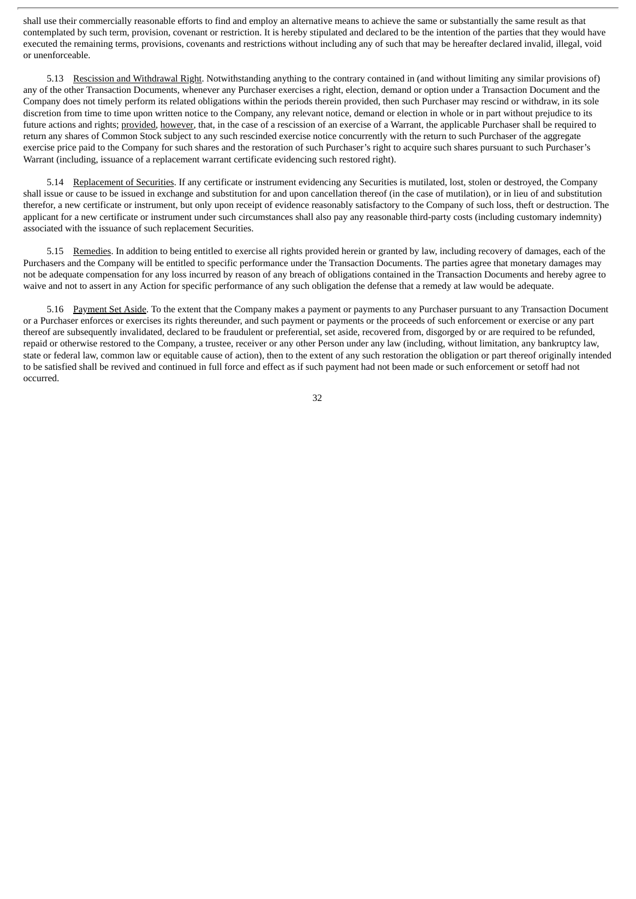shall use their commercially reasonable efforts to find and employ an alternative means to achieve the same or substantially the same result as that contemplated by such term, provision, covenant or restriction. It is hereby stipulated and declared to be the intention of the parties that they would have executed the remaining terms, provisions, covenants and restrictions without including any of such that may be hereafter declared invalid, illegal, void or unenforceable.

5.13 Rescission and Withdrawal Right. Notwithstanding anything to the contrary contained in (and without limiting any similar provisions of) any of the other Transaction Documents, whenever any Purchaser exercises a right, election, demand or option under a Transaction Document and the Company does not timely perform its related obligations within the periods therein provided, then such Purchaser may rescind or withdraw, in its sole discretion from time to time upon written notice to the Company, any relevant notice, demand or election in whole or in part without prejudice to its future actions and rights; provided, however, that, in the case of a rescission of an exercise of a Warrant, the applicable Purchaser shall be required to return any shares of Common Stock subject to any such rescinded exercise notice concurrently with the return to such Purchaser of the aggregate exercise price paid to the Company for such shares and the restoration of such Purchaser's right to acquire such shares pursuant to such Purchaser's Warrant (including, issuance of a replacement warrant certificate evidencing such restored right).

5.14 Replacement of Securities. If any certificate or instrument evidencing any Securities is mutilated, lost, stolen or destroyed, the Company shall issue or cause to be issued in exchange and substitution for and upon cancellation thereof (in the case of mutilation), or in lieu of and substitution therefor, a new certificate or instrument, but only upon receipt of evidence reasonably satisfactory to the Company of such loss, theft or destruction. The applicant for a new certificate or instrument under such circumstances shall also pay any reasonable third-party costs (including customary indemnity) associated with the issuance of such replacement Securities.

5.15 Remedies. In addition to being entitled to exercise all rights provided herein or granted by law, including recovery of damages, each of the Purchasers and the Company will be entitled to specific performance under the Transaction Documents. The parties agree that monetary damages may not be adequate compensation for any loss incurred by reason of any breach of obligations contained in the Transaction Documents and hereby agree to waive and not to assert in any Action for specific performance of any such obligation the defense that a remedy at law would be adequate.

5.16 Payment Set Aside. To the extent that the Company makes a payment or payments to any Purchaser pursuant to any Transaction Document or a Purchaser enforces or exercises its rights thereunder, and such payment or payments or the proceeds of such enforcement or exercise or any part thereof are subsequently invalidated, declared to be fraudulent or preferential, set aside, recovered from, disgorged by or are required to be refunded, repaid or otherwise restored to the Company, a trustee, receiver or any other Person under any law (including, without limitation, any bankruptcy law, state or federal law, common law or equitable cause of action), then to the extent of any such restoration the obligation or part thereof originally intended to be satisfied shall be revived and continued in full force and effect as if such payment had not been made or such enforcement or setoff had not occurred.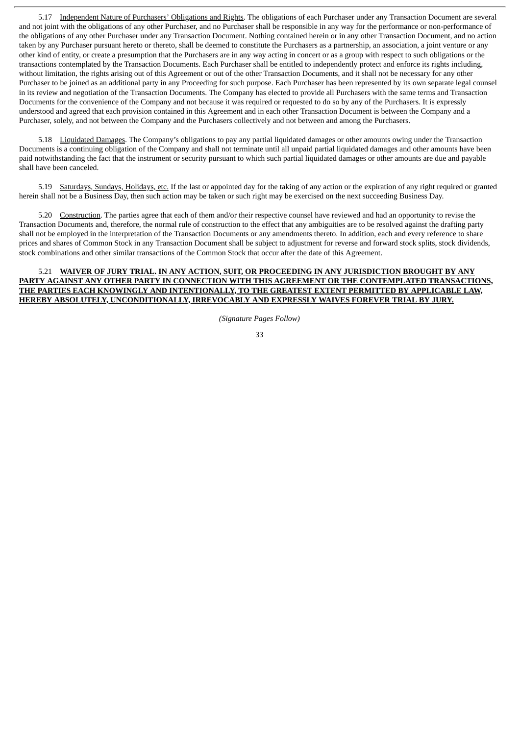5.17 Independent Nature of Purchasers' Obligations and Rights. The obligations of each Purchaser under any Transaction Document are several and not joint with the obligations of any other Purchaser, and no Purchaser shall be responsible in any way for the performance or non-performance of the obligations of any other Purchaser under any Transaction Document. Nothing contained herein or in any other Transaction Document, and no action taken by any Purchaser pursuant hereto or thereto, shall be deemed to constitute the Purchasers as a partnership, an association, a joint venture or any other kind of entity, or create a presumption that the Purchasers are in any way acting in concert or as a group with respect to such obligations or the transactions contemplated by the Transaction Documents. Each Purchaser shall be entitled to independently protect and enforce its rights including, without limitation, the rights arising out of this Agreement or out of the other Transaction Documents, and it shall not be necessary for any other Purchaser to be joined as an additional party in any Proceeding for such purpose. Each Purchaser has been represented by its own separate legal counsel in its review and negotiation of the Transaction Documents. The Company has elected to provide all Purchasers with the same terms and Transaction Documents for the convenience of the Company and not because it was required or requested to do so by any of the Purchasers. It is expressly understood and agreed that each provision contained in this Agreement and in each other Transaction Document is between the Company and a Purchaser, solely, and not between the Company and the Purchasers collectively and not between and among the Purchasers.

5.18 Liquidated Damages. The Company's obligations to pay any partial liquidated damages or other amounts owing under the Transaction Documents is a continuing obligation of the Company and shall not terminate until all unpaid partial liquidated damages and other amounts have been paid notwithstanding the fact that the instrument or security pursuant to which such partial liquidated damages or other amounts are due and payable shall have been canceled.

5.19 Saturdays, Sundays, Holidays, etc. If the last or appointed day for the taking of any action or the expiration of any right required or granted herein shall not be a Business Day, then such action may be taken or such right may be exercised on the next succeeding Business Day.

5.20 Construction. The parties agree that each of them and/or their respective counsel have reviewed and had an opportunity to revise the Transaction Documents and, therefore, the normal rule of construction to the effect that any ambiguities are to be resolved against the drafting party shall not be employed in the interpretation of the Transaction Documents or any amendments thereto. In addition, each and every reference to share prices and shares of Common Stock in any Transaction Document shall be subject to adjustment for reverse and forward stock splits, stock dividends, stock combinations and other similar transactions of the Common Stock that occur after the date of this Agreement.

5.21 **WAIVER OF JURY TRIAL. IN ANY ACTION, SUIT, OR PROCEEDING IN ANY JURISDICTION BROUGHT BY ANY PARTY AGAINST ANY OTHER PARTY IN CONNECTION WITH THIS AGREEMENT OR THE CONTEMPLATED TRANSACTIONS, THE PARTIES EACH KNOWINGLY AND INTENTIONALLY, TO THE GREATEST EXTENT PERMITTED BY APPLICABLE LAW, HEREBY ABSOLUTELY, UNCONDITIONALLY, IRREVOCABLY AND EXPRESSLY WAIVES FOREVER TRIAL BY JURY.**

*(Signature Pages Follow)*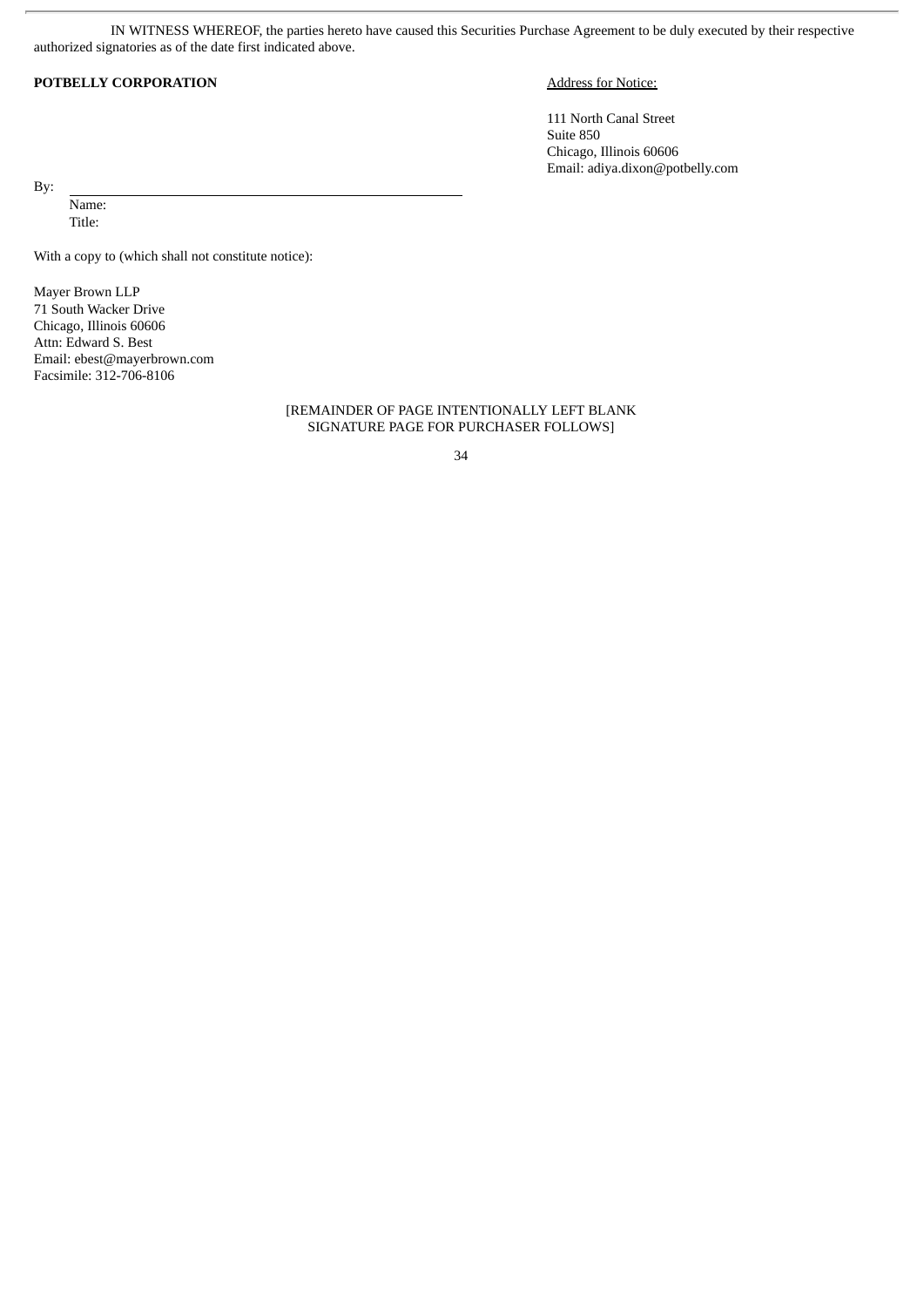IN WITNESS WHEREOF, the parties hereto have caused this Securities Purchase Agreement to be duly executed by their respective authorized signatories as of the date first indicated above.

**POTBELLY CORPORATION**

By: ______________________________

Name:

Title:

Address for Notice:

111 North Canal Street
Suite 850
Chicago, Illinois 60606
Email: adiya.dixon@potbelly.com

With a copy to (which shall not constitute notice):

Mayer Brown LLP
71 South Wacker Drive
Chicago, Illinois 60606
Attn: Edward S. Best
Email: ebest@mayerbrown.com
Facsimile: 312-706-8106

[REMAINDER OF PAGE INTENTIONALLY LEFT BLANK
SIGNATURE PAGE FOR PURCHASER FOLLOWS]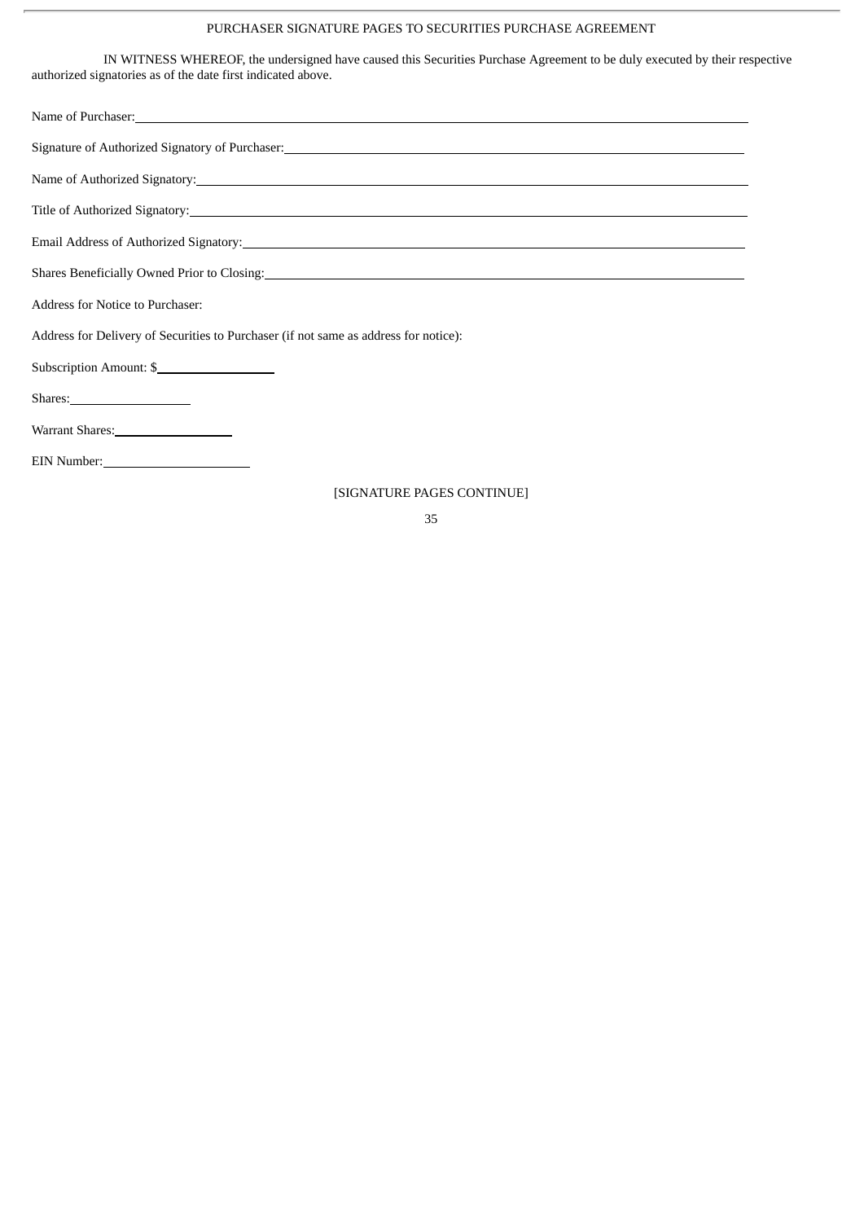PURCHASER SIGNATURE PAGES TO SECURITIES PURCHASE AGREEMENT

IN WITNESS WHEREOF, the undersigned have caused this Securities Purchase Agreement to be duly executed by their respective authorized signatories as of the date first indicated above.

Name of Purchaser: ______________________________________________

Signature of Authorized Signatory of Purchaser: ______________________________________________

Name of Authorized Signatory: ______________________________________________

Title of Authorized Signatory: ______________________________________________

Email Address of Authorized Signatory: ______________________________________________

Shares Beneficially Owned Prior to Closing: ______________________________________________

Address for Notice to Purchaser:

Address for Delivery of Securities to Purchaser (if not same as address for notice):

Subscription Amount: $__________________

Shares: __________________

Warrant Shares: __________________

EIN Number: ______________________

[SIGNATURE PAGES CONTINUE]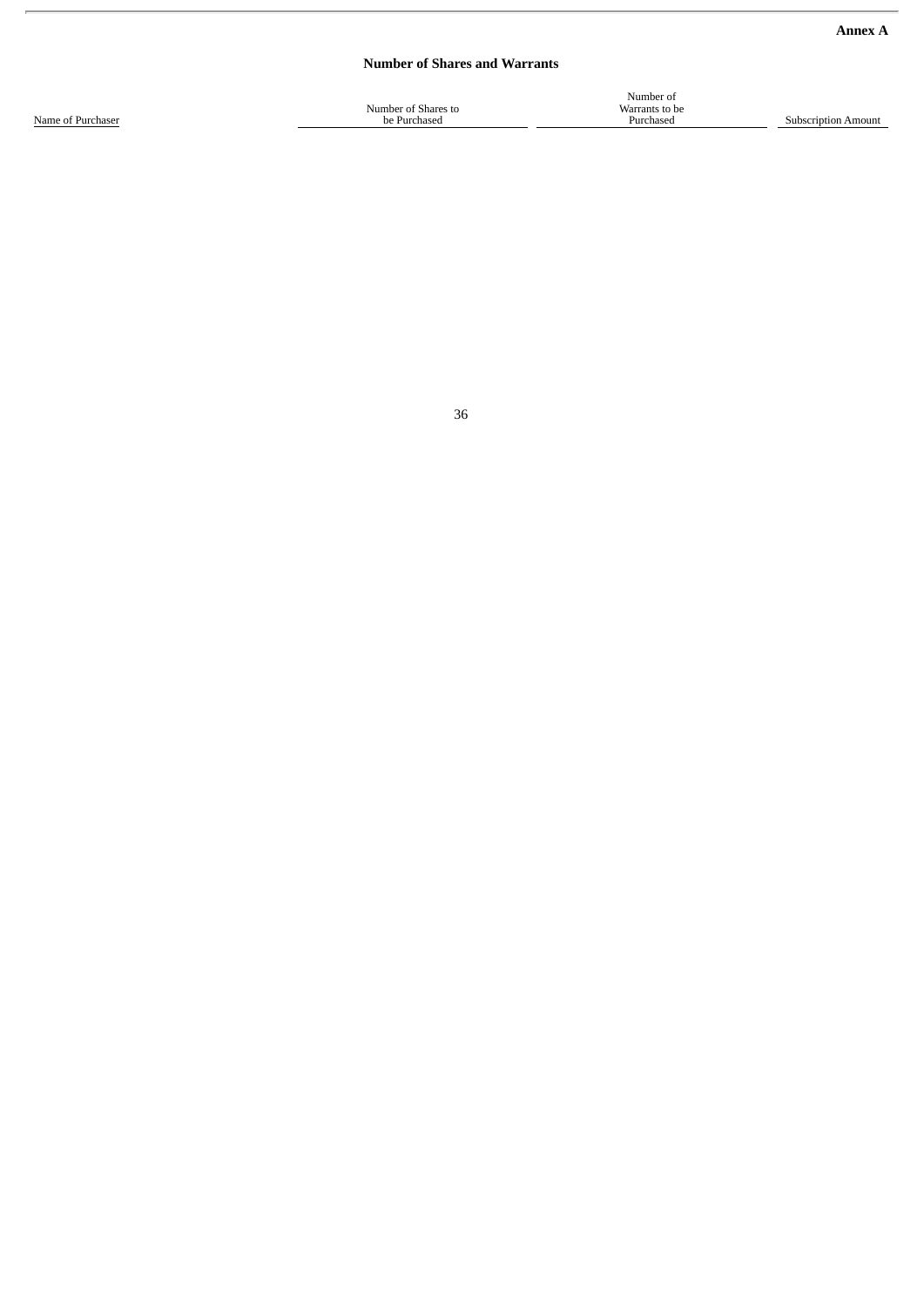**Annex A**

**Number of Shares and Warrants**

| Name of Purchaser | Number of Shares to be Purchased | Number of Warrants to be Purchased | Subscription Amount |
|---|---|---|---|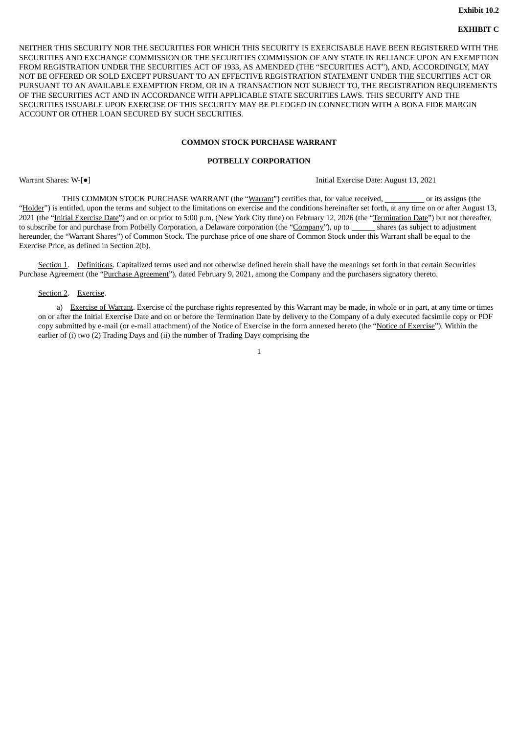**Exhibit 10.2**

**EXHIBIT C**

NEITHER THIS SECURITY NOR THE SECURITIES FOR WHICH THIS SECURITY IS EXERCISABLE HAVE BEEN REGISTERED WITH THE SECURITIES AND EXCHANGE COMMISSION OR THE SECURITIES COMMISSION OF ANY STATE IN RELIANCE UPON AN EXEMPTION FROM REGISTRATION UNDER THE SECURITIES ACT OF 1933, AS AMENDED (THE "SECURITIES ACT"), AND, ACCORDINGLY, MAY NOT BE OFFERED OR SOLD EXCEPT PURSUANT TO AN EFFECTIVE REGISTRATION STATEMENT UNDER THE SECURITIES ACT OR PURSUANT TO AN AVAILABLE EXEMPTION FROM, OR IN A TRANSACTION NOT SUBJECT TO, THE REGISTRATION REQUIREMENTS OF THE SECURITIES ACT AND IN ACCORDANCE WITH APPLICABLE STATE SECURITIES LAWS. THIS SECURITY AND THE SECURITIES ISSUABLE UPON EXERCISE OF THIS SECURITY MAY BE PLEDGED IN CONNECTION WITH A BONA FIDE MARGIN ACCOUNT OR OTHER LOAN SECURED BY SUCH SECURITIES.

**COMMON STOCK PURCHASE WARRANT**

**POTBELLY CORPORATION**

Warrant Shares: W-[●]    Initial Exercise Date: August 13, 2021

THIS COMMON STOCK PURCHASE WARRANT (the "Warrant") certifies that, for value received, __________ or its assigns (the "Holder") is entitled, upon the terms and subject to the limitations on exercise and the conditions hereinafter set forth, at any time on or after August 13, 2021 (the "Initial Exercise Date") and on or prior to 5:00 p.m. (New York City time) on February 12, 2026 (the "Termination Date") but not thereafter, to subscribe for and purchase from Potbelly Corporation, a Delaware corporation (the "Company"), up to ______ shares (as subject to adjustment hereunder, the "Warrant Shares") of Common Stock. The purchase price of one share of Common Stock under this Warrant shall be equal to the Exercise Price, as defined in Section 2(b).

Section 1. Definitions. Capitalized terms used and not otherwise defined herein shall have the meanings set forth in that certain Securities Purchase Agreement (the "Purchase Agreement"), dated February 9, 2021, among the Company and the purchasers signatory thereto.

Section 2. Exercise.

a) Exercise of Warrant. Exercise of the purchase rights represented by this Warrant may be made, in whole or in part, at any time or times on or after the Initial Exercise Date and on or before the Termination Date by delivery to the Company of a duly executed facsimile copy or PDF copy submitted by e-mail (or e-mail attachment) of the Notice of Exercise in the form annexed hereto (the "Notice of Exercise"). Within the earlier of (i) two (2) Trading Days and (ii) the number of Trading Days comprising the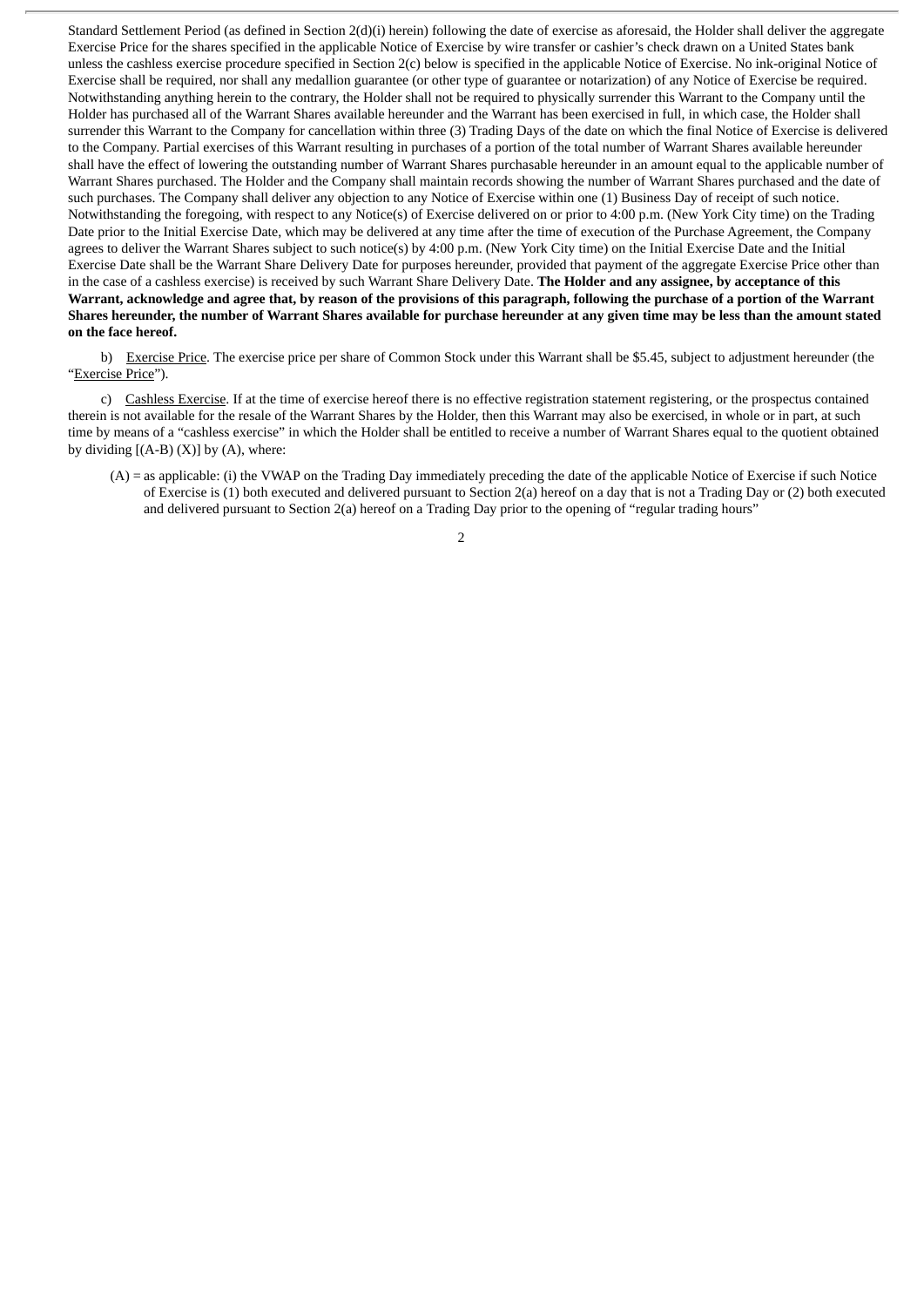Standard Settlement Period (as defined in Section 2(d)(i) herein) following the date of exercise as aforesaid, the Holder shall deliver the aggregate Exercise Price for the shares specified in the applicable Notice of Exercise by wire transfer or cashier's check drawn on a United States bank unless the cashless exercise procedure specified in Section 2(c) below is specified in the applicable Notice of Exercise. No ink-original Notice of Exercise shall be required, nor shall any medallion guarantee (or other type of guarantee or notarization) of any Notice of Exercise be required. Notwithstanding anything herein to the contrary, the Holder shall not be required to physically surrender this Warrant to the Company until the Holder has purchased all of the Warrant Shares available hereunder and the Warrant has been exercised in full, in which case, the Holder shall surrender this Warrant to the Company for cancellation within three (3) Trading Days of the date on which the final Notice of Exercise is delivered to the Company. Partial exercises of this Warrant resulting in purchases of a portion of the total number of Warrant Shares available hereunder shall have the effect of lowering the outstanding number of Warrant Shares purchasable hereunder in an amount equal to the applicable number of Warrant Shares purchased. The Holder and the Company shall maintain records showing the number of Warrant Shares purchased and the date of such purchases. The Company shall deliver any objection to any Notice of Exercise within one (1) Business Day of receipt of such notice. Notwithstanding the foregoing, with respect to any Notice(s) of Exercise delivered on or prior to 4:00 p.m. (New York City time) on the Trading Date prior to the Initial Exercise Date, which may be delivered at any time after the time of execution of the Purchase Agreement, the Company agrees to deliver the Warrant Shares subject to such notice(s) by 4:00 p.m. (New York City time) on the Initial Exercise Date and the Initial Exercise Date shall be the Warrant Share Delivery Date for purposes hereunder, provided that payment of the aggregate Exercise Price other than in the case of a cashless exercise) is received by such Warrant Share Delivery Date. **The Holder and any assignee, by acceptance of this Warrant, acknowledge and agree that, by reason of the provisions of this paragraph, following the purchase of a portion of the Warrant Shares hereunder, the number of Warrant Shares available for purchase hereunder at any given time may be less than the amount stated on the face hereof.**

b) Exercise Price. The exercise price per share of Common Stock under this Warrant shall be $5.45, subject to adjustment hereunder (the "Exercise Price").

c) Cashless Exercise. If at the time of exercise hereof there is no effective registration statement registering, or the prospectus contained therein is not available for the resale of the Warrant Shares by the Holder, then this Warrant may also be exercised, in whole or in part, at such time by means of a "cashless exercise" in which the Holder shall be entitled to receive a number of Warrant Shares equal to the quotient obtained by dividing [(A-B) (X)] by (A), where:

(A) = as applicable: (i) the VWAP on the Trading Day immediately preceding the date of the applicable Notice of Exercise if such Notice of Exercise is (1) both executed and delivered pursuant to Section 2(a) hereof on a day that is not a Trading Day or (2) both executed and delivered pursuant to Section 2(a) hereof on a Trading Day prior to the opening of "regular trading hours"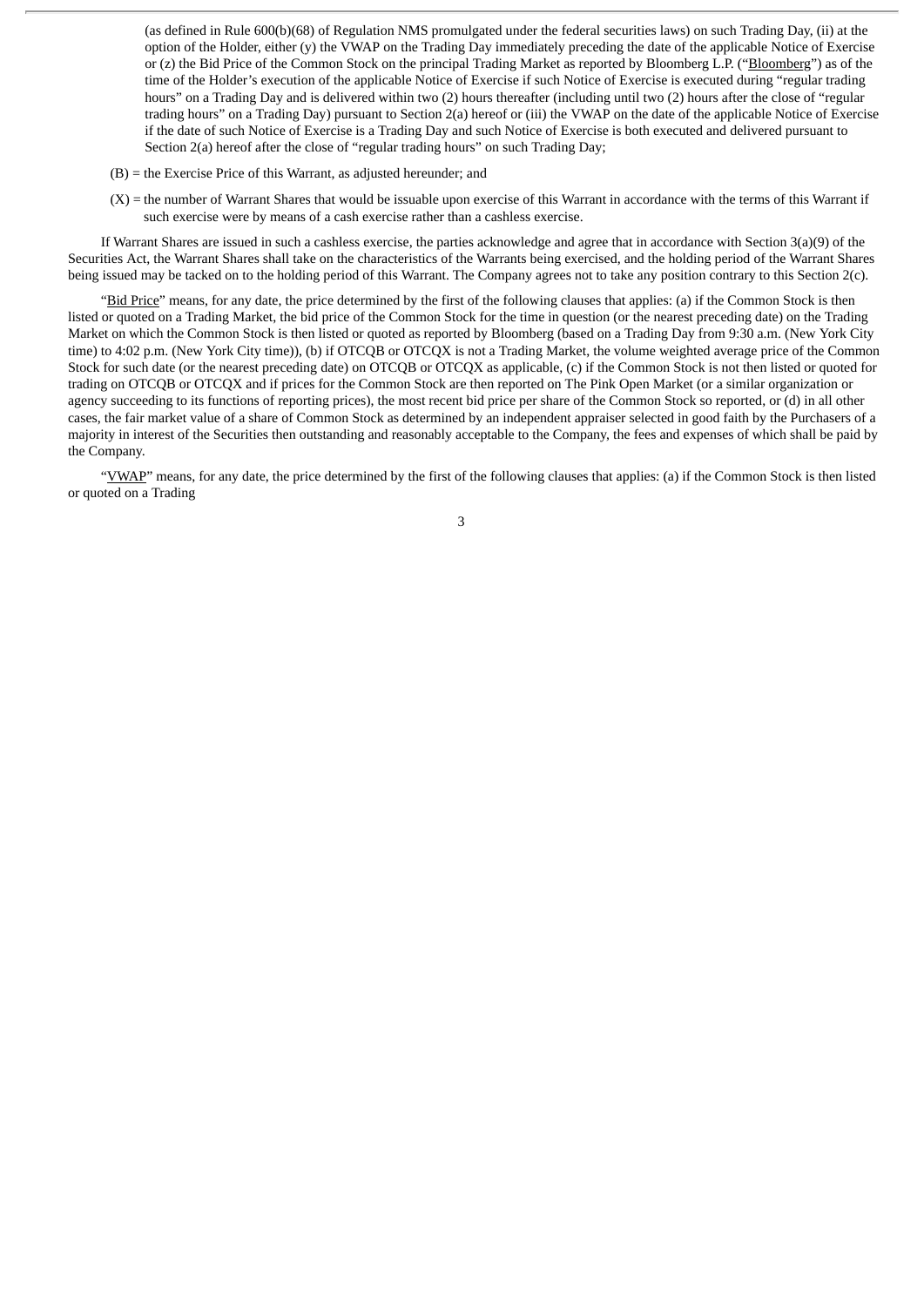(as defined in Rule 600(b)(68) of Regulation NMS promulgated under the federal securities laws) on such Trading Day, (ii) at the option of the Holder, either (y) the VWAP on the Trading Day immediately preceding the date of the applicable Notice of Exercise or (z) the Bid Price of the Common Stock on the principal Trading Market as reported by Bloomberg L.P. ("Bloomberg") as of the time of the Holder's execution of the applicable Notice of Exercise if such Notice of Exercise is executed during "regular trading hours" on a Trading Day and is delivered within two (2) hours thereafter (including until two (2) hours after the close of "regular trading hours" on a Trading Day) pursuant to Section 2(a) hereof or (iii) the VWAP on the date of the applicable Notice of Exercise if the date of such Notice of Exercise is a Trading Day and such Notice of Exercise is both executed and delivered pursuant to Section 2(a) hereof after the close of "regular trading hours" on such Trading Day;

(B) = the Exercise Price of this Warrant, as adjusted hereunder; and

(X) = the number of Warrant Shares that would be issuable upon exercise of this Warrant in accordance with the terms of this Warrant if such exercise were by means of a cash exercise rather than a cashless exercise.

If Warrant Shares are issued in such a cashless exercise, the parties acknowledge and agree that in accordance with Section 3(a)(9) of the Securities Act, the Warrant Shares shall take on the characteristics of the Warrants being exercised, and the holding period of the Warrant Shares being issued may be tacked on to the holding period of this Warrant. The Company agrees not to take any position contrary to this Section 2(c).

"Bid Price" means, for any date, the price determined by the first of the following clauses that applies: (a) if the Common Stock is then listed or quoted on a Trading Market, the bid price of the Common Stock for the time in question (or the nearest preceding date) on the Trading Market on which the Common Stock is then listed or quoted as reported by Bloomberg (based on a Trading Day from 9:30 a.m. (New York City time) to 4:02 p.m. (New York City time)), (b) if OTCQB or OTCQX is not a Trading Market, the volume weighted average price of the Common Stock for such date (or the nearest preceding date) on OTCQB or OTCQX as applicable, (c) if the Common Stock is not then listed or quoted for trading on OTCQB or OTCQX and if prices for the Common Stock are then reported on The Pink Open Market (or a similar organization or agency succeeding to its functions of reporting prices), the most recent bid price per share of the Common Stock so reported, or (d) in all other cases, the fair market value of a share of Common Stock as determined by an independent appraiser selected in good faith by the Purchasers of a majority in interest of the Securities then outstanding and reasonably acceptable to the Company, the fees and expenses of which shall be paid by the Company.

"VWAP" means, for any date, the price determined by the first of the following clauses that applies: (a) if the Common Stock is then listed or quoted on a Trading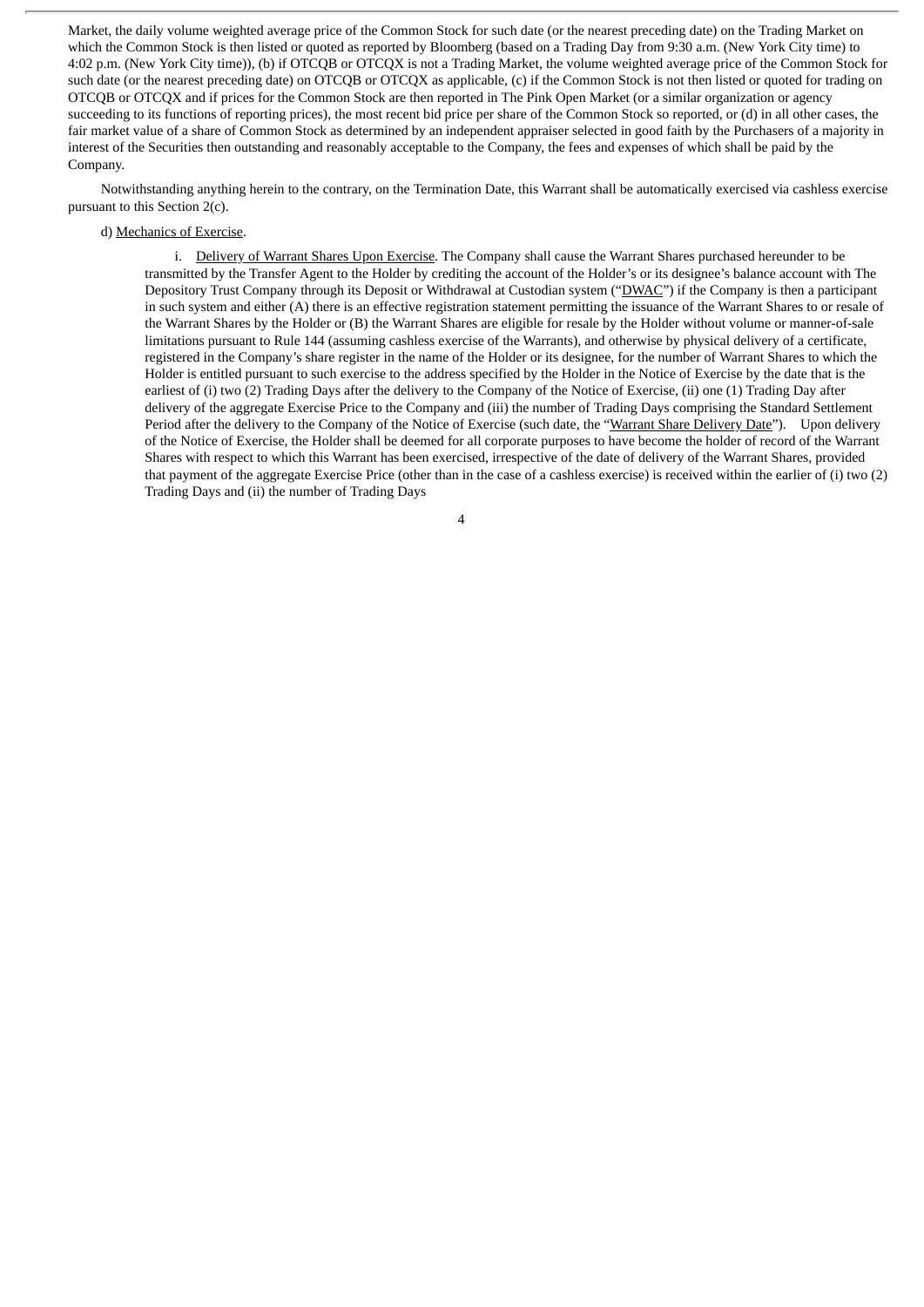Market, the daily volume weighted average price of the Common Stock for such date (or the nearest preceding date) on the Trading Market on which the Common Stock is then listed or quoted as reported by Bloomberg (based on a Trading Day from 9:30 a.m. (New York City time) to 4:02 p.m. (New York City time)), (b) if OTCQB or OTCQX is not a Trading Market, the volume weighted average price of the Common Stock for such date (or the nearest preceding date) on OTCQB or OTCQX as applicable, (c) if the Common Stock is not then listed or quoted for trading on OTCQB or OTCQX and if prices for the Common Stock are then reported in The Pink Open Market (or a similar organization or agency succeeding to its functions of reporting prices), the most recent bid price per share of the Common Stock so reported, or (d) in all other cases, the fair market value of a share of Common Stock as determined by an independent appraiser selected in good faith by the Purchasers of a majority in interest of the Securities then outstanding and reasonably acceptable to the Company, the fees and expenses of which shall be paid by the Company.

Notwithstanding anything herein to the contrary, on the Termination Date, this Warrant shall be automatically exercised via cashless exercise pursuant to this Section 2(c).

d) Mechanics of Exercise.

i. Delivery of Warrant Shares Upon Exercise. The Company shall cause the Warrant Shares purchased hereunder to be transmitted by the Transfer Agent to the Holder by crediting the account of the Holder's or its designee's balance account with The Depository Trust Company through its Deposit or Withdrawal at Custodian system ("DWAC") if the Company is then a participant in such system and either (A) there is an effective registration statement permitting the issuance of the Warrant Shares to or resale of the Warrant Shares by the Holder or (B) the Warrant Shares are eligible for resale by the Holder without volume or manner-of-sale limitations pursuant to Rule 144 (assuming cashless exercise of the Warrants), and otherwise by physical delivery of a certificate, registered in the Company's share register in the name of the Holder or its designee, for the number of Warrant Shares to which the Holder is entitled pursuant to such exercise to the address specified by the Holder in the Notice of Exercise by the date that is the earliest of (i) two (2) Trading Days after the delivery to the Company of the Notice of Exercise, (ii) one (1) Trading Day after delivery of the aggregate Exercise Price to the Company and (iii) the number of Trading Days comprising the Standard Settlement Period after the delivery to the Company of the Notice of Exercise (such date, the "Warrant Share Delivery Date"). Upon delivery of the Notice of Exercise, the Holder shall be deemed for all corporate purposes to have become the holder of record of the Warrant Shares with respect to which this Warrant has been exercised, irrespective of the date of delivery of the Warrant Shares, provided that payment of the aggregate Exercise Price (other than in the case of a cashless exercise) is received within the earlier of (i) two (2) Trading Days and (ii) the number of Trading Days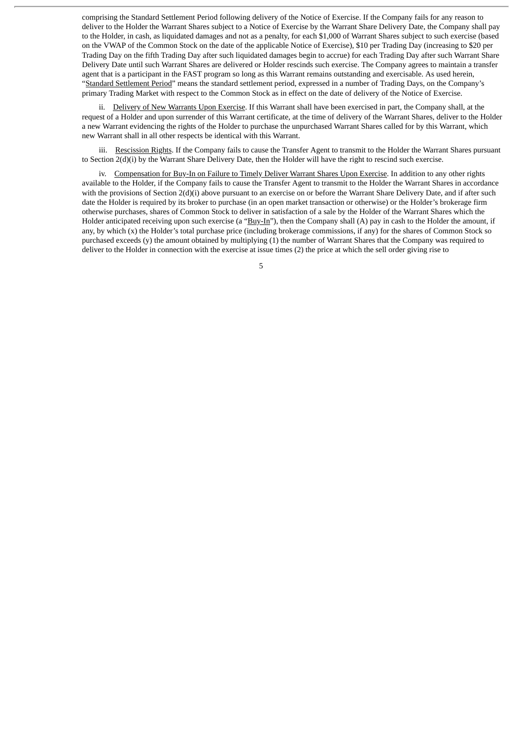comprising the Standard Settlement Period following delivery of the Notice of Exercise. If the Company fails for any reason to deliver to the Holder the Warrant Shares subject to a Notice of Exercise by the Warrant Share Delivery Date, the Company shall pay to the Holder, in cash, as liquidated damages and not as a penalty, for each $1,000 of Warrant Shares subject to such exercise (based on the VWAP of the Common Stock on the date of the applicable Notice of Exercise), $10 per Trading Day (increasing to $20 per Trading Day on the fifth Trading Day after such liquidated damages begin to accrue) for each Trading Day after such Warrant Share Delivery Date until such Warrant Shares are delivered or Holder rescinds such exercise. The Company agrees to maintain a transfer agent that is a participant in the FAST program so long as this Warrant remains outstanding and exercisable. As used herein, "Standard Settlement Period" means the standard settlement period, expressed in a number of Trading Days, on the Company's primary Trading Market with respect to the Common Stock as in effect on the date of delivery of the Notice of Exercise.

ii. Delivery of New Warrants Upon Exercise. If this Warrant shall have been exercised in part, the Company shall, at the request of a Holder and upon surrender of this Warrant certificate, at the time of delivery of the Warrant Shares, deliver to the Holder a new Warrant evidencing the rights of the Holder to purchase the unpurchased Warrant Shares called for by this Warrant, which new Warrant shall in all other respects be identical with this Warrant.

iii. Rescission Rights. If the Company fails to cause the Transfer Agent to transmit to the Holder the Warrant Shares pursuant to Section 2(d)(i) by the Warrant Share Delivery Date, then the Holder will have the right to rescind such exercise.

iv. Compensation for Buy-In on Failure to Timely Deliver Warrant Shares Upon Exercise. In addition to any other rights available to the Holder, if the Company fails to cause the Transfer Agent to transmit to the Holder the Warrant Shares in accordance with the provisions of Section 2(d)(i) above pursuant to an exercise on or before the Warrant Share Delivery Date, and if after such date the Holder is required by its broker to purchase (in an open market transaction or otherwise) or the Holder's brokerage firm otherwise purchases, shares of Common Stock to deliver in satisfaction of a sale by the Holder of the Warrant Shares which the Holder anticipated receiving upon such exercise (a "Buy-In"), then the Company shall (A) pay in cash to the Holder the amount, if any, by which (x) the Holder's total purchase price (including brokerage commissions, if any) for the shares of Common Stock so purchased exceeds (y) the amount obtained by multiplying (1) the number of Warrant Shares that the Company was required to deliver to the Holder in connection with the exercise at issue times (2) the price at which the sell order giving rise to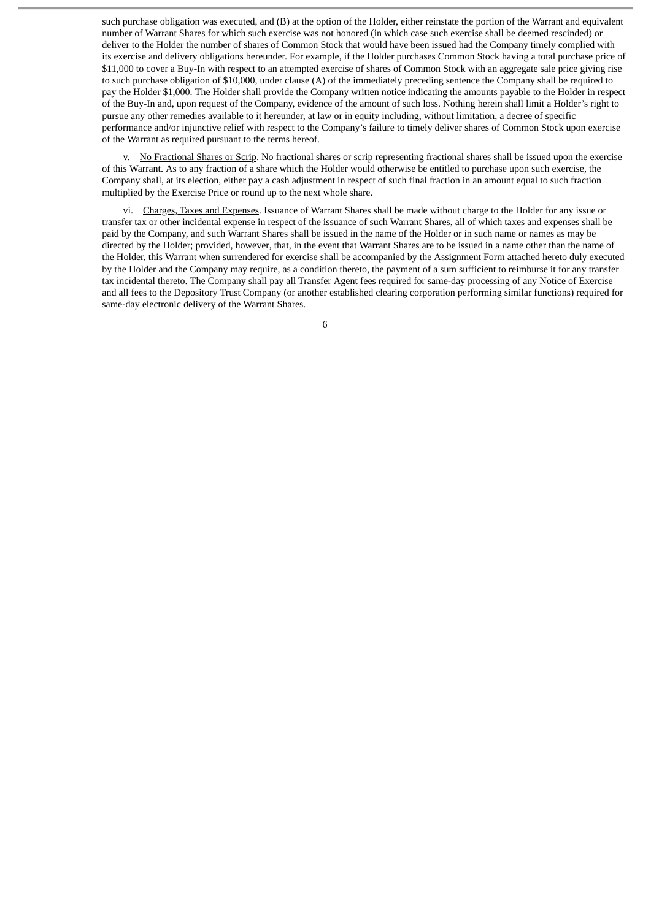such purchase obligation was executed, and (B) at the option of the Holder, either reinstate the portion of the Warrant and equivalent number of Warrant Shares for which such exercise was not honored (in which case such exercise shall be deemed rescinded) or deliver to the Holder the number of shares of Common Stock that would have been issued had the Company timely complied with its exercise and delivery obligations hereunder. For example, if the Holder purchases Common Stock having a total purchase price of $11,000 to cover a Buy-In with respect to an attempted exercise of shares of Common Stock with an aggregate sale price giving rise to such purchase obligation of $10,000, under clause (A) of the immediately preceding sentence the Company shall be required to pay the Holder $1,000. The Holder shall provide the Company written notice indicating the amounts payable to the Holder in respect of the Buy-In and, upon request of the Company, evidence of the amount of such loss. Nothing herein shall limit a Holder's right to pursue any other remedies available to it hereunder, at law or in equity including, without limitation, a decree of specific performance and/or injunctive relief with respect to the Company's failure to timely deliver shares of Common Stock upon exercise of the Warrant as required pursuant to the terms hereof.

v. No Fractional Shares or Scrip. No fractional shares or scrip representing fractional shares shall be issued upon the exercise of this Warrant. As to any fraction of a share which the Holder would otherwise be entitled to purchase upon such exercise, the Company shall, at its election, either pay a cash adjustment in respect of such final fraction in an amount equal to such fraction multiplied by the Exercise Price or round up to the next whole share.

vi. Charges, Taxes and Expenses. Issuance of Warrant Shares shall be made without charge to the Holder for any issue or transfer tax or other incidental expense in respect of the issuance of such Warrant Shares, all of which taxes and expenses shall be paid by the Company, and such Warrant Shares shall be issued in the name of the Holder or in such name or names as may be directed by the Holder; provided, however, that, in the event that Warrant Shares are to be issued in a name other than the name of the Holder, this Warrant when surrendered for exercise shall be accompanied by the Assignment Form attached hereto duly executed by the Holder and the Company may require, as a condition thereto, the payment of a sum sufficient to reimburse it for any transfer tax incidental thereto. The Company shall pay all Transfer Agent fees required for same-day processing of any Notice of Exercise and all fees to the Depository Trust Company (or another established clearing corporation performing similar functions) required for same-day electronic delivery of the Warrant Shares.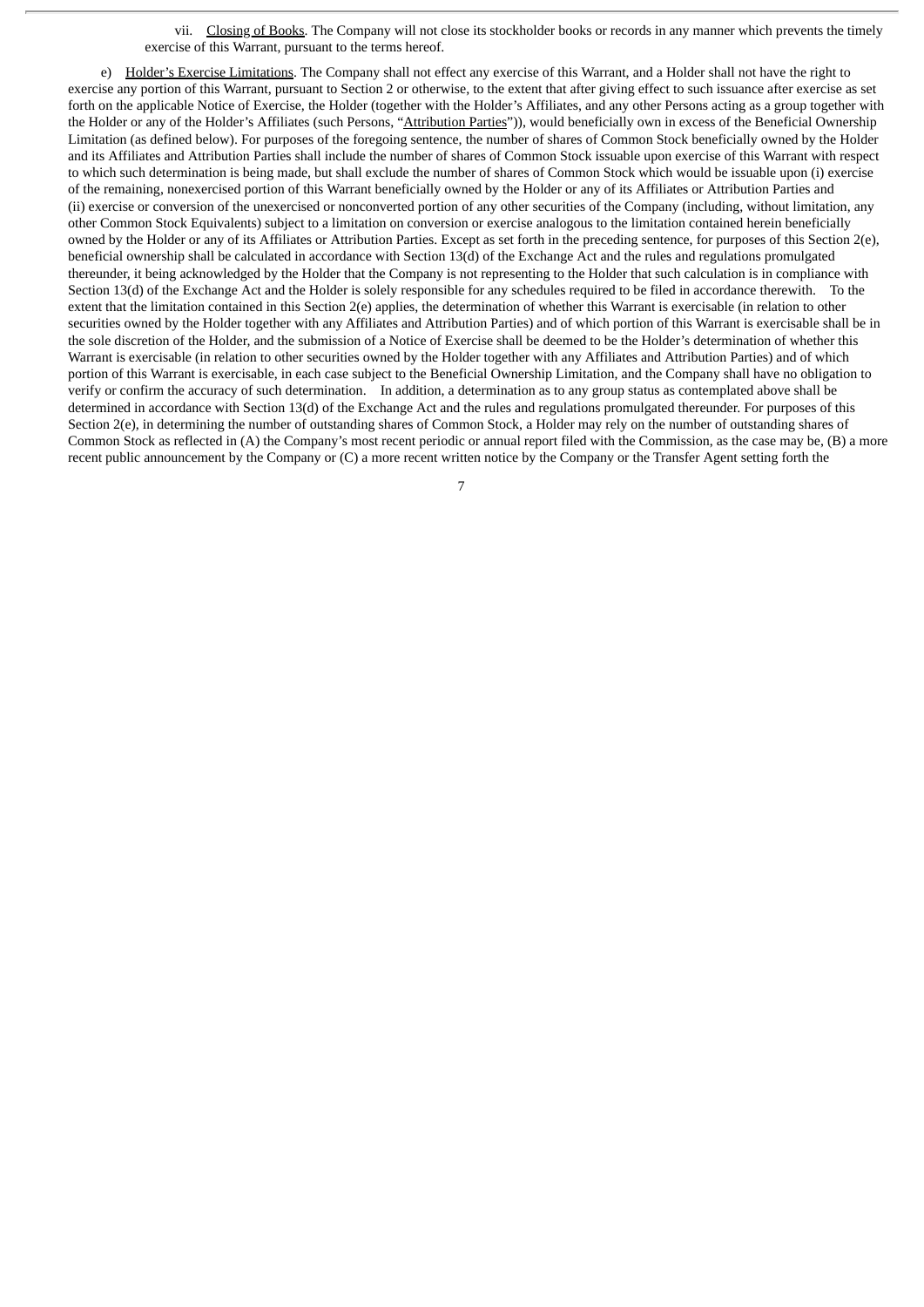vii. Closing of Books. The Company will not close its stockholder books or records in any manner which prevents the timely exercise of this Warrant, pursuant to the terms hereof.

e) Holder's Exercise Limitations. The Company shall not effect any exercise of this Warrant, and a Holder shall not have the right to exercise any portion of this Warrant, pursuant to Section 2 or otherwise, to the extent that after giving effect to such issuance after exercise as set forth on the applicable Notice of Exercise, the Holder (together with the Holder's Affiliates, and any other Persons acting as a group together with the Holder or any of the Holder's Affiliates (such Persons, "Attribution Parties")), would beneficially own in excess of the Beneficial Ownership Limitation (as defined below). For purposes of the foregoing sentence, the number of shares of Common Stock beneficially owned by the Holder and its Affiliates and Attribution Parties shall include the number of shares of Common Stock issuable upon exercise of this Warrant with respect to which such determination is being made, but shall exclude the number of shares of Common Stock which would be issuable upon (i) exercise of the remaining, nonexercised portion of this Warrant beneficially owned by the Holder or any of its Affiliates or Attribution Parties and (ii) exercise or conversion of the unexercised or nonconverted portion of any other securities of the Company (including, without limitation, any other Common Stock Equivalents) subject to a limitation on conversion or exercise analogous to the limitation contained herein beneficially owned by the Holder or any of its Affiliates or Attribution Parties. Except as set forth in the preceding sentence, for purposes of this Section 2(e), beneficial ownership shall be calculated in accordance with Section 13(d) of the Exchange Act and the rules and regulations promulgated thereunder, it being acknowledged by the Holder that the Company is not representing to the Holder that such calculation is in compliance with Section 13(d) of the Exchange Act and the Holder is solely responsible for any schedules required to be filed in accordance therewith. To the extent that the limitation contained in this Section 2(e) applies, the determination of whether this Warrant is exercisable (in relation to other securities owned by the Holder together with any Affiliates and Attribution Parties) and of which portion of this Warrant is exercisable shall be in the sole discretion of the Holder, and the submission of a Notice of Exercise shall be deemed to be the Holder's determination of whether this Warrant is exercisable (in relation to other securities owned by the Holder together with any Affiliates and Attribution Parties) and of which portion of this Warrant is exercisable, in each case subject to the Beneficial Ownership Limitation, and the Company shall have no obligation to verify or confirm the accuracy of such determination. In addition, a determination as to any group status as contemplated above shall be determined in accordance with Section 13(d) of the Exchange Act and the rules and regulations promulgated thereunder. For purposes of this Section 2(e), in determining the number of outstanding shares of Common Stock, a Holder may rely on the number of outstanding shares of Common Stock as reflected in (A) the Company's most recent periodic or annual report filed with the Commission, as the case may be, (B) a more recent public announcement by the Company or (C) a more recent written notice by the Company or the Transfer Agent setting forth the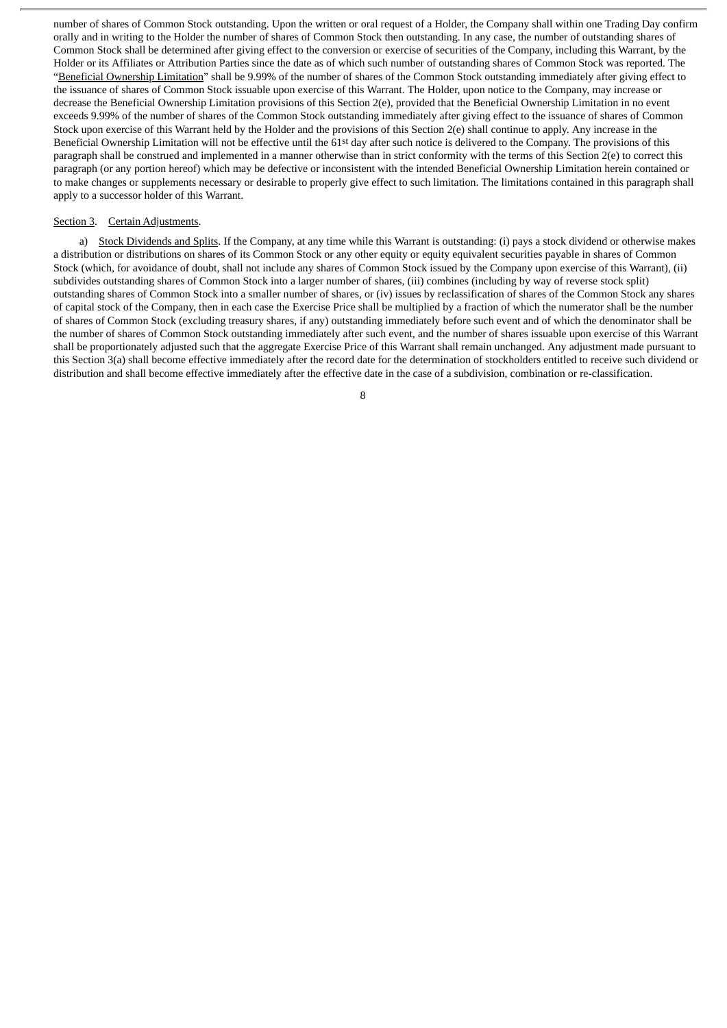number of shares of Common Stock outstanding. Upon the written or oral request of a Holder, the Company shall within one Trading Day confirm orally and in writing to the Holder the number of shares of Common Stock then outstanding. In any case, the number of outstanding shares of Common Stock shall be determined after giving effect to the conversion or exercise of securities of the Company, including this Warrant, by the Holder or its Affiliates or Attribution Parties since the date as of which such number of outstanding shares of Common Stock was reported. The "Beneficial Ownership Limitation" shall be 9.99% of the number of shares of the Common Stock outstanding immediately after giving effect to the issuance of shares of Common Stock issuable upon exercise of this Warrant. The Holder, upon notice to the Company, may increase or decrease the Beneficial Ownership Limitation provisions of this Section 2(e), provided that the Beneficial Ownership Limitation in no event exceeds 9.99% of the number of shares of the Common Stock outstanding immediately after giving effect to the issuance of shares of Common Stock upon exercise of this Warrant held by the Holder and the provisions of this Section 2(e) shall continue to apply. Any increase in the Beneficial Ownership Limitation will not be effective until the 61st day after such notice is delivered to the Company. The provisions of this paragraph shall be construed and implemented in a manner otherwise than in strict conformity with the terms of this Section 2(e) to correct this paragraph (or any portion hereof) which may be defective or inconsistent with the intended Beneficial Ownership Limitation herein contained or to make changes or supplements necessary or desirable to properly give effect to such limitation. The limitations contained in this paragraph shall apply to a successor holder of this Warrant.

Section 3. Certain Adjustments.

a) Stock Dividends and Splits. If the Company, at any time while this Warrant is outstanding: (i) pays a stock dividend or otherwise makes a distribution or distributions on shares of its Common Stock or any other equity or equity equivalent securities payable in shares of Common Stock (which, for avoidance of doubt, shall not include any shares of Common Stock issued by the Company upon exercise of this Warrant), (ii) subdivides outstanding shares of Common Stock into a larger number of shares, (iii) combines (including by way of reverse stock split) outstanding shares of Common Stock into a smaller number of shares, or (iv) issues by reclassification of shares of the Common Stock any shares of capital stock of the Company, then in each case the Exercise Price shall be multiplied by a fraction of which the numerator shall be the number of shares of Common Stock (excluding treasury shares, if any) outstanding immediately before such event and of which the denominator shall be the number of shares of Common Stock outstanding immediately after such event, and the number of shares issuable upon exercise of this Warrant shall be proportionately adjusted such that the aggregate Exercise Price of this Warrant shall remain unchanged. Any adjustment made pursuant to this Section 3(a) shall become effective immediately after the record date for the determination of stockholders entitled to receive such dividend or distribution and shall become effective immediately after the effective date in the case of a subdivision, combination or re-classification.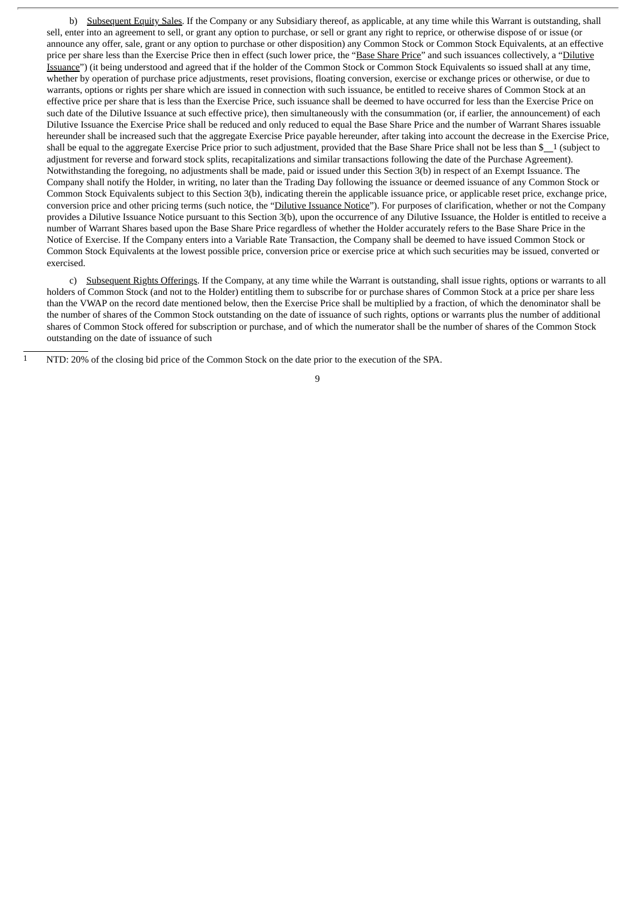b) Subsequent Equity Sales. If the Company or any Subsidiary thereof, as applicable, at any time while this Warrant is outstanding, shall sell, enter into an agreement to sell, or grant any option to purchase, or sell or grant any right to reprice, or otherwise dispose of or issue (or announce any offer, sale, grant or any option to purchase or other disposition) any Common Stock or Common Stock Equivalents, at an effective price per share less than the Exercise Price then in effect (such lower price, the "Base Share Price" and such issuances collectively, a "Dilutive Issuance") (it being understood and agreed that if the holder of the Common Stock or Common Stock Equivalents so issued shall at any time, whether by operation of purchase price adjustments, reset provisions, floating conversion, exercise or exchange prices or otherwise, or due to warrants, options or rights per share which are issued in connection with such issuance, be entitled to receive shares of Common Stock at an effective price per share that is less than the Exercise Price, such issuance shall be deemed to have occurred for less than the Exercise Price on such date of the Dilutive Issuance at such effective price), then simultaneously with the consummation (or, if earlier, the announcement) of each Dilutive Issuance the Exercise Price shall be reduced and only reduced to equal the Base Share Price and the number of Warrant Shares issuable hereunder shall be increased such that the aggregate Exercise Price payable hereunder, after taking into account the decrease in the Exercise Price, shall be equal to the aggregate Exercise Price prior to such adjustment, provided that the Base Share Price shall not be less than $__[1] (subject to adjustment for reverse and forward stock splits, recapitalizations and similar transactions following the date of the Purchase Agreement). Notwithstanding the foregoing, no adjustments shall be made, paid or issued under this Section 3(b) in respect of an Exempt Issuance. The Company shall notify the Holder, in writing, no later than the Trading Day following the issuance or deemed issuance of any Common Stock or Common Stock Equivalents subject to this Section 3(b), indicating therein the applicable issuance price, or applicable reset price, exchange price, conversion price and other pricing terms (such notice, the "Dilutive Issuance Notice"). For purposes of clarification, whether or not the Company provides a Dilutive Issuance Notice pursuant to this Section 3(b), upon the occurrence of any Dilutive Issuance, the Holder is entitled to receive a number of Warrant Shares based upon the Base Share Price regardless of whether the Holder accurately refers to the Base Share Price in the Notice of Exercise. If the Company enters into a Variable Rate Transaction, the Company shall be deemed to have issued Common Stock or Common Stock Equivalents at the lowest possible price, conversion price or exercise price at which such securities may be issued, converted or exercised.

c) Subsequent Rights Offerings. If the Company, at any time while the Warrant is outstanding, shall issue rights, options or warrants to all holders of Common Stock (and not to the Holder) entitling them to subscribe for or purchase shares of Common Stock at a price per share less than the VWAP on the record date mentioned below, then the Exercise Price shall be multiplied by a fraction, of which the denominator shall be the number of shares of the Common Stock outstanding on the date of issuance of such rights, options or warrants plus the number of additional shares of Common Stock offered for subscription or purchase, and of which the numerator shall be the number of shares of the Common Stock outstanding on the date of issuance of such

[1] NTD: 20% of the closing bid price of the Common Stock on the date prior to the execution of the SPA.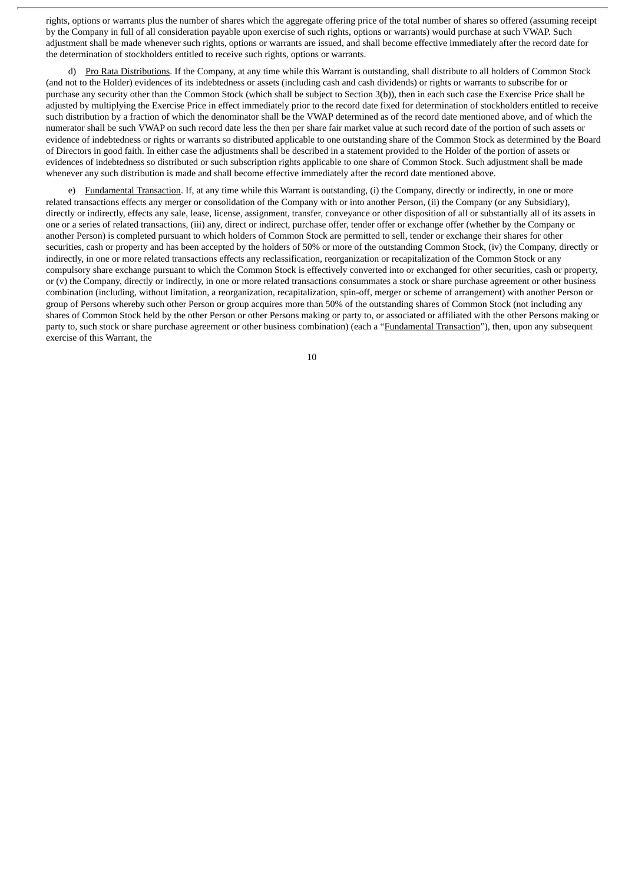rights, options or warrants plus the number of shares which the aggregate offering price of the total number of shares so offered (assuming receipt by the Company in full of all consideration payable upon exercise of such rights, options or warrants) would purchase at such VWAP. Such adjustment shall be made whenever such rights, options or warrants are issued, and shall become effective immediately after the record date for the determination of stockholders entitled to receive such rights, options or warrants.

d) Pro Rata Distributions. If the Company, at any time while this Warrant is outstanding, shall distribute to all holders of Common Stock (and not to the Holder) evidences of its indebtedness or assets (including cash and cash dividends) or rights or warrants to subscribe for or purchase any security other than the Common Stock (which shall be subject to Section 3(b)), then in each such case the Exercise Price shall be adjusted by multiplying the Exercise Price in effect immediately prior to the record date fixed for determination of stockholders entitled to receive such distribution by a fraction of which the denominator shall be the VWAP determined as of the record date mentioned above, and of which the numerator shall be such VWAP on such record date less the then per share fair market value at such record date of the portion of such assets or evidence of indebtedness or rights or warrants so distributed applicable to one outstanding share of the Common Stock as determined by the Board of Directors in good faith. In either case the adjustments shall be described in a statement provided to the Holder of the portion of assets or evidences of indebtedness so distributed or such subscription rights applicable to one share of Common Stock. Such adjustment shall be made whenever any such distribution is made and shall become effective immediately after the record date mentioned above.

e) Fundamental Transaction. If, at any time while this Warrant is outstanding, (i) the Company, directly or indirectly, in one or more related transactions effects any merger or consolidation of the Company with or into another Person, (ii) the Company (or any Subsidiary), directly or indirectly, effects any sale, lease, license, assignment, transfer, conveyance or other disposition of all or substantially all of its assets in one or a series of related transactions, (iii) any, direct or indirect, purchase offer, tender offer or exchange offer (whether by the Company or another Person) is completed pursuant to which holders of Common Stock are permitted to sell, tender or exchange their shares for other securities, cash or property and has been accepted by the holders of 50% or more of the outstanding Common Stock, (iv) the Company, directly or indirectly, in one or more related transactions effects any reclassification, reorganization or recapitalization of the Common Stock or any compulsory share exchange pursuant to which the Common Stock is effectively converted into or exchanged for other securities, cash or property, or (v) the Company, directly or indirectly, in one or more related transactions consummates a stock or share purchase agreement or other business combination (including, without limitation, a reorganization, recapitalization, spin-off, merger or scheme of arrangement) with another Person or group of Persons whereby such other Person or group acquires more than 50% of the outstanding shares of Common Stock (not including any shares of Common Stock held by the other Person or other Persons making or party to, or associated or affiliated with the other Persons making or party to, such stock or share purchase agreement or other business combination) (each a "Fundamental Transaction"), then, upon any subsequent exercise of this Warrant, the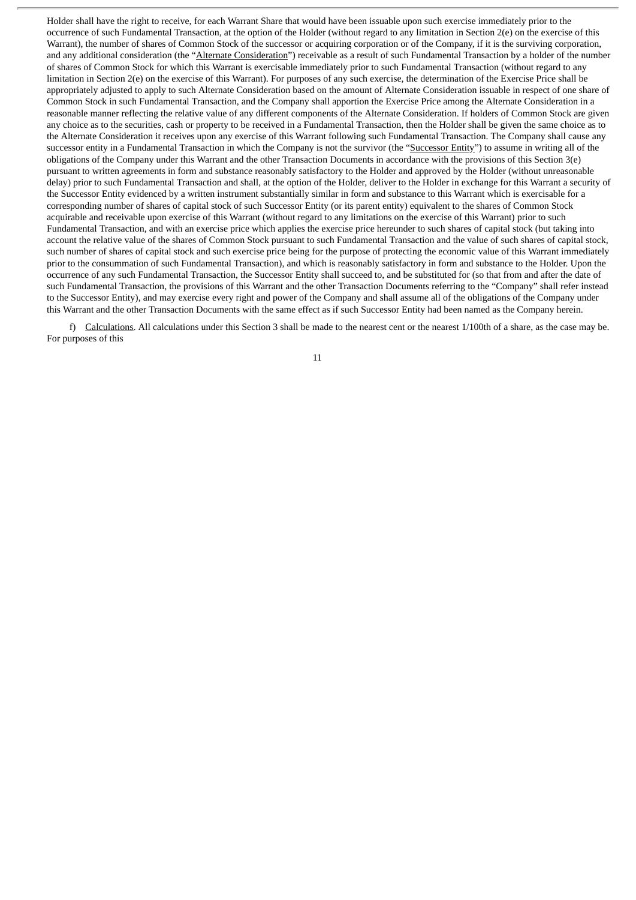Holder shall have the right to receive, for each Warrant Share that would have been issuable upon such exercise immediately prior to the occurrence of such Fundamental Transaction, at the option of the Holder (without regard to any limitation in Section 2(e) on the exercise of this Warrant), the number of shares of Common Stock of the successor or acquiring corporation or of the Company, if it is the surviving corporation, and any additional consideration (the "Alternate Consideration") receivable as a result of such Fundamental Transaction by a holder of the number of shares of Common Stock for which this Warrant is exercisable immediately prior to such Fundamental Transaction (without regard to any limitation in Section 2(e) on the exercise of this Warrant). For purposes of any such exercise, the determination of the Exercise Price shall be appropriately adjusted to apply to such Alternate Consideration based on the amount of Alternate Consideration issuable in respect of one share of Common Stock in such Fundamental Transaction, and the Company shall apportion the Exercise Price among the Alternate Consideration in a reasonable manner reflecting the relative value of any different components of the Alternate Consideration. If holders of Common Stock are given any choice as to the securities, cash or property to be received in a Fundamental Transaction, then the Holder shall be given the same choice as to the Alternate Consideration it receives upon any exercise of this Warrant following such Fundamental Transaction. The Company shall cause any successor entity in a Fundamental Transaction in which the Company is not the survivor (the "Successor Entity") to assume in writing all of the obligations of the Company under this Warrant and the other Transaction Documents in accordance with the provisions of this Section 3(e) pursuant to written agreements in form and substance reasonably satisfactory to the Holder and approved by the Holder (without unreasonable delay) prior to such Fundamental Transaction and shall, at the option of the Holder, deliver to the Holder in exchange for this Warrant a security of the Successor Entity evidenced by a written instrument substantially similar in form and substance to this Warrant which is exercisable for a corresponding number of shares of capital stock of such Successor Entity (or its parent entity) equivalent to the shares of Common Stock acquirable and receivable upon exercise of this Warrant (without regard to any limitations on the exercise of this Warrant) prior to such Fundamental Transaction, and with an exercise price which applies the exercise price hereunder to such shares of capital stock (but taking into account the relative value of the shares of Common Stock pursuant to such Fundamental Transaction and the value of such shares of capital stock, such number of shares of capital stock and such exercise price being for the purpose of protecting the economic value of this Warrant immediately prior to the consummation of such Fundamental Transaction), and which is reasonably satisfactory in form and substance to the Holder. Upon the occurrence of any such Fundamental Transaction, the Successor Entity shall succeed to, and be substituted for (so that from and after the date of such Fundamental Transaction, the provisions of this Warrant and the other Transaction Documents referring to the "Company" shall refer instead to the Successor Entity), and may exercise every right and power of the Company and shall assume all of the obligations of the Company under this Warrant and the other Transaction Documents with the same effect as if such Successor Entity had been named as the Company herein.

f) Calculations. All calculations under this Section 3 shall be made to the nearest cent or the nearest 1/100th of a share, as the case may be. For purposes of this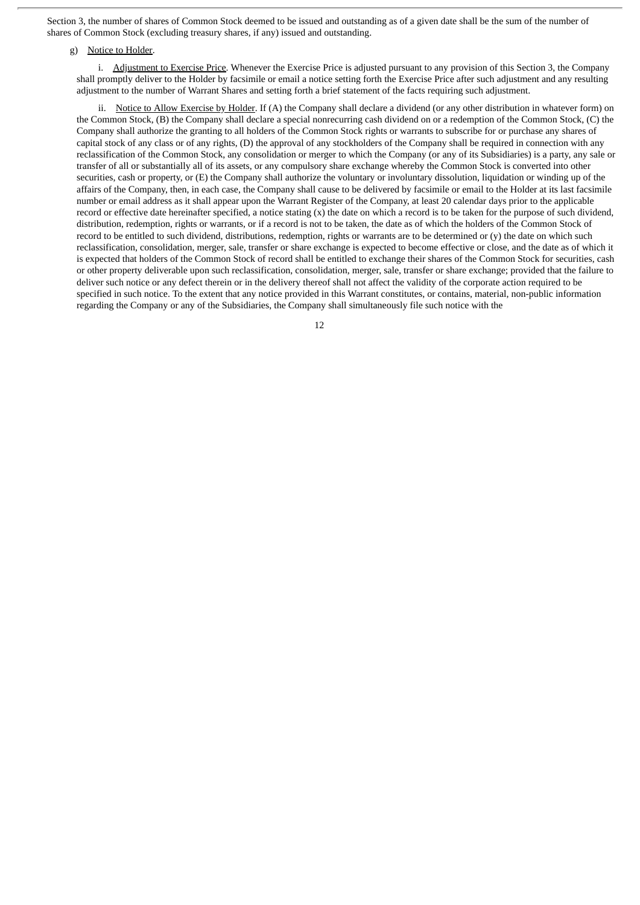Section 3, the number of shares of Common Stock deemed to be issued and outstanding as of a given date shall be the sum of the number of shares of Common Stock (excluding treasury shares, if any) issued and outstanding.

g) Notice to Holder.

i. Adjustment to Exercise Price. Whenever the Exercise Price is adjusted pursuant to any provision of this Section 3, the Company shall promptly deliver to the Holder by facsimile or email a notice setting forth the Exercise Price after such adjustment and any resulting adjustment to the number of Warrant Shares and setting forth a brief statement of the facts requiring such adjustment.

ii. Notice to Allow Exercise by Holder. If (A) the Company shall declare a dividend (or any other distribution in whatever form) on the Common Stock, (B) the Company shall declare a special nonrecurring cash dividend on or a redemption of the Common Stock, (C) the Company shall authorize the granting to all holders of the Common Stock rights or warrants to subscribe for or purchase any shares of capital stock of any class or of any rights, (D) the approval of any stockholders of the Company shall be required in connection with any reclassification of the Common Stock, any consolidation or merger to which the Company (or any of its Subsidiaries) is a party, any sale or transfer of all or substantially all of its assets, or any compulsory share exchange whereby the Common Stock is converted into other securities, cash or property, or (E) the Company shall authorize the voluntary or involuntary dissolution, liquidation or winding up of the affairs of the Company, then, in each case, the Company shall cause to be delivered by facsimile or email to the Holder at its last facsimile number or email address as it shall appear upon the Warrant Register of the Company, at least 20 calendar days prior to the applicable record or effective date hereinafter specified, a notice stating (x) the date on which a record is to be taken for the purpose of such dividend, distribution, redemption, rights or warrants, or if a record is not to be taken, the date as of which the holders of the Common Stock of record to be entitled to such dividend, distributions, redemption, rights or warrants are to be determined or (y) the date on which such reclassification, consolidation, merger, sale, transfer or share exchange is expected to become effective or close, and the date as of which it is expected that holders of the Common Stock of record shall be entitled to exchange their shares of the Common Stock for securities, cash or other property deliverable upon such reclassification, consolidation, merger, sale, transfer or share exchange; provided that the failure to deliver such notice or any defect therein or in the delivery thereof shall not affect the validity of the corporate action required to be specified in such notice. To the extent that any notice provided in this Warrant constitutes, or contains, material, non-public information regarding the Company or any of the Subsidiaries, the Company shall simultaneously file such notice with the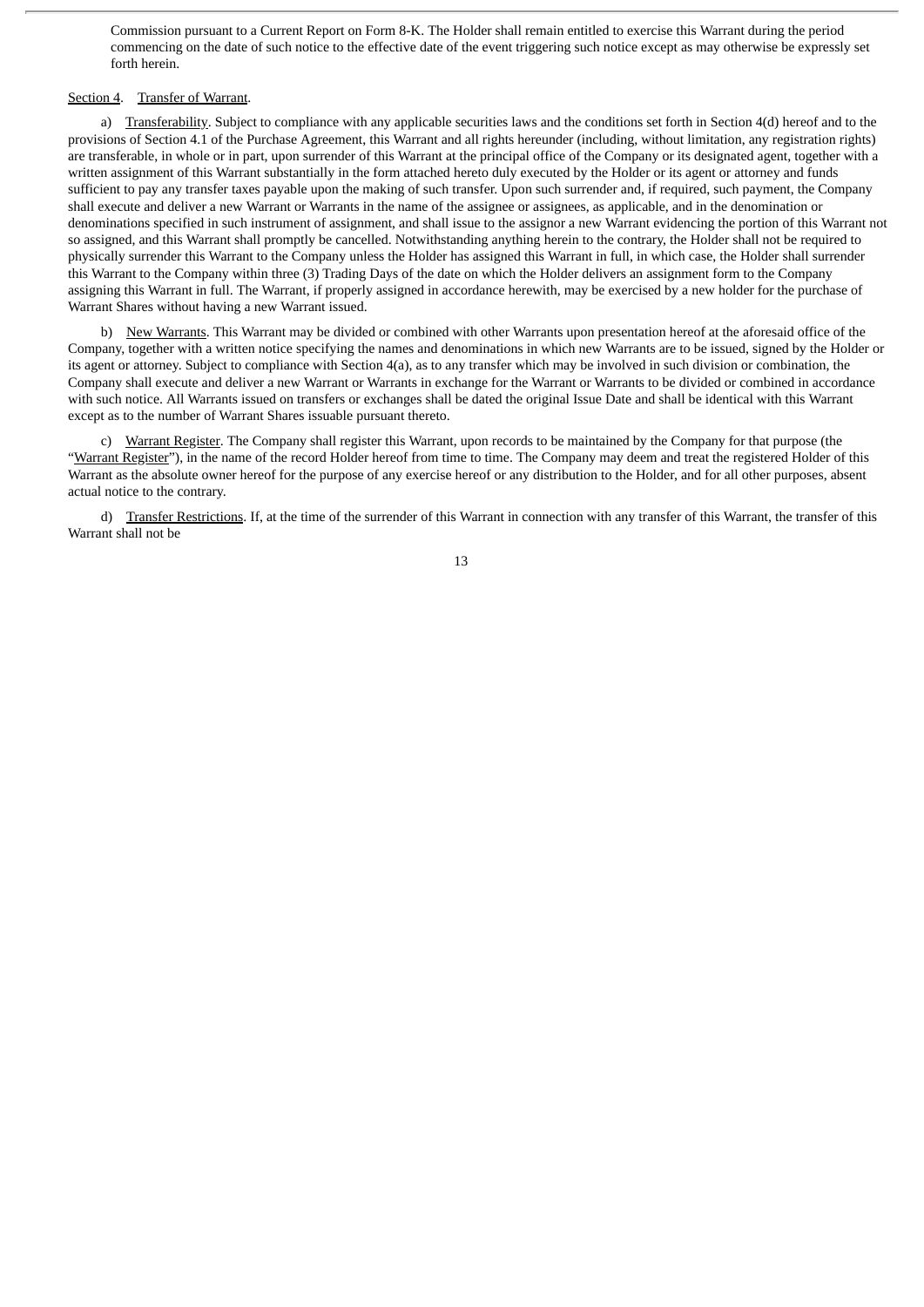Commission pursuant to a Current Report on Form 8-K. The Holder shall remain entitled to exercise this Warrant during the period commencing on the date of such notice to the effective date of the event triggering such notice except as may otherwise be expressly set forth herein.

Section 4. Transfer of Warrant.

a) Transferability. Subject to compliance with any applicable securities laws and the conditions set forth in Section 4(d) hereof and to the provisions of Section 4.1 of the Purchase Agreement, this Warrant and all rights hereunder (including, without limitation, any registration rights) are transferable, in whole or in part, upon surrender of this Warrant at the principal office of the Company or its designated agent, together with a written assignment of this Warrant substantially in the form attached hereto duly executed by the Holder or its agent or attorney and funds sufficient to pay any transfer taxes payable upon the making of such transfer. Upon such surrender and, if required, such payment, the Company shall execute and deliver a new Warrant or Warrants in the name of the assignee or assignees, as applicable, and in the denomination or denominations specified in such instrument of assignment, and shall issue to the assignor a new Warrant evidencing the portion of this Warrant not so assigned, and this Warrant shall promptly be cancelled. Notwithstanding anything herein to the contrary, the Holder shall not be required to physically surrender this Warrant to the Company unless the Holder has assigned this Warrant in full, in which case, the Holder shall surrender this Warrant to the Company within three (3) Trading Days of the date on which the Holder delivers an assignment form to the Company assigning this Warrant in full. The Warrant, if properly assigned in accordance herewith, may be exercised by a new holder for the purchase of Warrant Shares without having a new Warrant issued.

b) New Warrants. This Warrant may be divided or combined with other Warrants upon presentation hereof at the aforesaid office of the Company, together with a written notice specifying the names and denominations in which new Warrants are to be issued, signed by the Holder or its agent or attorney. Subject to compliance with Section 4(a), as to any transfer which may be involved in such division or combination, the Company shall execute and deliver a new Warrant or Warrants in exchange for the Warrant or Warrants to be divided or combined in accordance with such notice. All Warrants issued on transfers or exchanges shall be dated the original Issue Date and shall be identical with this Warrant except as to the number of Warrant Shares issuable pursuant thereto.

c) Warrant Register. The Company shall register this Warrant, upon records to be maintained by the Company for that purpose (the "Warrant Register"), in the name of the record Holder hereof from time to time. The Company may deem and treat the registered Holder of this Warrant as the absolute owner hereof for the purpose of any exercise hereof or any distribution to the Holder, and for all other purposes, absent actual notice to the contrary.

d) Transfer Restrictions. If, at the time of the surrender of this Warrant in connection with any transfer of this Warrant, the transfer of this Warrant shall not be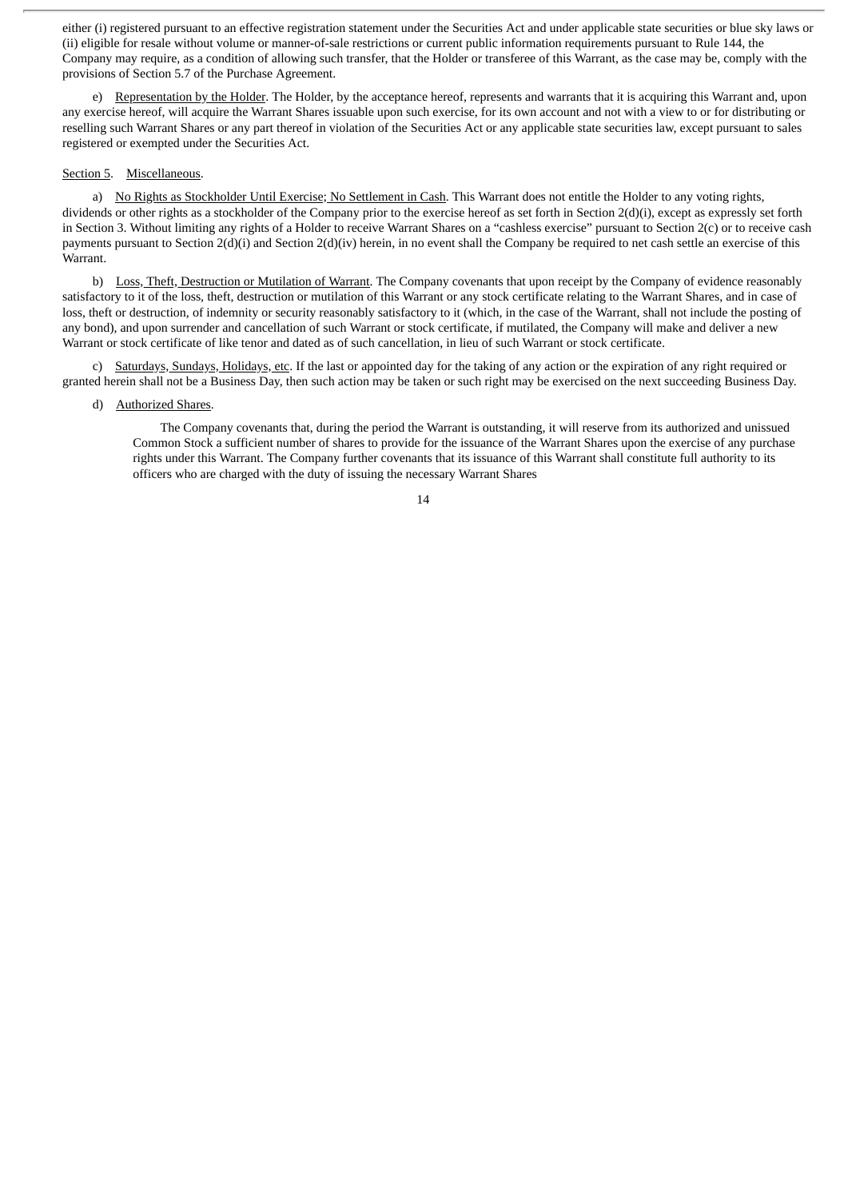either (i) registered pursuant to an effective registration statement under the Securities Act and under applicable state securities or blue sky laws or (ii) eligible for resale without volume or manner-of-sale restrictions or current public information requirements pursuant to Rule 144, the Company may require, as a condition of allowing such transfer, that the Holder or transferee of this Warrant, as the case may be, comply with the provisions of Section 5.7 of the Purchase Agreement.

e) Representation by the Holder. The Holder, by the acceptance hereof, represents and warrants that it is acquiring this Warrant and, upon any exercise hereof, will acquire the Warrant Shares issuable upon such exercise, for its own account and not with a view to or for distributing or reselling such Warrant Shares or any part thereof in violation of the Securities Act or any applicable state securities law, except pursuant to sales registered or exempted under the Securities Act.

Section 5. Miscellaneous.

a) No Rights as Stockholder Until Exercise; No Settlement in Cash. This Warrant does not entitle the Holder to any voting rights, dividends or other rights as a stockholder of the Company prior to the exercise hereof as set forth in Section 2(d)(i), except as expressly set forth in Section 3. Without limiting any rights of a Holder to receive Warrant Shares on a "cashless exercise" pursuant to Section 2(c) or to receive cash payments pursuant to Section 2(d)(i) and Section 2(d)(iv) herein, in no event shall the Company be required to net cash settle an exercise of this Warrant.

b) Loss, Theft, Destruction or Mutilation of Warrant. The Company covenants that upon receipt by the Company of evidence reasonably satisfactory to it of the loss, theft, destruction or mutilation of this Warrant or any stock certificate relating to the Warrant Shares, and in case of loss, theft or destruction, of indemnity or security reasonably satisfactory to it (which, in the case of the Warrant, shall not include the posting of any bond), and upon surrender and cancellation of such Warrant or stock certificate, if mutilated, the Company will make and deliver a new Warrant or stock certificate of like tenor and dated as of such cancellation, in lieu of such Warrant or stock certificate.

c) Saturdays, Sundays, Holidays, etc. If the last or appointed day for the taking of any action or the expiration of any right required or granted herein shall not be a Business Day, then such action may be taken or such right may be exercised on the next succeeding Business Day.

d) Authorized Shares.

The Company covenants that, during the period the Warrant is outstanding, it will reserve from its authorized and unissued Common Stock a sufficient number of shares to provide for the issuance of the Warrant Shares upon the exercise of any purchase rights under this Warrant. The Company further covenants that its issuance of this Warrant shall constitute full authority to its officers who are charged with the duty of issuing the necessary Warrant Shares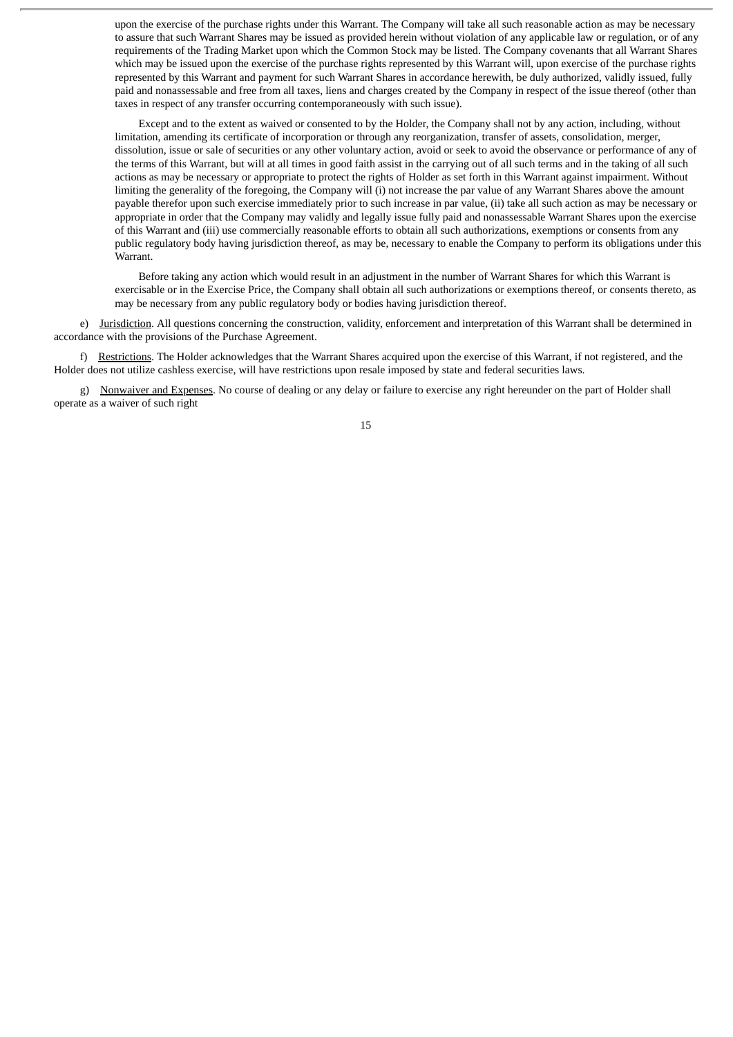upon the exercise of the purchase rights under this Warrant. The Company will take all such reasonable action as may be necessary to assure that such Warrant Shares may be issued as provided herein without violation of any applicable law or regulation, or of any requirements of the Trading Market upon which the Common Stock may be listed. The Company covenants that all Warrant Shares which may be issued upon the exercise of the purchase rights represented by this Warrant will, upon exercise of the purchase rights represented by this Warrant and payment for such Warrant Shares in accordance herewith, be duly authorized, validly issued, fully paid and nonassessable and free from all taxes, liens and charges created by the Company in respect of the issue thereof (other than taxes in respect of any transfer occurring contemporaneously with such issue).

Except and to the extent as waived or consented to by the Holder, the Company shall not by any action, including, without limitation, amending its certificate of incorporation or through any reorganization, transfer of assets, consolidation, merger, dissolution, issue or sale of securities or any other voluntary action, avoid or seek to avoid the observance or performance of any of the terms of this Warrant, but will at all times in good faith assist in the carrying out of all such terms and in the taking of all such actions as may be necessary or appropriate to protect the rights of Holder as set forth in this Warrant against impairment. Without limiting the generality of the foregoing, the Company will (i) not increase the par value of any Warrant Shares above the amount payable therefor upon such exercise immediately prior to such increase in par value, (ii) take all such action as may be necessary or appropriate in order that the Company may validly and legally issue fully paid and nonassessable Warrant Shares upon the exercise of this Warrant and (iii) use commercially reasonable efforts to obtain all such authorizations, exemptions or consents from any public regulatory body having jurisdiction thereof, as may be, necessary to enable the Company to perform its obligations under this Warrant.

Before taking any action which would result in an adjustment in the number of Warrant Shares for which this Warrant is exercisable or in the Exercise Price, the Company shall obtain all such authorizations or exemptions thereof, or consents thereto, as may be necessary from any public regulatory body or bodies having jurisdiction thereof.

e) Jurisdiction. All questions concerning the construction, validity, enforcement and interpretation of this Warrant shall be determined in accordance with the provisions of the Purchase Agreement.

f) Restrictions. The Holder acknowledges that the Warrant Shares acquired upon the exercise of this Warrant, if not registered, and the Holder does not utilize cashless exercise, will have restrictions upon resale imposed by state and federal securities laws.

g) Nonwaiver and Expenses. No course of dealing or any delay or failure to exercise any right hereunder on the part of Holder shall operate as a waiver of such right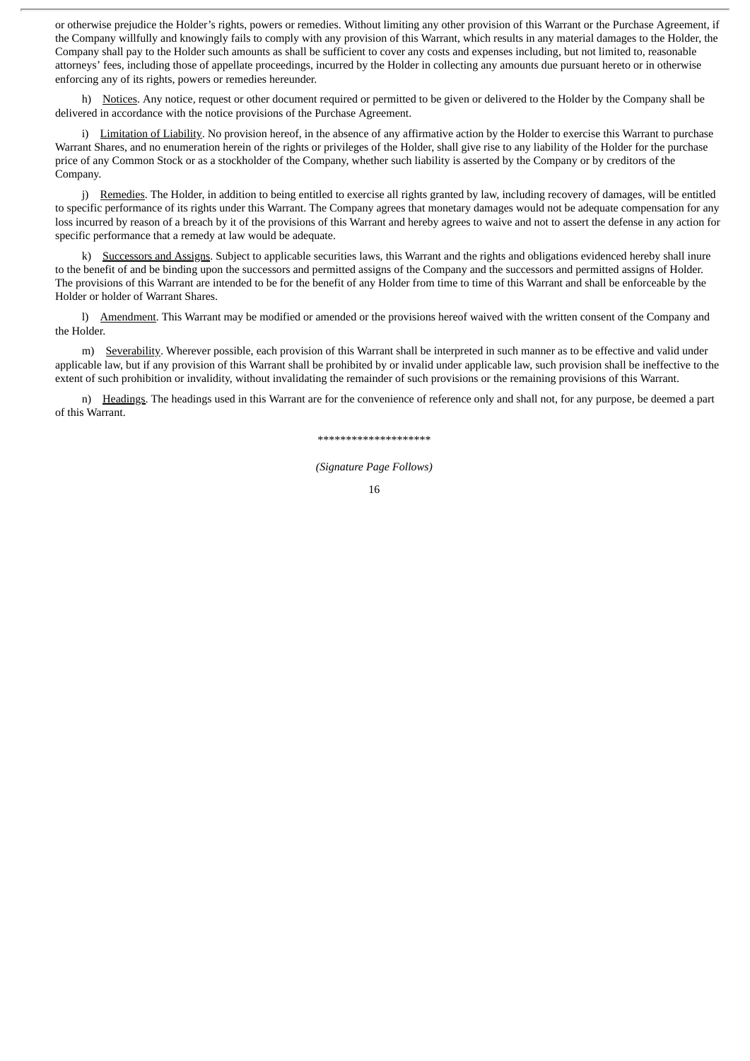or otherwise prejudice the Holder's rights, powers or remedies. Without limiting any other provision of this Warrant or the Purchase Agreement, if the Company willfully and knowingly fails to comply with any provision of this Warrant, which results in any material damages to the Holder, the Company shall pay to the Holder such amounts as shall be sufficient to cover any costs and expenses including, but not limited to, reasonable attorneys' fees, including those of appellate proceedings, incurred by the Holder in collecting any amounts due pursuant hereto or in otherwise enforcing any of its rights, powers or remedies hereunder.

h) Notices. Any notice, request or other document required or permitted to be given or delivered to the Holder by the Company shall be delivered in accordance with the notice provisions of the Purchase Agreement.

i) Limitation of Liability. No provision hereof, in the absence of any affirmative action by the Holder to exercise this Warrant to purchase Warrant Shares, and no enumeration herein of the rights or privileges of the Holder, shall give rise to any liability of the Holder for the purchase price of any Common Stock or as a stockholder of the Company, whether such liability is asserted by the Company or by creditors of the Company.

j) Remedies. The Holder, in addition to being entitled to exercise all rights granted by law, including recovery of damages, will be entitled to specific performance of its rights under this Warrant. The Company agrees that monetary damages would not be adequate compensation for any loss incurred by reason of a breach by it of the provisions of this Warrant and hereby agrees to waive and not to assert the defense in any action for specific performance that a remedy at law would be adequate.

k) Successors and Assigns. Subject to applicable securities laws, this Warrant and the rights and obligations evidenced hereby shall inure to the benefit of and be binding upon the successors and permitted assigns of the Company and the successors and permitted assigns of Holder. The provisions of this Warrant are intended to be for the benefit of any Holder from time to time of this Warrant and shall be enforceable by the Holder or holder of Warrant Shares.

l) Amendment. This Warrant may be modified or amended or the provisions hereof waived with the written consent of the Company and the Holder.

m) Severability. Wherever possible, each provision of this Warrant shall be interpreted in such manner as to be effective and valid under applicable law, but if any provision of this Warrant shall be prohibited by or invalid under applicable law, such provision shall be ineffective to the extent of such prohibition or invalidity, without invalidating the remainder of such provisions or the remaining provisions of this Warrant.

n) Headings. The headings used in this Warrant are for the convenience of reference only and shall not, for any purpose, be deemed a part of this Warrant.

********************

*(Signature Page Follows)*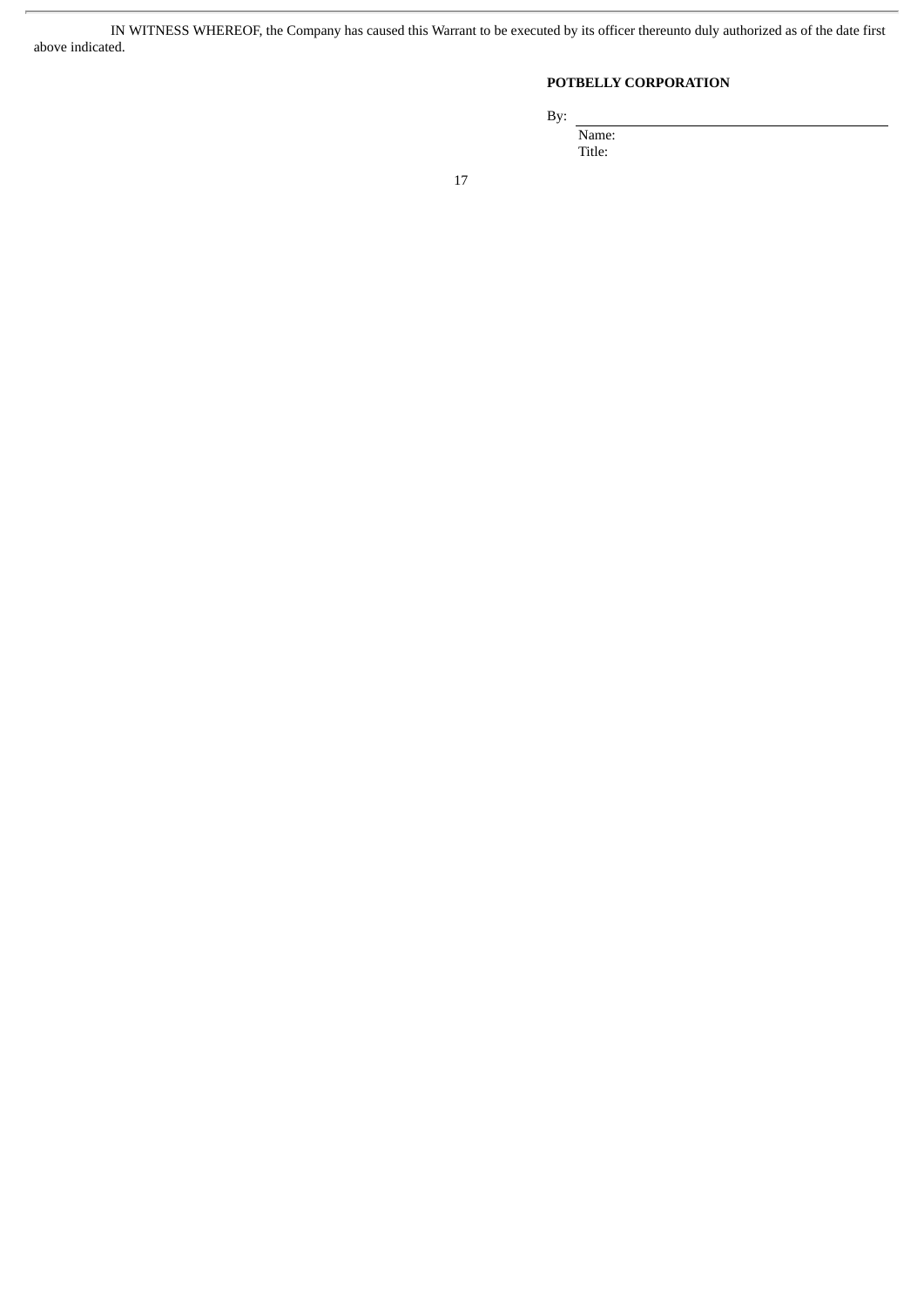IN WITNESS WHEREOF, the Company has caused this Warrant to be executed by its officer thereunto duly authorized as of the date first above indicated.

**POTBELLY CORPORATION**

By: ______________________________

Name:

Title: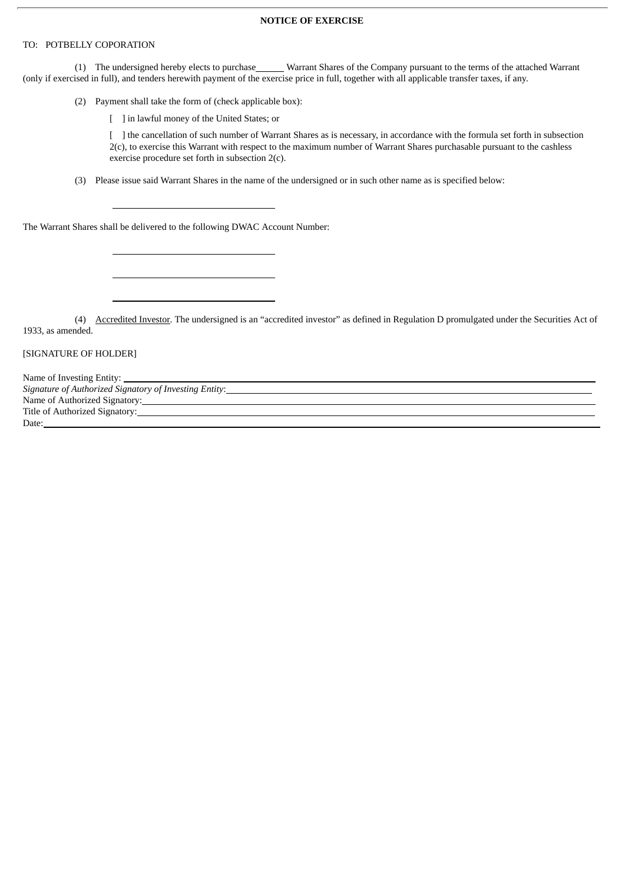**NOTICE OF EXERCISE**

TO: POTBELLY COPORATION

(1) The undersigned hereby elects to purchase______ Warrant Shares of the Company pursuant to the terms of the attached Warrant (only if exercised in full), and tenders herewith payment of the exercise price in full, together with all applicable transfer taxes, if any.

(2) Payment shall take the form of (check applicable box):

[ ] in lawful money of the United States; or

[ ] the cancellation of such number of Warrant Shares as is necessary, in accordance with the formula set forth in subsection 2(c), to exercise this Warrant with respect to the maximum number of Warrant Shares purchasable pursuant to the cashless exercise procedure set forth in subsection 2(c).

(3) Please issue said Warrant Shares in the name of the undersigned or in such other name as is specified below:

\_\_\_\_\_\_\_\_\_\_\_\_\_\_\_\_\_\_\_\_\_\_\_\_\_\_\_\_\_\_\_\_

The Warrant Shares shall be delivered to the following DWAC Account Number:

\_\_\_\_\_\_\_\_\_\_\_\_\_\_\_\_\_\_\_\_\_\_\_\_\_\_\_\_\_\_\_\_

\_\_\_\_\_\_\_\_\_\_\_\_\_\_\_\_\_\_\_\_\_\_\_\_\_\_\_\_\_\_\_\_

\_\_\_\_\_\_\_\_\_\_\_\_\_\_\_\_\_\_\_\_\_\_\_\_\_\_\_\_\_\_\_\_

(4) Accredited Investor. The undersigned is an "accredited investor" as defined in Regulation D promulgated under the Securities Act of 1933, as amended.

[SIGNATURE OF HOLDER]

Name of Investing Entity: \_\_\_\_\_\_\_\_\_\_\_\_\_\_\_\_\_\_\_\_\_\_\_\_\_\_\_\_\_\_\_\_

*Signature of Authorized Signatory of Investing Entity*: \_\_\_\_\_\_\_\_\_\_\_\_\_\_\_\_\_\_\_\_\_\_\_\_\_\_\_\_\_\_\_\_

Name of Authorized Signatory: \_\_\_\_\_\_\_\_\_\_\_\_\_\_\_\_\_\_\_\_\_\_\_\_\_\_\_\_\_\_\_\_

Title of Authorized Signatory: \_\_\_\_\_\_\_\_\_\_\_\_\_\_\_\_\_\_\_\_\_\_\_\_\_\_\_\_\_\_\_\_

Date: \_\_\_\_\_\_\_\_\_\_\_\_\_\_\_\_\_\_\_\_\_\_\_\_\_\_\_\_\_\_\_\_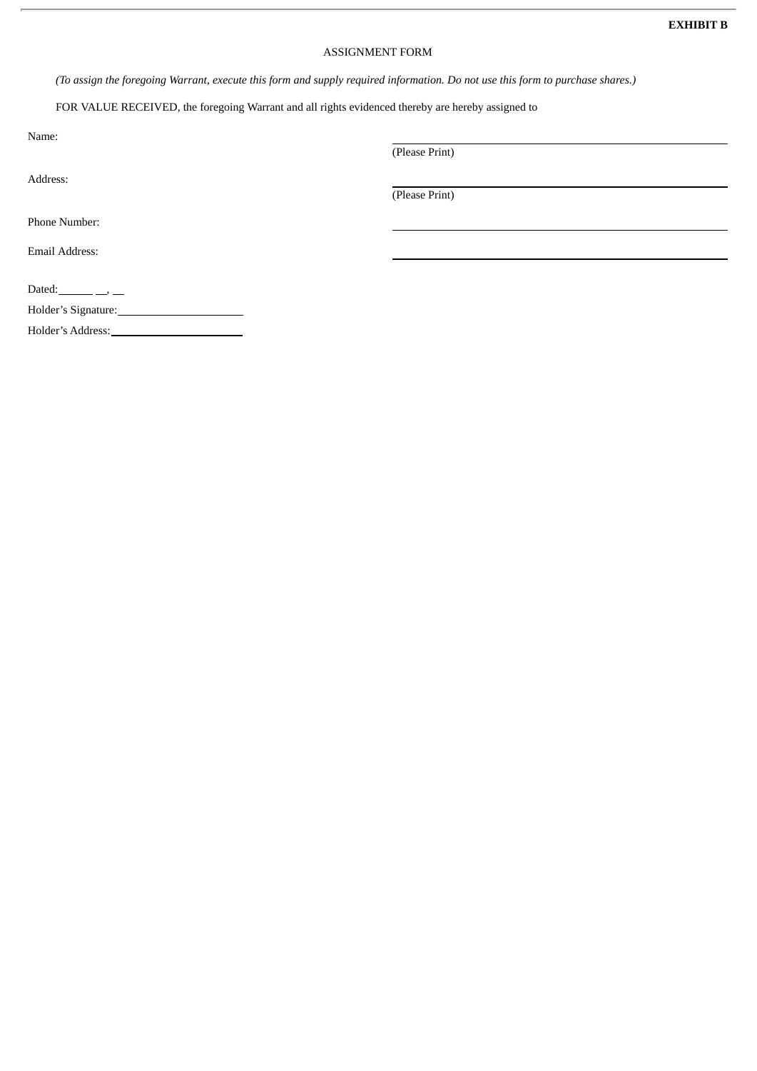**EXHIBIT B**

ASSIGNMENT FORM

*(To assign the foregoing Warrant, execute this form and supply required information. Do not use this form to purchase shares.)*

FOR VALUE RECEIVED, the foregoing Warrant and all rights evidenced thereby are hereby assigned to

Name: ______________________________
(Please Print)

Address: ______________________________
(Please Print)

Phone Number: ______________________________

Email Address: ______________________________

Dated: ______ __, __

Holder's Signature: ______________________

Holder's Address: ______________________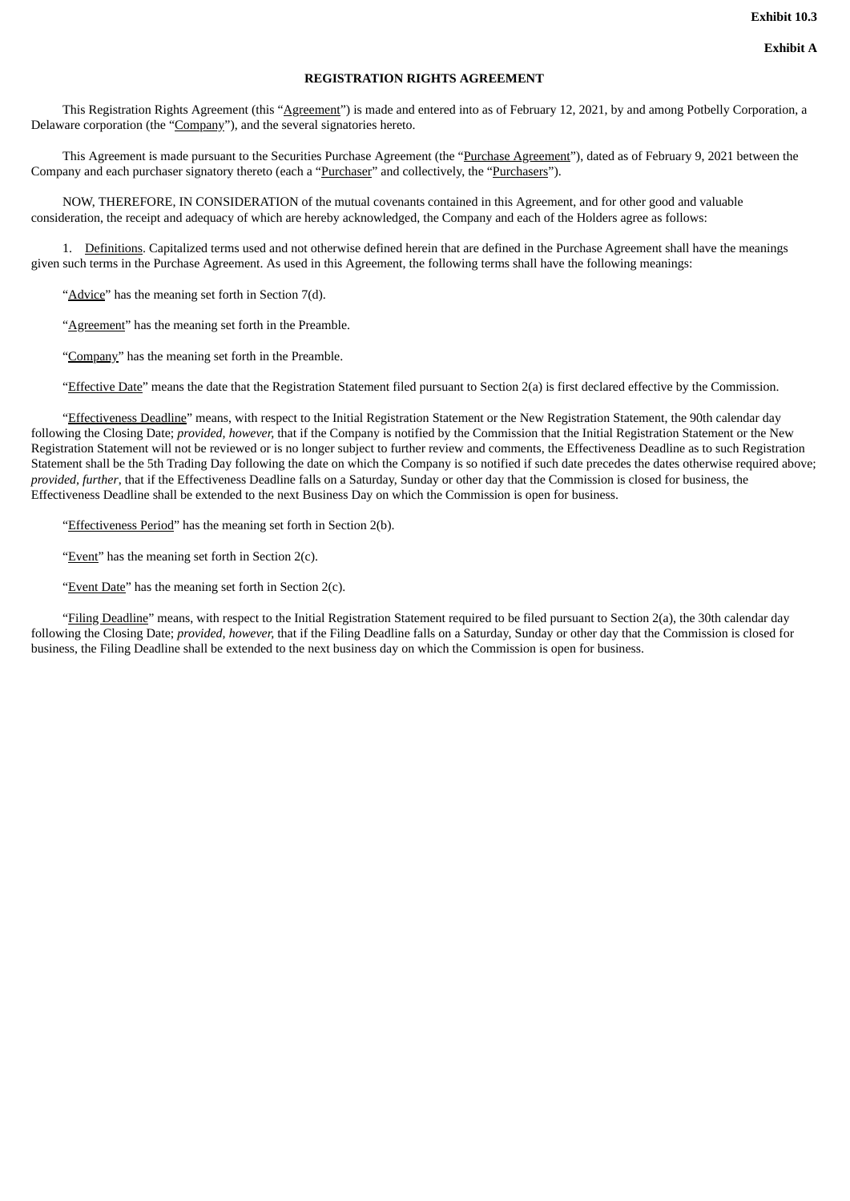**Exhibit 10.3**

**Exhibit A**

**REGISTRATION RIGHTS AGREEMENT**

This Registration Rights Agreement (this "Agreement") is made and entered into as of February 12, 2021, by and among Potbelly Corporation, a Delaware corporation (the "Company"), and the several signatories hereto.

This Agreement is made pursuant to the Securities Purchase Agreement (the "Purchase Agreement"), dated as of February 9, 2021 between the Company and each purchaser signatory thereto (each a "Purchaser" and collectively, the "Purchasers").

NOW, THEREFORE, IN CONSIDERATION of the mutual covenants contained in this Agreement, and for other good and valuable consideration, the receipt and adequacy of which are hereby acknowledged, the Company and each of the Holders agree as follows:

1. Definitions. Capitalized terms used and not otherwise defined herein that are defined in the Purchase Agreement shall have the meanings given such terms in the Purchase Agreement. As used in this Agreement, the following terms shall have the following meanings:

"Advice" has the meaning set forth in Section 7(d).

"Agreement" has the meaning set forth in the Preamble.

"Company" has the meaning set forth in the Preamble.

"Effective Date" means the date that the Registration Statement filed pursuant to Section 2(a) is first declared effective by the Commission.

"Effectiveness Deadline" means, with respect to the Initial Registration Statement or the New Registration Statement, the 90th calendar day following the Closing Date; *provided, however,* that if the Company is notified by the Commission that the Initial Registration Statement or the New Registration Statement will not be reviewed or is no longer subject to further review and comments, the Effectiveness Deadline as to such Registration Statement shall be the 5th Trading Day following the date on which the Company is so notified if such date precedes the dates otherwise required above; *provided, further*, that if the Effectiveness Deadline falls on a Saturday, Sunday or other day that the Commission is closed for business, the Effectiveness Deadline shall be extended to the next Business Day on which the Commission is open for business.

"Effectiveness Period" has the meaning set forth in Section 2(b).

"Event" has the meaning set forth in Section 2(c).

"Event Date" has the meaning set forth in Section 2(c).

"Filing Deadline" means, with respect to the Initial Registration Statement required to be filed pursuant to Section 2(a), the 30th calendar day following the Closing Date; *provided, however,* that if the Filing Deadline falls on a Saturday, Sunday or other day that the Commission is closed for business, the Filing Deadline shall be extended to the next business day on which the Commission is open for business.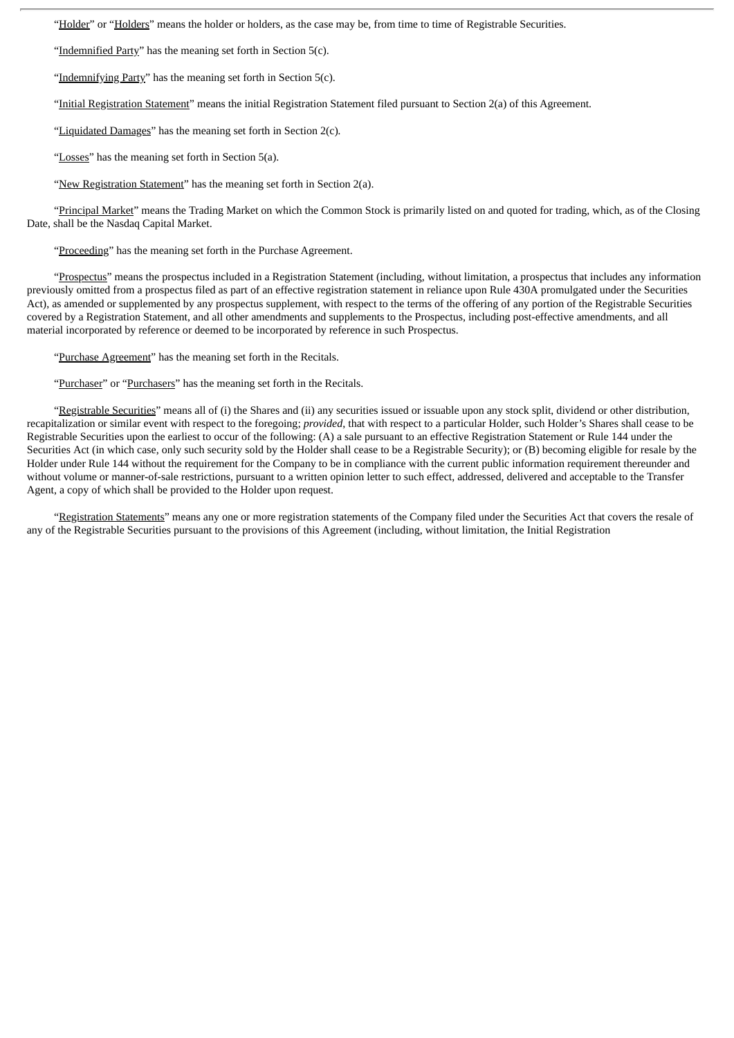"Holder" or "Holders" means the holder or holders, as the case may be, from time to time of Registrable Securities.

"Indemnified Party" has the meaning set forth in Section 5(c).

"Indemnifying Party" has the meaning set forth in Section 5(c).

"Initial Registration Statement" means the initial Registration Statement filed pursuant to Section 2(a) of this Agreement.

"Liquidated Damages" has the meaning set forth in Section 2(c).

"Losses" has the meaning set forth in Section 5(a).

"New Registration Statement" has the meaning set forth in Section 2(a).

"Principal Market" means the Trading Market on which the Common Stock is primarily listed on and quoted for trading, which, as of the Closing Date, shall be the Nasdaq Capital Market.

"Proceeding" has the meaning set forth in the Purchase Agreement.

"Prospectus" means the prospectus included in a Registration Statement (including, without limitation, a prospectus that includes any information previously omitted from a prospectus filed as part of an effective registration statement in reliance upon Rule 430A promulgated under the Securities Act), as amended or supplemented by any prospectus supplement, with respect to the terms of the offering of any portion of the Registrable Securities covered by a Registration Statement, and all other amendments and supplements to the Prospectus, including post-effective amendments, and all material incorporated by reference or deemed to be incorporated by reference in such Prospectus.

"Purchase Agreement" has the meaning set forth in the Recitals.

"Purchaser" or "Purchasers" has the meaning set forth in the Recitals.

"Registrable Securities" means all of (i) the Shares and (ii) any securities issued or issuable upon any stock split, dividend or other distribution, recapitalization or similar event with respect to the foregoing; *provided*, that with respect to a particular Holder, such Holder's Shares shall cease to be Registrable Securities upon the earliest to occur of the following: (A) a sale pursuant to an effective Registration Statement or Rule 144 under the Securities Act (in which case, only such security sold by the Holder shall cease to be a Registrable Security); or (B) becoming eligible for resale by the Holder under Rule 144 without the requirement for the Company to be in compliance with the current public information requirement thereunder and without volume or manner-of-sale restrictions, pursuant to a written opinion letter to such effect, addressed, delivered and acceptable to the Transfer Agent, a copy of which shall be provided to the Holder upon request.

"Registration Statements" means any one or more registration statements of the Company filed under the Securities Act that covers the resale of any of the Registrable Securities pursuant to the provisions of this Agreement (including, without limitation, the Initial Registration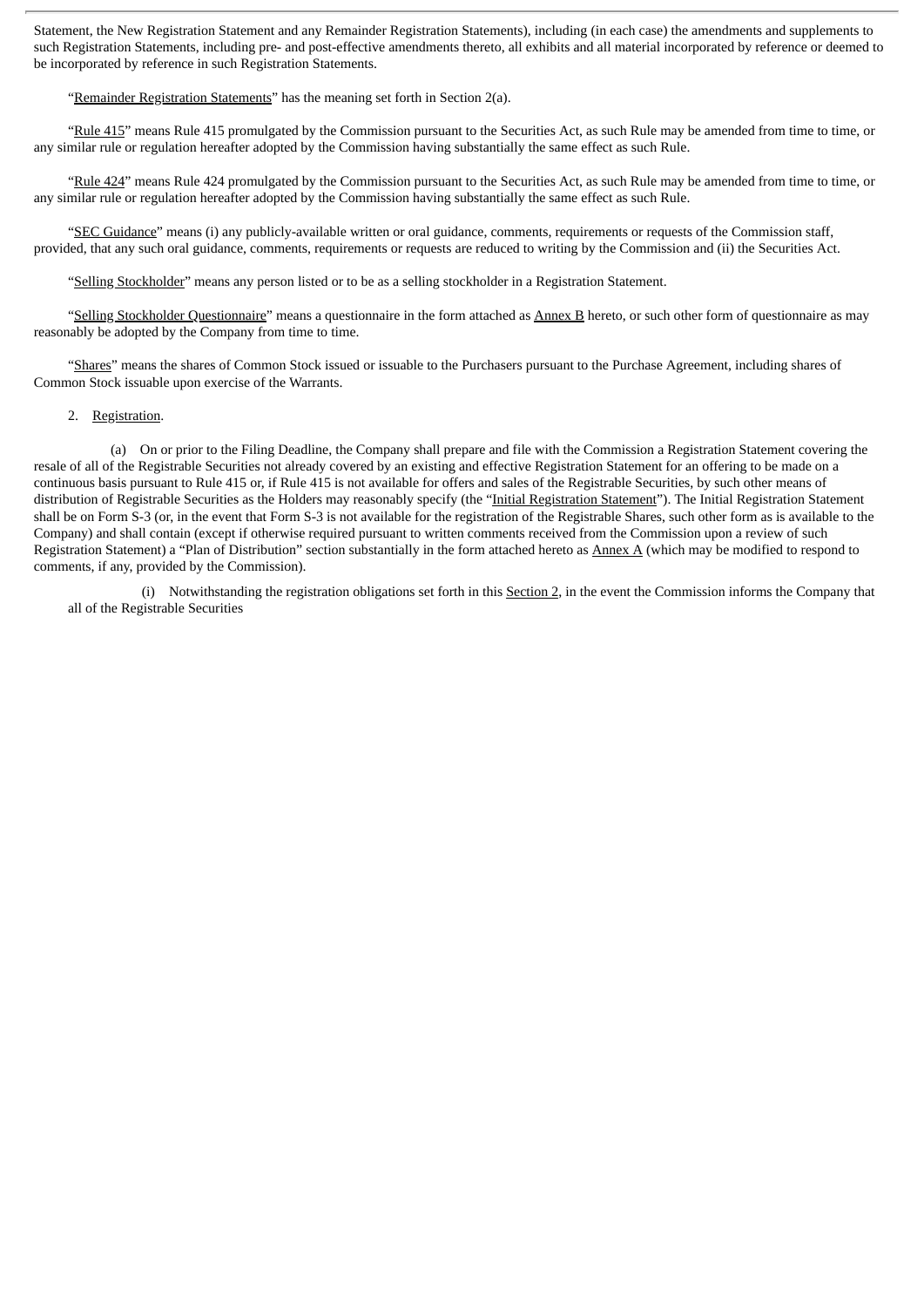Statement, the New Registration Statement and any Remainder Registration Statements), including (in each case) the amendments and supplements to such Registration Statements, including pre- and post-effective amendments thereto, all exhibits and all material incorporated by reference or deemed to be incorporated by reference in such Registration Statements.

"Remainder Registration Statements" has the meaning set forth in Section 2(a).

"Rule 415" means Rule 415 promulgated by the Commission pursuant to the Securities Act, as such Rule may be amended from time to time, or any similar rule or regulation hereafter adopted by the Commission having substantially the same effect as such Rule.

"Rule 424" means Rule 424 promulgated by the Commission pursuant to the Securities Act, as such Rule may be amended from time to time, or any similar rule or regulation hereafter adopted by the Commission having substantially the same effect as such Rule.

"SEC Guidance" means (i) any publicly-available written or oral guidance, comments, requirements or requests of the Commission staff, provided, that any such oral guidance, comments, requirements or requests are reduced to writing by the Commission and (ii) the Securities Act.

"Selling Stockholder" means any person listed or to be as a selling stockholder in a Registration Statement.

"Selling Stockholder Questionnaire" means a questionnaire in the form attached as Annex B hereto, or such other form of questionnaire as may reasonably be adopted by the Company from time to time.

"Shares" means the shares of Common Stock issued or issuable to the Purchasers pursuant to the Purchase Agreement, including shares of Common Stock issuable upon exercise of the Warrants.

2. Registration.

(a) On or prior to the Filing Deadline, the Company shall prepare and file with the Commission a Registration Statement covering the resale of all of the Registrable Securities not already covered by an existing and effective Registration Statement for an offering to be made on a continuous basis pursuant to Rule 415 or, if Rule 415 is not available for offers and sales of the Registrable Securities, by such other means of distribution of Registrable Securities as the Holders may reasonably specify (the "Initial Registration Statement"). The Initial Registration Statement shall be on Form S-3 (or, in the event that Form S-3 is not available for the registration of the Registrable Shares, such other form as is available to the Company) and shall contain (except if otherwise required pursuant to written comments received from the Commission upon a review of such Registration Statement) a "Plan of Distribution" section substantially in the form attached hereto as Annex A (which may be modified to respond to comments, if any, provided by the Commission).

(i) Notwithstanding the registration obligations set forth in this Section 2, in the event the Commission informs the Company that all of the Registrable Securities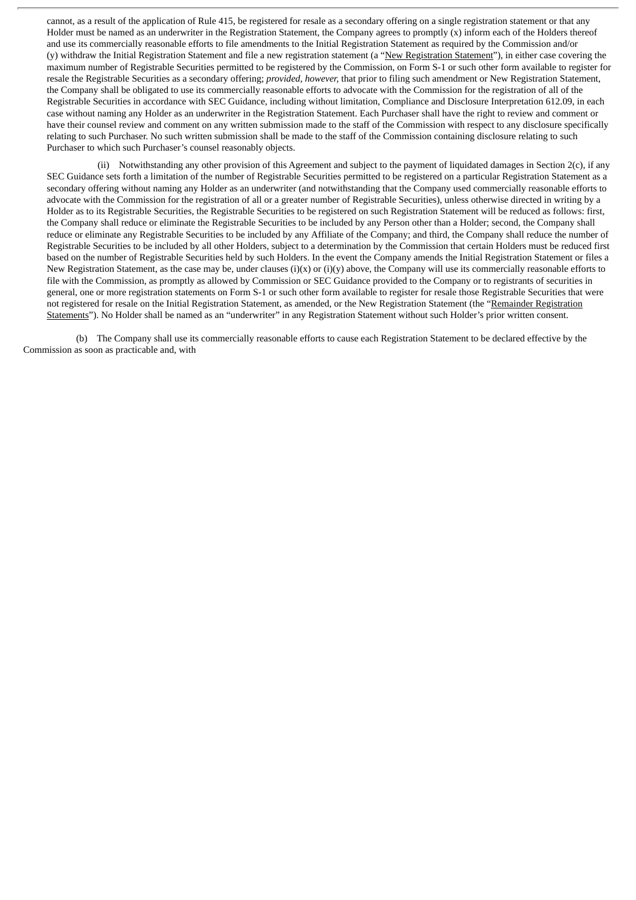cannot, as a result of the application of Rule 415, be registered for resale as a secondary offering on a single registration statement or that any Holder must be named as an underwriter in the Registration Statement, the Company agrees to promptly (x) inform each of the Holders thereof and use its commercially reasonable efforts to file amendments to the Initial Registration Statement as required by the Commission and/or (y) withdraw the Initial Registration Statement and file a new registration statement (a "New Registration Statement"), in either case covering the maximum number of Registrable Securities permitted to be registered by the Commission, on Form S-1 or such other form available to register for resale the Registrable Securities as a secondary offering; *provided, however,* that prior to filing such amendment or New Registration Statement, the Company shall be obligated to use its commercially reasonable efforts to advocate with the Commission for the registration of all of the Registrable Securities in accordance with SEC Guidance, including without limitation, Compliance and Disclosure Interpretation 612.09, in each case without naming any Holder as an underwriter in the Registration Statement. Each Purchaser shall have the right to review and comment or have their counsel review and comment on any written submission made to the staff of the Commission with respect to any disclosure specifically relating to such Purchaser. No such written submission shall be made to the staff of the Commission containing disclosure relating to such Purchaser to which such Purchaser's counsel reasonably objects.

(ii) Notwithstanding any other provision of this Agreement and subject to the payment of liquidated damages in Section 2(c), if any SEC Guidance sets forth a limitation of the number of Registrable Securities permitted to be registered on a particular Registration Statement as a secondary offering without naming any Holder as an underwriter (and notwithstanding that the Company used commercially reasonable efforts to advocate with the Commission for the registration of all or a greater number of Registrable Securities), unless otherwise directed in writing by a Holder as to its Registrable Securities, the Registrable Securities to be registered on such Registration Statement will be reduced as follows: first, the Company shall reduce or eliminate the Registrable Securities to be included by any Person other than a Holder; second, the Company shall reduce or eliminate any Registrable Securities to be included by any Affiliate of the Company; and third, the Company shall reduce the number of Registrable Securities to be included by all other Holders, subject to a determination by the Commission that certain Holders must be reduced first based on the number of Registrable Securities held by such Holders. In the event the Company amends the Initial Registration Statement or files a New Registration Statement, as the case may be, under clauses (i)(x) or (i)(y) above, the Company will use its commercially reasonable efforts to file with the Commission, as promptly as allowed by Commission or SEC Guidance provided to the Company or to registrants of securities in general, one or more registration statements on Form S-1 or such other form available to register for resale those Registrable Securities that were not registered for resale on the Initial Registration Statement, as amended, or the New Registration Statement (the "Remainder Registration Statements"). No Holder shall be named as an "underwriter" in any Registration Statement without such Holder's prior written consent.

(b) The Company shall use its commercially reasonable efforts to cause each Registration Statement to be declared effective by the Commission as soon as practicable and, with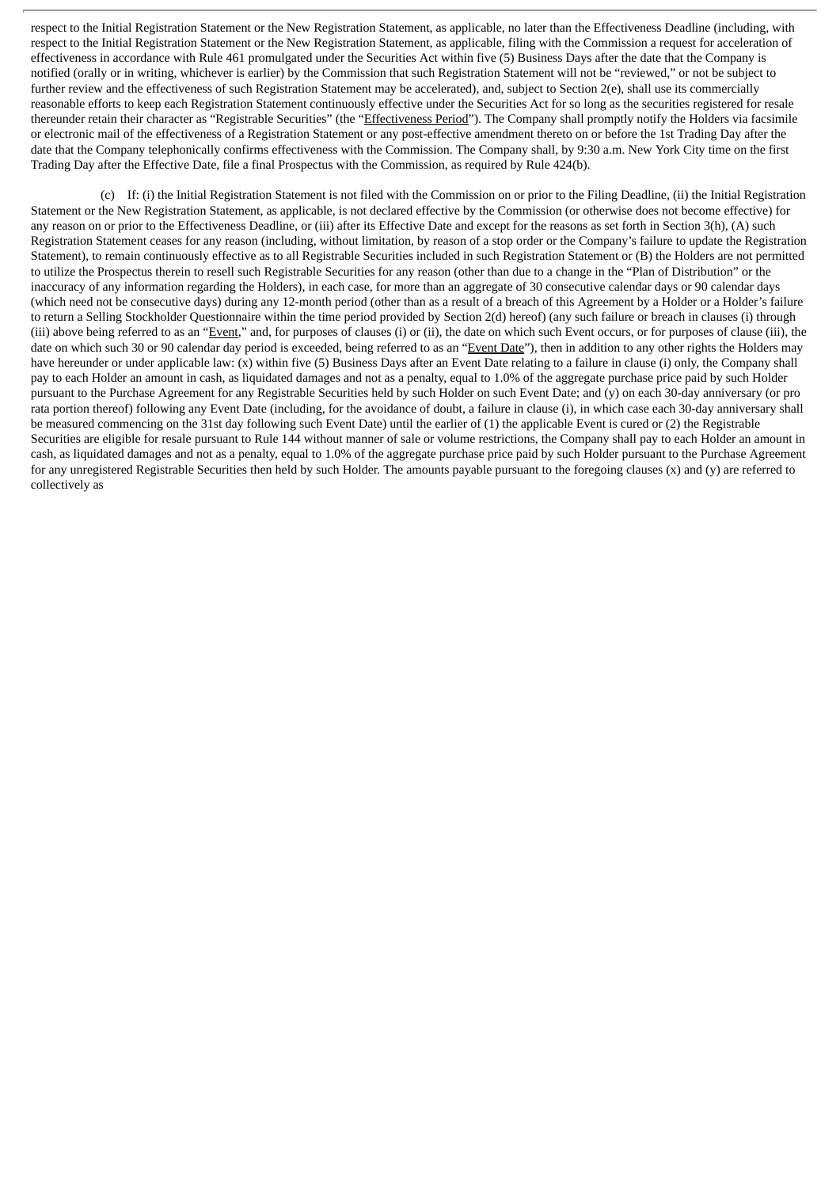respect to the Initial Registration Statement or the New Registration Statement, as applicable, no later than the Effectiveness Deadline (including, with respect to the Initial Registration Statement or the New Registration Statement, as applicable, filing with the Commission a request for acceleration of effectiveness in accordance with Rule 461 promulgated under the Securities Act within five (5) Business Days after the date that the Company is notified (orally or in writing, whichever is earlier) by the Commission that such Registration Statement will not be "reviewed," or not be subject to further review and the effectiveness of such Registration Statement may be accelerated), and, subject to Section 2(e), shall use its commercially reasonable efforts to keep each Registration Statement continuously effective under the Securities Act for so long as the securities registered for resale thereunder retain their character as "Registrable Securities" (the "Effectiveness Period"). The Company shall promptly notify the Holders via facsimile or electronic mail of the effectiveness of a Registration Statement or any post-effective amendment thereto on or before the 1st Trading Day after the date that the Company telephonically confirms effectiveness with the Commission. The Company shall, by 9:30 a.m. New York City time on the first Trading Day after the Effective Date, file a final Prospectus with the Commission, as required by Rule 424(b).

(c) If: (i) the Initial Registration Statement is not filed with the Commission on or prior to the Filing Deadline, (ii) the Initial Registration Statement or the New Registration Statement, as applicable, is not declared effective by the Commission (or otherwise does not become effective) for any reason on or prior to the Effectiveness Deadline, or (iii) after its Effective Date and except for the reasons as set forth in Section 3(h), (A) such Registration Statement ceases for any reason (including, without limitation, by reason of a stop order or the Company's failure to update the Registration Statement), to remain continuously effective as to all Registrable Securities included in such Registration Statement or (B) the Holders are not permitted to utilize the Prospectus therein to resell such Registrable Securities for any reason (other than due to a change in the "Plan of Distribution" or the inaccuracy of any information regarding the Holders), in each case, for more than an aggregate of 30 consecutive calendar days or 90 calendar days (which need not be consecutive days) during any 12-month period (other than as a result of a breach of this Agreement by a Holder or a Holder's failure to return a Selling Stockholder Questionnaire within the time period provided by Section 2(d) hereof) (any such failure or breach in clauses (i) through (iii) above being referred to as an "Event," and, for purposes of clauses (i) or (ii), the date on which such Event occurs, or for purposes of clause (iii), the date on which such 30 or 90 calendar day period is exceeded, being referred to as an "Event Date"), then in addition to any other rights the Holders may have hereunder or under applicable law: (x) within five (5) Business Days after an Event Date relating to a failure in clause (i) only, the Company shall pay to each Holder an amount in cash, as liquidated damages and not as a penalty, equal to 1.0% of the aggregate purchase price paid by such Holder pursuant to the Purchase Agreement for any Registrable Securities held by such Holder on such Event Date; and (y) on each 30-day anniversary (or pro rata portion thereof) following any Event Date (including, for the avoidance of doubt, a failure in clause (i), in which case each 30-day anniversary shall be measured commencing on the 31st day following such Event Date) until the earlier of (1) the applicable Event is cured or (2) the Registrable Securities are eligible for resale pursuant to Rule 144 without manner of sale or volume restrictions, the Company shall pay to each Holder an amount in cash, as liquidated damages and not as a penalty, equal to 1.0% of the aggregate purchase price paid by such Holder pursuant to the Purchase Agreement for any unregistered Registrable Securities then held by such Holder. The amounts payable pursuant to the foregoing clauses (x) and (y) are referred to collectively as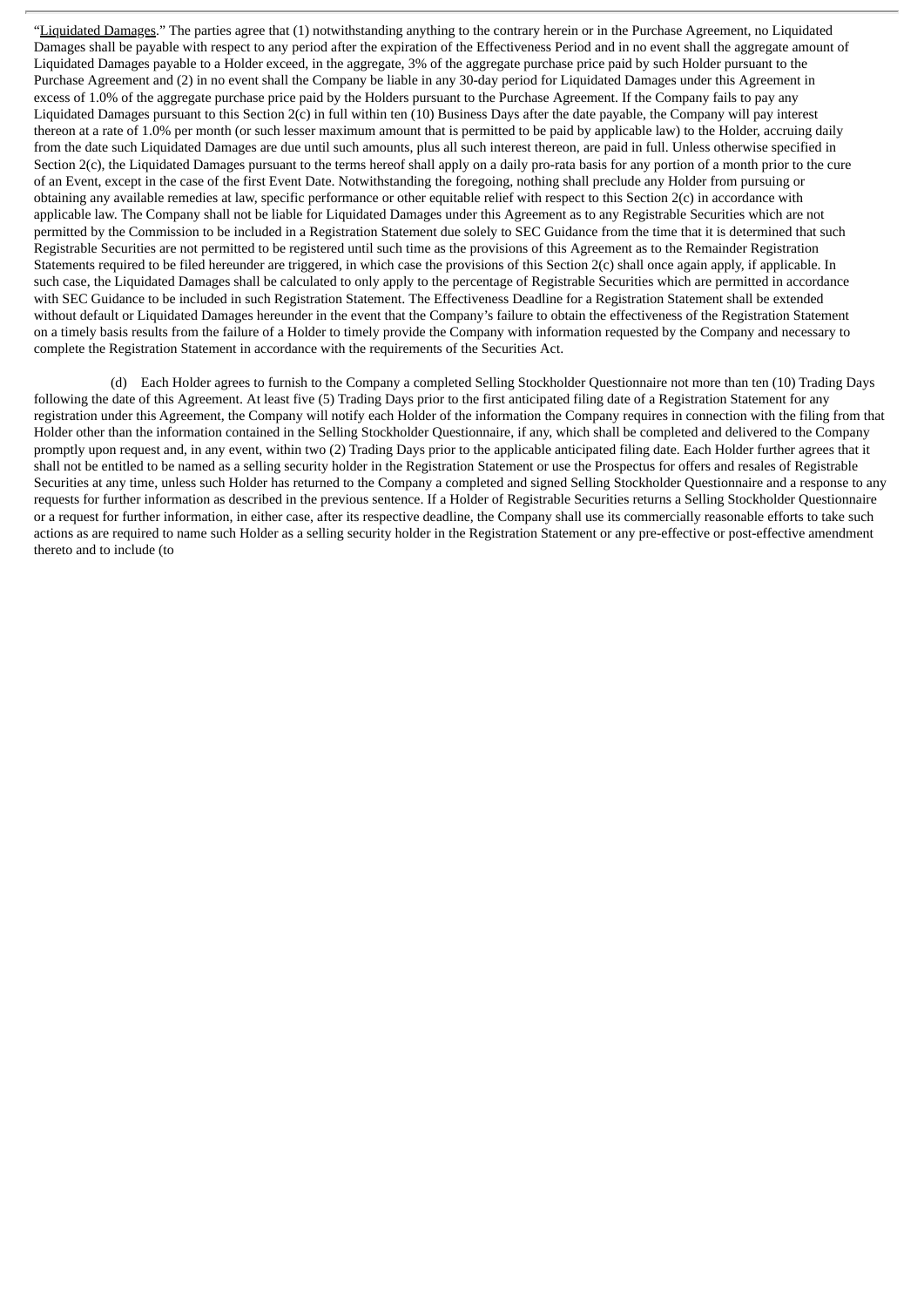"Liquidated Damages." The parties agree that (1) notwithstanding anything to the contrary herein or in the Purchase Agreement, no Liquidated Damages shall be payable with respect to any period after the expiration of the Effectiveness Period and in no event shall the aggregate amount of Liquidated Damages payable to a Holder exceed, in the aggregate, 3% of the aggregate purchase price paid by such Holder pursuant to the Purchase Agreement and (2) in no event shall the Company be liable in any 30-day period for Liquidated Damages under this Agreement in excess of 1.0% of the aggregate purchase price paid by the Holders pursuant to the Purchase Agreement. If the Company fails to pay any Liquidated Damages pursuant to this Section 2(c) in full within ten (10) Business Days after the date payable, the Company will pay interest thereon at a rate of 1.0% per month (or such lesser maximum amount that is permitted to be paid by applicable law) to the Holder, accruing daily from the date such Liquidated Damages are due until such amounts, plus all such interest thereon, are paid in full. Unless otherwise specified in Section 2(c), the Liquidated Damages pursuant to the terms hereof shall apply on a daily pro-rata basis for any portion of a month prior to the cure of an Event, except in the case of the first Event Date. Notwithstanding the foregoing, nothing shall preclude any Holder from pursuing or obtaining any available remedies at law, specific performance or other equitable relief with respect to this Section 2(c) in accordance with applicable law. The Company shall not be liable for Liquidated Damages under this Agreement as to any Registrable Securities which are not permitted by the Commission to be included in a Registration Statement due solely to SEC Guidance from the time that it is determined that such Registrable Securities are not permitted to be registered until such time as the provisions of this Agreement as to the Remainder Registration Statements required to be filed hereunder are triggered, in which case the provisions of this Section 2(c) shall once again apply, if applicable. In such case, the Liquidated Damages shall be calculated to only apply to the percentage of Registrable Securities which are permitted in accordance with SEC Guidance to be included in such Registration Statement. The Effectiveness Deadline for a Registration Statement shall be extended without default or Liquidated Damages hereunder in the event that the Company's failure to obtain the effectiveness of the Registration Statement on a timely basis results from the failure of a Holder to timely provide the Company with information requested by the Company and necessary to complete the Registration Statement in accordance with the requirements of the Securities Act.

(d) Each Holder agrees to furnish to the Company a completed Selling Stockholder Questionnaire not more than ten (10) Trading Days following the date of this Agreement. At least five (5) Trading Days prior to the first anticipated filing date of a Registration Statement for any registration under this Agreement, the Company will notify each Holder of the information the Company requires in connection with the filing from that Holder other than the information contained in the Selling Stockholder Questionnaire, if any, which shall be completed and delivered to the Company promptly upon request and, in any event, within two (2) Trading Days prior to the applicable anticipated filing date. Each Holder further agrees that it shall not be entitled to be named as a selling security holder in the Registration Statement or use the Prospectus for offers and resales of Registrable Securities at any time, unless such Holder has returned to the Company a completed and signed Selling Stockholder Questionnaire and a response to any requests for further information as described in the previous sentence. If a Holder of Registrable Securities returns a Selling Stockholder Questionnaire or a request for further information, in either case, after its respective deadline, the Company shall use its commercially reasonable efforts to take such actions as are required to name such Holder as a selling security holder in the Registration Statement or any pre-effective or post-effective amendment thereto and to include (to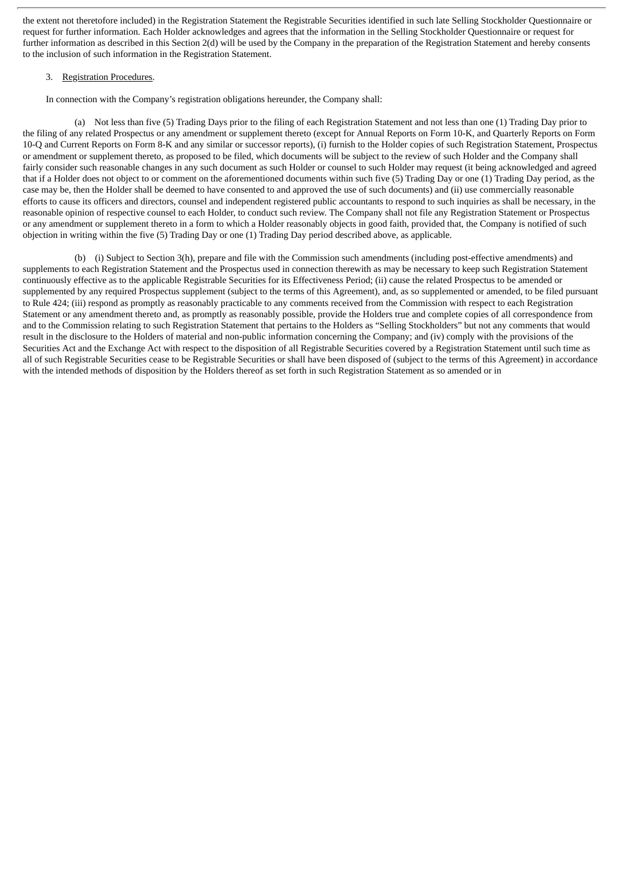the extent not theretofore included) in the Registration Statement the Registrable Securities identified in such late Selling Stockholder Questionnaire or request for further information. Each Holder acknowledges and agrees that the information in the Selling Stockholder Questionnaire or request for further information as described in this Section 2(d) will be used by the Company in the preparation of the Registration Statement and hereby consents to the inclusion of such information in the Registration Statement.

3. Registration Procedures.

In connection with the Company's registration obligations hereunder, the Company shall:

(a) Not less than five (5) Trading Days prior to the filing of each Registration Statement and not less than one (1) Trading Day prior to the filing of any related Prospectus or any amendment or supplement thereto (except for Annual Reports on Form 10-K, and Quarterly Reports on Form 10-Q and Current Reports on Form 8-K and any similar or successor reports), (i) furnish to the Holder copies of such Registration Statement, Prospectus or amendment or supplement thereto, as proposed to be filed, which documents will be subject to the review of such Holder and the Company shall fairly consider such reasonable changes in any such document as such Holder or counsel to such Holder may request (it being acknowledged and agreed that if a Holder does not object to or comment on the aforementioned documents within such five (5) Trading Day or one (1) Trading Day period, as the case may be, then the Holder shall be deemed to have consented to and approved the use of such documents) and (ii) use commercially reasonable efforts to cause its officers and directors, counsel and independent registered public accountants to respond to such inquiries as shall be necessary, in the reasonable opinion of respective counsel to each Holder, to conduct such review. The Company shall not file any Registration Statement or Prospectus or any amendment or supplement thereto in a form to which a Holder reasonably objects in good faith, provided that, the Company is notified of such objection in writing within the five (5) Trading Day or one (1) Trading Day period described above, as applicable.

(b) (i) Subject to Section 3(h), prepare and file with the Commission such amendments (including post-effective amendments) and supplements to each Registration Statement and the Prospectus used in connection therewith as may be necessary to keep such Registration Statement continuously effective as to the applicable Registrable Securities for its Effectiveness Period; (ii) cause the related Prospectus to be amended or supplemented by any required Prospectus supplement (subject to the terms of this Agreement), and, as so supplemented or amended, to be filed pursuant to Rule 424; (iii) respond as promptly as reasonably practicable to any comments received from the Commission with respect to each Registration Statement or any amendment thereto and, as promptly as reasonably possible, provide the Holders true and complete copies of all correspondence from and to the Commission relating to such Registration Statement that pertains to the Holders as "Selling Stockholders" but not any comments that would result in the disclosure to the Holders of material and non-public information concerning the Company; and (iv) comply with the provisions of the Securities Act and the Exchange Act with respect to the disposition of all Registrable Securities covered by a Registration Statement until such time as all of such Registrable Securities cease to be Registrable Securities or shall have been disposed of (subject to the terms of this Agreement) in accordance with the intended methods of disposition by the Holders thereof as set forth in such Registration Statement as so amended or in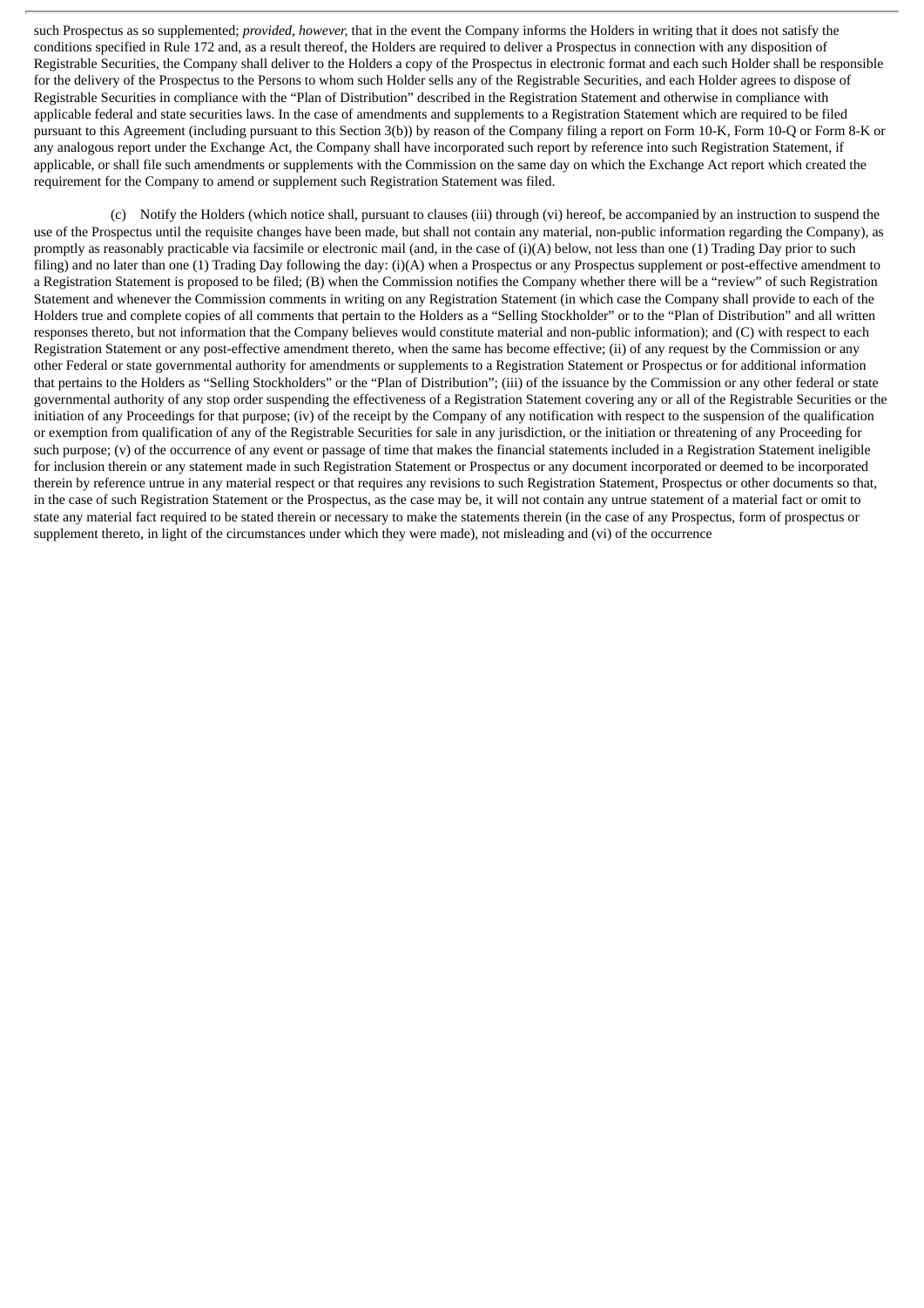such Prospectus as so supplemented; *provided*, *however*, that in the event the Company informs the Holders in writing that it does not satisfy the conditions specified in Rule 172 and, as a result thereof, the Holders are required to deliver a Prospectus in connection with any disposition of Registrable Securities, the Company shall deliver to the Holders a copy of the Prospectus in electronic format and each such Holder shall be responsible for the delivery of the Prospectus to the Persons to whom such Holder sells any of the Registrable Securities, and each Holder agrees to dispose of Registrable Securities in compliance with the "Plan of Distribution" described in the Registration Statement and otherwise in compliance with applicable federal and state securities laws. In the case of amendments and supplements to a Registration Statement which are required to be filed pursuant to this Agreement (including pursuant to this Section 3(b)) by reason of the Company filing a report on Form 10-K, Form 10-Q or Form 8-K or any analogous report under the Exchange Act, the Company shall have incorporated such report by reference into such Registration Statement, if applicable, or shall file such amendments or supplements with the Commission on the same day on which the Exchange Act report which created the requirement for the Company to amend or supplement such Registration Statement was filed.

(c) Notify the Holders (which notice shall, pursuant to clauses (iii) through (vi) hereof, be accompanied by an instruction to suspend the use of the Prospectus until the requisite changes have been made, but shall not contain any material, non-public information regarding the Company), as promptly as reasonably practicable via facsimile or electronic mail (and, in the case of (i)(A) below, not less than one (1) Trading Day prior to such filing) and no later than one (1) Trading Day following the day: (i)(A) when a Prospectus or any Prospectus supplement or post-effective amendment to a Registration Statement is proposed to be filed; (B) when the Commission notifies the Company whether there will be a "review" of such Registration Statement and whenever the Commission comments in writing on any Registration Statement (in which case the Company shall provide to each of the Holders true and complete copies of all comments that pertain to the Holders as a "Selling Stockholder" or to the "Plan of Distribution" and all written responses thereto, but not information that the Company believes would constitute material and non-public information); and (C) with respect to each Registration Statement or any post-effective amendment thereto, when the same has become effective; (ii) of any request by the Commission or any other Federal or state governmental authority for amendments or supplements to a Registration Statement or Prospectus or for additional information that pertains to the Holders as "Selling Stockholders" or the "Plan of Distribution"; (iii) of the issuance by the Commission or any other federal or state governmental authority of any stop order suspending the effectiveness of a Registration Statement covering any or all of the Registrable Securities or the initiation of any Proceedings for that purpose; (iv) of the receipt by the Company of any notification with respect to the suspension of the qualification or exemption from qualification of any of the Registrable Securities for sale in any jurisdiction, or the initiation or threatening of any Proceeding for such purpose; (v) of the occurrence of any event or passage of time that makes the financial statements included in a Registration Statement ineligible for inclusion therein or any statement made in such Registration Statement or Prospectus or any document incorporated or deemed to be incorporated therein by reference untrue in any material respect or that requires any revisions to such Registration Statement, Prospectus or other documents so that, in the case of such Registration Statement or the Prospectus, as the case may be, it will not contain any untrue statement of a material fact or omit to state any material fact required to be stated therein or necessary to make the statements therein (in the case of any Prospectus, form of prospectus or supplement thereto, in light of the circumstances under which they were made), not misleading and (vi) of the occurrence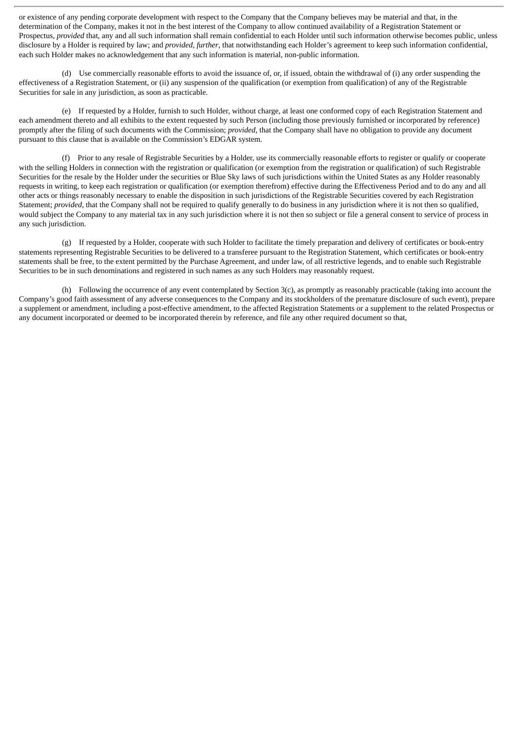or existence of any pending corporate development with respect to the Company that the Company believes may be material and that, in the determination of the Company, makes it not in the best interest of the Company to allow continued availability of a Registration Statement or Prospectus, *provided* that, any and all such information shall remain confidential to each Holder until such information otherwise becomes public, unless disclosure by a Holder is required by law; and *provided*, *further*, that notwithstanding each Holder's agreement to keep such information confidential, each such Holder makes no acknowledgement that any such information is material, non-public information.

(d) Use commercially reasonable efforts to avoid the issuance of, or, if issued, obtain the withdrawal of (i) any order suspending the effectiveness of a Registration Statement, or (ii) any suspension of the qualification (or exemption from qualification) of any of the Registrable Securities for sale in any jurisdiction, as soon as practicable.

(e) If requested by a Holder, furnish to such Holder, without charge, at least one conformed copy of each Registration Statement and each amendment thereto and all exhibits to the extent requested by such Person (including those previously furnished or incorporated by reference) promptly after the filing of such documents with the Commission; *provided*, that the Company shall have no obligation to provide any document pursuant to this clause that is available on the Commission's EDGAR system.

(f) Prior to any resale of Registrable Securities by a Holder, use its commercially reasonable efforts to register or qualify or cooperate with the selling Holders in connection with the registration or qualification (or exemption from the registration or qualification) of such Registrable Securities for the resale by the Holder under the securities or Blue Sky laws of such jurisdictions within the United States as any Holder reasonably requests in writing, to keep each registration or qualification (or exemption therefrom) effective during the Effectiveness Period and to do any and all other acts or things reasonably necessary to enable the disposition in such jurisdictions of the Registrable Securities covered by each Registration Statement; *provided*, that the Company shall not be required to qualify generally to do business in any jurisdiction where it is not then so qualified, would subject the Company to any material tax in any such jurisdiction where it is not then so subject or file a general consent to service of process in any such jurisdiction.

(g) If requested by a Holder, cooperate with such Holder to facilitate the timely preparation and delivery of certificates or book-entry statements representing Registrable Securities to be delivered to a transferee pursuant to the Registration Statement, which certificates or book-entry statements shall be free, to the extent permitted by the Purchase Agreement, and under law, of all restrictive legends, and to enable such Registrable Securities to be in such denominations and registered in such names as any such Holders may reasonably request.

(h) Following the occurrence of any event contemplated by Section 3(c), as promptly as reasonably practicable (taking into account the Company's good faith assessment of any adverse consequences to the Company and its stockholders of the premature disclosure of such event), prepare a supplement or amendment, including a post-effective amendment, to the affected Registration Statements or a supplement to the related Prospectus or any document incorporated or deemed to be incorporated therein by reference, and file any other required document so that,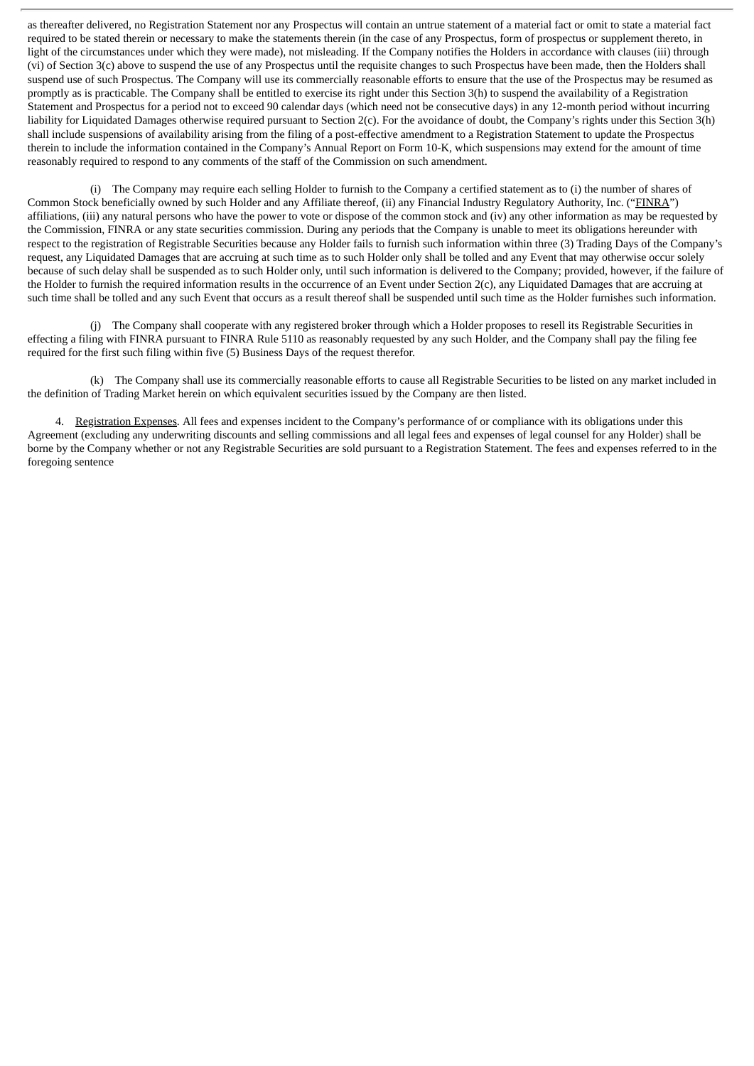as thereafter delivered, no Registration Statement nor any Prospectus will contain an untrue statement of a material fact or omit to state a material fact required to be stated therein or necessary to make the statements therein (in the case of any Prospectus, form of prospectus or supplement thereto, in light of the circumstances under which they were made), not misleading. If the Company notifies the Holders in accordance with clauses (iii) through (vi) of Section 3(c) above to suspend the use of any Prospectus until the requisite changes to such Prospectus have been made, then the Holders shall suspend use of such Prospectus. The Company will use its commercially reasonable efforts to ensure that the use of the Prospectus may be resumed as promptly as is practicable. The Company shall be entitled to exercise its right under this Section 3(h) to suspend the availability of a Registration Statement and Prospectus for a period not to exceed 90 calendar days (which need not be consecutive days) in any 12-month period without incurring liability for Liquidated Damages otherwise required pursuant to Section 2(c). For the avoidance of doubt, the Company's rights under this Section 3(h) shall include suspensions of availability arising from the filing of a post-effective amendment to a Registration Statement to update the Prospectus therein to include the information contained in the Company's Annual Report on Form 10-K, which suspensions may extend for the amount of time reasonably required to respond to any comments of the staff of the Commission on such amendment.

(i) The Company may require each selling Holder to furnish to the Company a certified statement as to (i) the number of shares of Common Stock beneficially owned by such Holder and any Affiliate thereof, (ii) any Financial Industry Regulatory Authority, Inc. ("FINRA") affiliations, (iii) any natural persons who have the power to vote or dispose of the common stock and (iv) any other information as may be requested by the Commission, FINRA or any state securities commission. During any periods that the Company is unable to meet its obligations hereunder with respect to the registration of Registrable Securities because any Holder fails to furnish such information within three (3) Trading Days of the Company's request, any Liquidated Damages that are accruing at such time as to such Holder only shall be tolled and any Event that may otherwise occur solely because of such delay shall be suspended as to such Holder only, until such information is delivered to the Company; provided, however, if the failure of the Holder to furnish the required information results in the occurrence of an Event under Section 2(c), any Liquidated Damages that are accruing at such time shall be tolled and any such Event that occurs as a result thereof shall be suspended until such time as the Holder furnishes such information.

(j) The Company shall cooperate with any registered broker through which a Holder proposes to resell its Registrable Securities in effecting a filing with FINRA pursuant to FINRA Rule 5110 as reasonably requested by any such Holder, and the Company shall pay the filing fee required for the first such filing within five (5) Business Days of the request therefor.

(k) The Company shall use its commercially reasonable efforts to cause all Registrable Securities to be listed on any market included in the definition of Trading Market herein on which equivalent securities issued by the Company are then listed.

4. Registration Expenses. All fees and expenses incident to the Company's performance of or compliance with its obligations under this Agreement (excluding any underwriting discounts and selling commissions and all legal fees and expenses of legal counsel for any Holder) shall be borne by the Company whether or not any Registrable Securities are sold pursuant to a Registration Statement. The fees and expenses referred to in the foregoing sentence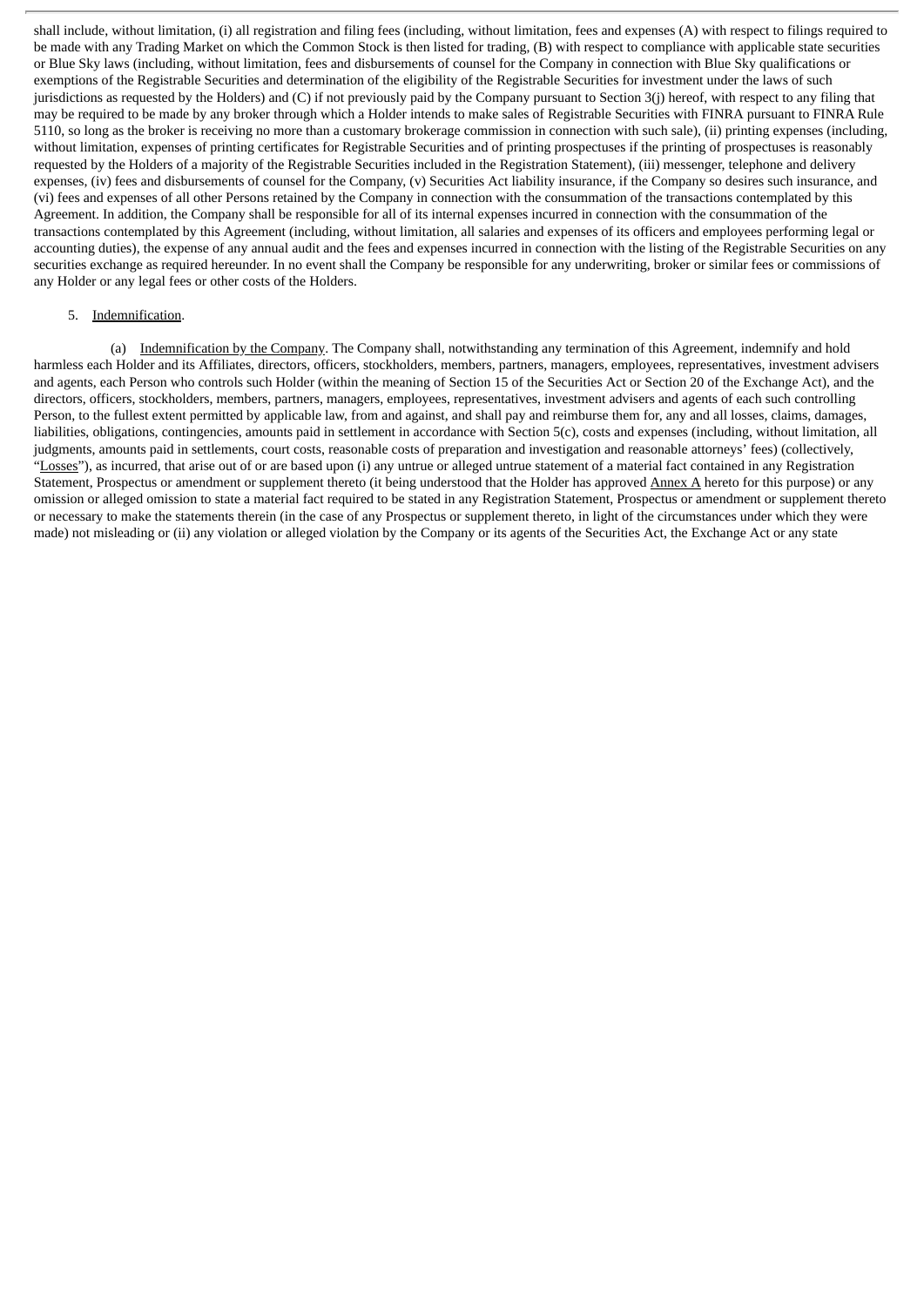shall include, without limitation, (i) all registration and filing fees (including, without limitation, fees and expenses (A) with respect to filings required to be made with any Trading Market on which the Common Stock is then listed for trading, (B) with respect to compliance with applicable state securities or Blue Sky laws (including, without limitation, fees and disbursements of counsel for the Company in connection with Blue Sky qualifications or exemptions of the Registrable Securities and determination of the eligibility of the Registrable Securities for investment under the laws of such jurisdictions as requested by the Holders) and (C) if not previously paid by the Company pursuant to Section 3(j) hereof, with respect to any filing that may be required to be made by any broker through which a Holder intends to make sales of Registrable Securities with FINRA pursuant to FINRA Rule 5110, so long as the broker is receiving no more than a customary brokerage commission in connection with such sale), (ii) printing expenses (including, without limitation, expenses of printing certificates for Registrable Securities and of printing prospectuses if the printing of prospectuses is reasonably requested by the Holders of a majority of the Registrable Securities included in the Registration Statement), (iii) messenger, telephone and delivery expenses, (iv) fees and disbursements of counsel for the Company, (v) Securities Act liability insurance, if the Company so desires such insurance, and (vi) fees and expenses of all other Persons retained by the Company in connection with the consummation of the transactions contemplated by this Agreement. In addition, the Company shall be responsible for all of its internal expenses incurred in connection with the consummation of the transactions contemplated by this Agreement (including, without limitation, all salaries and expenses of its officers and employees performing legal or accounting duties), the expense of any annual audit and the fees and expenses incurred in connection with the listing of the Registrable Securities on any securities exchange as required hereunder. In no event shall the Company be responsible for any underwriting, broker or similar fees or commissions of any Holder or any legal fees or other costs of the Holders.

5. Indemnification.

(a) Indemnification by the Company. The Company shall, notwithstanding any termination of this Agreement, indemnify and hold harmless each Holder and its Affiliates, directors, officers, stockholders, members, partners, managers, employees, representatives, investment advisers and agents, each Person who controls such Holder (within the meaning of Section 15 of the Securities Act or Section 20 of the Exchange Act), and the directors, officers, stockholders, members, partners, managers, employees, representatives, investment advisers and agents of each such controlling Person, to the fullest extent permitted by applicable law, from and against, and shall pay and reimburse them for, any and all losses, claims, damages, liabilities, obligations, contingencies, amounts paid in settlement in accordance with Section 5(c), costs and expenses (including, without limitation, all judgments, amounts paid in settlements, court costs, reasonable costs of preparation and investigation and reasonable attorneys' fees) (collectively, "Losses"), as incurred, that arise out of or are based upon (i) any untrue or alleged untrue statement of a material fact contained in any Registration Statement, Prospectus or amendment or supplement thereto (it being understood that the Holder has approved Annex A hereto for this purpose) or any omission or alleged omission to state a material fact required to be stated in any Registration Statement, Prospectus or amendment or supplement thereto or necessary to make the statements therein (in the case of any Prospectus or supplement thereto, in light of the circumstances under which they were made) not misleading or (ii) any violation or alleged violation by the Company or its agents of the Securities Act, the Exchange Act or any state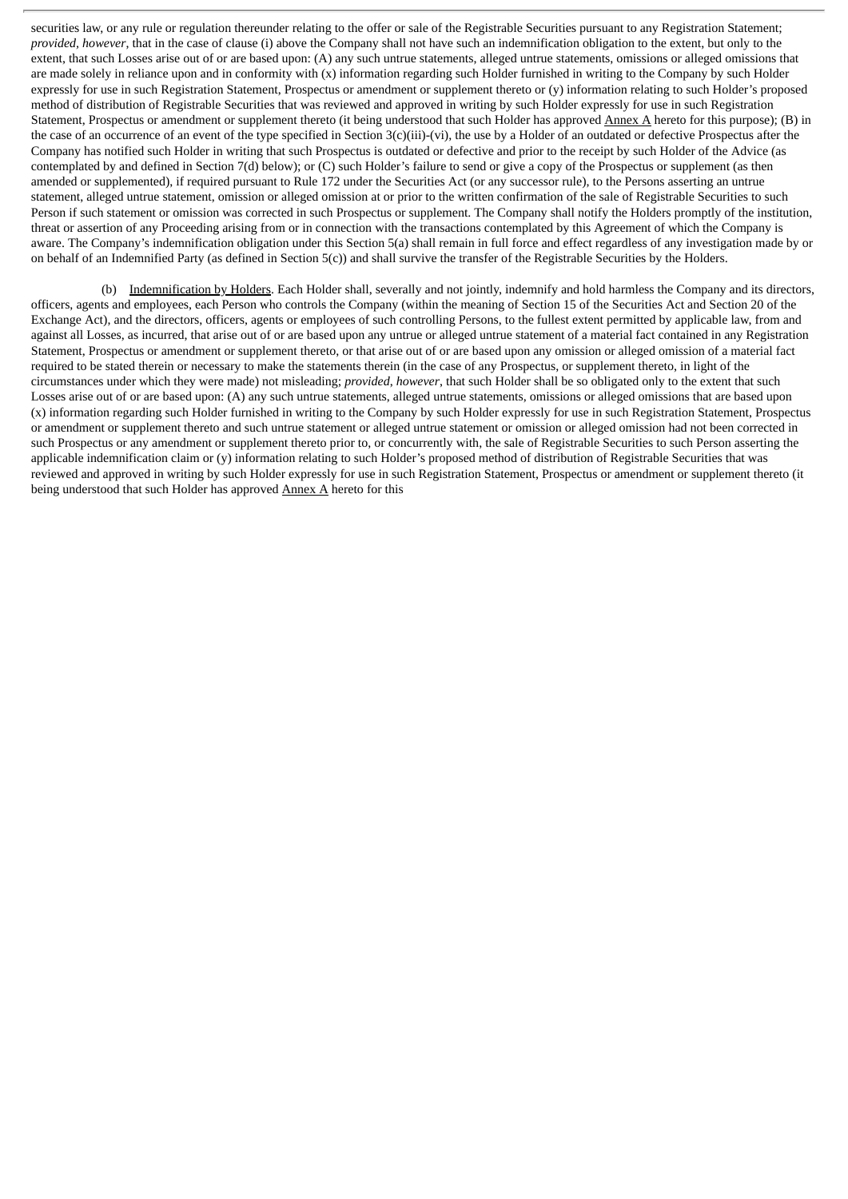securities law, or any rule or regulation thereunder relating to the offer or sale of the Registrable Securities pursuant to any Registration Statement; *provided, however*, that in the case of clause (i) above the Company shall not have such an indemnification obligation to the extent, but only to the extent, that such Losses arise out of or are based upon: (A) any such untrue statements, alleged untrue statements, omissions or alleged omissions that are made solely in reliance upon and in conformity with (x) information regarding such Holder furnished in writing to the Company by such Holder expressly for use in such Registration Statement, Prospectus or amendment or supplement thereto or (y) information relating to such Holder's proposed method of distribution of Registrable Securities that was reviewed and approved in writing by such Holder expressly for use in such Registration Statement, Prospectus or amendment or supplement thereto (it being understood that such Holder has approved Annex A hereto for this purpose); (B) in the case of an occurrence of an event of the type specified in Section 3(c)(iii)-(vi), the use by a Holder of an outdated or defective Prospectus after the Company has notified such Holder in writing that such Prospectus is outdated or defective and prior to the receipt by such Holder of the Advice (as contemplated by and defined in Section 7(d) below); or (C) such Holder's failure to send or give a copy of the Prospectus or supplement (as then amended or supplemented), if required pursuant to Rule 172 under the Securities Act (or any successor rule), to the Persons asserting an untrue statement, alleged untrue statement, omission or alleged omission at or prior to the written confirmation of the sale of Registrable Securities to such Person if such statement or omission was corrected in such Prospectus or supplement. The Company shall notify the Holders promptly of the institution, threat or assertion of any Proceeding arising from or in connection with the transactions contemplated by this Agreement of which the Company is aware. The Company's indemnification obligation under this Section 5(a) shall remain in full force and effect regardless of any investigation made by or on behalf of an Indemnified Party (as defined in Section 5(c)) and shall survive the transfer of the Registrable Securities by the Holders.

(b) Indemnification by Holders. Each Holder shall, severally and not jointly, indemnify and hold harmless the Company and its directors, officers, agents and employees, each Person who controls the Company (within the meaning of Section 15 of the Securities Act and Section 20 of the Exchange Act), and the directors, officers, agents or employees of such controlling Persons, to the fullest extent permitted by applicable law, from and against all Losses, as incurred, that arise out of or are based upon any untrue or alleged untrue statement of a material fact contained in any Registration Statement, Prospectus or amendment or supplement thereto, or that arise out of or are based upon any omission or alleged omission of a material fact required to be stated therein or necessary to make the statements therein (in the case of any Prospectus, or supplement thereto, in light of the circumstances under which they were made) not misleading; *provided, however*, that such Holder shall be so obligated only to the extent that such Losses arise out of or are based upon: (A) any such untrue statements, alleged untrue statements, omissions or alleged omissions that are based upon (x) information regarding such Holder furnished in writing to the Company by such Holder expressly for use in such Registration Statement, Prospectus or amendment or supplement thereto and such untrue statement or alleged untrue statement or omission or alleged omission had not been corrected in such Prospectus or any amendment or supplement thereto prior to, or concurrently with, the sale of Registrable Securities to such Person asserting the applicable indemnification claim or (y) information relating to such Holder's proposed method of distribution of Registrable Securities that was reviewed and approved in writing by such Holder expressly for use in such Registration Statement, Prospectus or amendment or supplement thereto (it being understood that such Holder has approved Annex A hereto for this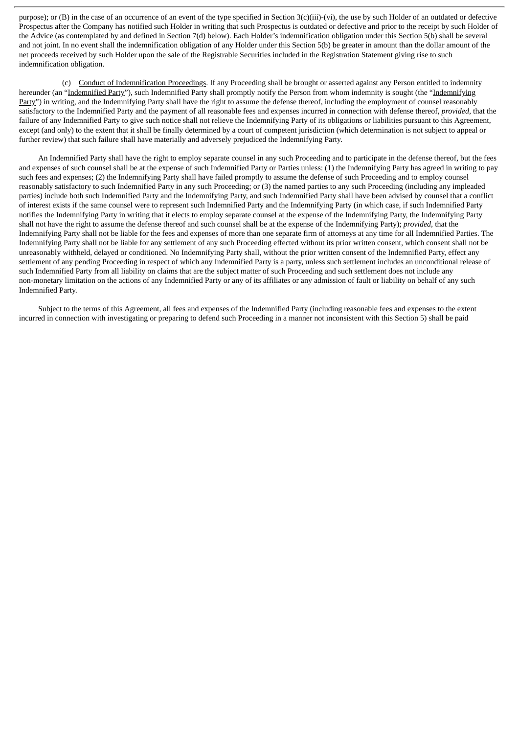purpose); or (B) in the case of an occurrence of an event of the type specified in Section 3(c)(iii)-(vi), the use by such Holder of an outdated or defective Prospectus after the Company has notified such Holder in writing that such Prospectus is outdated or defective and prior to the receipt by such Holder of the Advice (as contemplated by and defined in Section 7(d) below). Each Holder's indemnification obligation under this Section 5(b) shall be several and not joint. In no event shall the indemnification obligation of any Holder under this Section 5(b) be greater in amount than the dollar amount of the net proceeds received by such Holder upon the sale of the Registrable Securities included in the Registration Statement giving rise to such indemnification obligation.

(c) Conduct of Indemnification Proceedings. If any Proceeding shall be brought or asserted against any Person entitled to indemnity hereunder (an "Indemnified Party"), such Indemnified Party shall promptly notify the Person from whom indemnity is sought (the "Indemnifying Party") in writing, and the Indemnifying Party shall have the right to assume the defense thereof, including the employment of counsel reasonably satisfactory to the Indemnified Party and the payment of all reasonable fees and expenses incurred in connection with defense thereof, *provided*, that the failure of any Indemnified Party to give such notice shall not relieve the Indemnifying Party of its obligations or liabilities pursuant to this Agreement, except (and only) to the extent that it shall be finally determined by a court of competent jurisdiction (which determination is not subject to appeal or further review) that such failure shall have materially and adversely prejudiced the Indemnifying Party.

An Indemnified Party shall have the right to employ separate counsel in any such Proceeding and to participate in the defense thereof, but the fees and expenses of such counsel shall be at the expense of such Indemnified Party or Parties unless: (1) the Indemnifying Party has agreed in writing to pay such fees and expenses; (2) the Indemnifying Party shall have failed promptly to assume the defense of such Proceeding and to employ counsel reasonably satisfactory to such Indemnified Party in any such Proceeding; or (3) the named parties to any such Proceeding (including any impleaded parties) include both such Indemnified Party and the Indemnifying Party, and such Indemnified Party shall have been advised by counsel that a conflict of interest exists if the same counsel were to represent such Indemnified Party and the Indemnifying Party (in which case, if such Indemnified Party notifies the Indemnifying Party in writing that it elects to employ separate counsel at the expense of the Indemnifying Party, the Indemnifying Party shall not have the right to assume the defense thereof and such counsel shall be at the expense of the Indemnifying Party); *provided*, that the Indemnifying Party shall not be liable for the fees and expenses of more than one separate firm of attorneys at any time for all Indemnified Parties. The Indemnifying Party shall not be liable for any settlement of any such Proceeding effected without its prior written consent, which consent shall not be unreasonably withheld, delayed or conditioned. No Indemnifying Party shall, without the prior written consent of the Indemnified Party, effect any settlement of any pending Proceeding in respect of which any Indemnified Party is a party, unless such settlement includes an unconditional release of such Indemnified Party from all liability on claims that are the subject matter of such Proceeding and such settlement does not include any non-monetary limitation on the actions of any Indemnified Party or any of its affiliates or any admission of fault or liability on behalf of any such Indemnified Party.

Subject to the terms of this Agreement, all fees and expenses of the Indemnified Party (including reasonable fees and expenses to the extent incurred in connection with investigating or preparing to defend such Proceeding in a manner not inconsistent with this Section 5) shall be paid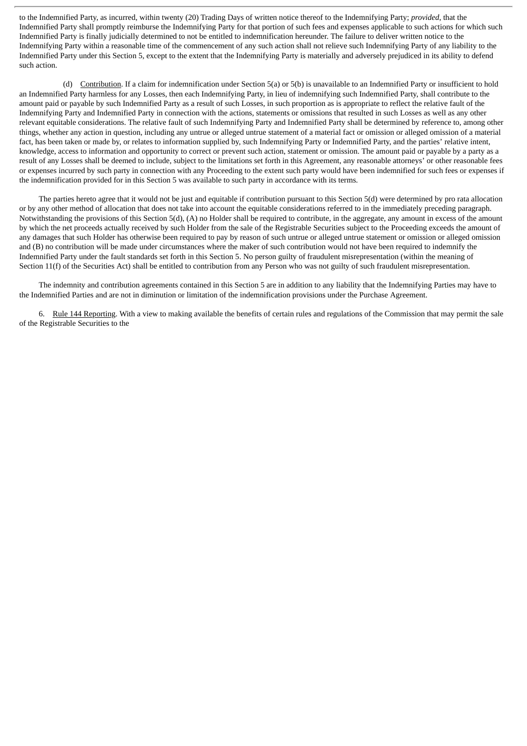to the Indemnified Party, as incurred, within twenty (20) Trading Days of written notice thereof to the Indemnifying Party; *provided*, that the Indemnified Party shall promptly reimburse the Indemnifying Party for that portion of such fees and expenses applicable to such actions for which such Indemnified Party is finally judicially determined to not be entitled to indemnification hereunder. The failure to deliver written notice to the Indemnifying Party within a reasonable time of the commencement of any such action shall not relieve such Indemnifying Party of any liability to the Indemnified Party under this Section 5, except to the extent that the Indemnifying Party is materially and adversely prejudiced in its ability to defend such action.

(d) Contribution. If a claim for indemnification under Section 5(a) or 5(b) is unavailable to an Indemnified Party or insufficient to hold an Indemnified Party harmless for any Losses, then each Indemnifying Party, in lieu of indemnifying such Indemnified Party, shall contribute to the amount paid or payable by such Indemnified Party as a result of such Losses, in such proportion as is appropriate to reflect the relative fault of the Indemnifying Party and Indemnified Party in connection with the actions, statements or omissions that resulted in such Losses as well as any other relevant equitable considerations. The relative fault of such Indemnifying Party and Indemnified Party shall be determined by reference to, among other things, whether any action in question, including any untrue or alleged untrue statement of a material fact or omission or alleged omission of a material fact, has been taken or made by, or relates to information supplied by, such Indemnifying Party or Indemnified Party, and the parties' relative intent, knowledge, access to information and opportunity to correct or prevent such action, statement or omission. The amount paid or payable by a party as a result of any Losses shall be deemed to include, subject to the limitations set forth in this Agreement, any reasonable attorneys' or other reasonable fees or expenses incurred by such party in connection with any Proceeding to the extent such party would have been indemnified for such fees or expenses if the indemnification provided for in this Section 5 was available to such party in accordance with its terms.

The parties hereto agree that it would not be just and equitable if contribution pursuant to this Section 5(d) were determined by pro rata allocation or by any other method of allocation that does not take into account the equitable considerations referred to in the immediately preceding paragraph. Notwithstanding the provisions of this Section 5(d), (A) no Holder shall be required to contribute, in the aggregate, any amount in excess of the amount by which the net proceeds actually received by such Holder from the sale of the Registrable Securities subject to the Proceeding exceeds the amount of any damages that such Holder has otherwise been required to pay by reason of such untrue or alleged untrue statement or omission or alleged omission and (B) no contribution will be made under circumstances where the maker of such contribution would not have been required to indemnify the Indemnified Party under the fault standards set forth in this Section 5. No person guilty of fraudulent misrepresentation (within the meaning of Section 11(f) of the Securities Act) shall be entitled to contribution from any Person who was not guilty of such fraudulent misrepresentation.

The indemnity and contribution agreements contained in this Section 5 are in addition to any liability that the Indemnifying Parties may have to the Indemnified Parties and are not in diminution or limitation of the indemnification provisions under the Purchase Agreement.

6. Rule 144 Reporting. With a view to making available the benefits of certain rules and regulations of the Commission that may permit the sale of the Registrable Securities to the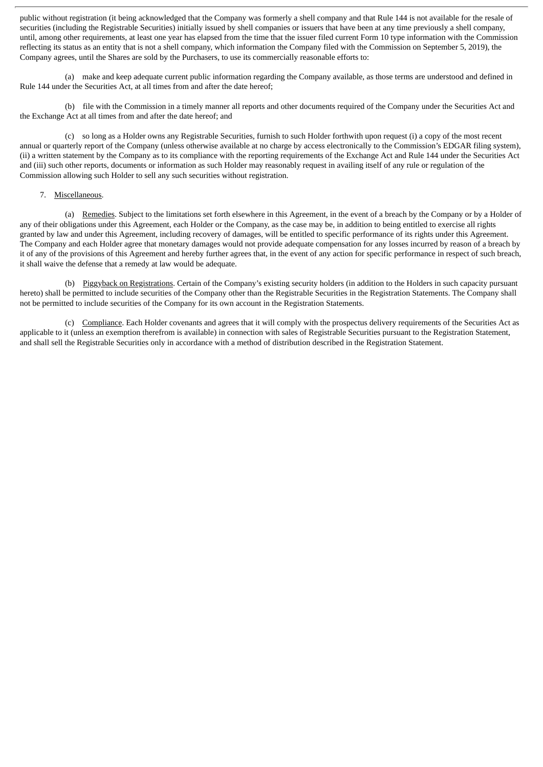public without registration (it being acknowledged that the Company was formerly a shell company and that Rule 144 is not available for the resale of securities (including the Registrable Securities) initially issued by shell companies or issuers that have been at any time previously a shell company, until, among other requirements, at least one year has elapsed from the time that the issuer filed current Form 10 type information with the Commission reflecting its status as an entity that is not a shell company, which information the Company filed with the Commission on September 5, 2019), the Company agrees, until the Shares are sold by the Purchasers, to use its commercially reasonable efforts to:

(a) make and keep adequate current public information regarding the Company available, as those terms are understood and defined in Rule 144 under the Securities Act, at all times from and after the date hereof;

(b) file with the Commission in a timely manner all reports and other documents required of the Company under the Securities Act and the Exchange Act at all times from and after the date hereof; and

(c) so long as a Holder owns any Registrable Securities, furnish to such Holder forthwith upon request (i) a copy of the most recent annual or quarterly report of the Company (unless otherwise available at no charge by access electronically to the Commission's EDGAR filing system), (ii) a written statement by the Company as to its compliance with the reporting requirements of the Exchange Act and Rule 144 under the Securities Act and (iii) such other reports, documents or information as such Holder may reasonably request in availing itself of any rule or regulation of the Commission allowing such Holder to sell any such securities without registration.

7. Miscellaneous.

(a) Remedies. Subject to the limitations set forth elsewhere in this Agreement, in the event of a breach by the Company or by a Holder of any of their obligations under this Agreement, each Holder or the Company, as the case may be, in addition to being entitled to exercise all rights granted by law and under this Agreement, including recovery of damages, will be entitled to specific performance of its rights under this Agreement. The Company and each Holder agree that monetary damages would not provide adequate compensation for any losses incurred by reason of a breach by it of any of the provisions of this Agreement and hereby further agrees that, in the event of any action for specific performance in respect of such breach, it shall waive the defense that a remedy at law would be adequate.

(b) Piggyback on Registrations. Certain of the Company's existing security holders (in addition to the Holders in such capacity pursuant hereto) shall be permitted to include securities of the Company other than the Registrable Securities in the Registration Statements. The Company shall not be permitted to include securities of the Company for its own account in the Registration Statements.

(c) Compliance. Each Holder covenants and agrees that it will comply with the prospectus delivery requirements of the Securities Act as applicable to it (unless an exemption therefrom is available) in connection with sales of Registrable Securities pursuant to the Registration Statement, and shall sell the Registrable Securities only in accordance with a method of distribution described in the Registration Statement.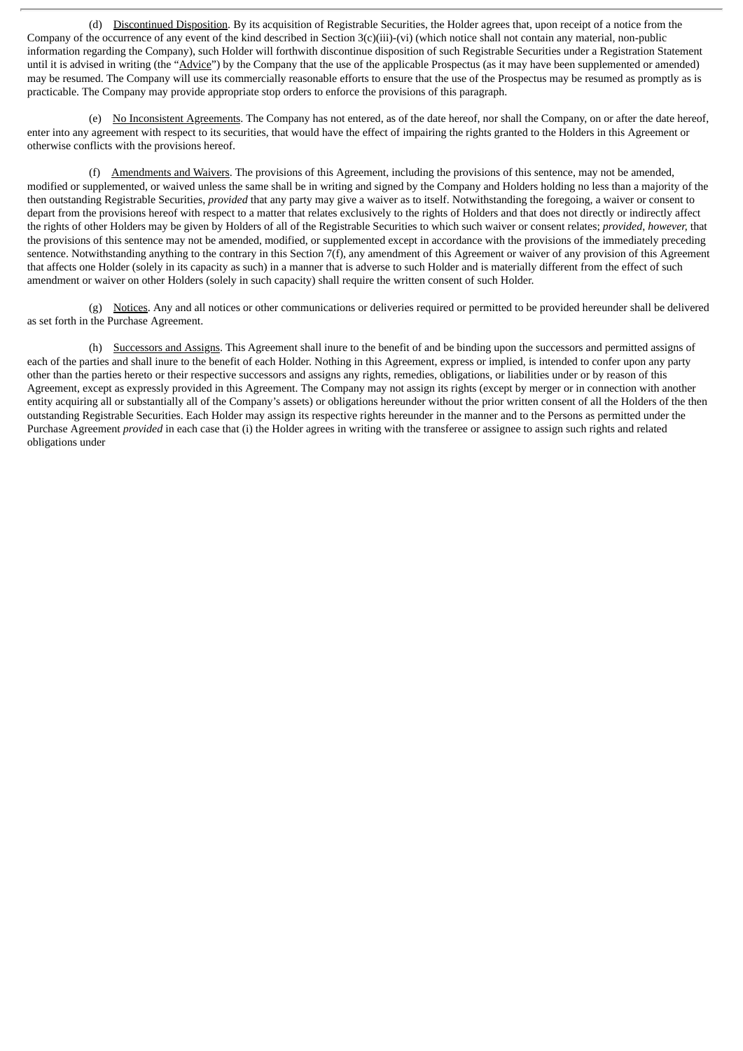(d) Discontinued Disposition. By its acquisition of Registrable Securities, the Holder agrees that, upon receipt of a notice from the Company of the occurrence of any event of the kind described in Section 3(c)(iii)-(vi) (which notice shall not contain any material, non-public information regarding the Company), such Holder will forthwith discontinue disposition of such Registrable Securities under a Registration Statement until it is advised in writing (the "Advice") by the Company that the use of the applicable Prospectus (as it may have been supplemented or amended) may be resumed. The Company will use its commercially reasonable efforts to ensure that the use of the Prospectus may be resumed as promptly as is practicable. The Company may provide appropriate stop orders to enforce the provisions of this paragraph.

(e) No Inconsistent Agreements. The Company has not entered, as of the date hereof, nor shall the Company, on or after the date hereof, enter into any agreement with respect to its securities, that would have the effect of impairing the rights granted to the Holders in this Agreement or otherwise conflicts with the provisions hereof.

(f) Amendments and Waivers. The provisions of this Agreement, including the provisions of this sentence, may not be amended, modified or supplemented, or waived unless the same shall be in writing and signed by the Company and Holders holding no less than a majority of the then outstanding Registrable Securities, *provided* that any party may give a waiver as to itself. Notwithstanding the foregoing, a waiver or consent to depart from the provisions hereof with respect to a matter that relates exclusively to the rights of Holders and that does not directly or indirectly affect the rights of other Holders may be given by Holders of all of the Registrable Securities to which such waiver or consent relates; *provided*, *however,* that the provisions of this sentence may not be amended, modified, or supplemented except in accordance with the provisions of the immediately preceding sentence. Notwithstanding anything to the contrary in this Section 7(f), any amendment of this Agreement or waiver of any provision of this Agreement that affects one Holder (solely in its capacity as such) in a manner that is adverse to such Holder and is materially different from the effect of such amendment or waiver on other Holders (solely in such capacity) shall require the written consent of such Holder.

(g) Notices. Any and all notices or other communications or deliveries required or permitted to be provided hereunder shall be delivered as set forth in the Purchase Agreement.

(h) Successors and Assigns. This Agreement shall inure to the benefit of and be binding upon the successors and permitted assigns of each of the parties and shall inure to the benefit of each Holder. Nothing in this Agreement, express or implied, is intended to confer upon any party other than the parties hereto or their respective successors and assigns any rights, remedies, obligations, or liabilities under or by reason of this Agreement, except as expressly provided in this Agreement. The Company may not assign its rights (except by merger or in connection with another entity acquiring all or substantially all of the Company's assets) or obligations hereunder without the prior written consent of all the Holders of the then outstanding Registrable Securities. Each Holder may assign its respective rights hereunder in the manner and to the Persons as permitted under the Purchase Agreement *provided* in each case that (i) the Holder agrees in writing with the transferee or assignee to assign such rights and related obligations under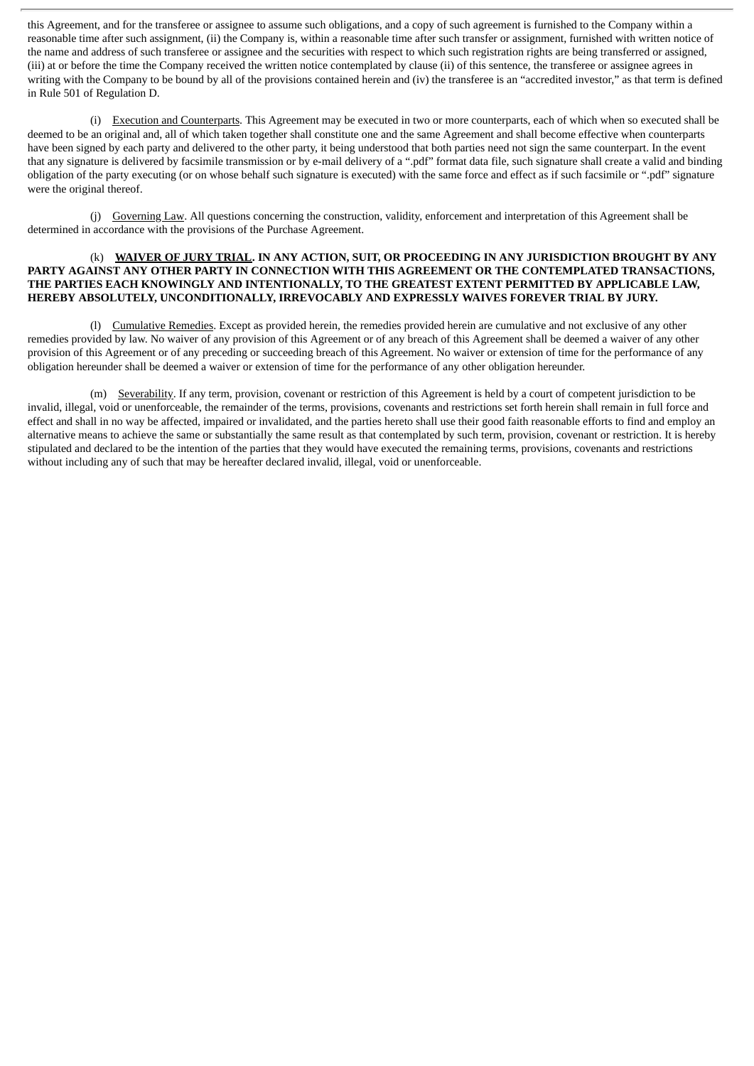this Agreement, and for the transferee or assignee to assume such obligations, and a copy of such agreement is furnished to the Company within a reasonable time after such assignment, (ii) the Company is, within a reasonable time after such transfer or assignment, furnished with written notice of the name and address of such transferee or assignee and the securities with respect to which such registration rights are being transferred or assigned, (iii) at or before the time the Company received the written notice contemplated by clause (ii) of this sentence, the transferee or assignee agrees in writing with the Company to be bound by all of the provisions contained herein and (iv) the transferee is an "accredited investor," as that term is defined in Rule 501 of Regulation D.

(i) Execution and Counterparts. This Agreement may be executed in two or more counterparts, each of which when so executed shall be deemed to be an original and, all of which taken together shall constitute one and the same Agreement and shall become effective when counterparts have been signed by each party and delivered to the other party, it being understood that both parties need not sign the same counterpart. In the event that any signature is delivered by facsimile transmission or by e-mail delivery of a ".pdf" format data file, such signature shall create a valid and binding obligation of the party executing (or on whose behalf such signature is executed) with the same force and effect as if such facsimile or ".pdf" signature were the original thereof.

(j) Governing Law. All questions concerning the construction, validity, enforcement and interpretation of this Agreement shall be determined in accordance with the provisions of the Purchase Agreement.

(k) **WAIVER OF JURY TRIAL. IN ANY ACTION, SUIT, OR PROCEEDING IN ANY JURISDICTION BROUGHT BY ANY PARTY AGAINST ANY OTHER PARTY IN CONNECTION WITH THIS AGREEMENT OR THE CONTEMPLATED TRANSACTIONS, THE PARTIES EACH KNOWINGLY AND INTENTIONALLY, TO THE GREATEST EXTENT PERMITTED BY APPLICABLE LAW, HEREBY ABSOLUTELY, UNCONDITIONALLY, IRREVOCABLY AND EXPRESSLY WAIVES FOREVER TRIAL BY JURY.**

(l) Cumulative Remedies. Except as provided herein, the remedies provided herein are cumulative and not exclusive of any other remedies provided by law. No waiver of any provision of this Agreement or of any breach of this Agreement shall be deemed a waiver of any other provision of this Agreement or of any preceding or succeeding breach of this Agreement. No waiver or extension of time for the performance of any obligation hereunder shall be deemed a waiver or extension of time for the performance of any other obligation hereunder.

(m) Severability. If any term, provision, covenant or restriction of this Agreement is held by a court of competent jurisdiction to be invalid, illegal, void or unenforceable, the remainder of the terms, provisions, covenants and restrictions set forth herein shall remain in full force and effect and shall in no way be affected, impaired or invalidated, and the parties hereto shall use their good faith reasonable efforts to find and employ an alternative means to achieve the same or substantially the same result as that contemplated by such term, provision, covenant or restriction. It is hereby stipulated and declared to be the intention of the parties that they would have executed the remaining terms, provisions, covenants and restrictions without including any of such that may be hereafter declared invalid, illegal, void or unenforceable.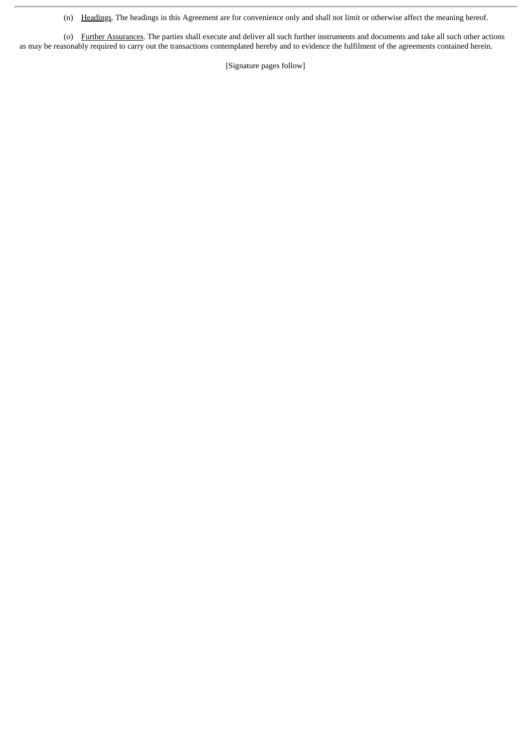(n) Headings. The headings in this Agreement are for convenience only and shall not limit or otherwise affect the meaning hereof.

(o) Further Assurances. The parties shall execute and deliver all such further instruments and documents and take all such other actions as may be reasonably required to carry out the transactions contemplated hereby and to evidence the fulfilment of the agreements contained herein.

[Signature pages follow]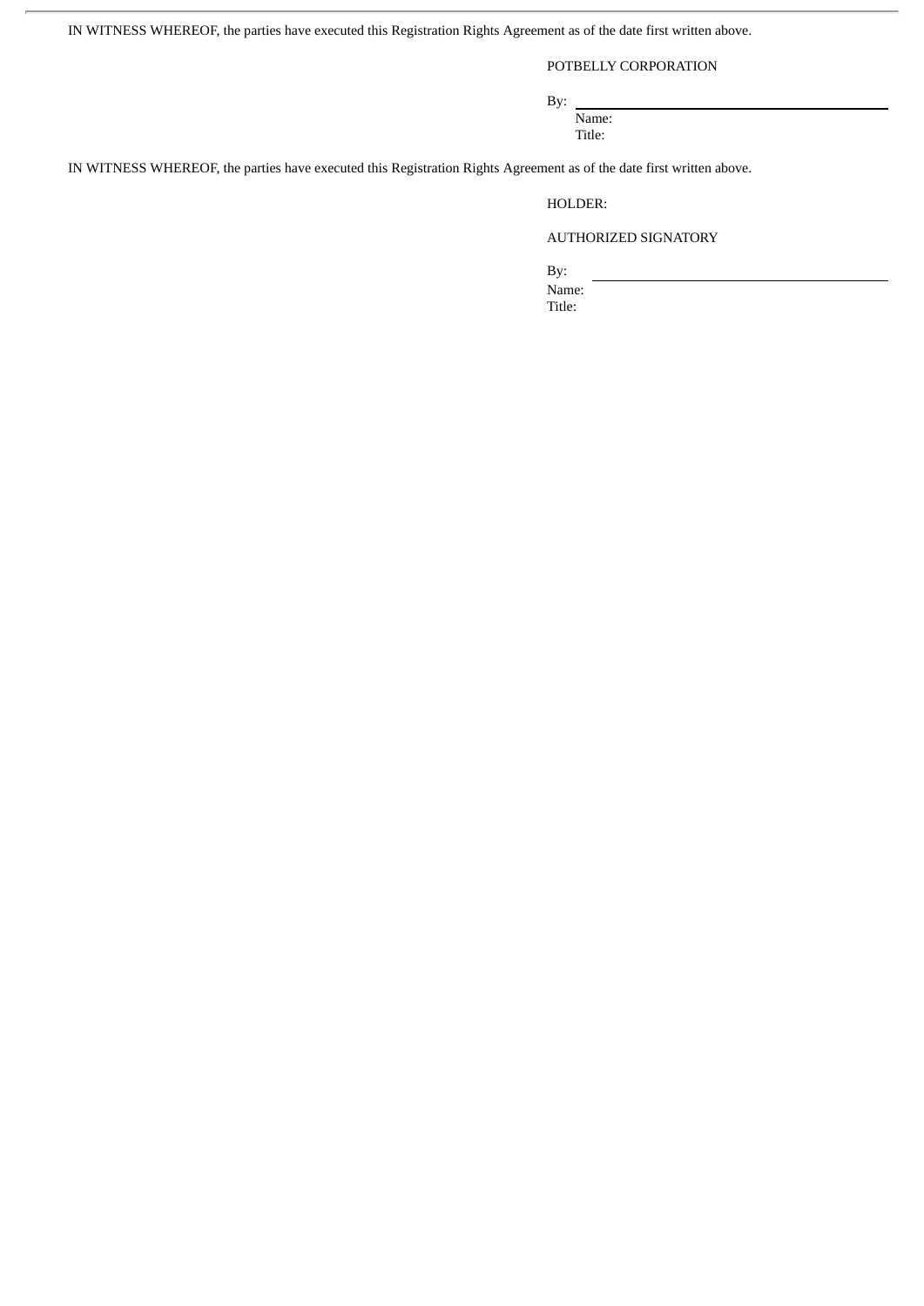IN WITNESS WHEREOF, the parties have executed this Registration Rights Agreement as of the date first written above.

POTBELLY CORPORATION

By: \_\_\_\_\_\_\_\_\_\_\_\_\_\_\_\_\_\_\_\_\_\_\_\_\_\_\_\_\_\_

Name:

Title:

IN WITNESS WHEREOF, the parties have executed this Registration Rights Agreement as of the date first written above.

HOLDER:

AUTHORIZED SIGNATORY

By: \_\_\_\_\_\_\_\_\_\_\_\_\_\_\_\_\_\_\_\_\_\_\_\_\_\_\_\_\_\_

Name:

Title: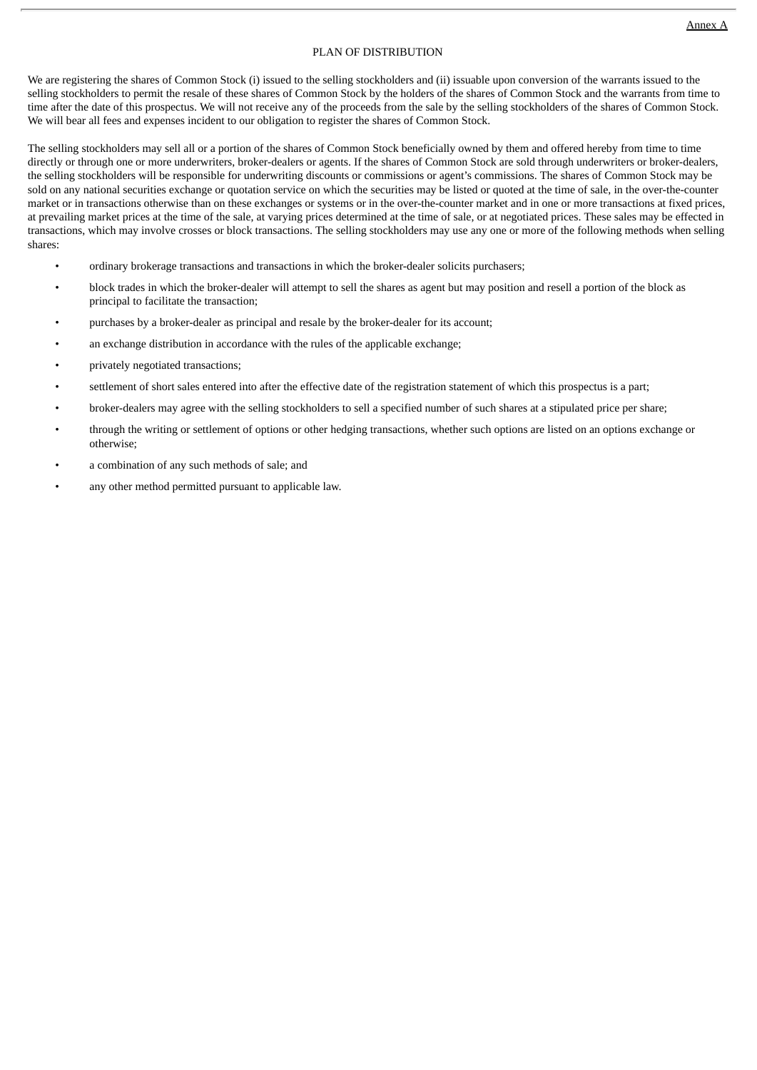Annex A

# PLAN OF DISTRIBUTION

We are registering the shares of Common Stock (i) issued to the selling stockholders and (ii) issuable upon conversion of the warrants issued to the selling stockholders to permit the resale of these shares of Common Stock by the holders of the shares of Common Stock and the warrants from time to time after the date of this prospectus. We will not receive any of the proceeds from the sale by the selling stockholders of the shares of Common Stock. We will bear all fees and expenses incident to our obligation to register the shares of Common Stock.

The selling stockholders may sell all or a portion of the shares of Common Stock beneficially owned by them and offered hereby from time to time directly or through one or more underwriters, broker-dealers or agents. If the shares of Common Stock are sold through underwriters or broker-dealers, the selling stockholders will be responsible for underwriting discounts or commissions or agent's commissions. The shares of Common Stock may be sold on any national securities exchange or quotation service on which the securities may be listed or quoted at the time of sale, in the over-the-counter market or in transactions otherwise than on these exchanges or systems or in the over-the-counter market and in one or more transactions at fixed prices, at prevailing market prices at the time of the sale, at varying prices determined at the time of sale, or at negotiated prices. These sales may be effected in transactions, which may involve crosses or block transactions. The selling stockholders may use any one or more of the following methods when selling shares:

- ordinary brokerage transactions and transactions in which the broker-dealer solicits purchasers;
- block trades in which the broker-dealer will attempt to sell the shares as agent but may position and resell a portion of the block as principal to facilitate the transaction;
- purchases by a broker-dealer as principal and resale by the broker-dealer for its account;
- an exchange distribution in accordance with the rules of the applicable exchange;
- privately negotiated transactions;
- settlement of short sales entered into after the effective date of the registration statement of which this prospectus is a part;
- broker-dealers may agree with the selling stockholders to sell a specified number of such shares at a stipulated price per share;
- through the writing or settlement of options or other hedging transactions, whether such options are listed on an options exchange or otherwise;
- a combination of any such methods of sale; and
- any other method permitted pursuant to applicable law.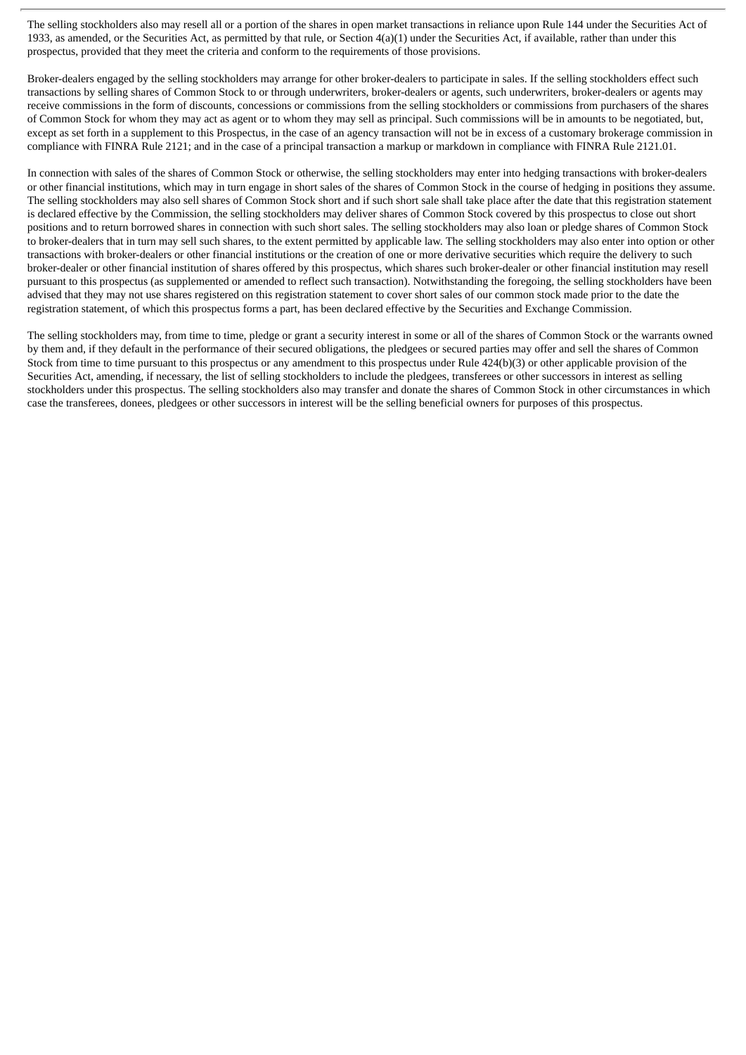The selling stockholders also may resell all or a portion of the shares in open market transactions in reliance upon Rule 144 under the Securities Act of 1933, as amended, or the Securities Act, as permitted by that rule, or Section 4(a)(1) under the Securities Act, if available, rather than under this prospectus, provided that they meet the criteria and conform to the requirements of those provisions.

Broker-dealers engaged by the selling stockholders may arrange for other broker-dealers to participate in sales. If the selling stockholders effect such transactions by selling shares of Common Stock to or through underwriters, broker-dealers or agents, such underwriters, broker-dealers or agents may receive commissions in the form of discounts, concessions or commissions from the selling stockholders or commissions from purchasers of the shares of Common Stock for whom they may act as agent or to whom they may sell as principal. Such commissions will be in amounts to be negotiated, but, except as set forth in a supplement to this Prospectus, in the case of an agency transaction will not be in excess of a customary brokerage commission in compliance with FINRA Rule 2121; and in the case of a principal transaction a markup or markdown in compliance with FINRA Rule 2121.01.

In connection with sales of the shares of Common Stock or otherwise, the selling stockholders may enter into hedging transactions with broker-dealers or other financial institutions, which may in turn engage in short sales of the shares of Common Stock in the course of hedging in positions they assume. The selling stockholders may also sell shares of Common Stock short and if such short sale shall take place after the date that this registration statement is declared effective by the Commission, the selling stockholders may deliver shares of Common Stock covered by this prospectus to close out short positions and to return borrowed shares in connection with such short sales. The selling stockholders may also loan or pledge shares of Common Stock to broker-dealers that in turn may sell such shares, to the extent permitted by applicable law. The selling stockholders may also enter into option or other transactions with broker-dealers or other financial institutions or the creation of one or more derivative securities which require the delivery to such broker-dealer or other financial institution of shares offered by this prospectus, which shares such broker-dealer or other financial institution may resell pursuant to this prospectus (as supplemented or amended to reflect such transaction). Notwithstanding the foregoing, the selling stockholders have been advised that they may not use shares registered on this registration statement to cover short sales of our common stock made prior to the date the registration statement, of which this prospectus forms a part, has been declared effective by the Securities and Exchange Commission.

The selling stockholders may, from time to time, pledge or grant a security interest in some or all of the shares of Common Stock or the warrants owned by them and, if they default in the performance of their secured obligations, the pledgees or secured parties may offer and sell the shares of Common Stock from time to time pursuant to this prospectus or any amendment to this prospectus under Rule 424(b)(3) or other applicable provision of the Securities Act, amending, if necessary, the list of selling stockholders to include the pledgees, transferees or other successors in interest as selling stockholders under this prospectus. The selling stockholders also may transfer and donate the shares of Common Stock in other circumstances in which case the transferees, donees, pledgees or other successors in interest will be the selling beneficial owners for purposes of this prospectus.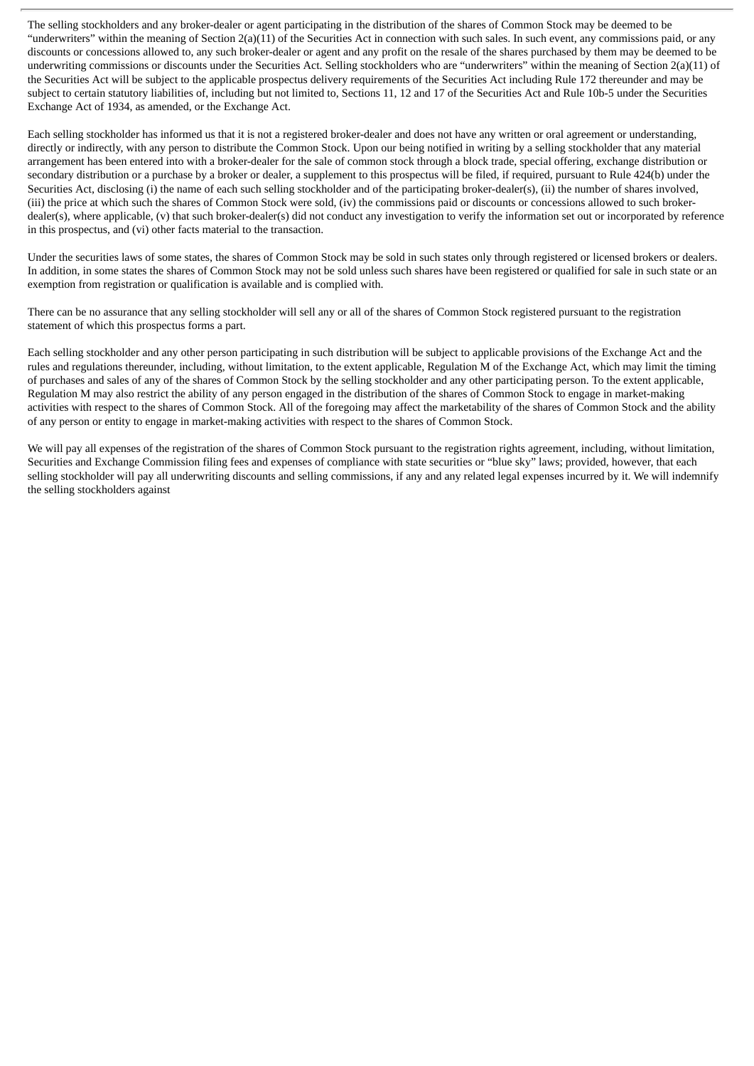The selling stockholders and any broker-dealer or agent participating in the distribution of the shares of Common Stock may be deemed to be "underwriters" within the meaning of Section 2(a)(11) of the Securities Act in connection with such sales. In such event, any commissions paid, or any discounts or concessions allowed to, any such broker-dealer or agent and any profit on the resale of the shares purchased by them may be deemed to be underwriting commissions or discounts under the Securities Act. Selling stockholders who are "underwriters" within the meaning of Section 2(a)(11) of the Securities Act will be subject to the applicable prospectus delivery requirements of the Securities Act including Rule 172 thereunder and may be subject to certain statutory liabilities of, including but not limited to, Sections 11, 12 and 17 of the Securities Act and Rule 10b-5 under the Securities Exchange Act of 1934, as amended, or the Exchange Act.

Each selling stockholder has informed us that it is not a registered broker-dealer and does not have any written or oral agreement or understanding, directly or indirectly, with any person to distribute the Common Stock. Upon our being notified in writing by a selling stockholder that any material arrangement has been entered into with a broker-dealer for the sale of common stock through a block trade, special offering, exchange distribution or secondary distribution or a purchase by a broker or dealer, a supplement to this prospectus will be filed, if required, pursuant to Rule 424(b) under the Securities Act, disclosing (i) the name of each such selling stockholder and of the participating broker-dealer(s), (ii) the number of shares involved, (iii) the price at which such the shares of Common Stock were sold, (iv) the commissions paid or discounts or concessions allowed to such broker-dealer(s), where applicable, (v) that such broker-dealer(s) did not conduct any investigation to verify the information set out or incorporated by reference in this prospectus, and (vi) other facts material to the transaction.

Under the securities laws of some states, the shares of Common Stock may be sold in such states only through registered or licensed brokers or dealers. In addition, in some states the shares of Common Stock may not be sold unless such shares have been registered or qualified for sale in such state or an exemption from registration or qualification is available and is complied with.

There can be no assurance that any selling stockholder will sell any or all of the shares of Common Stock registered pursuant to the registration statement of which this prospectus forms a part.

Each selling stockholder and any other person participating in such distribution will be subject to applicable provisions of the Exchange Act and the rules and regulations thereunder, including, without limitation, to the extent applicable, Regulation M of the Exchange Act, which may limit the timing of purchases and sales of any of the shares of Common Stock by the selling stockholder and any other participating person. To the extent applicable, Regulation M may also restrict the ability of any person engaged in the distribution of the shares of Common Stock to engage in market-making activities with respect to the shares of Common Stock. All of the foregoing may affect the marketability of the shares of Common Stock and the ability of any person or entity to engage in market-making activities with respect to the shares of Common Stock.

We will pay all expenses of the registration of the shares of Common Stock pursuant to the registration rights agreement, including, without limitation, Securities and Exchange Commission filing fees and expenses of compliance with state securities or "blue sky" laws; provided, however, that each selling stockholder will pay all underwriting discounts and selling commissions, if any and any related legal expenses incurred by it. We will indemnify the selling stockholders against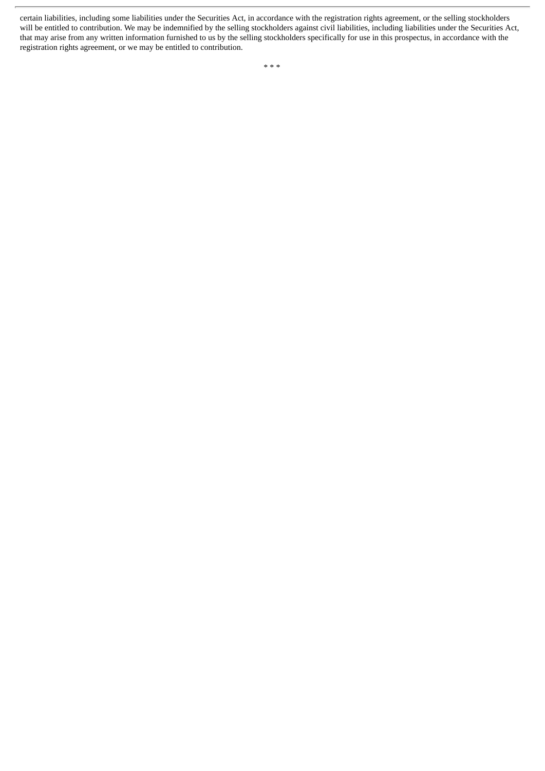certain liabilities, including some liabilities under the Securities Act, in accordance with the registration rights agreement, or the selling stockholders will be entitled to contribution. We may be indemnified by the selling stockholders against civil liabilities, including liabilities under the Securities Act, that may arise from any written information furnished to us by the selling stockholders specifically for use in this prospectus, in accordance with the registration rights agreement, or we may be entitled to contribution.

* * *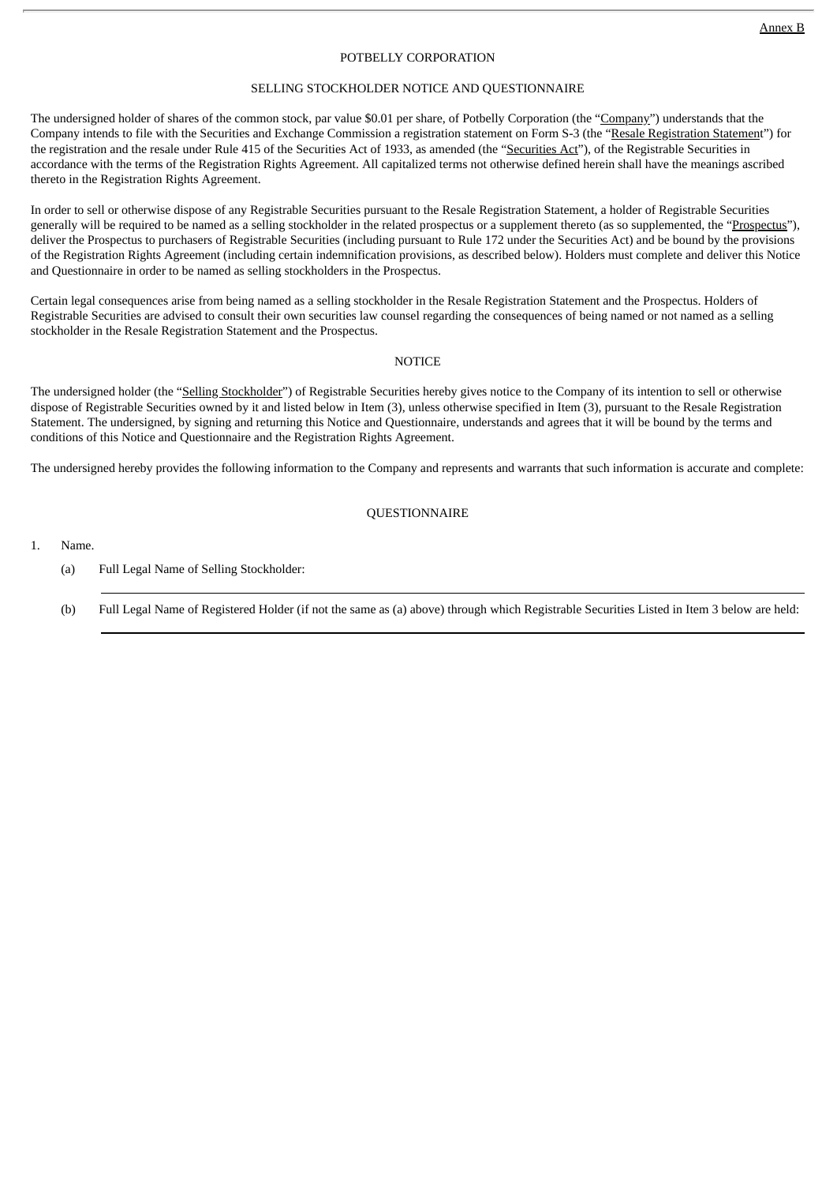Annex B

POTBELLY CORPORATION

SELLING STOCKHOLDER NOTICE AND QUESTIONNAIRE

The undersigned holder of shares of the common stock, par value $0.01 per share, of Potbelly Corporation (the "Company") understands that the Company intends to file with the Securities and Exchange Commission a registration statement on Form S-3 (the "Resale Registration Statement") for the registration and the resale under Rule 415 of the Securities Act of 1933, as amended (the "Securities Act"), of the Registrable Securities in accordance with the terms of the Registration Rights Agreement. All capitalized terms not otherwise defined herein shall have the meanings ascribed thereto in the Registration Rights Agreement.

In order to sell or otherwise dispose of any Registrable Securities pursuant to the Resale Registration Statement, a holder of Registrable Securities generally will be required to be named as a selling stockholder in the related prospectus or a supplement thereto (as so supplemented, the "Prospectus"), deliver the Prospectus to purchasers of Registrable Securities (including pursuant to Rule 172 under the Securities Act) and be bound by the provisions of the Registration Rights Agreement (including certain indemnification provisions, as described below). Holders must complete and deliver this Notice and Questionnaire in order to be named as selling stockholders in the Prospectus.

Certain legal consequences arise from being named as a selling stockholder in the Resale Registration Statement and the Prospectus. Holders of Registrable Securities are advised to consult their own securities law counsel regarding the consequences of being named or not named as a selling stockholder in the Resale Registration Statement and the Prospectus.

NOTICE

The undersigned holder (the "Selling Stockholder") of Registrable Securities hereby gives notice to the Company of its intention to sell or otherwise dispose of Registrable Securities owned by it and listed below in Item (3), unless otherwise specified in Item (3), pursuant to the Resale Registration Statement. The undersigned, by signing and returning this Notice and Questionnaire, understands and agrees that it will be bound by the terms and conditions of this Notice and Questionnaire and the Registration Rights Agreement.

The undersigned hereby provides the following information to the Company and represents and warrants that such information is accurate and complete:

QUESTIONNAIRE

1. Name.

   (a) Full Legal Name of Selling Stockholder:

   ___________________________________________

   (b) Full Legal Name of Registered Holder (if not the same as (a) above) through which Registrable Securities Listed in Item 3 below are held:

   ___________________________________________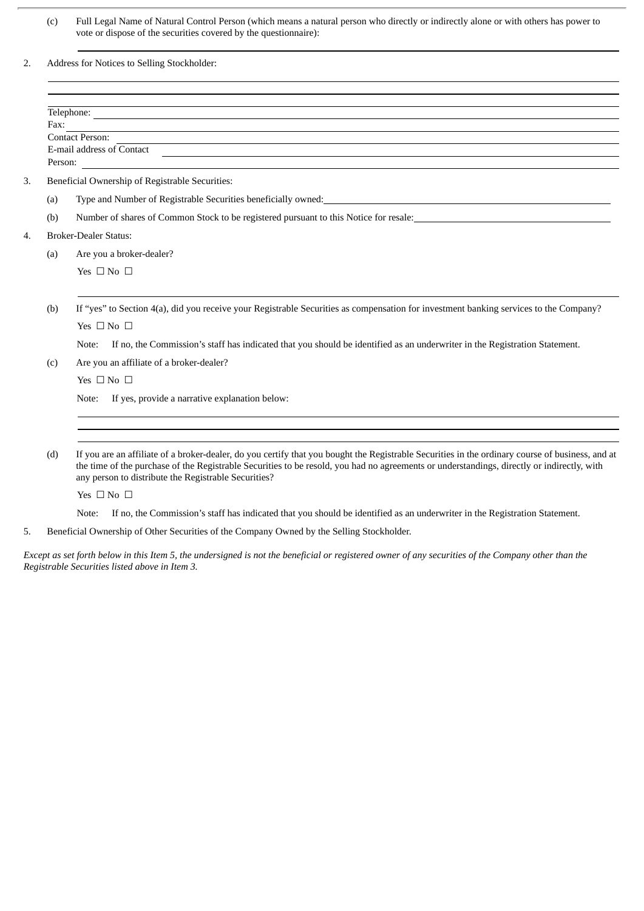(c) Full Legal Name of Natural Control Person (which means a natural person who directly or indirectly alone or with others has power to vote or dispose of the securities covered by the questionnaire):

______________________________________________________________________

2. Address for Notices to Selling Stockholder:

______________________________________________________________________

______________________________________________________________________

______________________________________________________________________

Telephone: ______________________________________________________________________

Fax: ______________________________________________________________________

Contact Person: ______________________________________________________________________

E-mail address of Contact Person: ______________________________________________________________________

3. Beneficial Ownership of Registrable Securities:

(a) Type and Number of Registrable Securities beneficially owned: ______________________________

(b) Number of shares of Common Stock to be registered pursuant to this Notice for resale: ______________________________

4. Broker-Dealer Status:

(a) Are you a broker-dealer?

Yes ☐ No ☐

______________________________________________________________________

(b) If "yes" to Section 4(a), did you receive your Registrable Securities as compensation for investment banking services to the Company?

Yes ☐ No ☐

Note: If no, the Commission's staff has indicated that you should be identified as an underwriter in the Registration Statement.

(c) Are you an affiliate of a broker-dealer?

Yes ☐ No ☐

Note: If yes, provide a narrative explanation below:

______________________________________________________________________

______________________________________________________________________

______________________________________________________________________

(d) If you are an affiliate of a broker-dealer, do you certify that you bought the Registrable Securities in the ordinary course of business, and at the time of the purchase of the Registrable Securities to be resold, you had no agreements or understandings, directly or indirectly, with any person to distribute the Registrable Securities?

Yes ☐ No ☐

Note: If no, the Commission's staff has indicated that you should be identified as an underwriter in the Registration Statement.

5. Beneficial Ownership of Other Securities of the Company Owned by the Selling Stockholder.

*Except as set forth below in this Item 5, the undersigned is not the beneficial or registered owner of any securities of the Company other than the Registrable Securities listed above in Item 3.*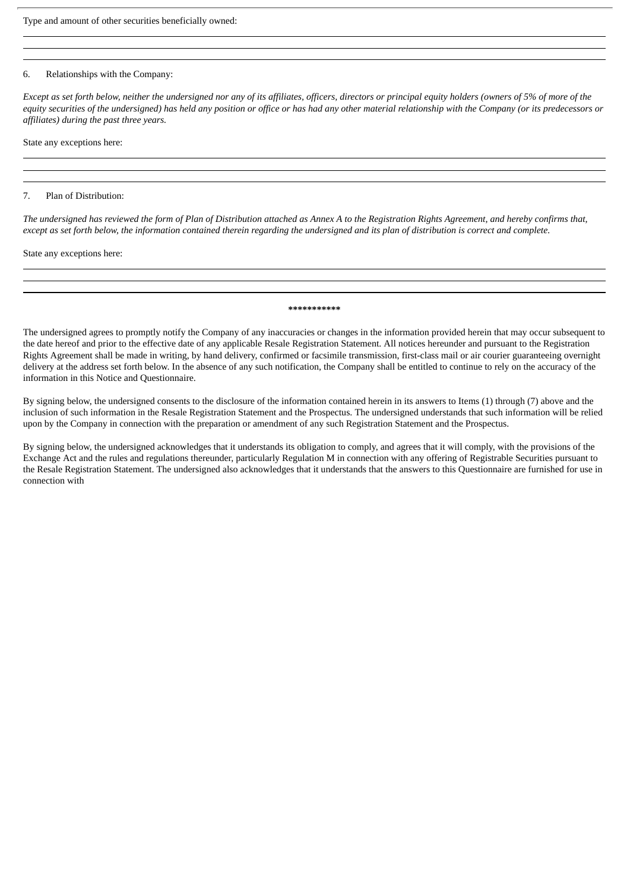Type and amount of other securities beneficially owned:

6. Relationships with the Company:

*Except as set forth below, neither the undersigned nor any of its affiliates, officers, directors or principal equity holders (owners of 5% of more of the equity securities of the undersigned) has held any position or office or has had any other material relationship with the Company (or its predecessors or affiliates) during the past three years.*

State any exceptions here:

7. Plan of Distribution:

*The undersigned has reviewed the form of Plan of Distribution attached as Annex A to the Registration Rights Agreement, and hereby confirms that, except as set forth below, the information contained therein regarding the undersigned and its plan of distribution is correct and complete.*

State any exceptions here:

***********

The undersigned agrees to promptly notify the Company of any inaccuracies or changes in the information provided herein that may occur subsequent to the date hereof and prior to the effective date of any applicable Resale Registration Statement. All notices hereunder and pursuant to the Registration Rights Agreement shall be made in writing, by hand delivery, confirmed or facsimile transmission, first-class mail or air courier guaranteeing overnight delivery at the address set forth below. In the absence of any such notification, the Company shall be entitled to continue to rely on the accuracy of the information in this Notice and Questionnaire.

By signing below, the undersigned consents to the disclosure of the information contained herein in its answers to Items (1) through (7) above and the inclusion of such information in the Resale Registration Statement and the Prospectus. The undersigned understands that such information will be relied upon by the Company in connection with the preparation or amendment of any such Registration Statement and the Prospectus.

By signing below, the undersigned acknowledges that it understands its obligation to comply, and agrees that it will comply, with the provisions of the Exchange Act and the rules and regulations thereunder, particularly Regulation M in connection with any offering of Registrable Securities pursuant to the Resale Registration Statement. The undersigned also acknowledges that it understands that the answers to this Questionnaire are furnished for use in connection with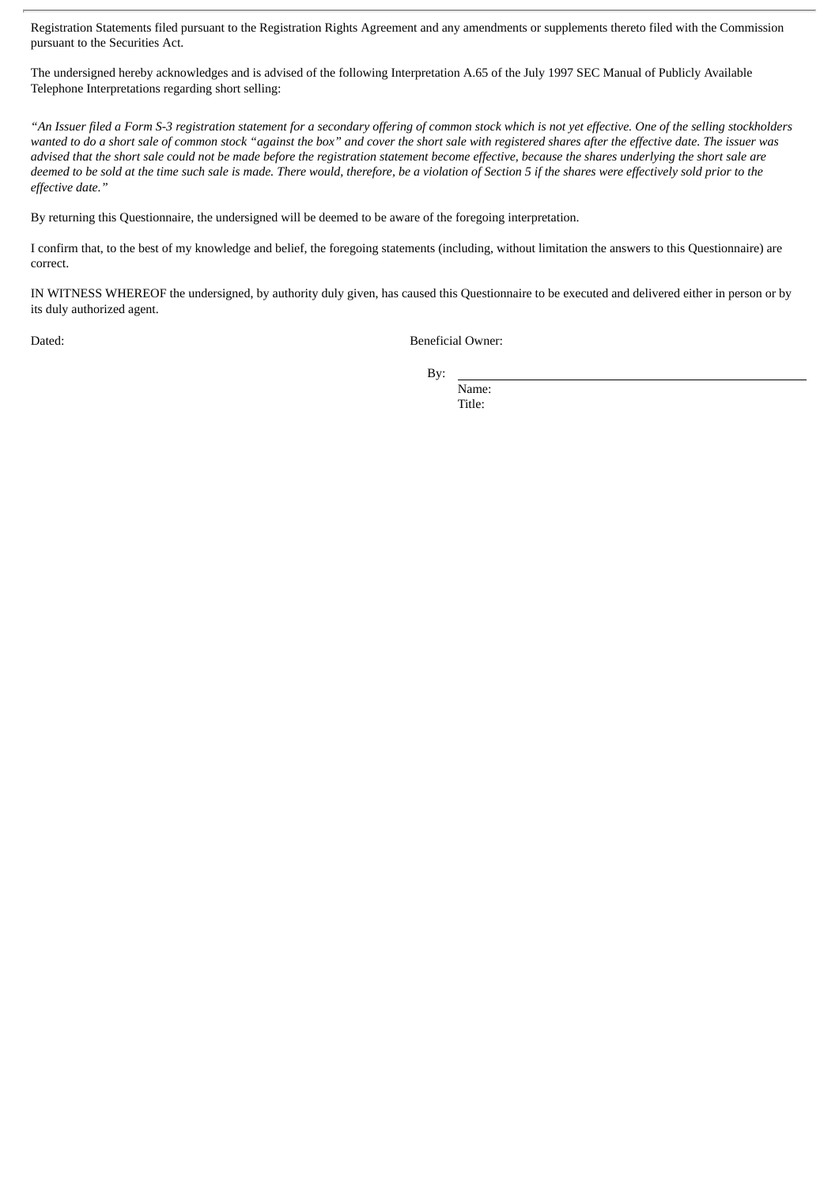Registration Statements filed pursuant to the Registration Rights Agreement and any amendments or supplements thereto filed with the Commission pursuant to the Securities Act.

The undersigned hereby acknowledges and is advised of the following Interpretation A.65 of the July 1997 SEC Manual of Publicly Available Telephone Interpretations regarding short selling:

*"An Issuer filed a Form S-3 registration statement for a secondary offering of common stock which is not yet effective. One of the selling stockholders wanted to do a short sale of common stock "against the box" and cover the short sale with registered shares after the effective date. The issuer was advised that the short sale could not be made before the registration statement become effective, because the shares underlying the short sale are deemed to be sold at the time such sale is made. There would, therefore, be a violation of Section 5 if the shares were effectively sold prior to the effective date."*

By returning this Questionnaire, the undersigned will be deemed to be aware of the foregoing interpretation.

I confirm that, to the best of my knowledge and belief, the foregoing statements (including, without limitation the answers to this Questionnaire) are correct.

IN WITNESS WHEREOF the undersigned, by authority duly given, has caused this Questionnaire to be executed and delivered either in person or by its duly authorized agent.

Dated:

Beneficial Owner:

By: \_\_\_\_\_\_\_\_\_\_\_\_\_\_\_\_\_\_\_\_\_\_\_\_\_\_\_\_\_\_\_\_

Name:

Title: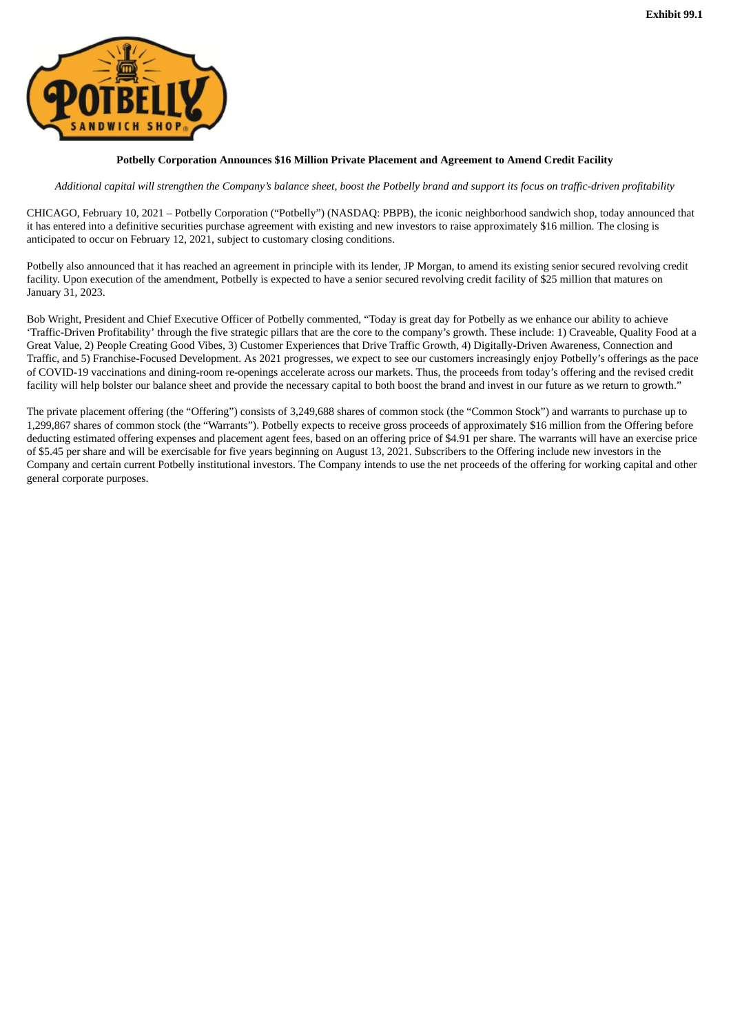**Exhibit 99.1**

**Potbelly Corporation Announces $16 Million Private Placement and Agreement to Amend Credit Facility**

*Additional capital will strengthen the Company's balance sheet, boost the Potbelly brand and support its focus on traffic-driven profitability*

CHICAGO, February 10, 2021 – Potbelly Corporation ("Potbelly") (NASDAQ: PBPB), the iconic neighborhood sandwich shop, today announced that it has entered into a definitive securities purchase agreement with existing and new investors to raise approximately $16 million. The closing is anticipated to occur on February 12, 2021, subject to customary closing conditions.

Potbelly also announced that it has reached an agreement in principle with its lender, JP Morgan, to amend its existing senior secured revolving credit facility. Upon execution of the amendment, Potbelly is expected to have a senior secured revolving credit facility of $25 million that matures on January 31, 2023.

Bob Wright, President and Chief Executive Officer of Potbelly commented, "Today is great day for Potbelly as we enhance our ability to achieve 'Traffic-Driven Profitability' through the five strategic pillars that are the core to the company's growth. These include: 1) Craveable, Quality Food at a Great Value, 2) People Creating Good Vibes, 3) Customer Experiences that Drive Traffic Growth, 4) Digitally-Driven Awareness, Connection and Traffic, and 5) Franchise-Focused Development. As 2021 progresses, we expect to see our customers increasingly enjoy Potbelly's offerings as the pace of COVID-19 vaccinations and dining-room re-openings accelerate across our markets. Thus, the proceeds from today's offering and the revised credit facility will help bolster our balance sheet and provide the necessary capital to both boost the brand and invest in our future as we return to growth."

The private placement offering (the "Offering") consists of 3,249,688 shares of common stock (the "Common Stock") and warrants to purchase up to 1,299,867 shares of common stock (the "Warrants"). Potbelly expects to receive gross proceeds of approximately $16 million from the Offering before deducting estimated offering expenses and placement agent fees, based on an offering price of $4.91 per share. The warrants will have an exercise price of $5.45 per share and will be exercisable for five years beginning on August 13, 2021. Subscribers to the Offering include new investors in the Company and certain current Potbelly institutional investors. The Company intends to use the net proceeds of the offering for working capital and other general corporate purposes.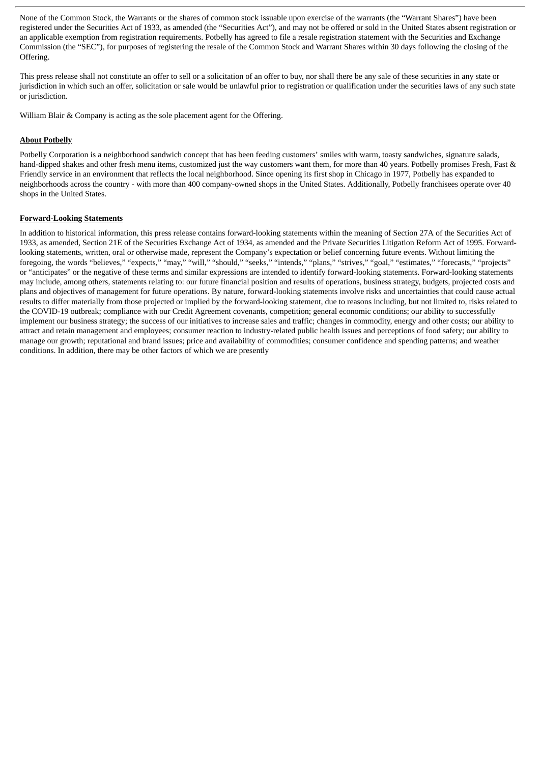None of the Common Stock, the Warrants or the shares of common stock issuable upon exercise of the warrants (the "Warrant Shares") have been registered under the Securities Act of 1933, as amended (the "Securities Act"), and may not be offered or sold in the United States absent registration or an applicable exemption from registration requirements. Potbelly has agreed to file a resale registration statement with the Securities and Exchange Commission (the "SEC"), for purposes of registering the resale of the Common Stock and Warrant Shares within 30 days following the closing of the Offering.

This press release shall not constitute an offer to sell or a solicitation of an offer to buy, nor shall there be any sale of these securities in any state or jurisdiction in which such an offer, solicitation or sale would be unlawful prior to registration or qualification under the securities laws of any such state or jurisdiction.

William Blair & Company is acting as the sole placement agent for the Offering.

**About Potbelly**

Potbelly Corporation is a neighborhood sandwich concept that has been feeding customers' smiles with warm, toasty sandwiches, signature salads, hand-dipped shakes and other fresh menu items, customized just the way customers want them, for more than 40 years. Potbelly promises Fresh, Fast & Friendly service in an environment that reflects the local neighborhood. Since opening its first shop in Chicago in 1977, Potbelly has expanded to neighborhoods across the country - with more than 400 company-owned shops in the United States. Additionally, Potbelly franchisees operate over 40 shops in the United States.

**Forward-Looking Statements**

In addition to historical information, this press release contains forward-looking statements within the meaning of Section 27A of the Securities Act of 1933, as amended, Section 21E of the Securities Exchange Act of 1934, as amended and the Private Securities Litigation Reform Act of 1995. Forward-looking statements, written, oral or otherwise made, represent the Company's expectation or belief concerning future events. Without limiting the foregoing, the words "believes," "expects," "may," "will," "should," "seeks," "intends," "plans," "strives," "goal," "estimates," "forecasts," "projects" or "anticipates" or the negative of these terms and similar expressions are intended to identify forward-looking statements. Forward-looking statements may include, among others, statements relating to: our future financial position and results of operations, business strategy, budgets, projected costs and plans and objectives of management for future operations. By nature, forward-looking statements involve risks and uncertainties that could cause actual results to differ materially from those projected or implied by the forward-looking statement, due to reasons including, but not limited to, risks related to the COVID-19 outbreak; compliance with our Credit Agreement covenants, competition; general economic conditions; our ability to successfully implement our business strategy; the success of our initiatives to increase sales and traffic; changes in commodity, energy and other costs; our ability to attract and retain management and employees; consumer reaction to industry-related public health issues and perceptions of food safety; our ability to manage our growth; reputational and brand issues; price and availability of commodities; consumer confidence and spending patterns; and weather conditions. In addition, there may be other factors of which we are presently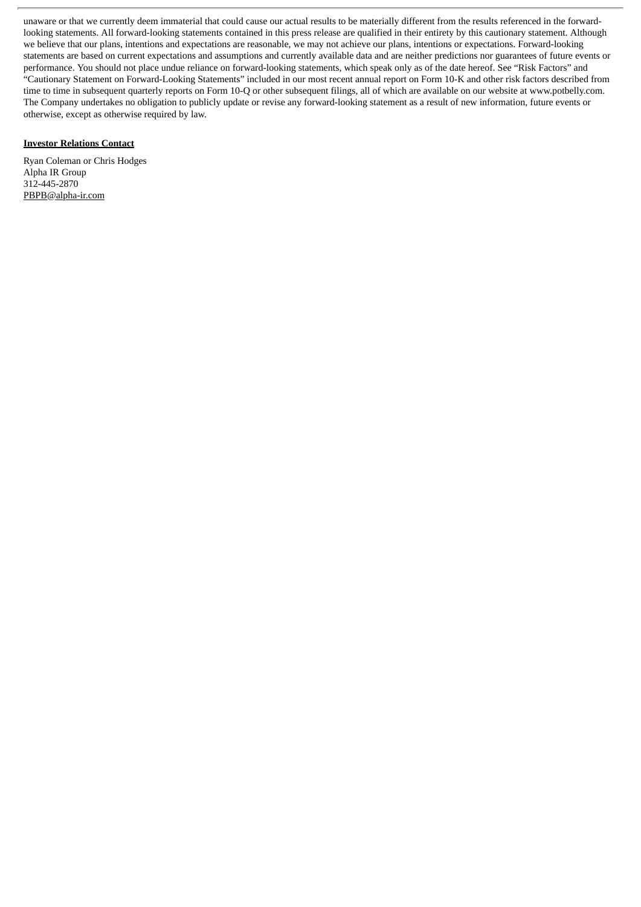unaware or that we currently deem immaterial that could cause our actual results to be materially different from the results referenced in the forward-looking statements. All forward-looking statements contained in this press release are qualified in their entirety by this cautionary statement. Although we believe that our plans, intentions and expectations are reasonable, we may not achieve our plans, intentions or expectations. Forward-looking statements are based on current expectations and assumptions and currently available data and are neither predictions nor guarantees of future events or performance. You should not place undue reliance on forward-looking statements, which speak only as of the date hereof. See "Risk Factors" and "Cautionary Statement on Forward-Looking Statements" included in our most recent annual report on Form 10-K and other risk factors described from time to time in subsequent quarterly reports on Form 10-Q or other subsequent filings, all of which are available on our website at www.potbelly.com. The Company undertakes no obligation to publicly update or revise any forward-looking statement as a result of new information, future events or otherwise, except as otherwise required by law.

**Investor Relations Contact**

Ryan Coleman or Chris Hodges
Alpha IR Group
312-445-2870
PBPB@alpha-ir.com